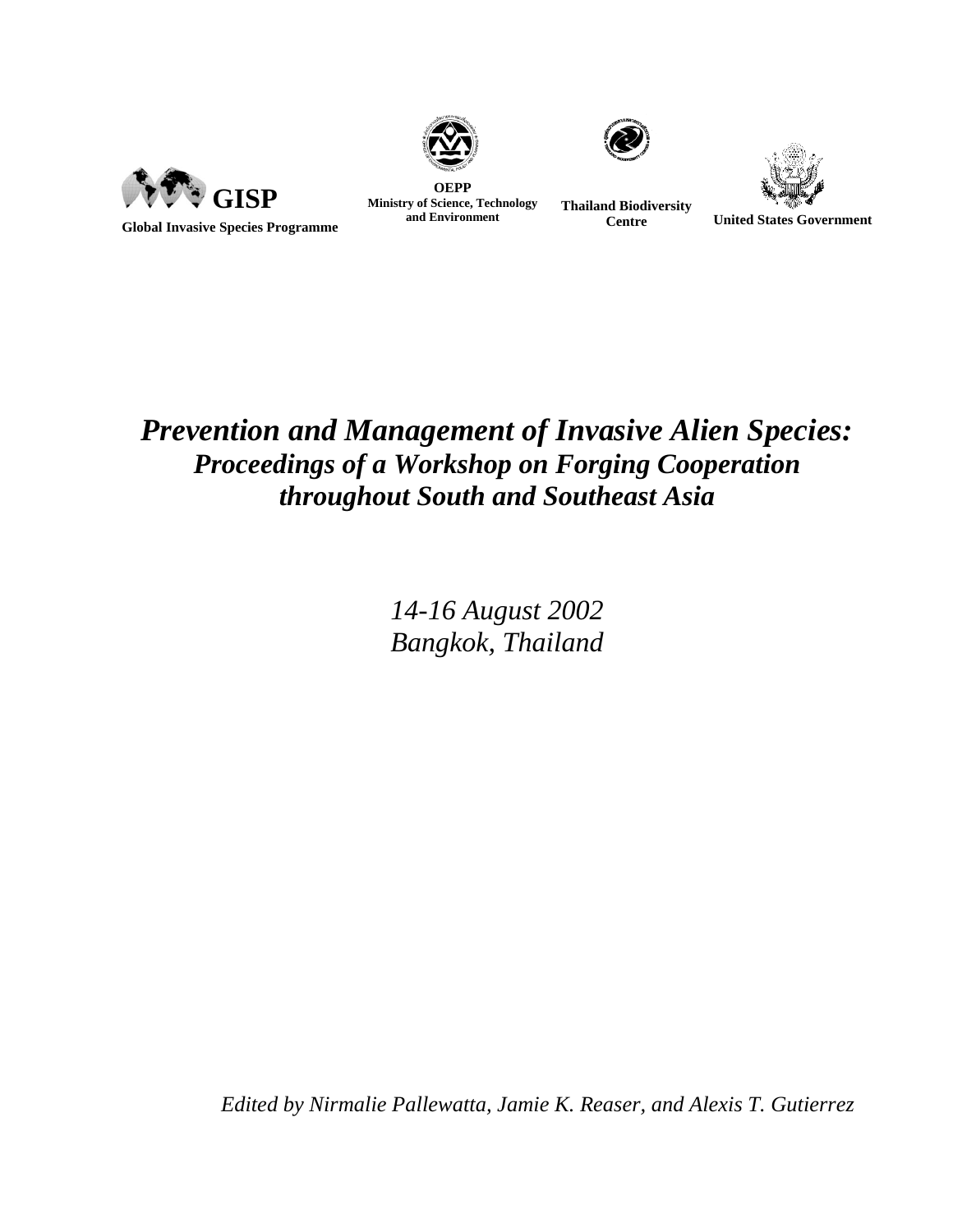**GISP**
**Global Invasive Species Programme**

**OEPP**
**Ministry of Science, Technology and Environment**

**Thailand Biodiversity Centre**

**United States Government**

# *Prevention and Management of Invasive Alien Species:*
## *Proceedings of a Workshop on Forging Cooperation throughout South and Southeast Asia*

*14-16 August 2002*
*Bangkok, Thailand*

*Edited by Nirmalie Pallewatta, Jamie K. Reaser, and Alexis T. Gutierrez*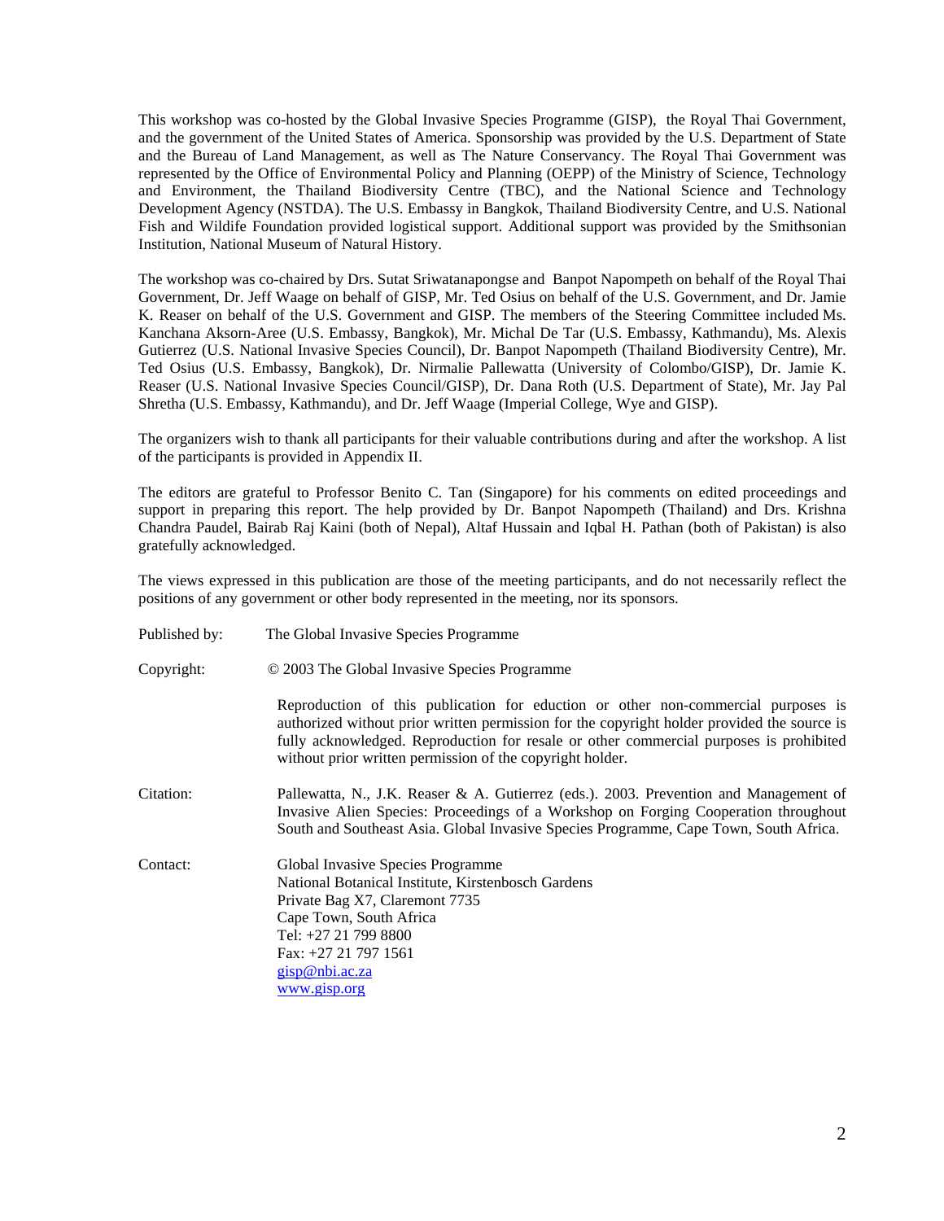This workshop was co-hosted by the Global Invasive Species Programme (GISP), the Royal Thai Government, and the government of the United States of America. Sponsorship was provided by the U.S. Department of State and the Bureau of Land Management, as well as The Nature Conservancy. The Royal Thai Government was represented by the Office of Environmental Policy and Planning (OEPP) of the Ministry of Science, Technology and Environment, the Thailand Biodiversity Centre (TBC), and the National Science and Technology Development Agency (NSTDA). The U.S. Embassy in Bangkok, Thailand Biodiversity Centre, and U.S. National Fish and Wildlife Foundation provided logistical support. Additional support was provided by the Smithsonian Institution, National Museum of Natural History.

The workshop was co-chaired by Drs. Sutat Sriwatanapongse and Banpot Napompeth on behalf of the Royal Thai Government, Dr. Jeff Waage on behalf of GISP, Mr. Ted Osius on behalf of the U.S. Government, and Dr. Jamie K. Reaser on behalf of the U.S. Government and GISP. The members of the Steering Committee included Ms. Kanchana Aksorn-Aree (U.S. Embassy, Bangkok), Mr. Michal De Tar (U.S. Embassy, Kathmandu), Ms. Alexis Gutierrez (U.S. National Invasive Species Council), Dr. Banpot Napompeth (Thailand Biodiversity Centre), Mr. Ted Osius (U.S. Embassy, Bangkok), Dr. Nirmalie Pallewatta (University of Colombo/GISP), Dr. Jamie K. Reaser (U.S. National Invasive Species Council/GISP), Dr. Dana Roth (U.S. Department of State), Mr. Jay Pal Shretha (U.S. Embassy, Kathmandu), and Dr. Jeff Waage (Imperial College, Wye and GISP).

The organizers wish to thank all participants for their valuable contributions during and after the workshop. A list of the participants is provided in Appendix II.

The editors are grateful to Professor Benito C. Tan (Singapore) for his comments on edited proceedings and support in preparing this report. The help provided by Dr. Banpot Napompeth (Thailand) and Drs. Krishna Chandra Paudel, Bairab Raj Kaini (both of Nepal), Altaf Hussain and Iqbal H. Pathan (both of Pakistan) is also gratefully acknowledged.

The views expressed in this publication are those of the meeting participants, and do not necessarily reflect the positions of any government or other body represented in the meeting, nor its sponsors.

Published by: The Global Invasive Species Programme

Copyright: © 2003 The Global Invasive Species Programme

Reproduction of this publication for eduction or other non-commercial purposes is authorized without prior written permission for the copyright holder provided the source is fully acknowledged. Reproduction for resale or other commercial purposes is prohibited without prior written permission of the copyright holder.

Citation: Pallewatta, N., J.K. Reaser & A. Gutierrez (eds.). 2003. Prevention and Management of Invasive Alien Species: Proceedings of a Workshop on Forging Cooperation throughout South and Southeast Asia. Global Invasive Species Programme, Cape Town, South Africa.

Contact: Global Invasive Species Programme
National Botanical Institute, Kirstenbosch Gardens
Private Bag X7, Claremont 7735
Cape Town, South Africa
Tel: +27 21 799 8800
Fax: +27 21 797 1561
gisp@nbi.ac.za
www.gisp.org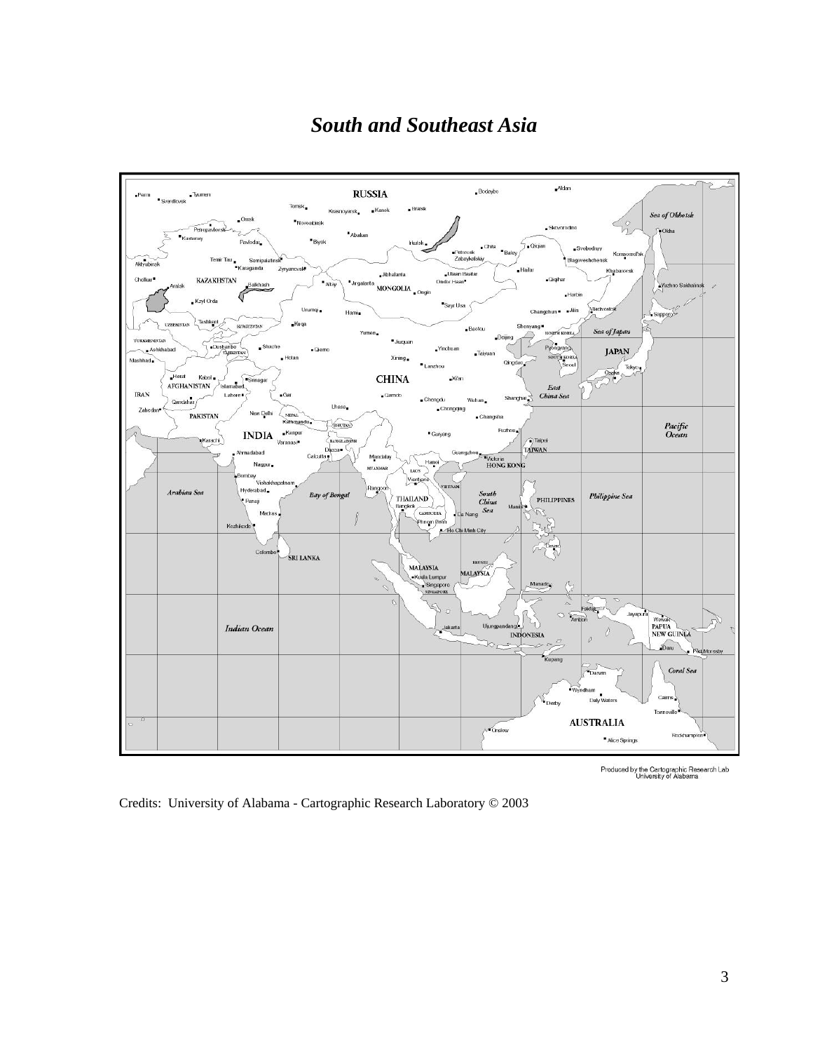# *South and Southeast Asia*

Credits: University of Alabama - Cartographic Research Laboratory © 2003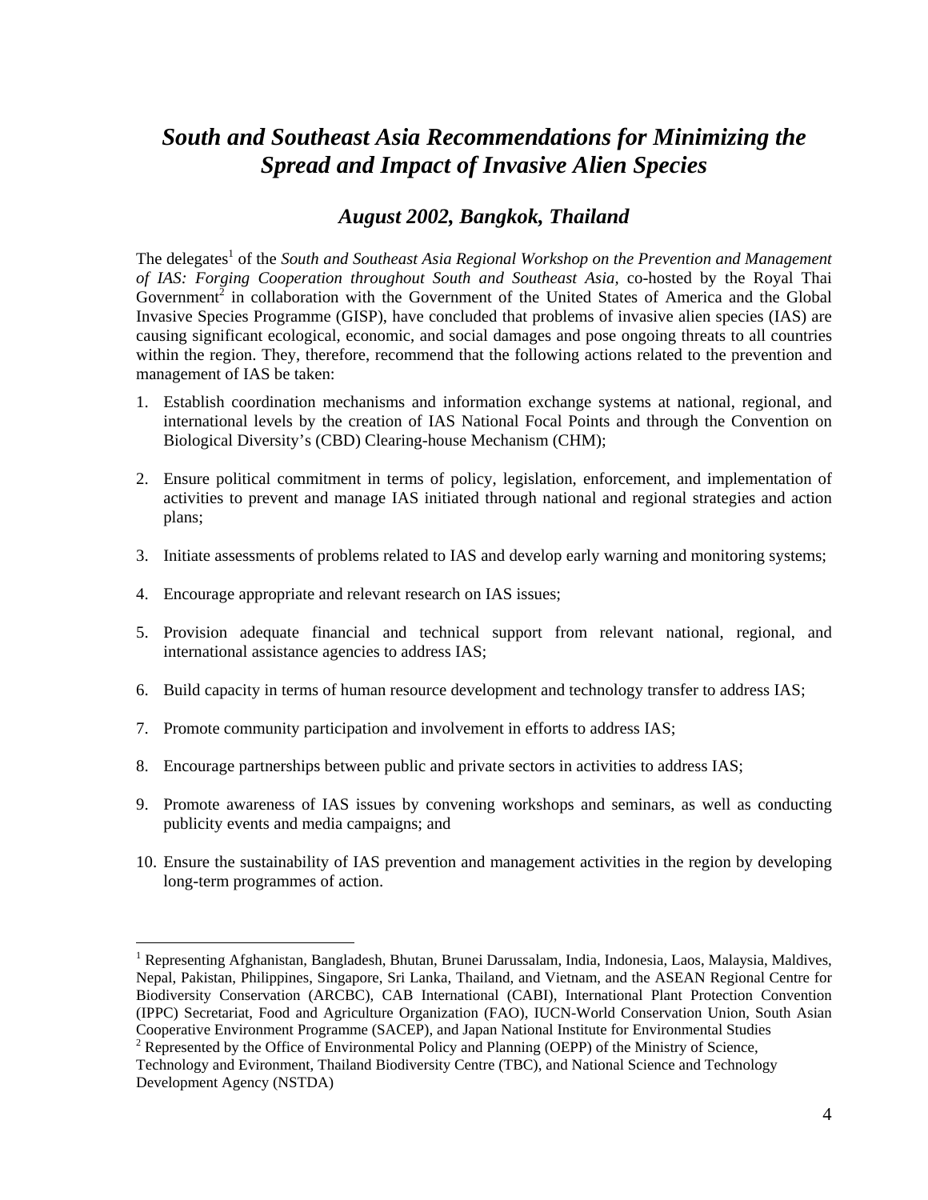# *South and Southeast Asia Recommendations for Minimizing the Spread and Impact of Invasive Alien Species*

## *August 2002, Bangkok, Thailand*

The delegates[1] of the *South and Southeast Asia Regional Workshop on the Prevention and Management of IAS: Forging Cooperation throughout South and Southeast Asia*, co-hosted by the Royal Thai Government[2] in collaboration with the Government of the United States of America and the Global Invasive Species Programme (GISP), have concluded that problems of invasive alien species (IAS) are causing significant ecological, economic, and social damages and pose ongoing threats to all countries within the region. They, therefore, recommend that the following actions related to the prevention and management of IAS be taken:

1. Establish coordination mechanisms and information exchange systems at national, regional, and international levels by the creation of IAS National Focal Points and through the Convention on Biological Diversity's (CBD) Clearing-house Mechanism (CHM);

2. Ensure political commitment in terms of policy, legislation, enforcement, and implementation of activities to prevent and manage IAS initiated through national and regional strategies and action plans;

3. Initiate assessments of problems related to IAS and develop early warning and monitoring systems;

4. Encourage appropriate and relevant research on IAS issues;

5. Provision adequate financial and technical support from relevant national, regional, and international assistance agencies to address IAS;

6. Build capacity in terms of human resource development and technology transfer to address IAS;

7. Promote community participation and involvement in efforts to address IAS;

8. Encourage partnerships between public and private sectors in activities to address IAS;

9. Promote awareness of IAS issues by convening workshops and seminars, as well as conducting publicity events and media campaigns; and

10. Ensure the sustainability of IAS prevention and management activities in the region by developing long-term programmes of action.

---

[1] Representing Afghanistan, Bangladesh, Bhutan, Brunei Darussalam, India, Indonesia, Laos, Malaysia, Maldives, Nepal, Pakistan, Philippines, Singapore, Sri Lanka, Thailand, and Vietnam, and the ASEAN Regional Centre for Biodiversity Conservation (ARCBC), CAB International (CABI), International Plant Protection Convention (IPPC) Secretariat, Food and Agriculture Organization (FAO), IUCN-World Conservation Union, South Asian Cooperative Environment Programme (SACEP), and Japan National Institute for Environmental Studies

[2] Represented by the Office of Environmental Policy and Planning (OEPP) of the Ministry of Science, Technology and Evironment, Thailand Biodiversity Centre (TBC), and National Science and Technology Development Agency (NSTDA)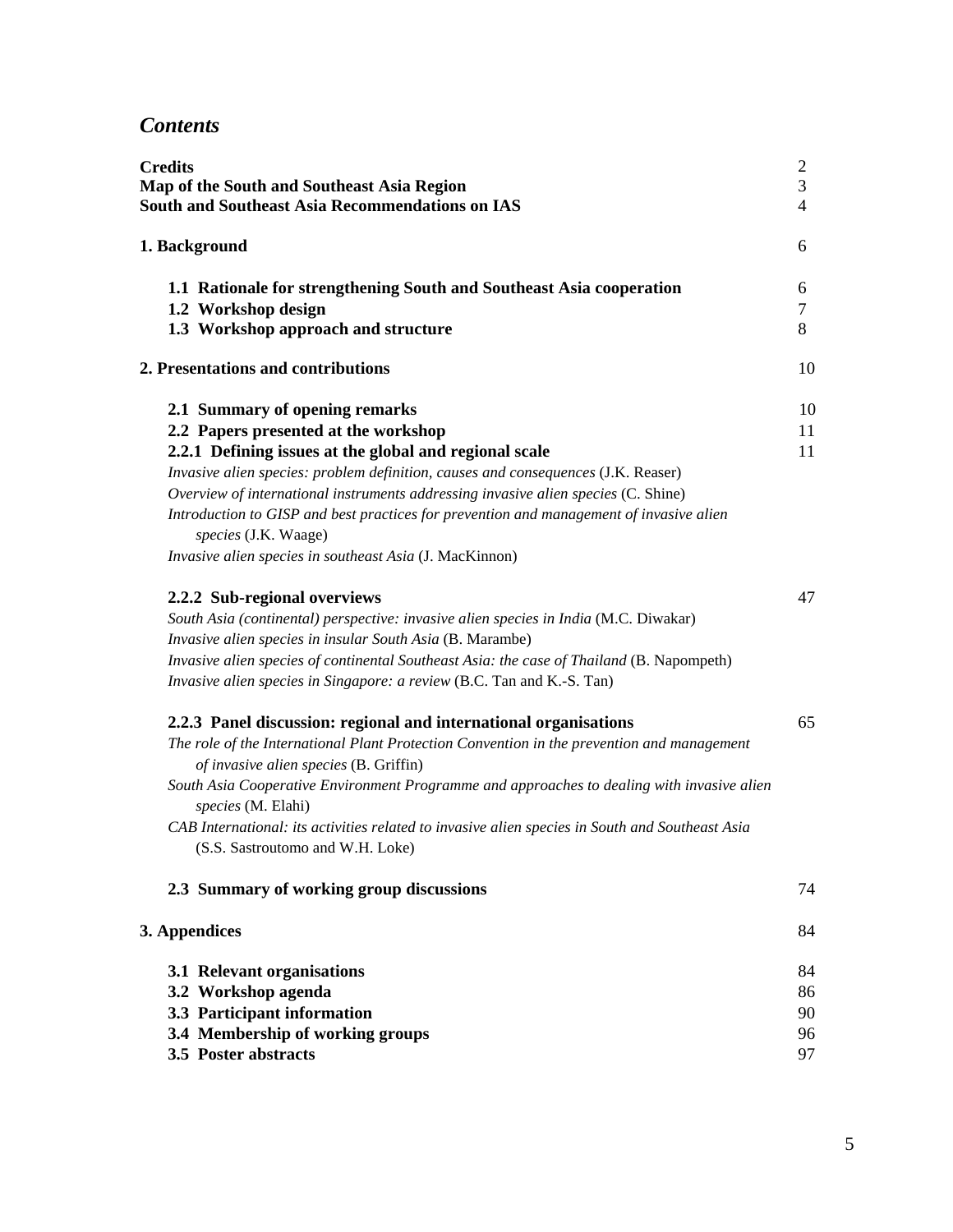## *Contents*

| | |
|---|---|
| **Credits** | 2 |
| **Map of the South and Southeast Asia Region** | 3 |
| **South and Southeast Asia Recommendations on IAS** | 4 |
| | |
| **1. Background** | 6 |
| | |
| **1.1 Rationale for strengthening South and Southeast Asia cooperation** | 6 |
| **1.2 Workshop design** | 7 |
| **1.3 Workshop approach and structure** | 8 |
| | |
| **2. Presentations and contributions** | 10 |
| | |
| **2.1 Summary of opening remarks** | 10 |
| **2.2 Papers presented at the workshop** | 11 |
| **2.2.1 Defining issues at the global and regional scale** | 11 |
| *Invasive alien species: problem definition, causes and consequences* (J.K. Reaser) | |
| *Overview of international instruments addressing invasive alien species* (C. Shine) | |
| *Introduction to GISP and best practices for prevention and management of invasive alien species* (J.K. Waage) | |
| *Invasive alien species in southeast Asia* (J. MacKinnon) | |
| | |
| **2.2.2 Sub-regional overviews** | 47 |
| *South Asia (continental) perspective: invasive alien species in India* (M.C. Diwakar) | |
| *Invasive alien species in insular South Asia* (B. Marambe) | |
| *Invasive alien species of continental Southeast Asia: the case of Thailand* (B. Napompeth) | |
| *Invasive alien species in Singapore: a review* (B.C. Tan and K.-S. Tan) | |
| | |
| **2.2.3 Panel discussion: regional and international organisations** | 65 |
| *The role of the International Plant Protection Convention in the prevention and management of invasive alien species* (B. Griffin) | |
| *South Asia Cooperative Environment Programme and approaches to dealing with invasive alien species* (M. Elahi) | |
| *CAB International: its activities related to invasive alien species in South and Southeast Asia* (S.S. Sastroutomo and W.H. Loke) | |
| | |
| **2.3 Summary of working group discussions** | 74 |
| | |
| **3. Appendices** | 84 |
| | |
| **3.1 Relevant organisations** | 84 |
| **3.2 Workshop agenda** | 86 |
| **3.3 Participant information** | 90 |
| **3.4 Membership of working groups** | 96 |
| **3.5 Poster abstracts** | 97 |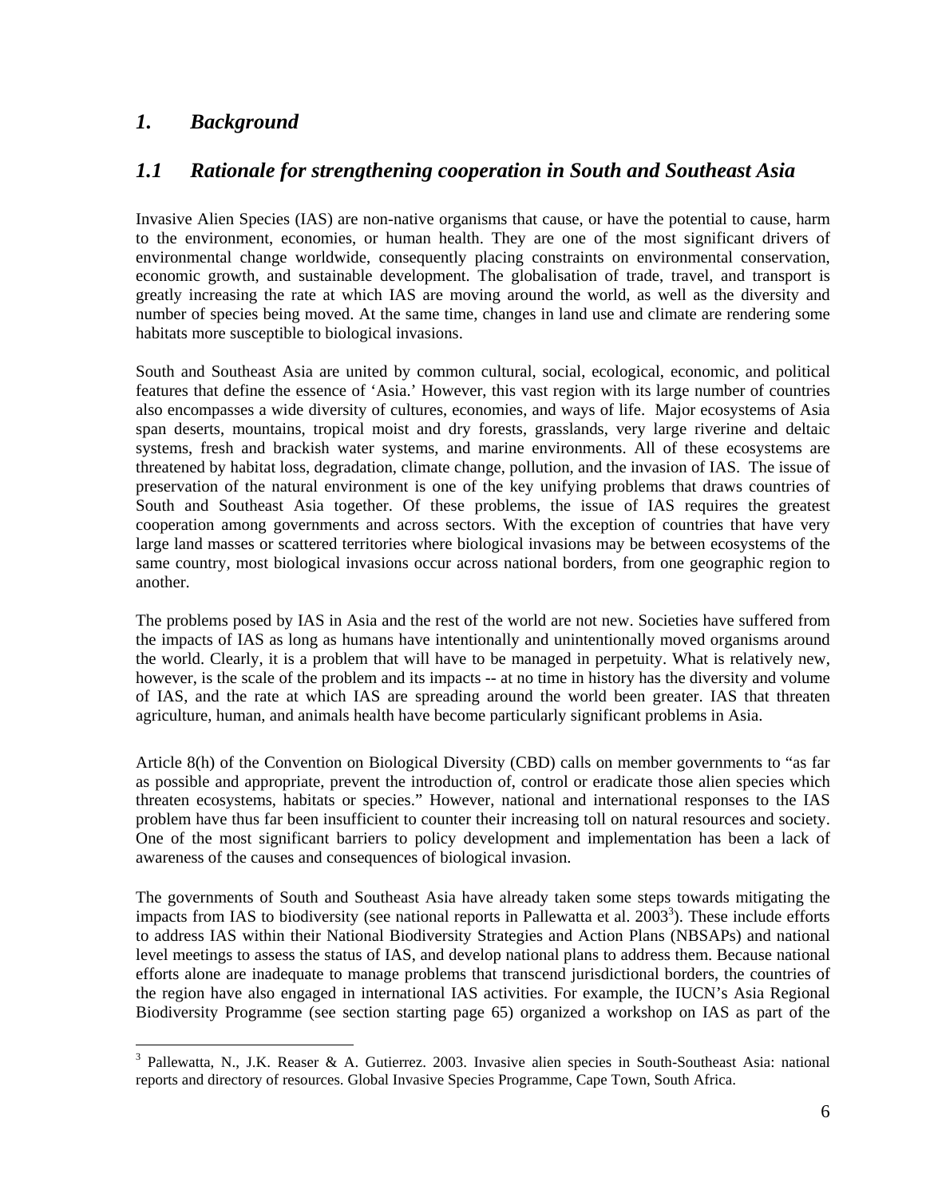# *1. Background*

## *1.1 Rationale for strengthening cooperation in South and Southeast Asia*

Invasive Alien Species (IAS) are non-native organisms that cause, or have the potential to cause, harm to the environment, economies, or human health. They are one of the most significant drivers of environmental change worldwide, consequently placing constraints on environmental conservation, economic growth, and sustainable development. The globalisation of trade, travel, and transport is greatly increasing the rate at which IAS are moving around the world, as well as the diversity and number of species being moved. At the same time, changes in land use and climate are rendering some habitats more susceptible to biological invasions.

South and Southeast Asia are united by common cultural, social, ecological, economic, and political features that define the essence of 'Asia.' However, this vast region with its large number of countries also encompasses a wide diversity of cultures, economies, and ways of life. Major ecosystems of Asia span deserts, mountains, tropical moist and dry forests, grasslands, very large riverine and deltaic systems, fresh and brackish water systems, and marine environments. All of these ecosystems are threatened by habitat loss, degradation, climate change, pollution, and the invasion of IAS. The issue of preservation of the natural environment is one of the key unifying problems that draws countries of South and Southeast Asia together. Of these problems, the issue of IAS requires the greatest cooperation among governments and across sectors. With the exception of countries that have very large land masses or scattered territories where biological invasions may be between ecosystems of the same country, most biological invasions occur across national borders, from one geographic region to another.

The problems posed by IAS in Asia and the rest of the world are not new. Societies have suffered from the impacts of IAS as long as humans have intentionally and unintentionally moved organisms around the world. Clearly, it is a problem that will have to be managed in perpetuity. What is relatively new, however, is the scale of the problem and its impacts -- at no time in history has the diversity and volume of IAS, and the rate at which IAS are spreading around the world been greater. IAS that threaten agriculture, human, and animals health have become particularly significant problems in Asia.

Article 8(h) of the Convention on Biological Diversity (CBD) calls on member governments to "as far as possible and appropriate, prevent the introduction of, control or eradicate those alien species which threaten ecosystems, habitats or species." However, national and international responses to the IAS problem have thus far been insufficient to counter their increasing toll on natural resources and society. One of the most significant barriers to policy development and implementation has been a lack of awareness of the causes and consequences of biological invasion.

The governments of South and Southeast Asia have already taken some steps towards mitigating the impacts from IAS to biodiversity (see national reports in Pallewatta et al. 2003[3]). These include efforts to address IAS within their National Biodiversity Strategies and Action Plans (NBSAPs) and national level meetings to assess the status of IAS, and develop national plans to address them. Because national efforts alone are inadequate to manage problems that transcend jurisdictional borders, the countries of the region have also engaged in international IAS activities. For example, the IUCN's Asia Regional Biodiversity Programme (see section starting page 65) organized a workshop on IAS as part of the

[3] Pallewatta, N., J.K. Reaser & A. Gutierrez. 2003. Invasive alien species in South-Southeast Asia: national reports and directory of resources. Global Invasive Species Programme, Cape Town, South Africa.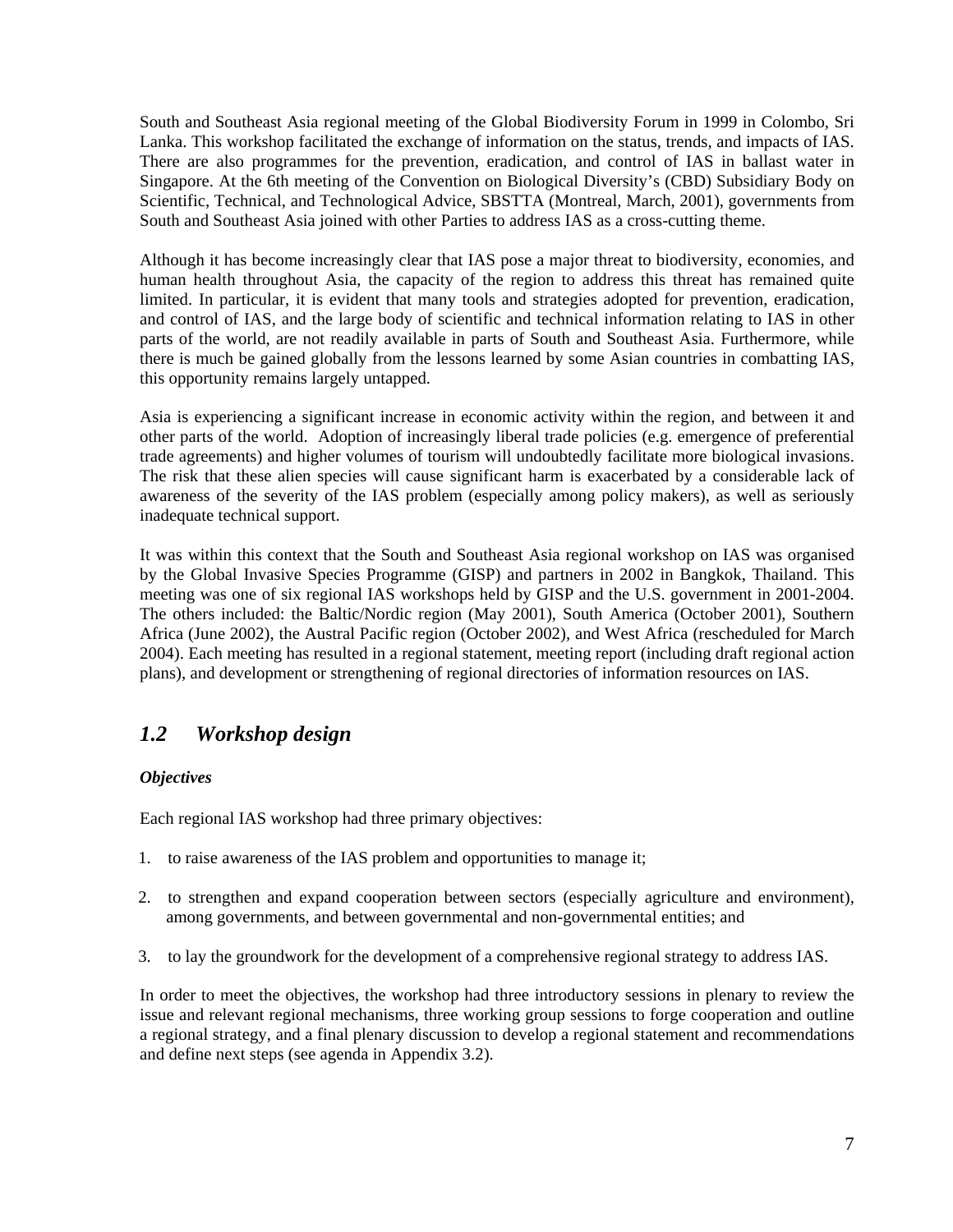South and Southeast Asia regional meeting of the Global Biodiversity Forum in 1999 in Colombo, Sri Lanka. This workshop facilitated the exchange of information on the status, trends, and impacts of IAS. There are also programmes for the prevention, eradication, and control of IAS in ballast water in Singapore. At the 6th meeting of the Convention on Biological Diversity's (CBD) Subsidiary Body on Scientific, Technical, and Technological Advice, SBSTTA (Montreal, March, 2001), governments from South and Southeast Asia joined with other Parties to address IAS as a cross-cutting theme.

Although it has become increasingly clear that IAS pose a major threat to biodiversity, economies, and human health throughout Asia, the capacity of the region to address this threat has remained quite limited. In particular, it is evident that many tools and strategies adopted for prevention, eradication, and control of IAS, and the large body of scientific and technical information relating to IAS in other parts of the world, are not readily available in parts of South and Southeast Asia. Furthermore, while there is much be gained globally from the lessons learned by some Asian countries in combatting IAS, this opportunity remains largely untapped.

Asia is experiencing a significant increase in economic activity within the region, and between it and other parts of the world. Adoption of increasingly liberal trade policies (e.g. emergence of preferential trade agreements) and higher volumes of tourism will undoubtedly facilitate more biological invasions. The risk that these alien species will cause significant harm is exacerbated by a considerable lack of awareness of the severity of the IAS problem (especially among policy makers), as well as seriously inadequate technical support.

It was within this context that the South and Southeast Asia regional workshop on IAS was organised by the Global Invasive Species Programme (GISP) and partners in 2002 in Bangkok, Thailand. This meeting was one of six regional IAS workshops held by GISP and the U.S. government in 2001-2004. The others included: the Baltic/Nordic region (May 2001), South America (October 2001), Southern Africa (June 2002), the Austral Pacific region (October 2002), and West Africa (rescheduled for March 2004). Each meeting has resulted in a regional statement, meeting report (including draft regional action plans), and development or strengthening of regional directories of information resources on IAS.

## *1.2 Workshop design*

***Objectives***

Each regional IAS workshop had three primary objectives:

1. to raise awareness of the IAS problem and opportunities to manage it;

2. to strengthen and expand cooperation between sectors (especially agriculture and environment), among governments, and between governmental and non-governmental entities; and

3. to lay the groundwork for the development of a comprehensive regional strategy to address IAS.

In order to meet the objectives, the workshop had three introductory sessions in plenary to review the issue and relevant regional mechanisms, three working group sessions to forge cooperation and outline a regional strategy, and a final plenary discussion to develop a regional statement and recommendations and define next steps (see agenda in Appendix 3.2).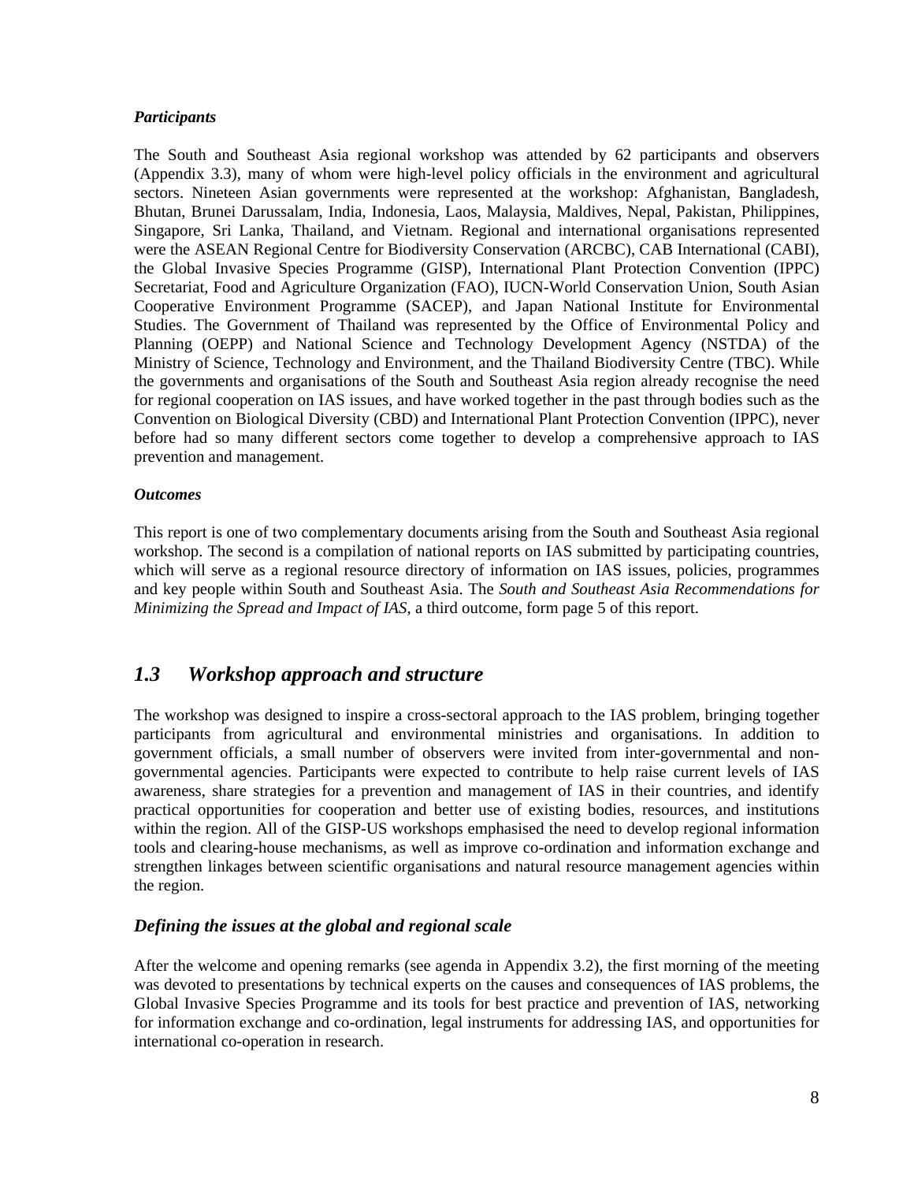***Participants***

The South and Southeast Asia regional workshop was attended by 62 participants and observers (Appendix 3.3), many of whom were high-level policy officials in the environment and agricultural sectors. Nineteen Asian governments were represented at the workshop: Afghanistan, Bangladesh, Bhutan, Brunei Darussalam, India, Indonesia, Laos, Malaysia, Maldives, Nepal, Pakistan, Philippines, Singapore, Sri Lanka, Thailand, and Vietnam. Regional and international organisations represented were the ASEAN Regional Centre for Biodiversity Conservation (ARCBC), CAB International (CABI), the Global Invasive Species Programme (GISP), International Plant Protection Convention (IPPC) Secretariat, Food and Agriculture Organization (FAO), IUCN-World Conservation Union, South Asian Cooperative Environment Programme (SACEP), and Japan National Institute for Environmental Studies. The Government of Thailand was represented by the Office of Environmental Policy and Planning (OEPP) and National Science and Technology Development Agency (NSTDA) of the Ministry of Science, Technology and Environment, and the Thailand Biodiversity Centre (TBC). While the governments and organisations of the South and Southeast Asia region already recognise the need for regional cooperation on IAS issues, and have worked together in the past through bodies such as the Convention on Biological Diversity (CBD) and International Plant Protection Convention (IPPC), never before had so many different sectors come together to develop a comprehensive approach to IAS prevention and management.

***Outcomes***

This report is one of two complementary documents arising from the South and Southeast Asia regional workshop. The second is a compilation of national reports on IAS submitted by participating countries, which will serve as a regional resource directory of information on IAS issues, policies, programmes and key people within South and Southeast Asia. The *South and Southeast Asia Recommendations for Minimizing the Spread and Impact of IAS*, a third outcome, form page 5 of this report.

## *1.3 Workshop approach and structure*

The workshop was designed to inspire a cross-sectoral approach to the IAS problem, bringing together participants from agricultural and environmental ministries and organisations. In addition to government officials, a small number of observers were invited from inter-governmental and non-governmental agencies. Participants were expected to contribute to help raise current levels of IAS awareness, share strategies for a prevention and management of IAS in their countries, and identify practical opportunities for cooperation and better use of existing bodies, resources, and institutions within the region. All of the GISP-US workshops emphasised the need to develop regional information tools and clearing-house mechanisms, as well as improve co-ordination and information exchange and strengthen linkages between scientific organisations and natural resource management agencies within the region.

### *Defining the issues at the global and regional scale*

After the welcome and opening remarks (see agenda in Appendix 3.2), the first morning of the meeting was devoted to presentations by technical experts on the causes and consequences of IAS problems, the Global Invasive Species Programme and its tools for best practice and prevention of IAS, networking for information exchange and co-ordination, legal instruments for addressing IAS, and opportunities for international co-operation in research.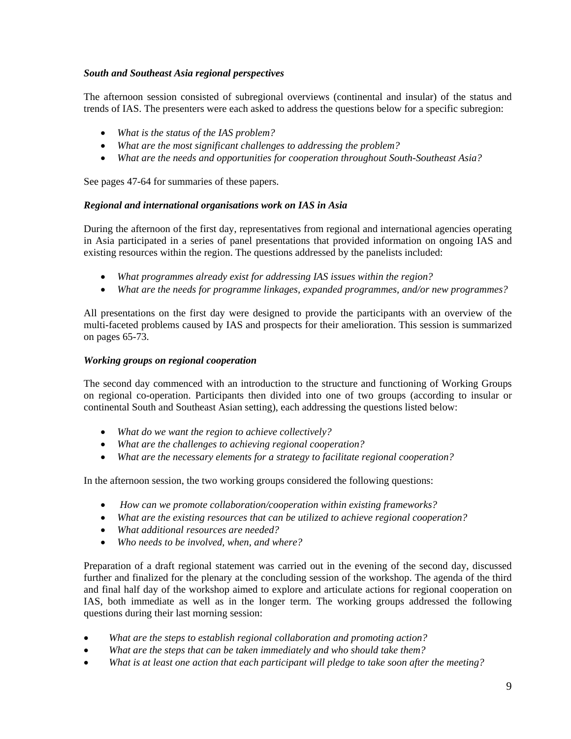***South and Southeast Asia regional perspectives***

The afternoon session consisted of subregional overviews (continental and insular) of the status and trends of IAS. The presenters were each asked to address the questions below for a specific subregion:

- *What is the status of the IAS problem?*
- *What are the most significant challenges to addressing the problem?*
- *What are the needs and opportunities for cooperation throughout South-Southeast Asia?*

See pages 47-64 for summaries of these papers.

***Regional and international organisations work on IAS in Asia***

During the afternoon of the first day, representatives from regional and international agencies operating in Asia participated in a series of panel presentations that provided information on ongoing IAS and existing resources within the region. The questions addressed by the panelists included:

- *What programmes already exist for addressing IAS issues within the region?*
- *What are the needs for programme linkages, expanded programmes, and/or new programmes?*

All presentations on the first day were designed to provide the participants with an overview of the multi-faceted problems caused by IAS and prospects for their amelioration. This session is summarized on pages 65-73.

***Working groups on regional cooperation***

The second day commenced with an introduction to the structure and functioning of Working Groups on regional co-operation. Participants then divided into one of two groups (according to insular or continental South and Southeast Asian setting), each addressing the questions listed below:

- *What do we want the region to achieve collectively?*
- *What are the challenges to achieving regional cooperation?*
- *What are the necessary elements for a strategy to facilitate regional cooperation?*

In the afternoon session, the two working groups considered the following questions:

- *How can we promote collaboration/cooperation within existing frameworks?*
- *What are the existing resources that can be utilized to achieve regional cooperation?*
- *What additional resources are needed?*
- *Who needs to be involved, when, and where?*

Preparation of a draft regional statement was carried out in the evening of the second day, discussed further and finalized for the plenary at the concluding session of the workshop. The agenda of the third and final half day of the workshop aimed to explore and articulate actions for regional cooperation on IAS, both immediate as well as in the longer term. The working groups addressed the following questions during their last morning session:

- *What are the steps to establish regional collaboration and promoting action?*
- *What are the steps that can be taken immediately and who should take them?*
- *What is at least one action that each participant will pledge to take soon after the meeting?*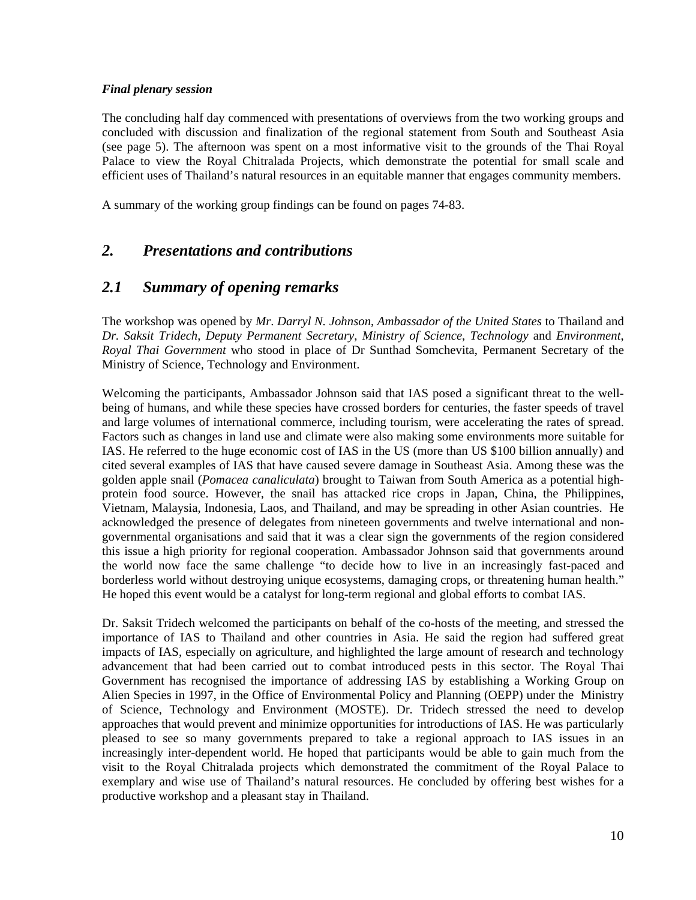***Final plenary session***

The concluding half day commenced with presentations of overviews from the two working groups and concluded with discussion and finalization of the regional statement from South and Southeast Asia (see page 5). The afternoon was spent on a most informative visit to the grounds of the Thai Royal Palace to view the Royal Chitralada Projects, which demonstrate the potential for small scale and efficient uses of Thailand's natural resources in an equitable manner that engages community members.

A summary of the working group findings can be found on pages 74-83.

## *2. Presentations and contributions*

## *2.1 Summary of opening remarks*

The workshop was opened by *Mr. Darryl N. Johnson, Ambassador of the United States* to Thailand and *Dr. Saksit Tridech, Deputy Permanent Secretary, Ministry of Science, Technology* and *Environment, Royal Thai Government* who stood in place of Dr Sunthad Somchevita, Permanent Secretary of the Ministry of Science, Technology and Environment.

Welcoming the participants, Ambassador Johnson said that IAS posed a significant threat to the well-being of humans, and while these species have crossed borders for centuries, the faster speeds of travel and large volumes of international commerce, including tourism, were accelerating the rates of spread. Factors such as changes in land use and climate were also making some environments more suitable for IAS. He referred to the huge economic cost of IAS in the US (more than US $100 billion annually) and cited several examples of IAS that have caused severe damage in Southeast Asia. Among these was the golden apple snail (*Pomacea canaliculata*) brought to Taiwan from South America as a potential high-protein food source. However, the snail has attacked rice crops in Japan, China, the Philippines, Vietnam, Malaysia, Indonesia, Laos, and Thailand, and may be spreading in other Asian countries. He acknowledged the presence of delegates from nineteen governments and twelve international and non-governmental organisations and said that it was a clear sign the governments of the region considered this issue a high priority for regional cooperation. Ambassador Johnson said that governments around the world now face the same challenge "to decide how to live in an increasingly fast-paced and borderless world without destroying unique ecosystems, damaging crops, or threatening human health." He hoped this event would be a catalyst for long-term regional and global efforts to combat IAS.

Dr. Saksit Tridech welcomed the participants on behalf of the co-hosts of the meeting, and stressed the importance of IAS to Thailand and other countries in Asia. He said the region had suffered great impacts of IAS, especially on agriculture, and highlighted the large amount of research and technology advancement that had been carried out to combat introduced pests in this sector. The Royal Thai Government has recognised the importance of addressing IAS by establishing a Working Group on Alien Species in 1997, in the Office of Environmental Policy and Planning (OEPP) under the Ministry of Science, Technology and Environment (MOSTE). Dr. Tridech stressed the need to develop approaches that would prevent and minimize opportunities for introductions of IAS. He was particularly pleased to see so many governments prepared to take a regional approach to IAS issues in an increasingly inter-dependent world. He hoped that participants would be able to gain much from the visit to the Royal Chitralada projects which demonstrated the commitment of the Royal Palace to exemplary and wise use of Thailand's natural resources. He concluded by offering best wishes for a productive workshop and a pleasant stay in Thailand.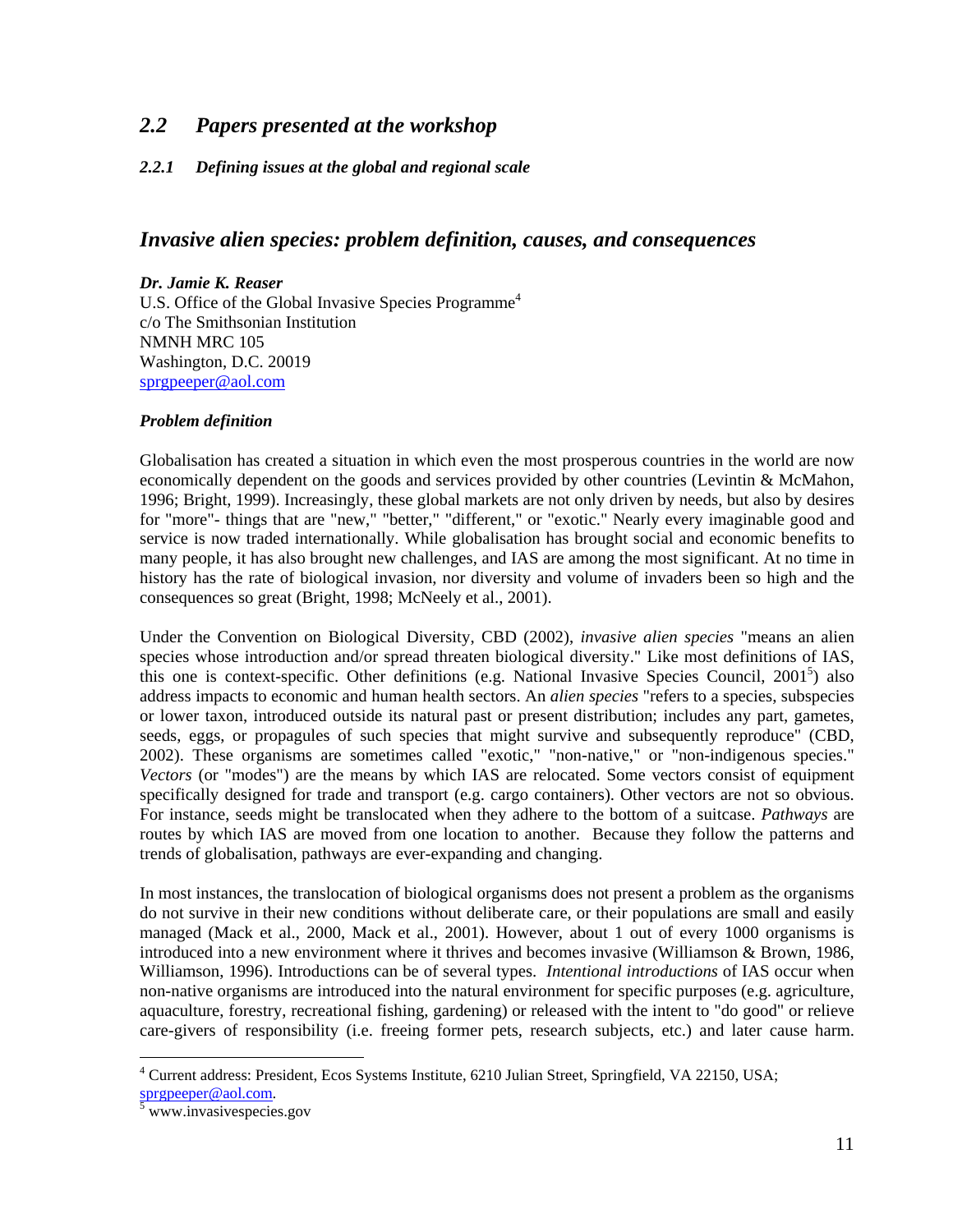## 2.2 Papers presented at the workshop

### 2.2.1 Defining issues at the global and regional scale

## *Invasive alien species: problem definition, causes, and consequences*

***Dr. Jamie K. Reaser***
U.S. Office of the Global Invasive Species Programme[4]
c/o The Smithsonian Institution
NMNH MRC 105
Washington, D.C. 20019
sprgpeeper@aol.com

***Problem definition***

Globalisation has created a situation in which even the most prosperous countries in the world are now economically dependent on the goods and services provided by other countries (Levintin & McMahon, 1996; Bright, 1999). Increasingly, these global markets are not only driven by needs, but also by desires for "more"- things that are "new," "better," "different," or "exotic." Nearly every imaginable good and service is now traded internationally. While globalisation has brought social and economic benefits to many people, it has also brought new challenges, and IAS are among the most significant. At no time in history has the rate of biological invasion, nor diversity and volume of invaders been so high and the consequences so great (Bright, 1998; McNeely et al., 2001).

Under the Convention on Biological Diversity, CBD (2002), *invasive alien species* "means an alien species whose introduction and/or spread threaten biological diversity." Like most definitions of IAS, this one is context-specific. Other definitions (e.g. National Invasive Species Council, 2001[5]) also address impacts to economic and human health sectors. An *alien species* "refers to a species, subspecies or lower taxon, introduced outside its natural past or present distribution; includes any part, gametes, seeds, eggs, or propagules of such species that might survive and subsequently reproduce" (CBD, 2002). These organisms are sometimes called "exotic," "non-native," or "non-indigenous species." *Vectors* (or "modes") are the means by which IAS are relocated. Some vectors consist of equipment specifically designed for trade and transport (e.g. cargo containers). Other vectors are not so obvious. For instance, seeds might be translocated when they adhere to the bottom of a suitcase. *Pathways* are routes by which IAS are moved from one location to another. Because they follow the patterns and trends of globalisation, pathways are ever-expanding and changing.

In most instances, the translocation of biological organisms does not present a problem as the organisms do not survive in their new conditions without deliberate care, or their populations are small and easily managed (Mack et al., 2000, Mack et al., 2001). However, about 1 out of every 1000 organisms is introduced into a new environment where it thrives and becomes invasive (Williamson & Brown, 1986, Williamson, 1996). Introductions can be of several types. *Intentional introductions* of IAS occur when non-native organisms are introduced into the natural environment for specific purposes (e.g. agriculture, aquaculture, forestry, recreational fishing, gardening) or released with the intent to "do good" or relieve care-givers of responsibility (i.e. freeing former pets, research subjects, etc.) and later cause harm.

---

[4] Current address: President, Ecos Systems Institute, 6210 Julian Street, Springfield, VA 22150, USA; sprgpeeper@aol.com.

[5] www.invasivespecies.gov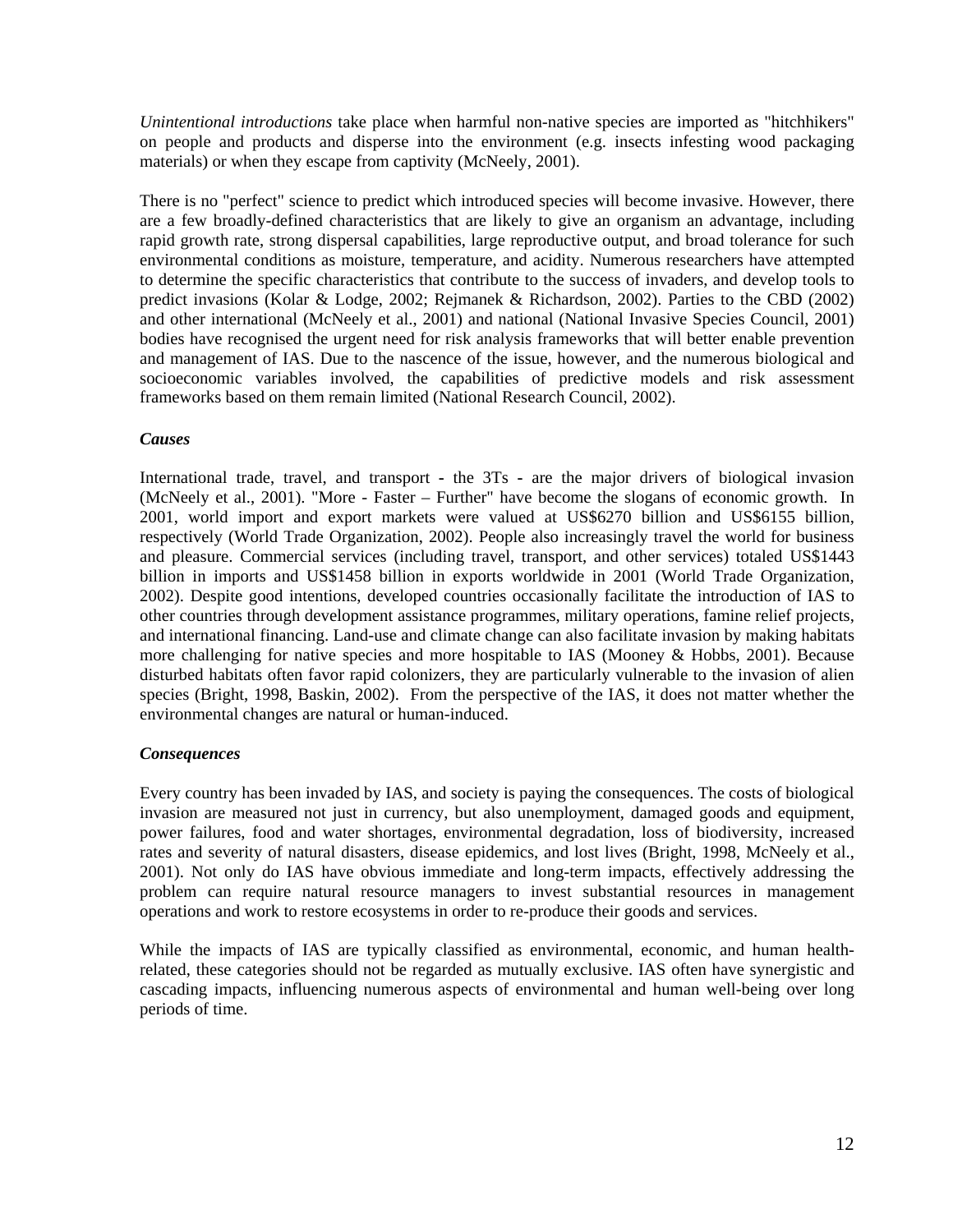*Unintentional introductions* take place when harmful non-native species are imported as "hitchhikers" on people and products and disperse into the environment (e.g. insects infesting wood packaging materials) or when they escape from captivity (McNeely, 2001).

There is no "perfect" science to predict which introduced species will become invasive. However, there are a few broadly-defined characteristics that are likely to give an organism an advantage, including rapid growth rate, strong dispersal capabilities, large reproductive output, and broad tolerance for such environmental conditions as moisture, temperature, and acidity. Numerous researchers have attempted to determine the specific characteristics that contribute to the success of invaders, and develop tools to predict invasions (Kolar & Lodge, 2002; Rejmanek & Richardson, 2002). Parties to the CBD (2002) and other international (McNeely et al., 2001) and national (National Invasive Species Council, 2001) bodies have recognised the urgent need for risk analysis frameworks that will better enable prevention and management of IAS. Due to the nascence of the issue, however, and the numerous biological and socioeconomic variables involved, the capabilities of predictive models and risk assessment frameworks based on them remain limited (National Research Council, 2002).

***Causes***

International trade, travel, and transport - the 3Ts - are the major drivers of biological invasion (McNeely et al., 2001). "More - Faster – Further" have become the slogans of economic growth. In 2001, world import and export markets were valued at US$6270 billion and US$6155 billion, respectively (World Trade Organization, 2002). People also increasingly travel the world for business and pleasure. Commercial services (including travel, transport, and other services) totaled US$1443 billion in imports and US$1458 billion in exports worldwide in 2001 (World Trade Organization, 2002). Despite good intentions, developed countries occasionally facilitate the introduction of IAS to other countries through development assistance programmes, military operations, famine relief projects, and international financing. Land-use and climate change can also facilitate invasion by making habitats more challenging for native species and more hospitable to IAS (Mooney & Hobbs, 2001). Because disturbed habitats often favor rapid colonizers, they are particularly vulnerable to the invasion of alien species (Bright, 1998, Baskin, 2002). From the perspective of the IAS, it does not matter whether the environmental changes are natural or human-induced.

***Consequences***

Every country has been invaded by IAS, and society is paying the consequences. The costs of biological invasion are measured not just in currency, but also unemployment, damaged goods and equipment, power failures, food and water shortages, environmental degradation, loss of biodiversity, increased rates and severity of natural disasters, disease epidemics, and lost lives (Bright, 1998, McNeely et al., 2001). Not only do IAS have obvious immediate and long-term impacts, effectively addressing the problem can require natural resource managers to invest substantial resources in management operations and work to restore ecosystems in order to re-produce their goods and services.

While the impacts of IAS are typically classified as environmental, economic, and human health-related, these categories should not be regarded as mutually exclusive. IAS often have synergistic and cascading impacts, influencing numerous aspects of environmental and human well-being over long periods of time.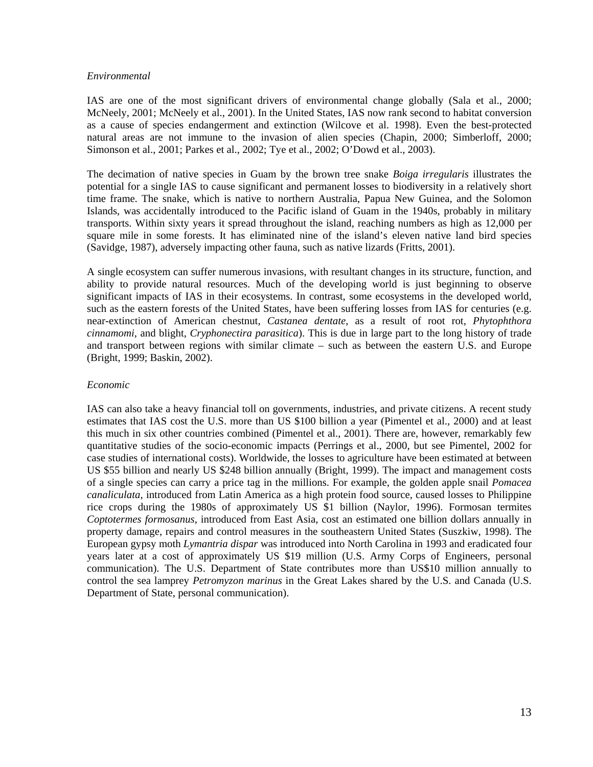*Environmental*

IAS are one of the most significant drivers of environmental change globally (Sala et al., 2000; McNeely, 2001; McNeely et al., 2001). In the United States, IAS now rank second to habitat conversion as a cause of species endangerment and extinction (Wilcove et al. 1998). Even the best-protected natural areas are not immune to the invasion of alien species (Chapin, 2000; Simberloff, 2000; Simonson et al., 2001; Parkes et al., 2002; Tye et al., 2002; O'Dowd et al., 2003).

The decimation of native species in Guam by the brown tree snake *Boiga irregularis* illustrates the potential for a single IAS to cause significant and permanent losses to biodiversity in a relatively short time frame. The snake, which is native to northern Australia, Papua New Guinea, and the Solomon Islands, was accidentally introduced to the Pacific island of Guam in the 1940s, probably in military transports. Within sixty years it spread throughout the island, reaching numbers as high as 12,000 per square mile in some forests. It has eliminated nine of the island's eleven native land bird species (Savidge, 1987), adversely impacting other fauna, such as native lizards (Fritts, 2001).

A single ecosystem can suffer numerous invasions, with resultant changes in its structure, function, and ability to provide natural resources. Much of the developing world is just beginning to observe significant impacts of IAS in their ecosystems. In contrast, some ecosystems in the developed world, such as the eastern forests of the United States, have been suffering losses from IAS for centuries (e.g. near-extinction of American chestnut, *Castanea dentate*, as a result of root rot, *Phytophthora cinnamomi*, and blight, *Cryphonectira parasitica*). This is due in large part to the long history of trade and transport between regions with similar climate – such as between the eastern U.S. and Europe (Bright, 1999; Baskin, 2002).

*Economic*

IAS can also take a heavy financial toll on governments, industries, and private citizens. A recent study estimates that IAS cost the U.S. more than US $100 billion a year (Pimentel et al., 2000) and at least this much in six other countries combined (Pimentel et al., 2001). There are, however, remarkably few quantitative studies of the socio-economic impacts (Perrings et al., 2000, but see Pimentel, 2002 for case studies of international costs). Worldwide, the losses to agriculture have been estimated at between US $55 billion and nearly US $248 billion annually (Bright, 1999). The impact and management costs of a single species can carry a price tag in the millions. For example, the golden apple snail *Pomacea canaliculata*, introduced from Latin America as a high protein food source, caused losses to Philippine rice crops during the 1980s of approximately US $1 billion (Naylor, 1996). Formosan termites *Coptotermes formosanus*, introduced from East Asia, cost an estimated one billion dollars annually in property damage, repairs and control measures in the southeastern United States (Suszkiw, 1998). The European gypsy moth *Lymantria dispar* was introduced into North Carolina in 1993 and eradicated four years later at a cost of approximately US $19 million (U.S. Army Corps of Engineers, personal communication). The U.S. Department of State contributes more than US$10 million annually to control the sea lamprey *Petromyzon marinus* in the Great Lakes shared by the U.S. and Canada (U.S. Department of State, personal communication).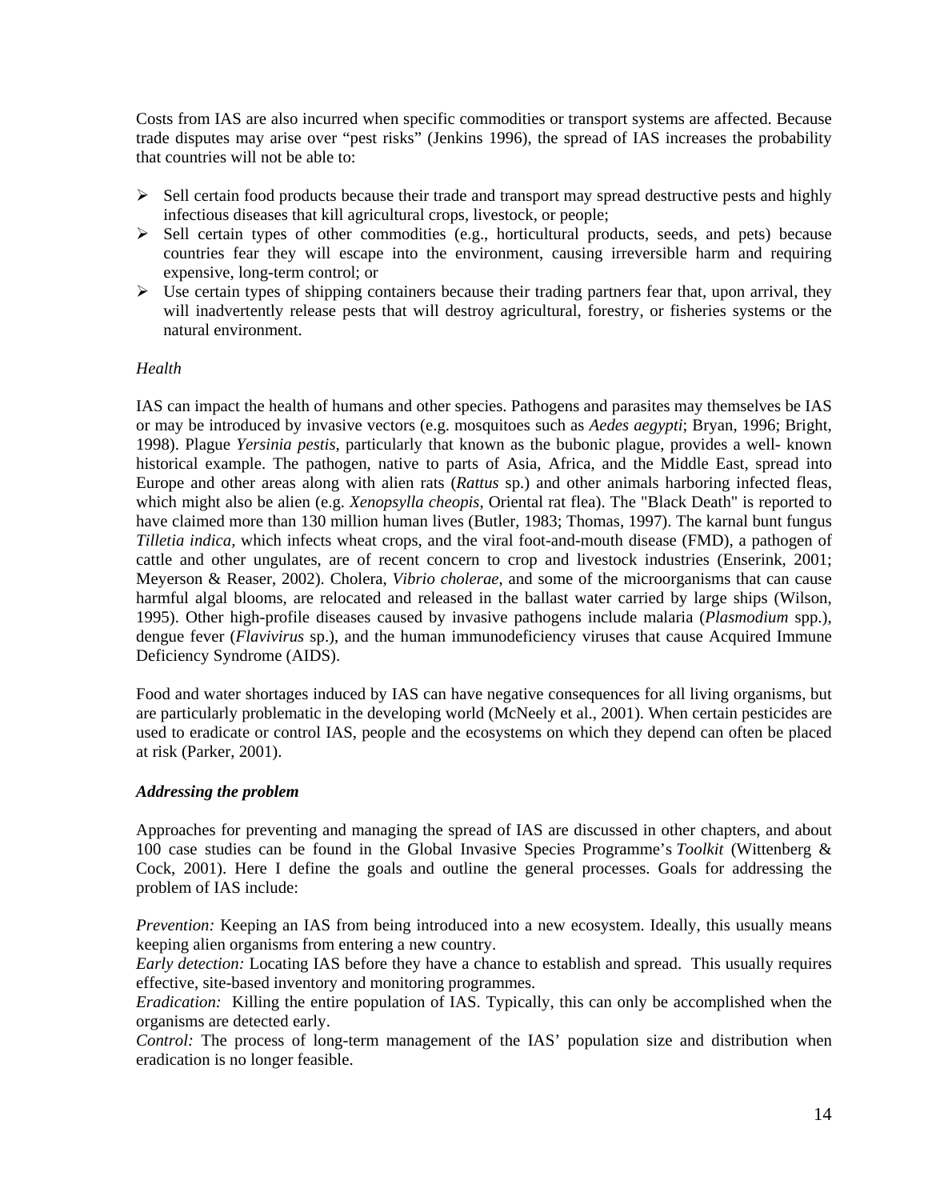Costs from IAS are also incurred when specific commodities or transport systems are affected. Because trade disputes may arise over "pest risks" (Jenkins 1996), the spread of IAS increases the probability that countries will not be able to:

- Sell certain food products because their trade and transport may spread destructive pests and highly infectious diseases that kill agricultural crops, livestock, or people;
- Sell certain types of other commodities (e.g., horticultural products, seeds, and pets) because countries fear they will escape into the environment, causing irreversible harm and requiring expensive, long-term control; or
- Use certain types of shipping containers because their trading partners fear that, upon arrival, they will inadvertently release pests that will destroy agricultural, forestry, or fisheries systems or the natural environment.

*Health*

IAS can impact the health of humans and other species. Pathogens and parasites may themselves be IAS or may be introduced by invasive vectors (e.g. mosquitoes such as *Aedes aegypti*; Bryan, 1996; Bright, 1998). Plague *Yersinia pestis*, particularly that known as the bubonic plague, provides a well- known historical example. The pathogen, native to parts of Asia, Africa, and the Middle East, spread into Europe and other areas along with alien rats (*Rattus* sp.) and other animals harboring infected fleas, which might also be alien (e.g. *Xenopsylla cheopis*, Oriental rat flea). The "Black Death" is reported to have claimed more than 130 million human lives (Butler, 1983; Thomas, 1997). The karnal bunt fungus *Tilletia indica*, which infects wheat crops, and the viral foot-and-mouth disease (FMD), a pathogen of cattle and other ungulates, are of recent concern to crop and livestock industries (Enserink, 2001; Meyerson & Reaser, 2002). Cholera, *Vibrio cholerae*, and some of the microorganisms that can cause harmful algal blooms, are relocated and released in the ballast water carried by large ships (Wilson, 1995). Other high-profile diseases caused by invasive pathogens include malaria (*Plasmodium* spp.), dengue fever (*Flavivirus* sp.), and the human immunodeficiency viruses that cause Acquired Immune Deficiency Syndrome (AIDS).

Food and water shortages induced by IAS can have negative consequences for all living organisms, but are particularly problematic in the developing world (McNeely et al., 2001). When certain pesticides are used to eradicate or control IAS, people and the ecosystems on which they depend can often be placed at risk (Parker, 2001).

***Addressing the problem***

Approaches for preventing and managing the spread of IAS are discussed in other chapters, and about 100 case studies can be found in the Global Invasive Species Programme's *Toolkit* (Wittenberg & Cock, 2001). Here I define the goals and outline the general processes. Goals for addressing the problem of IAS include:

*Prevention:* Keeping an IAS from being introduced into a new ecosystem. Ideally, this usually means keeping alien organisms from entering a new country.
*Early detection:* Locating IAS before they have a chance to establish and spread. This usually requires effective, site-based inventory and monitoring programmes.
*Eradication:* Killing the entire population of IAS. Typically, this can only be accomplished when the organisms are detected early.
*Control:* The process of long-term management of the IAS' population size and distribution when eradication is no longer feasible.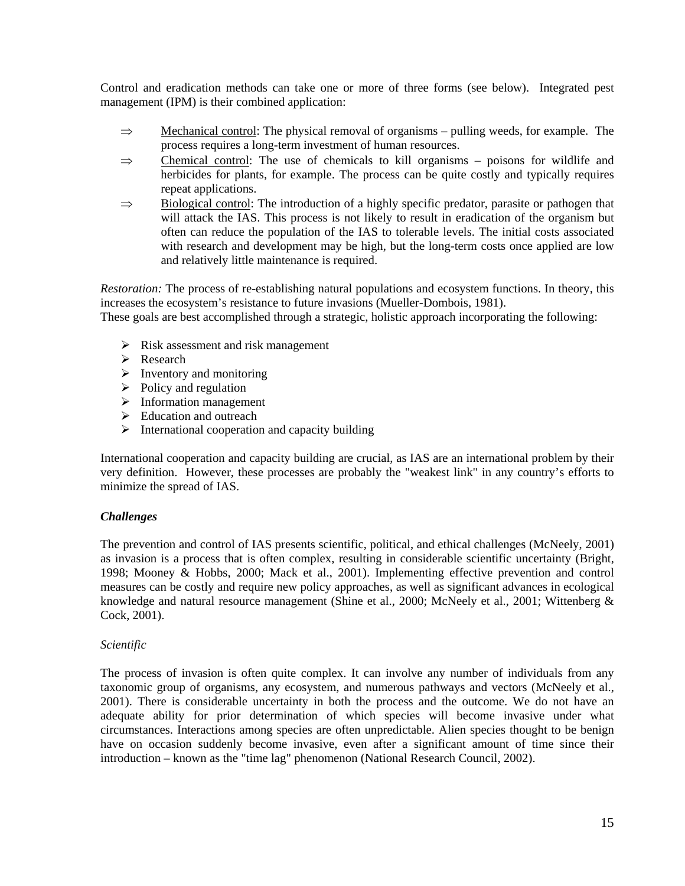Control and eradication methods can take one or more of three forms (see below). Integrated pest management (IPM) is their combined application:

- ⇒ Mechanical control: The physical removal of organisms – pulling weeds, for example. The process requires a long-term investment of human resources.
- ⇒ Chemical control: The use of chemicals to kill organisms – poisons for wildlife and herbicides for plants, for example. The process can be quite costly and typically requires repeat applications.
- ⇒ Biological control: The introduction of a highly specific predator, parasite or pathogen that will attack the IAS. This process is not likely to result in eradication of the organism but often can reduce the population of the IAS to tolerable levels. The initial costs associated with research and development may be high, but the long-term costs once applied are low and relatively little maintenance is required.

*Restoration:* The process of re-establishing natural populations and ecosystem functions. In theory, this increases the ecosystem's resistance to future invasions (Mueller-Dombois, 1981).
These goals are best accomplished through a strategic, holistic approach incorporating the following:

- Risk assessment and risk management
- Research
- Inventory and monitoring
- Policy and regulation
- Information management
- Education and outreach
- International cooperation and capacity building

International cooperation and capacity building are crucial, as IAS are an international problem by their very definition. However, these processes are probably the "weakest link" in any country's efforts to minimize the spread of IAS.

***Challenges***

The prevention and control of IAS presents scientific, political, and ethical challenges (McNeely, 2001) as invasion is a process that is often complex, resulting in considerable scientific uncertainty (Bright, 1998; Mooney & Hobbs, 2000; Mack et al., 2001). Implementing effective prevention and control measures can be costly and require new policy approaches, as well as significant advances in ecological knowledge and natural resource management (Shine et al., 2000; McNeely et al., 2001; Wittenberg & Cock, 2001).

*Scientific*

The process of invasion is often quite complex. It can involve any number of individuals from any taxonomic group of organisms, any ecosystem, and numerous pathways and vectors (McNeely et al., 2001). There is considerable uncertainty in both the process and the outcome. We do not have an adequate ability for prior determination of which species will become invasive under what circumstances. Interactions among species are often unpredictable. Alien species thought to be benign have on occasion suddenly become invasive, even after a significant amount of time since their introduction – known as the "time lag" phenomenon (National Research Council, 2002).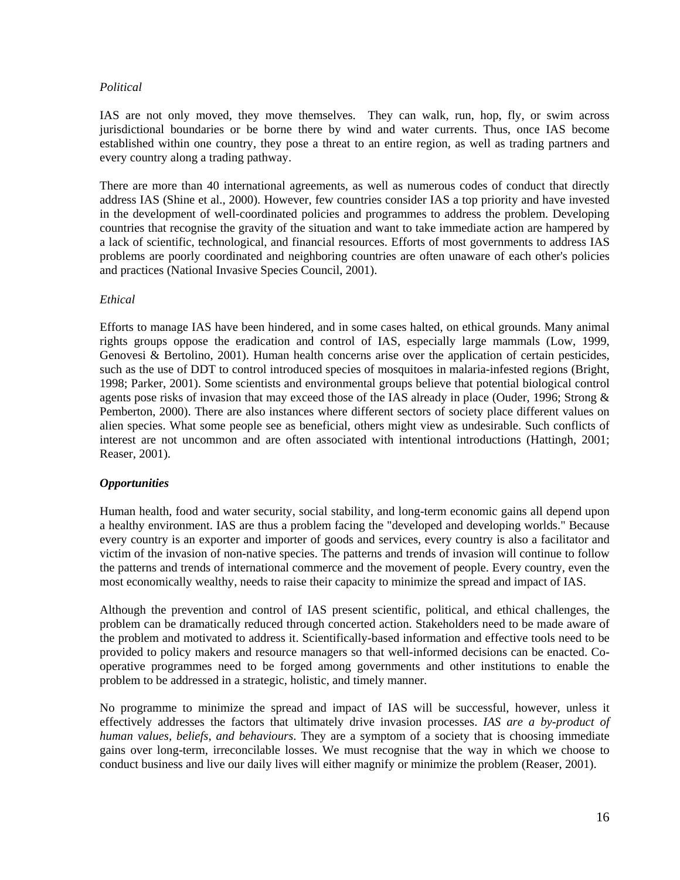*Political*

IAS are not only moved, they move themselves. They can walk, run, hop, fly, or swim across jurisdictional boundaries or be borne there by wind and water currents. Thus, once IAS become established within one country, they pose a threat to an entire region, as well as trading partners and every country along a trading pathway.

There are more than 40 international agreements, as well as numerous codes of conduct that directly address IAS (Shine et al., 2000). However, few countries consider IAS a top priority and have invested in the development of well-coordinated policies and programmes to address the problem. Developing countries that recognise the gravity of the situation and want to take immediate action are hampered by a lack of scientific, technological, and financial resources. Efforts of most governments to address IAS problems are poorly coordinated and neighboring countries are often unaware of each other's policies and practices (National Invasive Species Council, 2001).

*Ethical*

Efforts to manage IAS have been hindered, and in some cases halted, on ethical grounds. Many animal rights groups oppose the eradication and control of IAS, especially large mammals (Low, 1999, Genovesi & Bertolino, 2001). Human health concerns arise over the application of certain pesticides, such as the use of DDT to control introduced species of mosquitoes in malaria-infested regions (Bright, 1998; Parker, 2001). Some scientists and environmental groups believe that potential biological control agents pose risks of invasion that may exceed those of the IAS already in place (Ouder, 1996; Strong & Pemberton, 2000). There are also instances where different sectors of society place different values on alien species. What some people see as beneficial, others might view as undesirable. Such conflicts of interest are not uncommon and are often associated with intentional introductions (Hattingh, 2001; Reaser, 2001).

***Opportunities***

Human health, food and water security, social stability, and long-term economic gains all depend upon a healthy environment. IAS are thus a problem facing the "developed and developing worlds." Because every country is an exporter and importer of goods and services, every country is also a facilitator and victim of the invasion of non-native species. The patterns and trends of invasion will continue to follow the patterns and trends of international commerce and the movement of people. Every country, even the most economically wealthy, needs to raise their capacity to minimize the spread and impact of IAS.

Although the prevention and control of IAS present scientific, political, and ethical challenges, the problem can be dramatically reduced through concerted action. Stakeholders need to be made aware of the problem and motivated to address it. Scientifically-based information and effective tools need to be provided to policy makers and resource managers so that well-informed decisions can be enacted. Co-operative programmes need to be forged among governments and other institutions to enable the problem to be addressed in a strategic, holistic, and timely manner.

No programme to minimize the spread and impact of IAS will be successful, however, unless it effectively addresses the factors that ultimately drive invasion processes. *IAS are a by-product of human values, beliefs, and behaviours*. They are a symptom of a society that is choosing immediate gains over long-term, irreconcilable losses. We must recognise that the way in which we choose to conduct business and live our daily lives will either magnify or minimize the problem (Reaser, 2001).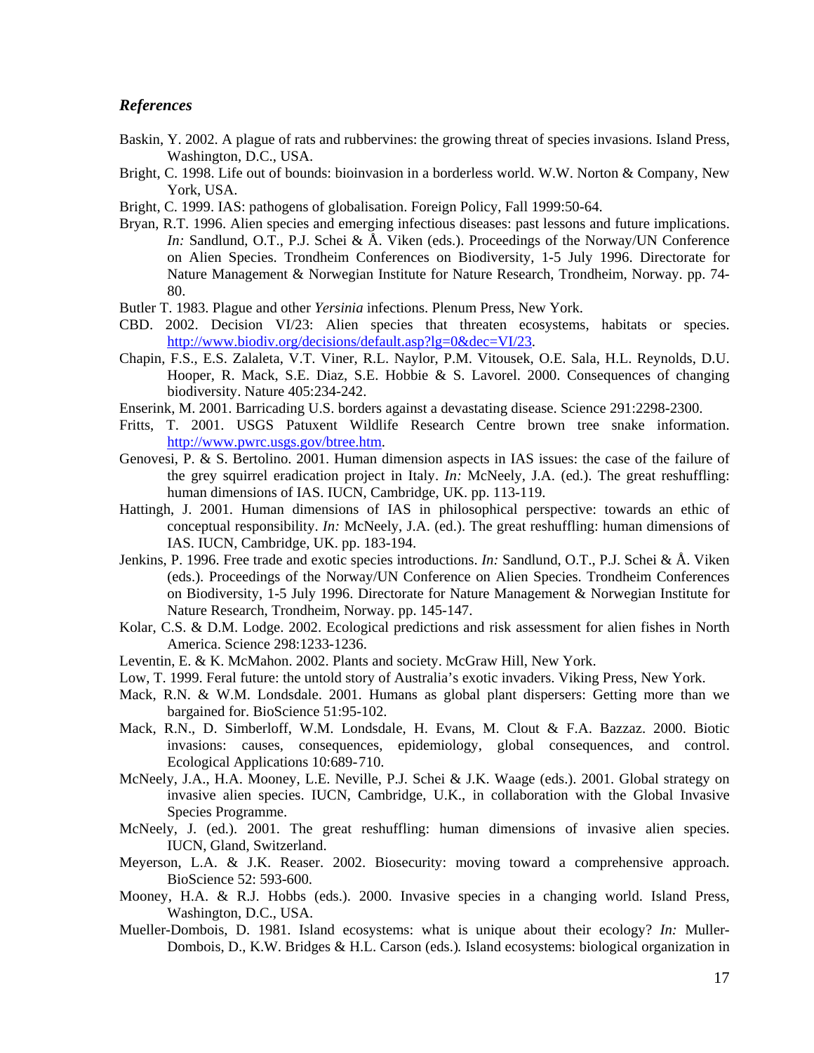### *References*

Baskin, Y. 2002. A plague of rats and rubbervines: the growing threat of species invasions. Island Press, Washington, D.C., USA.

Bright, C. 1998. Life out of bounds: bioinvasion in a borderless world. W.W. Norton & Company, New York, USA.

Bright, C. 1999. IAS: pathogens of globalisation. Foreign Policy, Fall 1999:50-64.

Bryan, R.T. 1996. Alien species and emerging infectious diseases: past lessons and future implications. *In:* Sandlund, O.T., P.J. Schei & Å. Viken (eds.). Proceedings of the Norway/UN Conference on Alien Species. Trondheim Conferences on Biodiversity, 1-5 July 1996. Directorate for Nature Management & Norwegian Institute for Nature Research, Trondheim, Norway. pp. 74-80.

Butler T. 1983. Plague and other *Yersinia* infections. Plenum Press, New York.

CBD. 2002. Decision VI/23: Alien species that threaten ecosystems, habitats or species. http://www.biodiv.org/decisions/default.asp?lg=0&dec=VI/23.

Chapin, F.S., E.S. Zalaleta, V.T. Viner, R.L. Naylor, P.M. Vitousek, O.E. Sala, H.L. Reynolds, D.U. Hooper, R. Mack, S.E. Diaz, S.E. Hobbie & S. Lavorel. 2000. Consequences of changing biodiversity. Nature 405:234-242.

Enserink, M. 2001. Barricading U.S. borders against a devastating disease. Science 291:2298-2300.

Fritts, T. 2001. USGS Patuxent Wildlife Research Centre brown tree snake information. http://www.pwrc.usgs.gov/btree.htm.

Genovesi, P. & S. Bertolino. 2001. Human dimension aspects in IAS issues: the case of the failure of the grey squirrel eradication project in Italy. *In:* McNeely, J.A. (ed.). The great reshuffling: human dimensions of IAS. IUCN, Cambridge, UK. pp. 113-119.

Hattingh, J. 2001. Human dimensions of IAS in philosophical perspective: towards an ethic of conceptual responsibility. *In:* McNeely, J.A. (ed.). The great reshuffling: human dimensions of IAS. IUCN, Cambridge, UK. pp. 183-194.

Jenkins, P. 1996. Free trade and exotic species introductions. *In:* Sandlund, O.T., P.J. Schei & Å. Viken (eds.). Proceedings of the Norway/UN Conference on Alien Species. Trondheim Conferences on Biodiversity, 1-5 July 1996. Directorate for Nature Management & Norwegian Institute for Nature Research, Trondheim, Norway. pp. 145-147.

Kolar, C.S. & D.M. Lodge. 2002. Ecological predictions and risk assessment for alien fishes in North America. Science 298:1233-1236.

Leventin, E. & K. McMahon. 2002. Plants and society. McGraw Hill, New York.

Low, T. 1999. Feral future: the untold story of Australia's exotic invaders. Viking Press, New York.

Mack, R.N. & W.M. Londsdale. 2001. Humans as global plant dispersers: Getting more than we bargained for. BioScience 51:95-102.

Mack, R.N., D. Simberloff, W.M. Londsdale, H. Evans, M. Clout & F.A. Bazzaz. 2000. Biotic invasions: causes, consequences, epidemiology, global consequences, and control. Ecological Applications 10:689-710.

McNeely, J.A., H.A. Mooney, L.E. Neville, P.J. Schei & J.K. Waage (eds.). 2001. Global strategy on invasive alien species. IUCN, Cambridge, U.K., in collaboration with the Global Invasive Species Programme.

McNeely, J. (ed.). 2001. The great reshuffling: human dimensions of invasive alien species. IUCN, Gland, Switzerland.

Meyerson, L.A. & J.K. Reaser. 2002. Biosecurity: moving toward a comprehensive approach. BioScience 52: 593-600.

Mooney, H.A. & R.J. Hobbs (eds.). 2000. Invasive species in a changing world. Island Press, Washington, D.C., USA.

Mueller-Dombois, D. 1981. Island ecosystems: what is unique about their ecology? *In:* Muller-Dombois, D., K.W. Bridges & H.L. Carson (eds.). Island ecosystems: biological organization in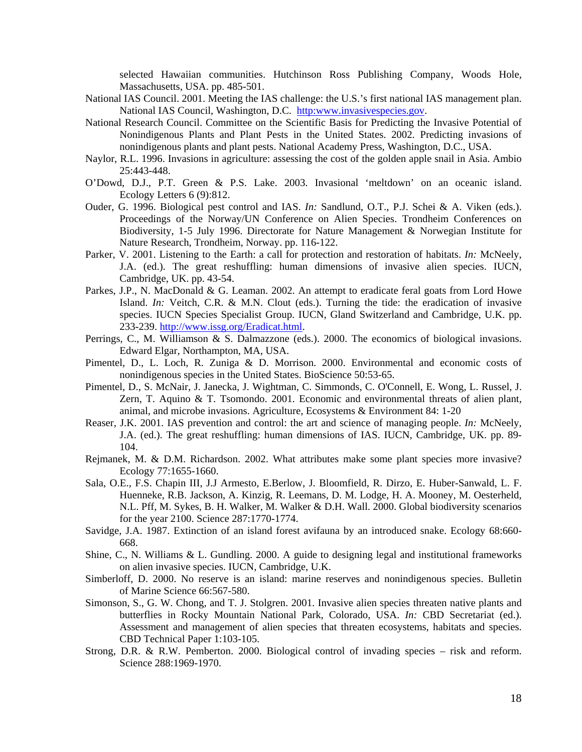selected Hawaiian communities. Hutchinson Ross Publishing Company, Woods Hole, Massachusetts, USA. pp. 485-501.

National IAS Council. 2001. Meeting the IAS challenge: the U.S.'s first national IAS management plan. National IAS Council, Washington, D.C. http:www.invasivespecies.gov.

National Research Council. Committee on the Scientific Basis for Predicting the Invasive Potential of Nonindigenous Plants and Plant Pests in the United States. 2002. Predicting invasions of nonindigenous plants and plant pests. National Academy Press, Washington, D.C., USA.

Naylor, R.L. 1996. Invasions in agriculture: assessing the cost of the golden apple snail in Asia. Ambio 25:443-448.

O'Dowd, D.J., P.T. Green & P.S. Lake. 2003. Invasional 'meltdown' on an oceanic island. Ecology Letters 6 (9):812.

Ouder, G. 1996. Biological pest control and IAS. *In:* Sandlund, O.T., P.J. Schei & A. Viken (eds.). Proceedings of the Norway/UN Conference on Alien Species. Trondheim Conferences on Biodiversity, 1-5 July 1996. Directorate for Nature Management & Norwegian Institute for Nature Research, Trondheim, Norway. pp. 116-122.

Parker, V. 2001. Listening to the Earth: a call for protection and restoration of habitats. *In:* McNeely, J.A. (ed.). The great reshuffling: human dimensions of invasive alien species. IUCN, Cambridge, UK. pp. 43-54.

Parkes, J.P., N. MacDonald & G. Leaman. 2002. An attempt to eradicate feral goats from Lord Howe Island. *In:* Veitch, C.R. & M.N. Clout (eds.). Turning the tide: the eradication of invasive species. IUCN Species Specialist Group. IUCN, Gland Switzerland and Cambridge, U.K. pp. 233-239. http://www.issg.org/Eradicat.html.

Perrings, C., M. Williamson & S. Dalmazzone (eds.). 2000. The economics of biological invasions. Edward Elgar, Northampton, MA, USA.

Pimentel, D., L. Loch, R. Zuniga & D. Morrison. 2000. Environmental and economic costs of nonindigenous species in the United States. BioScience 50:53-65.

Pimentel, D., S. McNair, J. Janecka, J. Wightman, C. Simmonds, C. O'Connell, E. Wong, L. Russel, J. Zern, T. Aquino & T. Tsomondo. 2001. Economic and environmental threats of alien plant, animal, and microbe invasions. Agriculture, Ecosystems & Environment 84: 1-20

Reaser, J.K. 2001. IAS prevention and control: the art and science of managing people. *In:* McNeely, J.A. (ed.). The great reshuffling: human dimensions of IAS. IUCN, Cambridge, UK. pp. 89-104.

Rejmanek, M. & D.M. Richardson. 2002. What attributes make some plant species more invasive? Ecology 77:1655-1660.

Sala, O.E., F.S. Chapin III, J.J Armesto, E.Berlow, J. Bloomfield, R. Dirzo, E. Huber-Sanwald, L. F. Huenneke, R.B. Jackson, A. Kinzig, R. Leemans, D. M. Lodge, H. A. Mooney, M. Oesterheld, N.L. Pff, M. Sykes, B. H. Walker, M. Walker & D.H. Wall. 2000. Global biodiversity scenarios for the year 2100. Science 287:1770-1774.

Savidge, J.A. 1987. Extinction of an island forest avifauna by an introduced snake. Ecology 68:660-668.

Shine, C., N. Williams & L. Gundling. 2000. A guide to designing legal and institutional frameworks on alien invasive species. IUCN, Cambridge, U.K.

Simberloff, D. 2000. No reserve is an island: marine reserves and nonindigenous species. Bulletin of Marine Science 66:567-580.

Simonson, S., G. W. Chong, and T. J. Stolgren. 2001. Invasive alien species threaten native plants and butterflies in Rocky Mountain National Park, Colorado, USA. *In:* CBD Secretariat (ed.). Assessment and management of alien species that threaten ecosystems, habitats and species. CBD Technical Paper 1:103-105.

Strong, D.R. & R.W. Pemberton. 2000. Biological control of invading species – risk and reform. Science 288:1969-1970.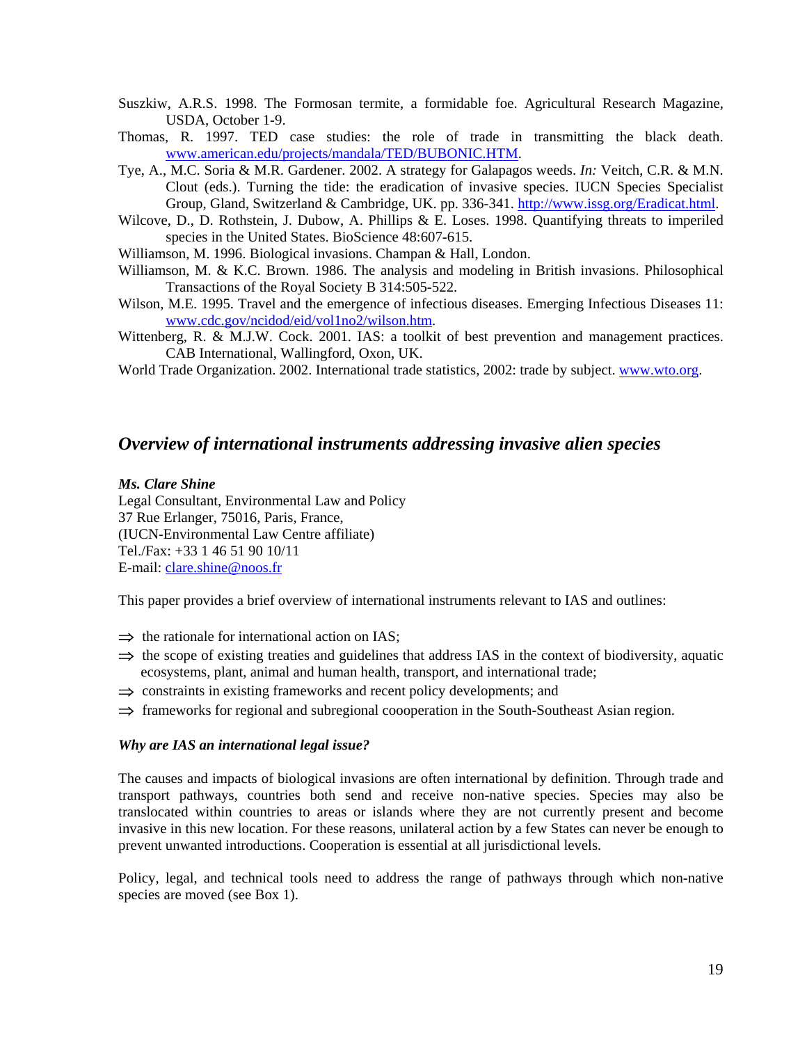Suszkiw, A.R.S. 1998. The Formosan termite, a formidable foe. Agricultural Research Magazine, USDA, October 1-9.

Thomas, R. 1997. TED case studies: the role of trade in transmitting the black death. www.american.edu/projects/mandala/TED/BUBONIC.HTM.

Tye, A., M.C. Soria & M.R. Gardener. 2002. A strategy for Galapagos weeds. *In:* Veitch, C.R. & M.N. Clout (eds.). Turning the tide: the eradication of invasive species. IUCN Species Specialist Group, Gland, Switzerland & Cambridge, UK. pp. 336-341. http://www.issg.org/Eradicat.html.

Wilcove, D., D. Rothstein, J. Dubow, A. Phillips & E. Loses. 1998. Quantifying threats to imperiled species in the United States. BioScience 48:607-615.

Williamson, M. 1996. Biological invasions. Champan & Hall, London.

Williamson, M. & K.C. Brown. 1986. The analysis and modeling in British invasions. Philosophical Transactions of the Royal Society B 314:505-522.

Wilson, M.E. 1995. Travel and the emergence of infectious diseases. Emerging Infectious Diseases 11: www.cdc.gov/ncidod/eid/vol1no2/wilson.htm.

Wittenberg, R. & M.J.W. Cock. 2001. IAS: a toolkit of best prevention and management practices. CAB International, Wallingford, Oxon, UK.

World Trade Organization. 2002. International trade statistics, 2002: trade by subject. www.wto.org.

## *Overview of international instruments addressing invasive alien species*

***Ms. Clare Shine***
Legal Consultant, Environmental Law and Policy
37 Rue Erlanger, 75016, Paris, France,
(IUCN-Environmental Law Centre affiliate)
Tel./Fax: +33 1 46 51 90 10/11
E-mail: clare.shine@noos.fr

This paper provides a brief overview of international instruments relevant to IAS and outlines:

- ⇒ the rationale for international action on IAS;
- ⇒ the scope of existing treaties and guidelines that address IAS in the context of biodiversity, aquatic ecosystems, plant, animal and human health, transport, and international trade;
- ⇒ constraints in existing frameworks and recent policy developments; and
- ⇒ frameworks for regional and subregional coooperation in the South-Southeast Asian region.

### *Why are IAS an international legal issue?*

The causes and impacts of biological invasions are often international by definition. Through trade and transport pathways, countries both send and receive non-native species. Species may also be translocated within countries to areas or islands where they are not currently present and become invasive in this new location. For these reasons, unilateral action by a few States can never be enough to prevent unwanted introductions. Cooperation is essential at all jurisdictional levels.

Policy, legal, and technical tools need to address the range of pathways through which non-native species are moved (see Box 1).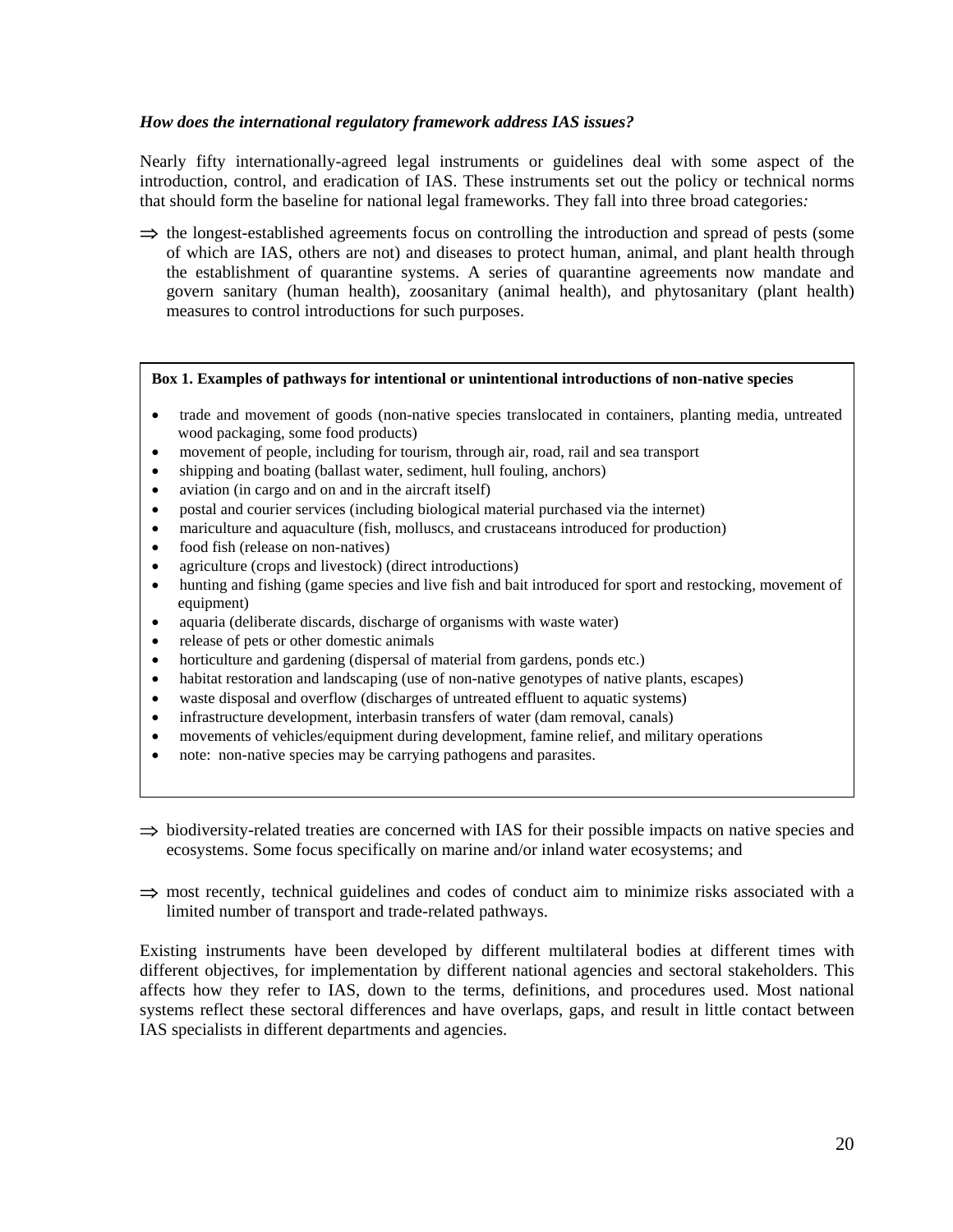***How does the international regulatory framework address IAS issues?***

Nearly fifty internationally-agreed legal instruments or guidelines deal with some aspect of the introduction, control, and eradication of IAS. These instruments set out the policy or technical norms that should form the baseline for national legal frameworks. They fall into three broad categories*:*

⇒ the longest-established agreements focus on controlling the introduction and spread of pests (some of which are IAS, others are not) and diseases to protect human, animal, and plant health through the establishment of quarantine systems. A series of quarantine agreements now mandate and govern sanitary (human health), zoosanitary (animal health), and phytosanitary (plant health) measures to control introductions for such purposes.

**Box 1. Examples of pathways for intentional or unintentional introductions of non-native species**

- trade and movement of goods (non-native species translocated in containers, planting media, untreated wood packaging, some food products)
- movement of people, including for tourism, through air, road, rail and sea transport
- shipping and boating (ballast water, sediment, hull fouling, anchors)
- aviation (in cargo and on and in the aircraft itself)
- postal and courier services (including biological material purchased via the internet)
- mariculture and aquaculture (fish, molluscs, and crustaceans introduced for production)
- food fish (release on non-natives)
- agriculture (crops and livestock) (direct introductions)
- hunting and fishing (game species and live fish and bait introduced for sport and restocking, movement of equipment)
- aquaria (deliberate discards, discharge of organisms with waste water)
- release of pets or other domestic animals
- horticulture and gardening (dispersal of material from gardens, ponds etc.)
- habitat restoration and landscaping (use of non-native genotypes of native plants, escapes)
- waste disposal and overflow (discharges of untreated effluent to aquatic systems)
- infrastructure development, interbasin transfers of water (dam removal, canals)
- movements of vehicles/equipment during development, famine relief, and military operations
- note: non-native species may be carrying pathogens and parasites.

⇒ biodiversity-related treaties are concerned with IAS for their possible impacts on native species and ecosystems. Some focus specifically on marine and/or inland water ecosystems; and

⇒ most recently, technical guidelines and codes of conduct aim to minimize risks associated with a limited number of transport and trade-related pathways.

Existing instruments have been developed by different multilateral bodies at different times with different objectives, for implementation by different national agencies and sectoral stakeholders. This affects how they refer to IAS, down to the terms, definitions, and procedures used. Most national systems reflect these sectoral differences and have overlaps, gaps, and result in little contact between IAS specialists in different departments and agencies.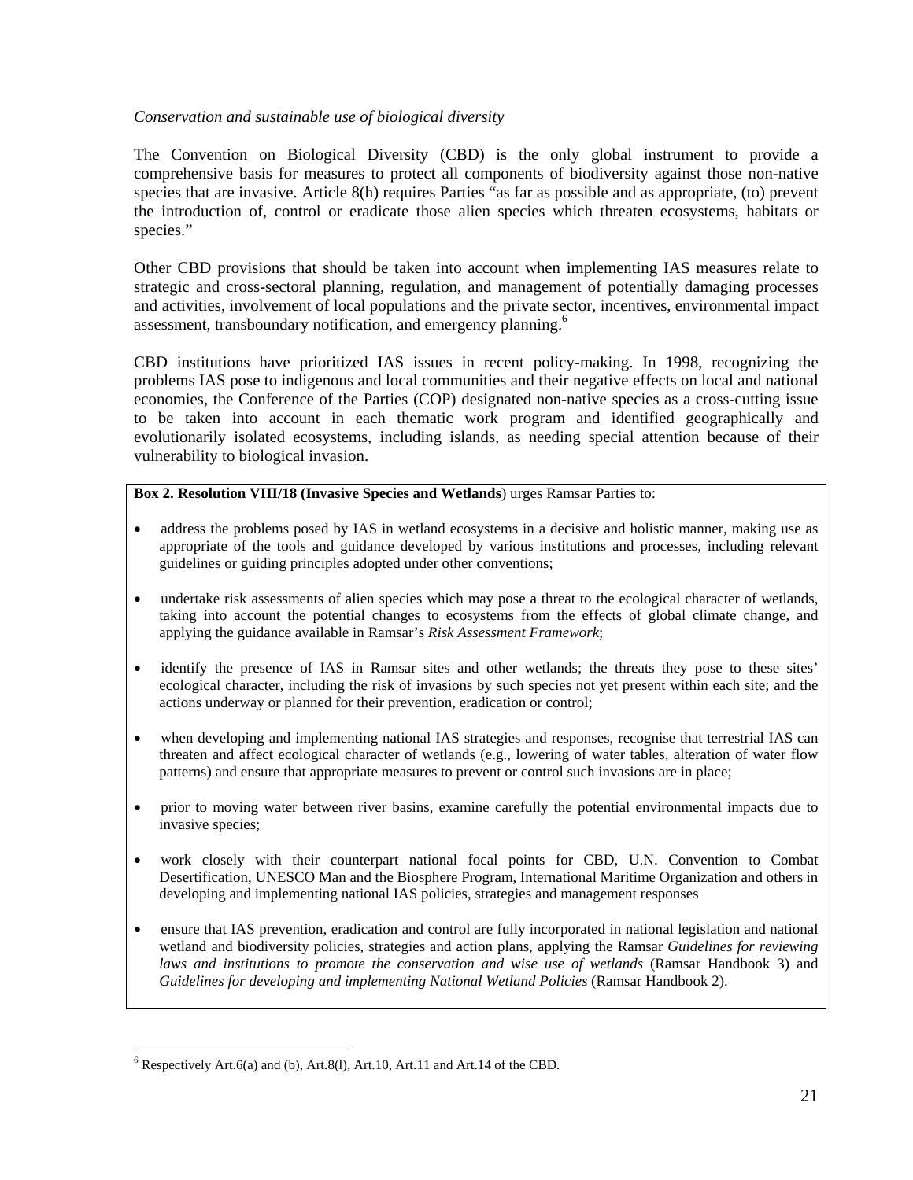*Conservation and sustainable use of biological diversity*

The Convention on Biological Diversity (CBD) is the only global instrument to provide a comprehensive basis for measures to protect all components of biodiversity against those non-native species that are invasive. Article 8(h) requires Parties "as far as possible and as appropriate, (to) prevent the introduction of, control or eradicate those alien species which threaten ecosystems, habitats or species."

Other CBD provisions that should be taken into account when implementing IAS measures relate to strategic and cross-sectoral planning, regulation, and management of potentially damaging processes and activities, involvement of local populations and the private sector, incentives, environmental impact assessment, transboundary notification, and emergency planning.[6]

CBD institutions have prioritized IAS issues in recent policy-making. In 1998, recognizing the problems IAS pose to indigenous and local communities and their negative effects on local and national economies, the Conference of the Parties (COP) designated non-native species as a cross-cutting issue to be taken into account in each thematic work program and identified geographically and evolutionarily isolated ecosystems, including islands, as needing special attention because of their vulnerability to biological invasion.

**Box 2. Resolution VIII/18 (Invasive Species and Wetlands**) urges Ramsar Parties to:

- address the problems posed by IAS in wetland ecosystems in a decisive and holistic manner, making use as appropriate of the tools and guidance developed by various institutions and processes, including relevant guidelines or guiding principles adopted under other conventions;
- undertake risk assessments of alien species which may pose a threat to the ecological character of wetlands, taking into account the potential changes to ecosystems from the effects of global climate change, and applying the guidance available in Ramsar's *Risk Assessment Framework*;
- identify the presence of IAS in Ramsar sites and other wetlands; the threats they pose to these sites' ecological character, including the risk of invasions by such species not yet present within each site; and the actions underway or planned for their prevention, eradication or control;
- when developing and implementing national IAS strategies and responses, recognise that terrestrial IAS can threaten and affect ecological character of wetlands (e.g., lowering of water tables, alteration of water flow patterns) and ensure that appropriate measures to prevent or control such invasions are in place;
- prior to moving water between river basins, examine carefully the potential environmental impacts due to invasive species;
- work closely with their counterpart national focal points for CBD, U.N. Convention to Combat Desertification, UNESCO Man and the Biosphere Program, International Maritime Organization and others in developing and implementing national IAS policies, strategies and management responses
- ensure that IAS prevention, eradication and control are fully incorporated in national legislation and national wetland and biodiversity policies, strategies and action plans, applying the Ramsar *Guidelines for reviewing laws and institutions to promote the conservation and wise use of wetlands* (Ramsar Handbook 3) and *Guidelines for developing and implementing National Wetland Policies* (Ramsar Handbook 2).

---

[6] Respectively Art.6(a) and (b), Art.8(l), Art.10, Art.11 and Art.14 of the CBD.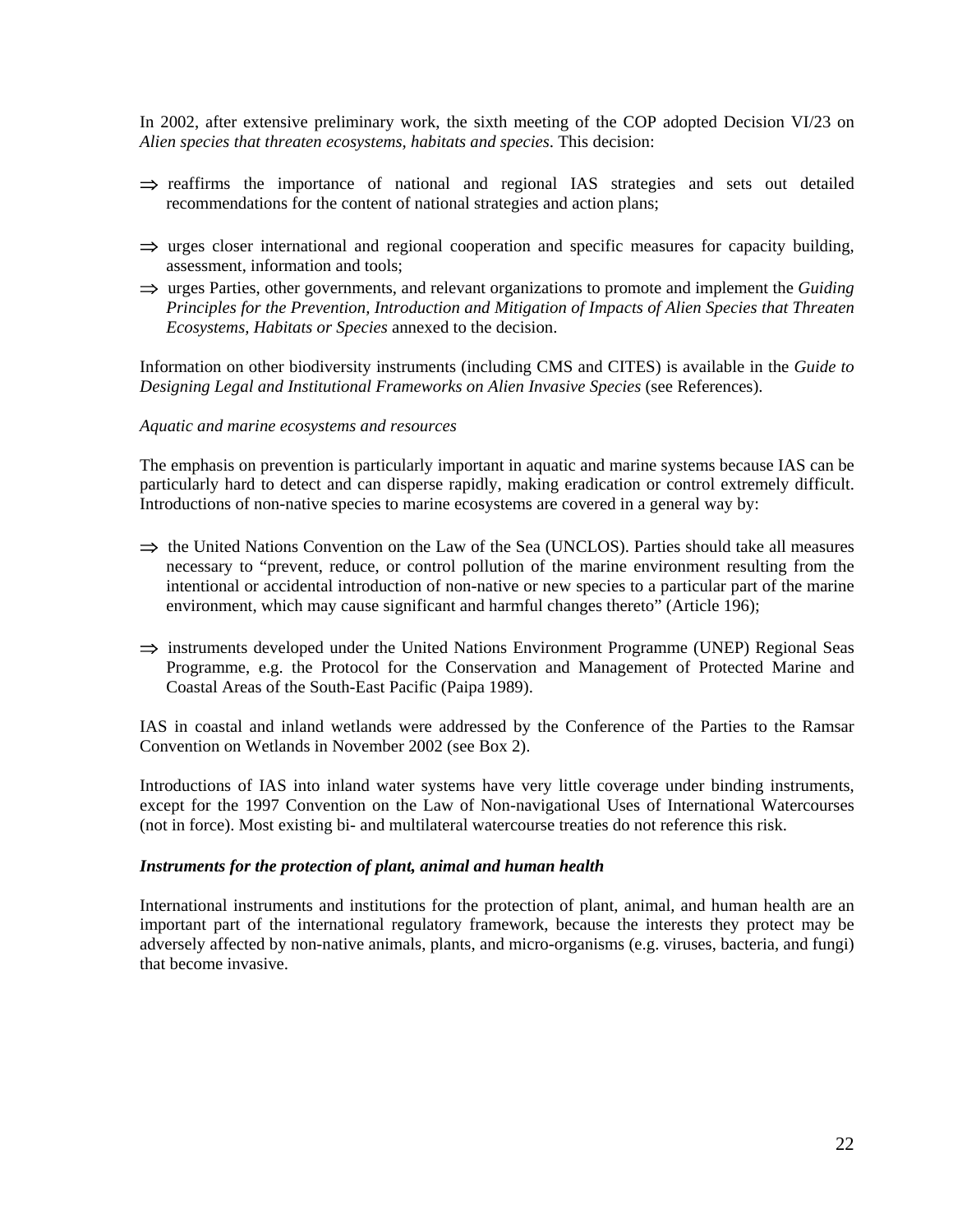In 2002, after extensive preliminary work, the sixth meeting of the COP adopted Decision VI/23 on *Alien species that threaten ecosystems, habitats and species*. This decision:

- ⇒ reaffirms the importance of national and regional IAS strategies and sets out detailed recommendations for the content of national strategies and action plans;
- ⇒ urges closer international and regional cooperation and specific measures for capacity building, assessment, information and tools;
- ⇒ urges Parties, other governments, and relevant organizations to promote and implement the *Guiding Principles for the Prevention, Introduction and Mitigation of Impacts of Alien Species that Threaten Ecosystems, Habitats or Species* annexed to the decision.

Information on other biodiversity instruments (including CMS and CITES) is available in the *Guide to Designing Legal and Institutional Frameworks on Alien Invasive Species* (see References).

*Aquatic and marine ecosystems and resources*

The emphasis on prevention is particularly important in aquatic and marine systems because IAS can be particularly hard to detect and can disperse rapidly, making eradication or control extremely difficult. Introductions of non-native species to marine ecosystems are covered in a general way by:

- ⇒ the United Nations Convention on the Law of the Sea (UNCLOS). Parties should take all measures necessary to "prevent, reduce, or control pollution of the marine environment resulting from the intentional or accidental introduction of non-native or new species to a particular part of the marine environment, which may cause significant and harmful changes thereto" (Article 196);
- ⇒ instruments developed under the United Nations Environment Programme (UNEP) Regional Seas Programme, e.g. the Protocol for the Conservation and Management of Protected Marine and Coastal Areas of the South-East Pacific (Paipa 1989).

IAS in coastal and inland wetlands were addressed by the Conference of the Parties to the Ramsar Convention on Wetlands in November 2002 (see Box 2).

Introductions of IAS into inland water systems have very little coverage under binding instruments, except for the 1997 Convention on the Law of Non-navigational Uses of International Watercourses (not in force). Most existing bi- and multilateral watercourse treaties do not reference this risk.

***Instruments for the protection of plant, animal and human health***

International instruments and institutions for the protection of plant, animal, and human health are an important part of the international regulatory framework, because the interests they protect may be adversely affected by non-native animals, plants, and micro-organisms (e.g. viruses, bacteria, and fungi) that become invasive.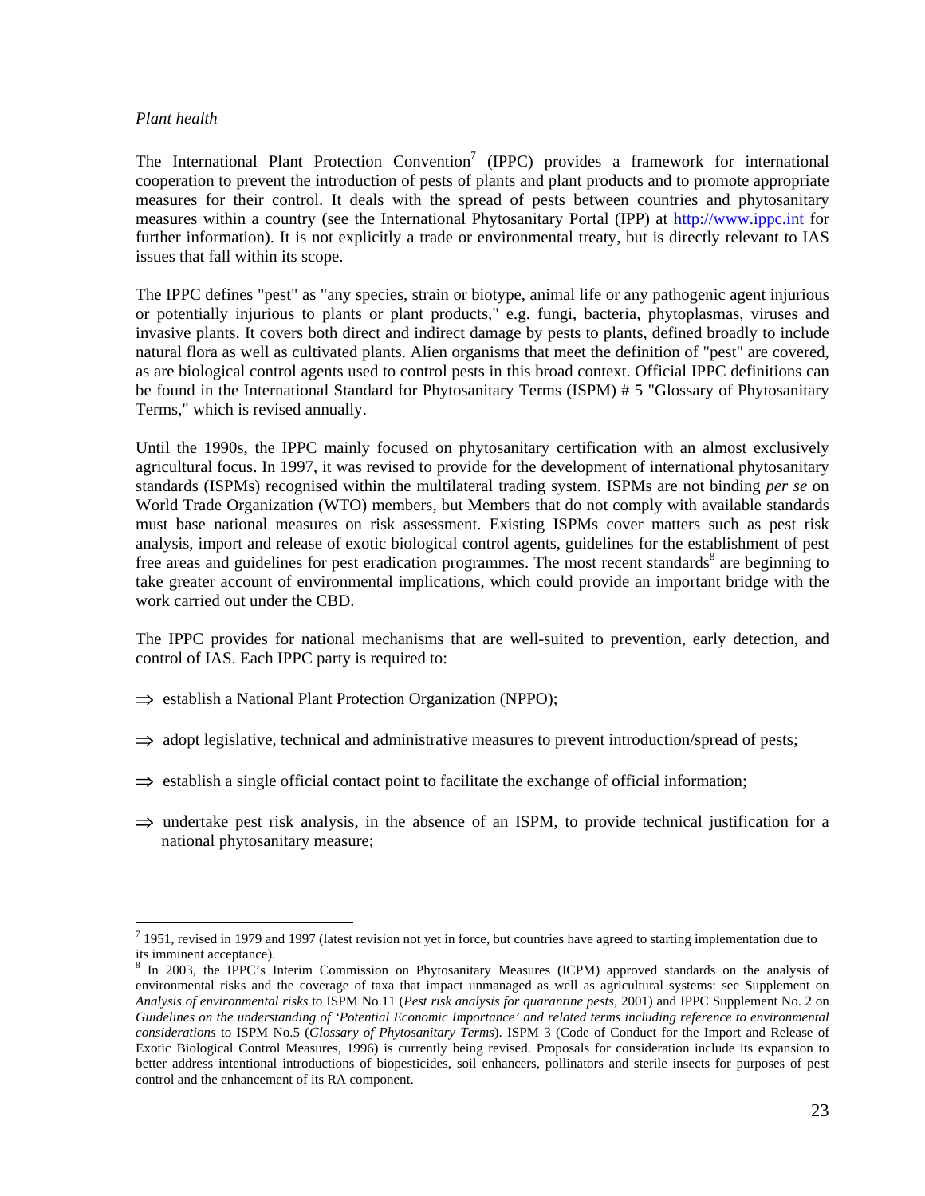*Plant health*

The International Plant Protection Convention[7] (IPPC) provides a framework for international cooperation to prevent the introduction of pests of plants and plant products and to promote appropriate measures for their control. It deals with the spread of pests between countries and phytosanitary measures within a country (see the International Phytosanitary Portal (IPP) at http://www.ippc.int for further information). It is not explicitly a trade or environmental treaty, but is directly relevant to IAS issues that fall within its scope.

The IPPC defines "pest" as "any species, strain or biotype, animal life or any pathogenic agent injurious or potentially injurious to plants or plant products," e.g. fungi, bacteria, phytoplasmas, viruses and invasive plants. It covers both direct and indirect damage by pests to plants, defined broadly to include natural flora as well as cultivated plants. Alien organisms that meet the definition of "pest" are covered, as are biological control agents used to control pests in this broad context. Official IPPC definitions can be found in the International Standard for Phytosanitary Terms (ISPM) # 5 "Glossary of Phytosanitary Terms," which is revised annually.

Until the 1990s, the IPPC mainly focused on phytosanitary certification with an almost exclusively agricultural focus. In 1997, it was revised to provide for the development of international phytosanitary standards (ISPMs) recognised within the multilateral trading system. ISPMs are not binding *per se* on World Trade Organization (WTO) members, but Members that do not comply with available standards must base national measures on risk assessment. Existing ISPMs cover matters such as pest risk analysis, import and release of exotic biological control agents, guidelines for the establishment of pest free areas and guidelines for pest eradication programmes. The most recent standards[8] are beginning to take greater account of environmental implications, which could provide an important bridge with the work carried out under the CBD.

The IPPC provides for national mechanisms that are well-suited to prevention, early detection, and control of IAS. Each IPPC party is required to:

- ⇒ establish a National Plant Protection Organization (NPPO);
- ⇒ adopt legislative, technical and administrative measures to prevent introduction/spread of pests;
- ⇒ establish a single official contact point to facilitate the exchange of official information;
- ⇒ undertake pest risk analysis, in the absence of an ISPM, to provide technical justification for a national phytosanitary measure;

---

[7] 1951, revised in 1979 and 1997 (latest revision not yet in force, but countries have agreed to starting implementation due to its imminent acceptance).

[8] In 2003, the IPPC's Interim Commission on Phytosanitary Measures (ICPM) approved standards on the analysis of environmental risks and the coverage of taxa that impact unmanaged as well as agricultural systems: see Supplement on *Analysis of environmental risks* to ISPM No.11 (*Pest risk analysis for quarantine pests*, 2001) and IPPC Supplement No. 2 on *Guidelines on the understanding of 'Potential Economic Importance' and related terms including reference to environmental considerations* to ISPM No.5 (*Glossary of Phytosanitary Terms*). ISPM 3 (Code of Conduct for the Import and Release of Exotic Biological Control Measures, 1996) is currently being revised. Proposals for consideration include its expansion to better address intentional introductions of biopesticides, soil enhancers, pollinators and sterile insects for purposes of pest control and the enhancement of its RA component.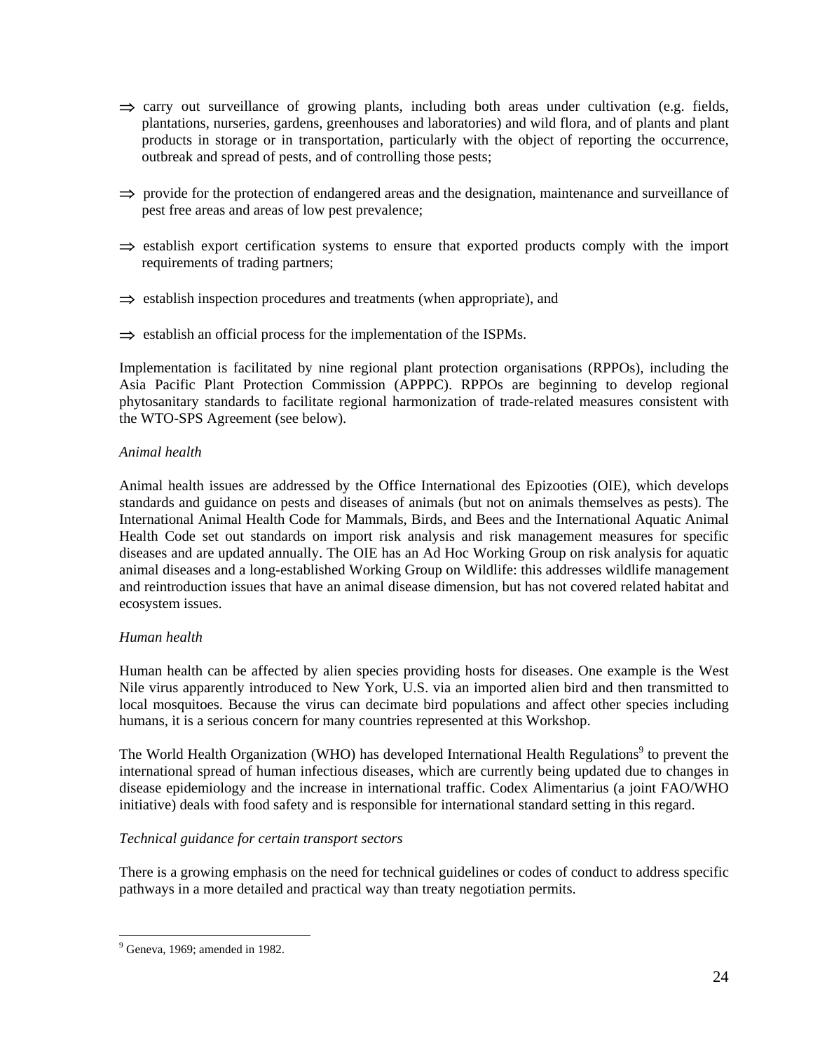⇒ carry out surveillance of growing plants, including both areas under cultivation (e.g. fields, plantations, nurseries, gardens, greenhouses and laboratories) and wild flora, and of plants and plant products in storage or in transportation, particularly with the object of reporting the occurrence, outbreak and spread of pests, and of controlling those pests;

⇒ provide for the protection of endangered areas and the designation, maintenance and surveillance of pest free areas and areas of low pest prevalence;

⇒ establish export certification systems to ensure that exported products comply with the import requirements of trading partners;

⇒ establish inspection procedures and treatments (when appropriate), and

⇒ establish an official process for the implementation of the ISPMs.

Implementation is facilitated by nine regional plant protection organisations (RPPOs), including the Asia Pacific Plant Protection Commission (APPPC). RPPOs are beginning to develop regional phytosanitary standards to facilitate regional harmonization of trade-related measures consistent with the WTO-SPS Agreement (see below).

*Animal health*

Animal health issues are addressed by the Office International des Epizooties (OIE), which develops standards and guidance on pests and diseases of animals (but not on animals themselves as pests). The International Animal Health Code for Mammals, Birds, and Bees and the International Aquatic Animal Health Code set out standards on import risk analysis and risk management measures for specific diseases and are updated annually. The OIE has an Ad Hoc Working Group on risk analysis for aquatic animal diseases and a long-established Working Group on Wildlife: this addresses wildlife management and reintroduction issues that have an animal disease dimension, but has not covered related habitat and ecosystem issues.

*Human health*

Human health can be affected by alien species providing hosts for diseases. One example is the West Nile virus apparently introduced to New York, U.S. via an imported alien bird and then transmitted to local mosquitoes. Because the virus can decimate bird populations and affect other species including humans, it is a serious concern for many countries represented at this Workshop.

The World Health Organization (WHO) has developed International Health Regulations[9] to prevent the international spread of human infectious diseases, which are currently being updated due to changes in disease epidemiology and the increase in international traffic. Codex Alimentarius (a joint FAO/WHO initiative) deals with food safety and is responsible for international standard setting in this regard.

*Technical guidance for certain transport sectors*

There is a growing emphasis on the need for technical guidelines or codes of conduct to address specific pathways in a more detailed and practical way than treaty negotiation permits.

[9] Geneva, 1969; amended in 1982.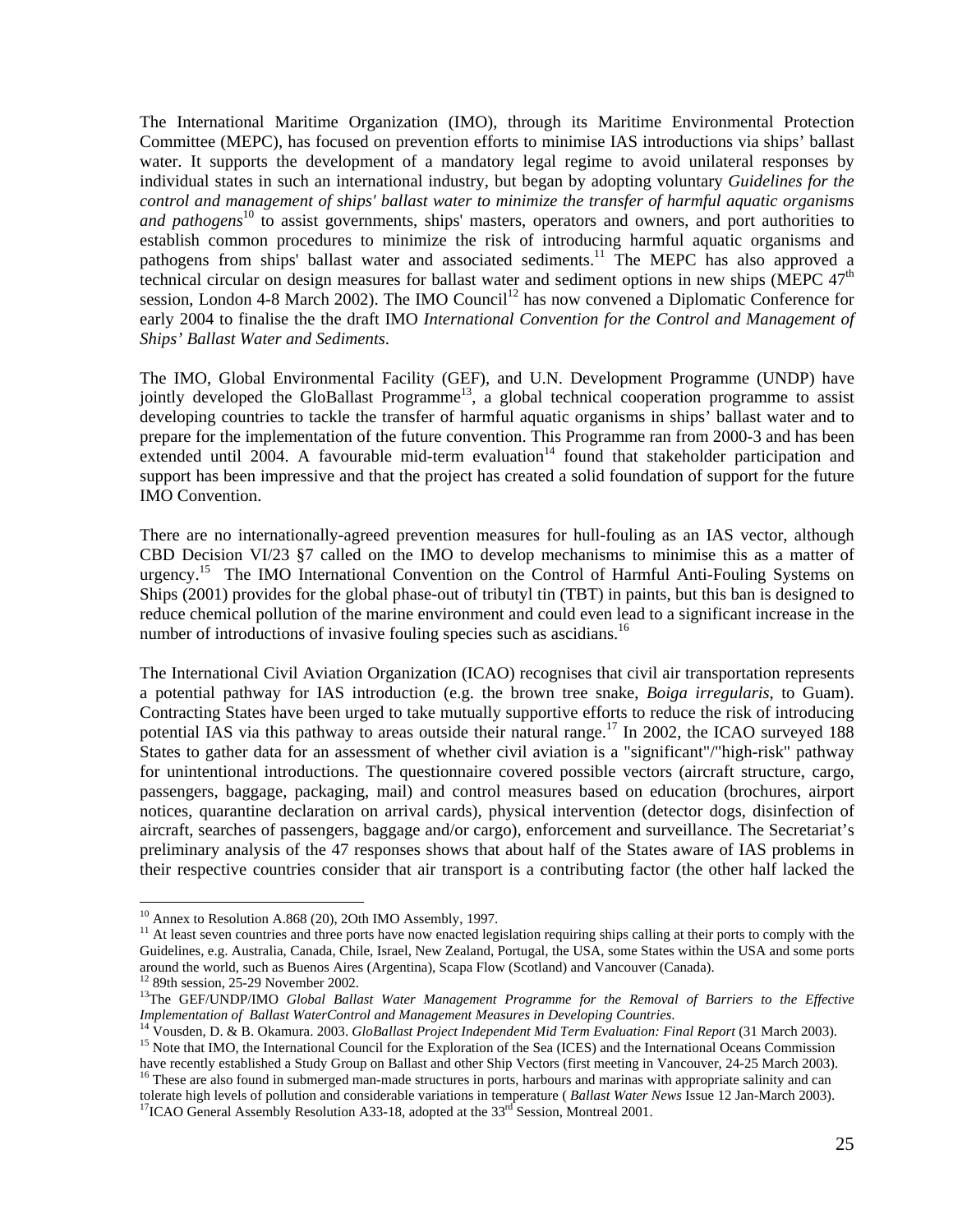The International Maritime Organization (IMO), through its Maritime Environmental Protection Committee (MEPC), has focused on prevention efforts to minimise IAS introductions via ships' ballast water. It supports the development of a mandatory legal regime to avoid unilateral responses by individual states in such an international industry, but began by adopting voluntary *Guidelines for the control and management of ships' ballast water to minimize the transfer of harmful aquatic organisms and pathogens*[10] to assist governments, ships' masters, operators and owners, and port authorities to establish common procedures to minimize the risk of introducing harmful aquatic organisms and pathogens from ships' ballast water and associated sediments.[11] The MEPC has also approved a technical circular on design measures for ballast water and sediment options in new ships (MEPC 47$^{th}$ session, London 4-8 March 2002). The IMO Council[12] has now convened a Diplomatic Conference for early 2004 to finalise the the draft IMO *International Convention for the Control and Management of Ships' Ballast Water and Sediments*.

The IMO, Global Environmental Facility (GEF), and U.N. Development Programme (UNDP) have jointly developed the GloBallast Programme[13], a global technical cooperation programme to assist developing countries to tackle the transfer of harmful aquatic organisms in ships' ballast water and to prepare for the implementation of the future convention. This Programme ran from 2000-3 and has been extended until 2004. A favourable mid-term evaluation[14] found that stakeholder participation and support has been impressive and that the project has created a solid foundation of support for the future IMO Convention.

There are no internationally-agreed prevention measures for hull-fouling as an IAS vector, although CBD Decision VI/23 §7 called on the IMO to develop mechanisms to minimise this as a matter of urgency.[15] The IMO International Convention on the Control of Harmful Anti-Fouling Systems on Ships (2001) provides for the global phase-out of tributyl tin (TBT) in paints, but this ban is designed to reduce chemical pollution of the marine environment and could even lead to a significant increase in the number of introductions of invasive fouling species such as ascidians.[16]

The International Civil Aviation Organization (ICAO) recognises that civil air transportation represents a potential pathway for IAS introduction (e.g. the brown tree snake, *Boiga irregularis*, to Guam). Contracting States have been urged to take mutually supportive efforts to reduce the risk of introducing potential IAS via this pathway to areas outside their natural range.[17] In 2002, the ICAO surveyed 188 States to gather data for an assessment of whether civil aviation is a "significant"/"high-risk" pathway for unintentional introductions. The questionnaire covered possible vectors (aircraft structure, cargo, passengers, baggage, packaging, mail) and control measures based on education (brochures, airport notices, quarantine declaration on arrival cards), physical intervention (detector dogs, disinfection of aircraft, searches of passengers, baggage and/or cargo), enforcement and surveillance. The Secretariat's preliminary analysis of the 47 responses shows that about half of the States aware of IAS problems in their respective countries consider that air transport is a contributing factor (the other half lacked the

---

[10] Annex to Resolution A.868 (20), 2Oth IMO Assembly, 1997.

[11] At least seven countries and three ports have now enacted legislation requiring ships calling at their ports to comply with the Guidelines, e.g. Australia, Canada, Chile, Israel, New Zealand, Portugal, the USA, some States within the USA and some ports around the world, such as Buenos Aires (Argentina), Scapa Flow (Scotland) and Vancouver (Canada).

[12] 89th session, 25-29 November 2002.

[13] The GEF/UNDP/IMO *Global Ballast Water Management Programme for the Removal of Barriers to the Effective Implementation of Ballast WaterControl and Management Measures in Developing Countries.*

[14] Vousden, D. & B. Okamura. 2003. *GloBallast Project Independent Mid Term Evaluation: Final Report* (31 March 2003).

[15] Note that IMO, the International Council for the Exploration of the Sea (ICES) and the International Oceans Commission have recently established a Study Group on Ballast and other Ship Vectors (first meeting in Vancouver, 24-25 March 2003).

[16] These are also found in submerged man-made structures in ports, harbours and marinas with appropriate salinity and can tolerate high levels of pollution and considerable variations in temperature ( *Ballast Water News* Issue 12 Jan-March 2003).

[17] ICAO General Assembly Resolution A33-18, adopted at the 33$^{rd}$ Session, Montreal 2001.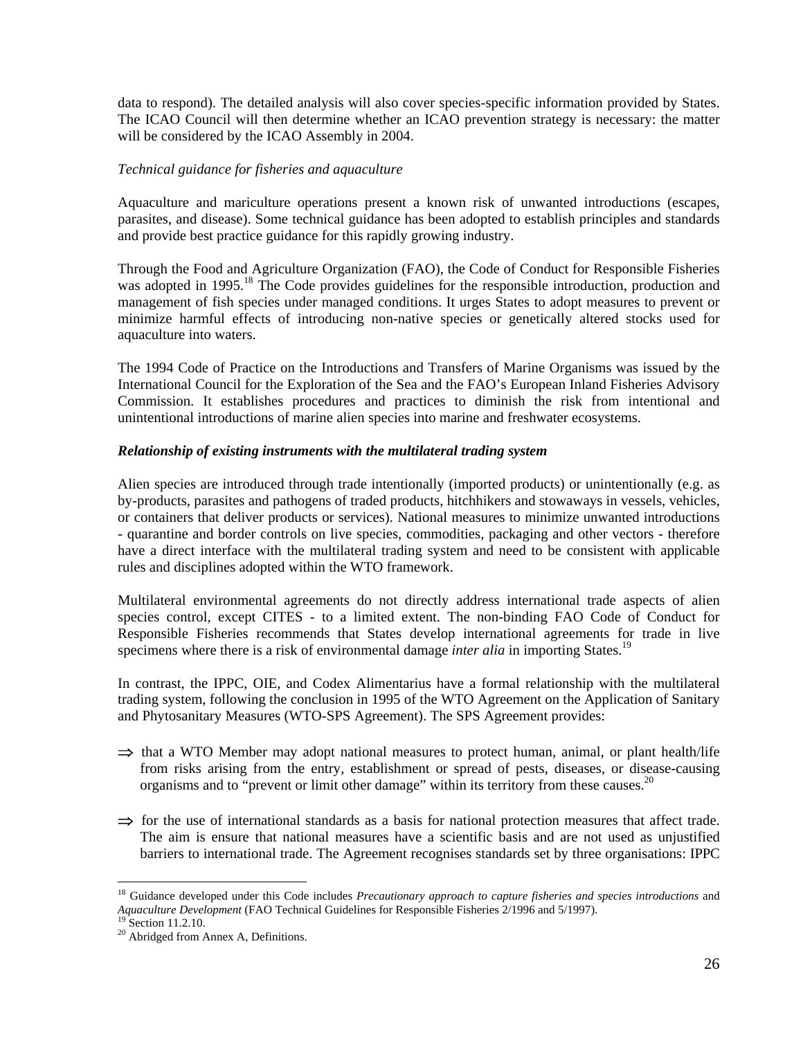data to respond). The detailed analysis will also cover species-specific information provided by States. The ICAO Council will then determine whether an ICAO prevention strategy is necessary: the matter will be considered by the ICAO Assembly in 2004.

*Technical guidance for fisheries and aquaculture*

Aquaculture and mariculture operations present a known risk of unwanted introductions (escapes, parasites, and disease). Some technical guidance has been adopted to establish principles and standards and provide best practice guidance for this rapidly growing industry.

Through the Food and Agriculture Organization (FAO), the Code of Conduct for Responsible Fisheries was adopted in 1995.[18] The Code provides guidelines for the responsible introduction, production and management of fish species under managed conditions. It urges States to adopt measures to prevent or minimize harmful effects of introducing non-native species or genetically altered stocks used for aquaculture into waters.

The 1994 Code of Practice on the Introductions and Transfers of Marine Organisms was issued by the International Council for the Exploration of the Sea and the FAO's European Inland Fisheries Advisory Commission. It establishes procedures and practices to diminish the risk from intentional and unintentional introductions of marine alien species into marine and freshwater ecosystems.

***Relationship of existing instruments with the multilateral trading system***

Alien species are introduced through trade intentionally (imported products) or unintentionally (e.g. as by-products, parasites and pathogens of traded products, hitchhikers and stowaways in vessels, vehicles, or containers that deliver products or services). National measures to minimize unwanted introductions - quarantine and border controls on live species, commodities, packaging and other vectors - therefore have a direct interface with the multilateral trading system and need to be consistent with applicable rules and disciplines adopted within the WTO framework.

Multilateral environmental agreements do not directly address international trade aspects of alien species control, except CITES - to a limited extent. The non-binding FAO Code of Conduct for Responsible Fisheries recommends that States develop international agreements for trade in live specimens where there is a risk of environmental damage *inter alia* in importing States.[19]

In contrast, the IPPC, OIE, and Codex Alimentarius have a formal relationship with the multilateral trading system, following the conclusion in 1995 of the WTO Agreement on the Application of Sanitary and Phytosanitary Measures (WTO-SPS Agreement). The SPS Agreement provides:

⇒ that a WTO Member may adopt national measures to protect human, animal, or plant health/life from risks arising from the entry, establishment or spread of pests, diseases, or disease-causing organisms and to "prevent or limit other damage" within its territory from these causes.[20]

⇒ for the use of international standards as a basis for national protection measures that affect trade. The aim is ensure that national measures have a scientific basis and are not used as unjustified barriers to international trade. The Agreement recognises standards set by three organisations: IPPC

---

[18] Guidance developed under this Code includes *Precautionary approach to capture fisheries and species introductions* and *Aquaculture Development* (FAO Technical Guidelines for Responsible Fisheries 2/1996 and 5/1997).

[19] Section 11.2.10.

[20] Abridged from Annex A, Definitions.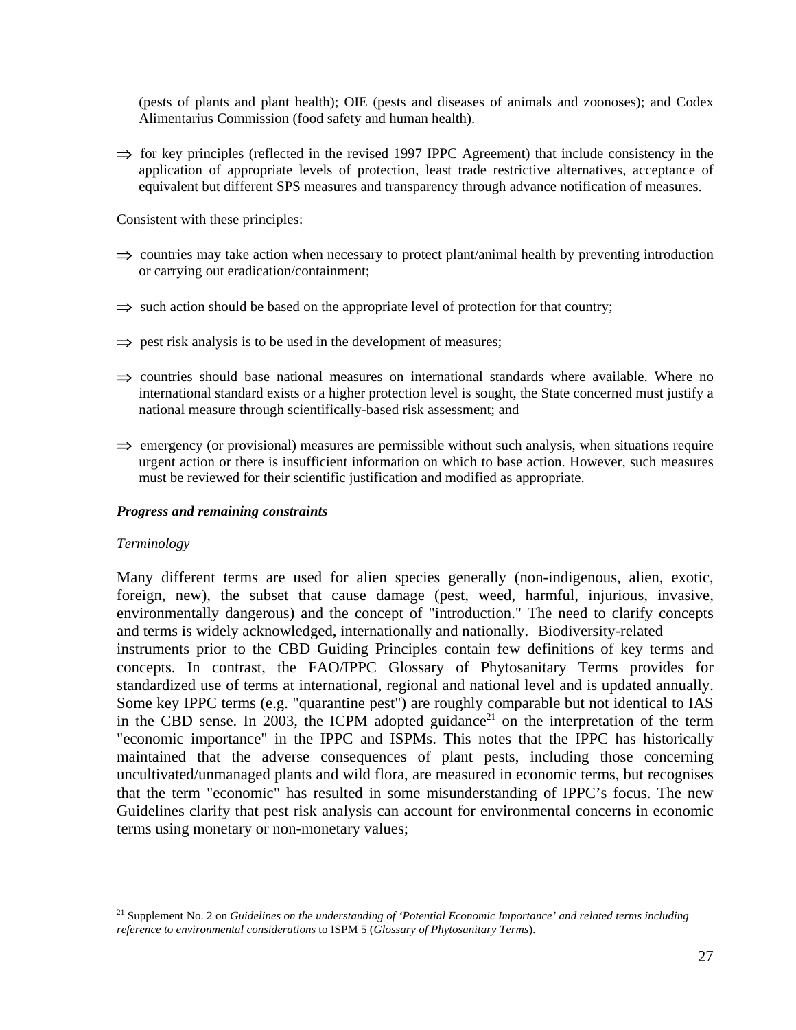(pests of plants and plant health); OIE (pests and diseases of animals and zoonoses); and Codex Alimentarius Commission (food safety and human health).

⇒ for key principles (reflected in the revised 1997 IPPC Agreement) that include consistency in the application of appropriate levels of protection, least trade restrictive alternatives, acceptance of equivalent but different SPS measures and transparency through advance notification of measures.

Consistent with these principles:

⇒ countries may take action when necessary to protect plant/animal health by preventing introduction or carrying out eradication/containment;

⇒ such action should be based on the appropriate level of protection for that country;

⇒ pest risk analysis is to be used in the development of measures;

⇒ countries should base national measures on international standards where available. Where no international standard exists or a higher protection level is sought, the State concerned must justify a national measure through scientifically-based risk assessment; and

⇒ emergency (or provisional) measures are permissible without such analysis, when situations require urgent action or there is insufficient information on which to base action. However, such measures must be reviewed for their scientific justification and modified as appropriate.

***Progress and remaining constraints***

*Terminology*

Many different terms are used for alien species generally (non-indigenous, alien, exotic, foreign, new), the subset that cause damage (pest, weed, harmful, injurious, invasive, environmentally dangerous) and the concept of "introduction." The need to clarify concepts and terms is widely acknowledged, internationally and nationally. Biodiversity-related instruments prior to the CBD Guiding Principles contain few definitions of key terms and concepts. In contrast, the FAO/IPPC Glossary of Phytosanitary Terms provides for standardized use of terms at international, regional and national level and is updated annually. Some key IPPC terms (e.g. "quarantine pest") are roughly comparable but not identical to IAS in the CBD sense. In 2003, the ICPM adopted guidance[21] on the interpretation of the term "economic importance" in the IPPC and ISPMs. This notes that the IPPC has historically maintained that the adverse consequences of plant pests, including those concerning uncultivated/unmanaged plants and wild flora, are measured in economic terms, but recognises that the term "economic" has resulted in some misunderstanding of IPPC's focus. The new Guidelines clarify that pest risk analysis can account for environmental concerns in economic terms using monetary or non-monetary values;

---

[21] Supplement No. 2 on *Guidelines on the understanding of 'Potential Economic Importance' and related terms including reference to environmental considerations* to ISPM 5 (*Glossary of Phytosanitary Terms*).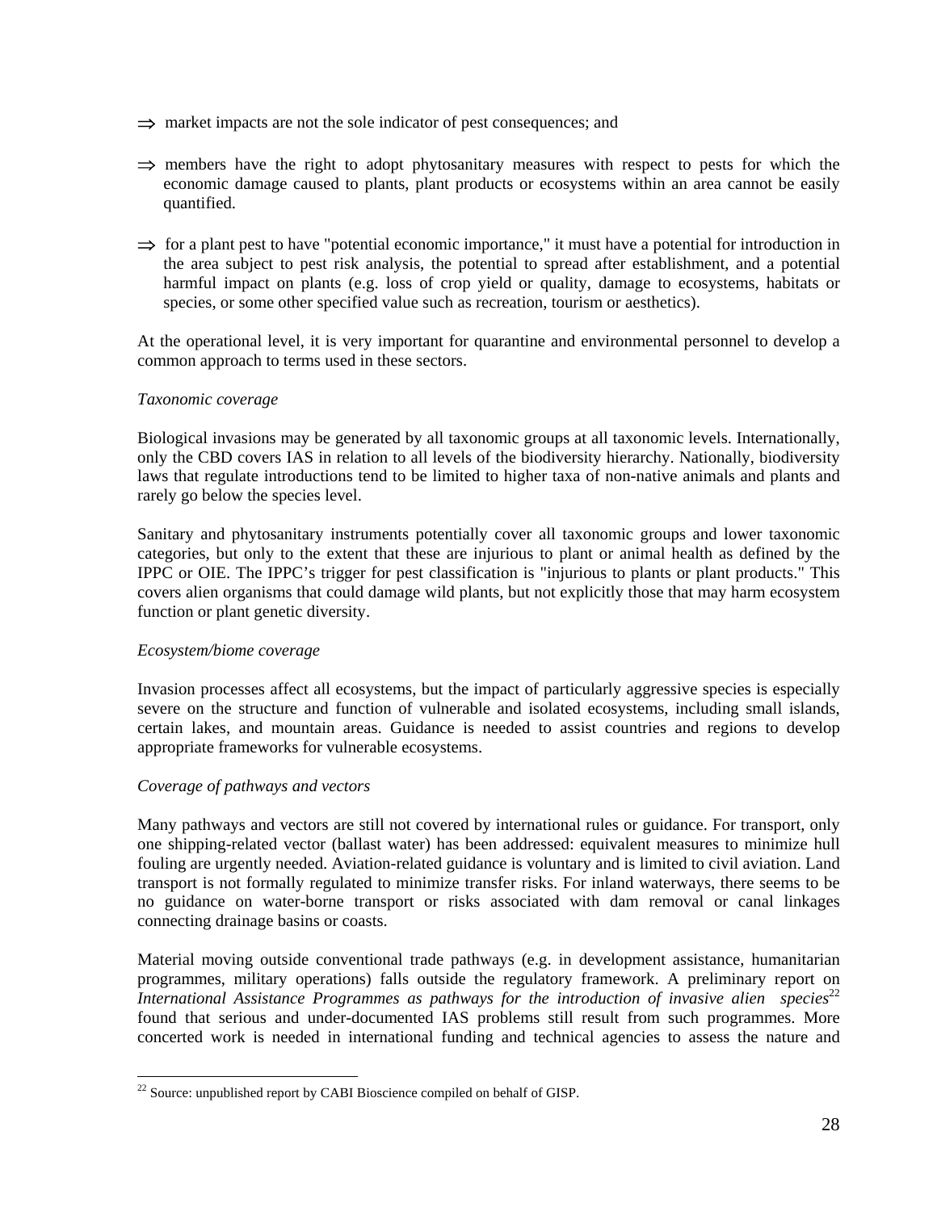⇒ market impacts are not the sole indicator of pest consequences; and

⇒ members have the right to adopt phytosanitary measures with respect to pests for which the economic damage caused to plants, plant products or ecosystems within an area cannot be easily quantified.

⇒ for a plant pest to have "potential economic importance," it must have a potential for introduction in the area subject to pest risk analysis, the potential to spread after establishment, and a potential harmful impact on plants (e.g. loss of crop yield or quality, damage to ecosystems, habitats or species, or some other specified value such as recreation, tourism or aesthetics).

At the operational level, it is very important for quarantine and environmental personnel to develop a common approach to terms used in these sectors.

*Taxonomic coverage*

Biological invasions may be generated by all taxonomic groups at all taxonomic levels. Internationally, only the CBD covers IAS in relation to all levels of the biodiversity hierarchy. Nationally, biodiversity laws that regulate introductions tend to be limited to higher taxa of non-native animals and plants and rarely go below the species level.

Sanitary and phytosanitary instruments potentially cover all taxonomic groups and lower taxonomic categories, but only to the extent that these are injurious to plant or animal health as defined by the IPPC or OIE. The IPPC's trigger for pest classification is "injurious to plants or plant products." This covers alien organisms that could damage wild plants, but not explicitly those that may harm ecosystem function or plant genetic diversity.

*Ecosystem/biome coverage*

Invasion processes affect all ecosystems, but the impact of particularly aggressive species is especially severe on the structure and function of vulnerable and isolated ecosystems, including small islands, certain lakes, and mountain areas. Guidance is needed to assist countries and regions to develop appropriate frameworks for vulnerable ecosystems.

*Coverage of pathways and vectors*

Many pathways and vectors are still not covered by international rules or guidance. For transport, only one shipping-related vector (ballast water) has been addressed: equivalent measures to minimize hull fouling are urgently needed. Aviation-related guidance is voluntary and is limited to civil aviation. Land transport is not formally regulated to minimize transfer risks. For inland waterways, there seems to be no guidance on water-borne transport or risks associated with dam removal or canal linkages connecting drainage basins or coasts.

Material moving outside conventional trade pathways (e.g. in development assistance, humanitarian programmes, military operations) falls outside the regulatory framework. A preliminary report on *International Assistance Programmes as pathways for the introduction of invasive alien species*[22] found that serious and under-documented IAS problems still result from such programmes. More concerted work is needed in international funding and technical agencies to assess the nature and

[22] Source: unpublished report by CABI Bioscience compiled on behalf of GISP.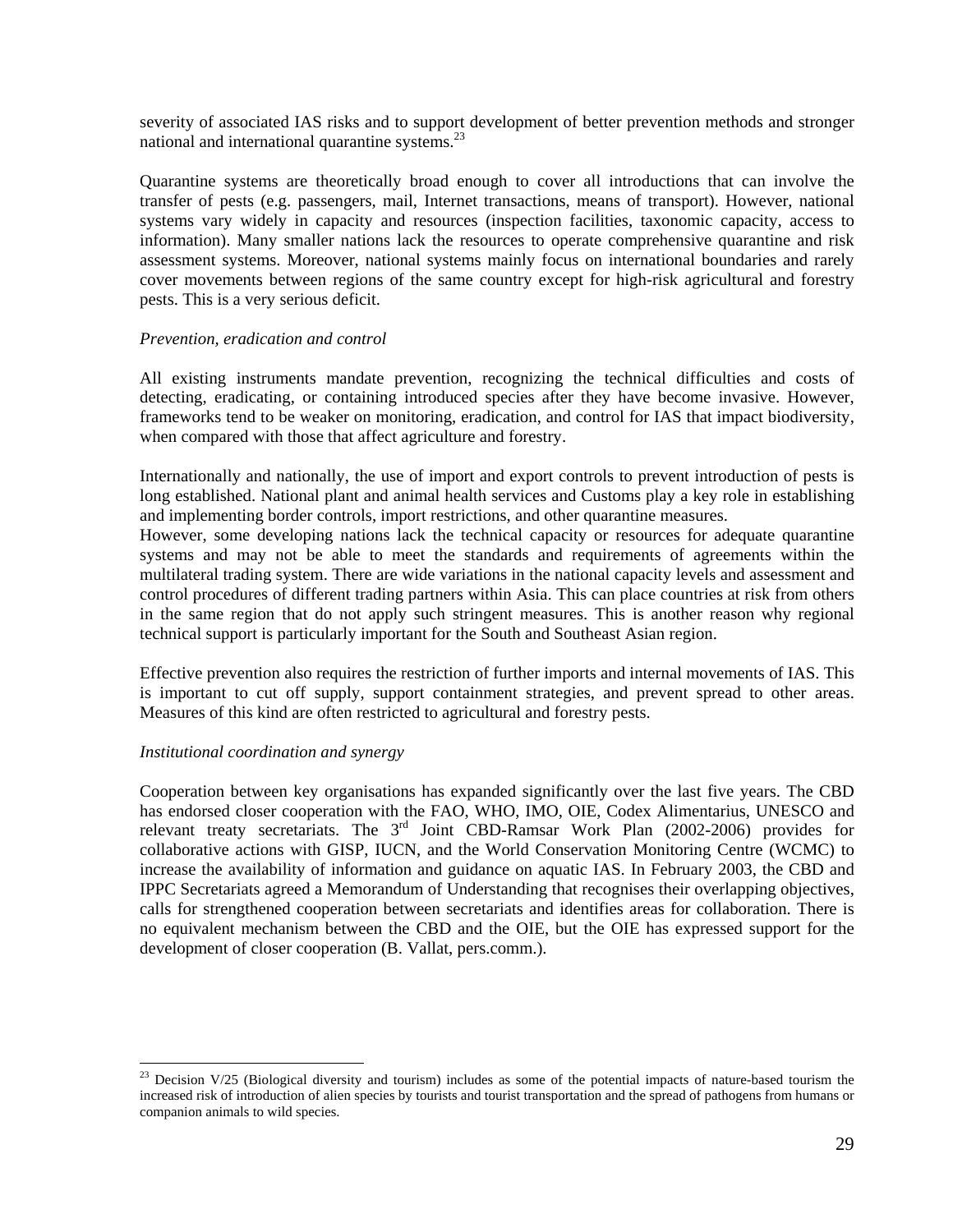severity of associated IAS risks and to support development of better prevention methods and stronger national and international quarantine systems.[23]

Quarantine systems are theoretically broad enough to cover all introductions that can involve the transfer of pests (e.g. passengers, mail, Internet transactions, means of transport). However, national systems vary widely in capacity and resources (inspection facilities, taxonomic capacity, access to information). Many smaller nations lack the resources to operate comprehensive quarantine and risk assessment systems. Moreover, national systems mainly focus on international boundaries and rarely cover movements between regions of the same country except for high-risk agricultural and forestry pests. This is a very serious deficit.

*Prevention, eradication and control*

All existing instruments mandate prevention, recognizing the technical difficulties and costs of detecting, eradicating, or containing introduced species after they have become invasive. However, frameworks tend to be weaker on monitoring, eradication, and control for IAS that impact biodiversity, when compared with those that affect agriculture and forestry.

Internationally and nationally, the use of import and export controls to prevent introduction of pests is long established. National plant and animal health services and Customs play a key role in establishing and implementing border controls, import restrictions, and other quarantine measures.
However, some developing nations lack the technical capacity or resources for adequate quarantine systems and may not be able to meet the standards and requirements of agreements within the multilateral trading system. There are wide variations in the national capacity levels and assessment and control procedures of different trading partners within Asia. This can place countries at risk from others in the same region that do not apply such stringent measures. This is another reason why regional technical support is particularly important for the South and Southeast Asian region.

Effective prevention also requires the restriction of further imports and internal movements of IAS. This is important to cut off supply, support containment strategies, and prevent spread to other areas. Measures of this kind are often restricted to agricultural and forestry pests.

*Institutional coordination and synergy*

Cooperation between key organisations has expanded significantly over the last five years. The CBD has endorsed closer cooperation with the FAO, WHO, IMO, OIE, Codex Alimentarius, UNESCO and relevant treaty secretariats. The 3rd Joint CBD-Ramsar Work Plan (2002-2006) provides for collaborative actions with GISP, IUCN, and the World Conservation Monitoring Centre (WCMC) to increase the availability of information and guidance on aquatic IAS. In February 2003, the CBD and IPPC Secretariats agreed a Memorandum of Understanding that recognises their overlapping objectives, calls for strengthened cooperation between secretariats and identifies areas for collaboration. There is no equivalent mechanism between the CBD and the OIE, but the OIE has expressed support for the development of closer cooperation (B. Vallat, pers.comm.).

---

[23] Decision V/25 (Biological diversity and tourism) includes as some of the potential impacts of nature-based tourism the increased risk of introduction of alien species by tourists and tourist transportation and the spread of pathogens from humans or companion animals to wild species.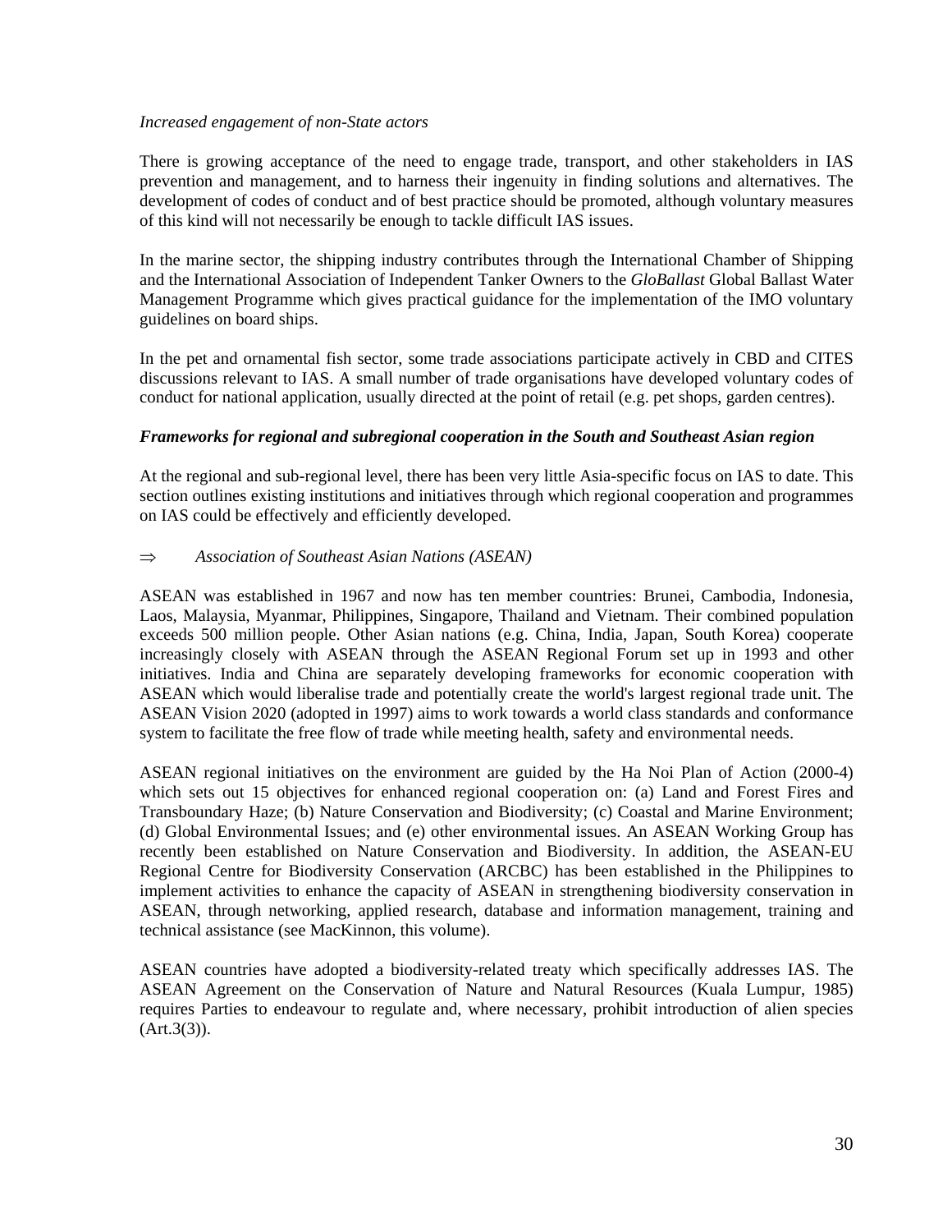*Increased engagement of non-State actors*

There is growing acceptance of the need to engage trade, transport, and other stakeholders in IAS prevention and management, and to harness their ingenuity in finding solutions and alternatives. The development of codes of conduct and of best practice should be promoted, although voluntary measures of this kind will not necessarily be enough to tackle difficult IAS issues.

In the marine sector, the shipping industry contributes through the International Chamber of Shipping and the International Association of Independent Tanker Owners to the *GloBallast* Global Ballast Water Management Programme which gives practical guidance for the implementation of the IMO voluntary guidelines on board ships.

In the pet and ornamental fish sector, some trade associations participate actively in CBD and CITES discussions relevant to IAS. A small number of trade organisations have developed voluntary codes of conduct for national application, usually directed at the point of retail (e.g. pet shops, garden centres).

***Frameworks for regional and subregional cooperation in the South and Southeast Asian region***

At the regional and sub-regional level, there has been very little Asia-specific focus on IAS to date. This section outlines existing institutions and initiatives through which regional cooperation and programmes on IAS could be effectively and efficiently developed.

⇒ *Association of Southeast Asian Nations (ASEAN)*

ASEAN was established in 1967 and now has ten member countries: Brunei, Cambodia, Indonesia, Laos, Malaysia, Myanmar, Philippines, Singapore, Thailand and Vietnam. Their combined population exceeds 500 million people. Other Asian nations (e.g. China, India, Japan, South Korea) cooperate increasingly closely with ASEAN through the ASEAN Regional Forum set up in 1993 and other initiatives. India and China are separately developing frameworks for economic cooperation with ASEAN which would liberalise trade and potentially create the world's largest regional trade unit. The ASEAN Vision 2020 (adopted in 1997) aims to work towards a world class standards and conformance system to facilitate the free flow of trade while meeting health, safety and environmental needs.

ASEAN regional initiatives on the environment are guided by the Ha Noi Plan of Action (2000-4) which sets out 15 objectives for enhanced regional cooperation on: (a) Land and Forest Fires and Transboundary Haze; (b) Nature Conservation and Biodiversity; (c) Coastal and Marine Environment; (d) Global Environmental Issues; and (e) other environmental issues. An ASEAN Working Group has recently been established on Nature Conservation and Biodiversity. In addition, the ASEAN-EU Regional Centre for Biodiversity Conservation (ARCBC) has been established in the Philippines to implement activities to enhance the capacity of ASEAN in strengthening biodiversity conservation in ASEAN, through networking, applied research, database and information management, training and technical assistance (see MacKinnon, this volume).

ASEAN countries have adopted a biodiversity-related treaty which specifically addresses IAS. The ASEAN Agreement on the Conservation of Nature and Natural Resources (Kuala Lumpur, 1985) requires Parties to endeavour to regulate and, where necessary, prohibit introduction of alien species (Art.3(3)).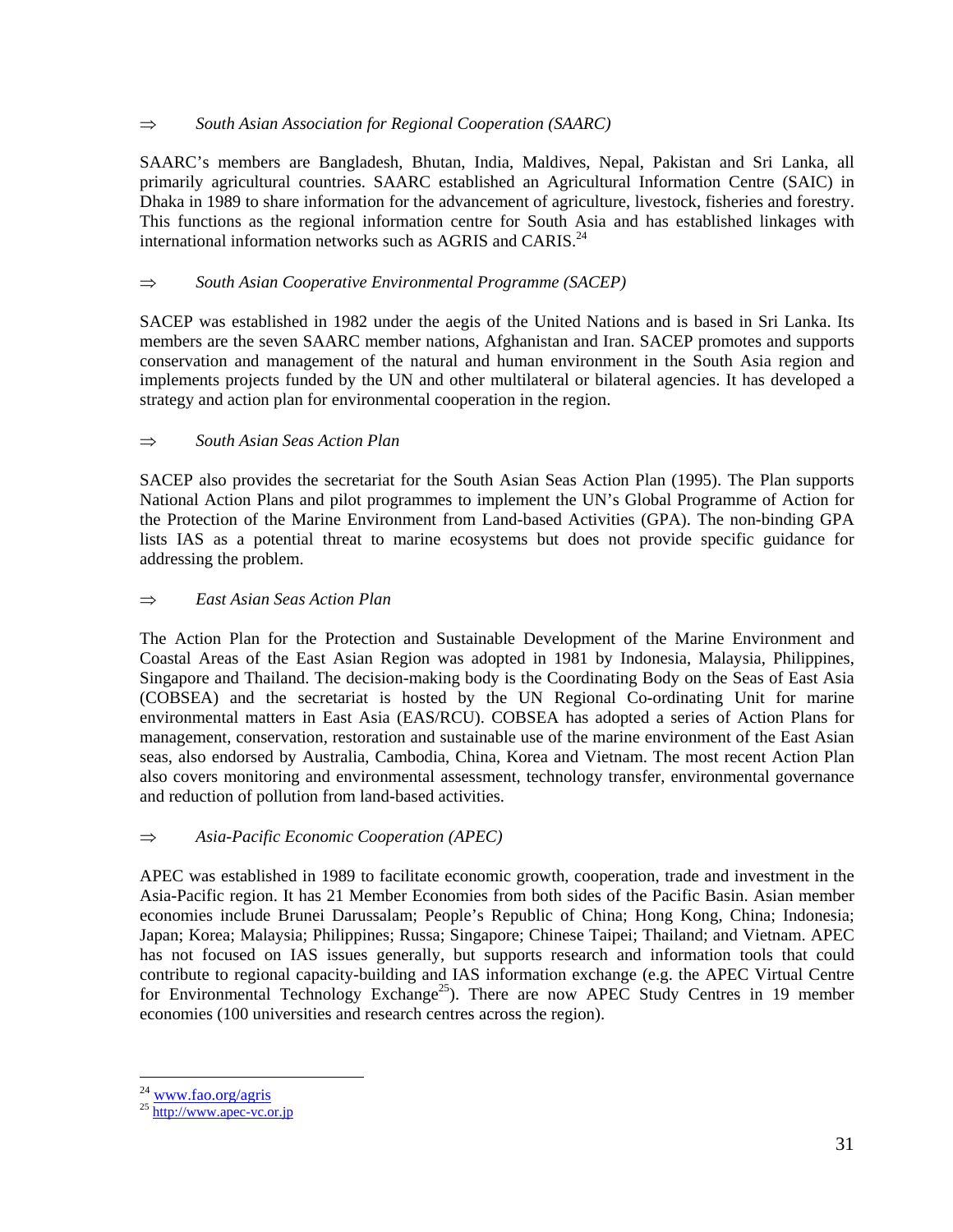⇒ *South Asian Association for Regional Cooperation (SAARC)*

SAARC's members are Bangladesh, Bhutan, India, Maldives, Nepal, Pakistan and Sri Lanka, all primarily agricultural countries. SAARC established an Agricultural Information Centre (SAIC) in Dhaka in 1989 to share information for the advancement of agriculture, livestock, fisheries and forestry. This functions as the regional information centre for South Asia and has established linkages with international information networks such as AGRIS and CARIS.[24]

⇒ *South Asian Cooperative Environmental Programme (SACEP)*

SACEP was established in 1982 under the aegis of the United Nations and is based in Sri Lanka. Its members are the seven SAARC member nations, Afghanistan and Iran. SACEP promotes and supports conservation and management of the natural and human environment in the South Asia region and implements projects funded by the UN and other multilateral or bilateral agencies. It has developed a strategy and action plan for environmental cooperation in the region.

⇒ *South Asian Seas Action Plan*

SACEP also provides the secretariat for the South Asian Seas Action Plan (1995). The Plan supports National Action Plans and pilot programmes to implement the UN's Global Programme of Action for the Protection of the Marine Environment from Land-based Activities (GPA). The non-binding GPA lists IAS as a potential threat to marine ecosystems but does not provide specific guidance for addressing the problem.

⇒ *East Asian Seas Action Plan*

The Action Plan for the Protection and Sustainable Development of the Marine Environment and Coastal Areas of the East Asian Region was adopted in 1981 by Indonesia, Malaysia, Philippines, Singapore and Thailand. The decision-making body is the Coordinating Body on the Seas of East Asia (COBSEA) and the secretariat is hosted by the UN Regional Co-ordinating Unit for marine environmental matters in East Asia (EAS/RCU). COBSEA has adopted a series of Action Plans for management, conservation, restoration and sustainable use of the marine environment of the East Asian seas, also endorsed by Australia, Cambodia, China, Korea and Vietnam. The most recent Action Plan also covers monitoring and environmental assessment, technology transfer, environmental governance and reduction of pollution from land-based activities.

⇒ *Asia-Pacific Economic Cooperation (APEC)*

APEC was established in 1989 to facilitate economic growth, cooperation, trade and investment in the Asia-Pacific region. It has 21 Member Economies from both sides of the Pacific Basin. Asian member economies include Brunei Darussalam; People's Republic of China; Hong Kong, China; Indonesia; Japan; Korea; Malaysia; Philippines; Russa; Singapore; Chinese Taipei; Thailand; and Vietnam. APEC has not focused on IAS issues generally, but supports research and information tools that could contribute to regional capacity-building and IAS information exchange (e.g. the APEC Virtual Centre for Environmental Technology Exchange[25]). There are now APEC Study Centres in 19 member economies (100 universities and research centres across the region).

---

[24] www.fao.org/agris

[25] http://www.apec-vc.or.jp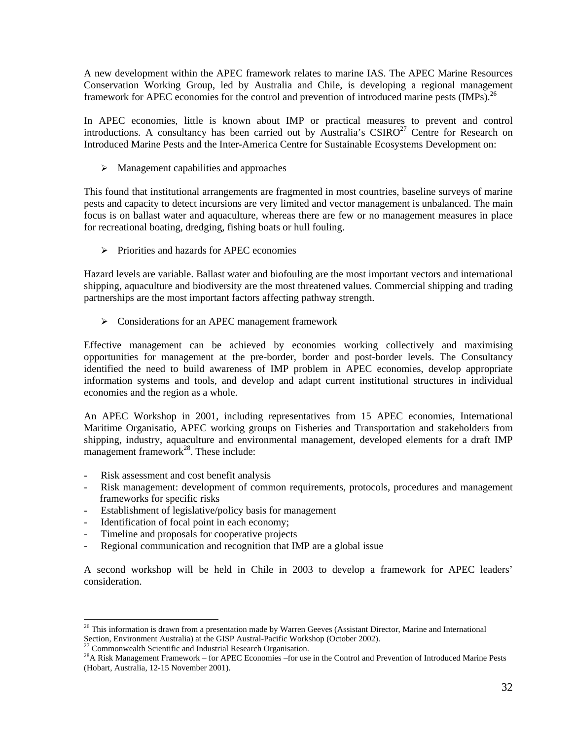A new development within the APEC framework relates to marine IAS. The APEC Marine Resources Conservation Working Group, led by Australia and Chile, is developing a regional management framework for APEC economies for the control and prevention of introduced marine pests (IMPs).[26]

In APEC economies, little is known about IMP or practical measures to prevent and control introductions. A consultancy has been carried out by Australia's CSIRO[27] Centre for Research on Introduced Marine Pests and the Inter-America Centre for Sustainable Ecosystems Development on:

- Management capabilities and approaches

This found that institutional arrangements are fragmented in most countries, baseline surveys of marine pests and capacity to detect incursions are very limited and vector management is unbalanced. The main focus is on ballast water and aquaculture, whereas there are few or no management measures in place for recreational boating, dredging, fishing boats or hull fouling.

- Priorities and hazards for APEC economies

Hazard levels are variable. Ballast water and biofouling are the most important vectors and international shipping, aquaculture and biodiversity are the most threatened values. Commercial shipping and trading partnerships are the most important factors affecting pathway strength.

- Considerations for an APEC management framework

Effective management can be achieved by economies working collectively and maximising opportunities for management at the pre-border, border and post-border levels. The Consultancy identified the need to build awareness of IMP problem in APEC economies, develop appropriate information systems and tools, and develop and adapt current institutional structures in individual economies and the region as a whole.

An APEC Workshop in 2001, including representatives from 15 APEC economies, International Maritime Organisatio, APEC working groups on Fisheries and Transportation and stakeholders from shipping, industry, aquaculture and environmental management, developed elements for a draft IMP management framework[28]. These include:

- Risk assessment and cost benefit analysis
- Risk management: development of common requirements, protocols, procedures and management frameworks for specific risks
- Establishment of legislative/policy basis for management
- Identification of focal point in each economy;
- Timeline and proposals for cooperative projects
- Regional communication and recognition that IMP are a global issue

A second workshop will be held in Chile in 2003 to develop a framework for APEC leaders' consideration.

---

[26] This information is drawn from a presentation made by Warren Geeves (Assistant Director, Marine and International Section, Environment Australia) at the GISP Austral-Pacific Workshop (October 2002).

[27] Commonwealth Scientific and Industrial Research Organisation.

[28] A Risk Management Framework – for APEC Economies –for use in the Control and Prevention of Introduced Marine Pests (Hobart, Australia, 12-15 November 2001).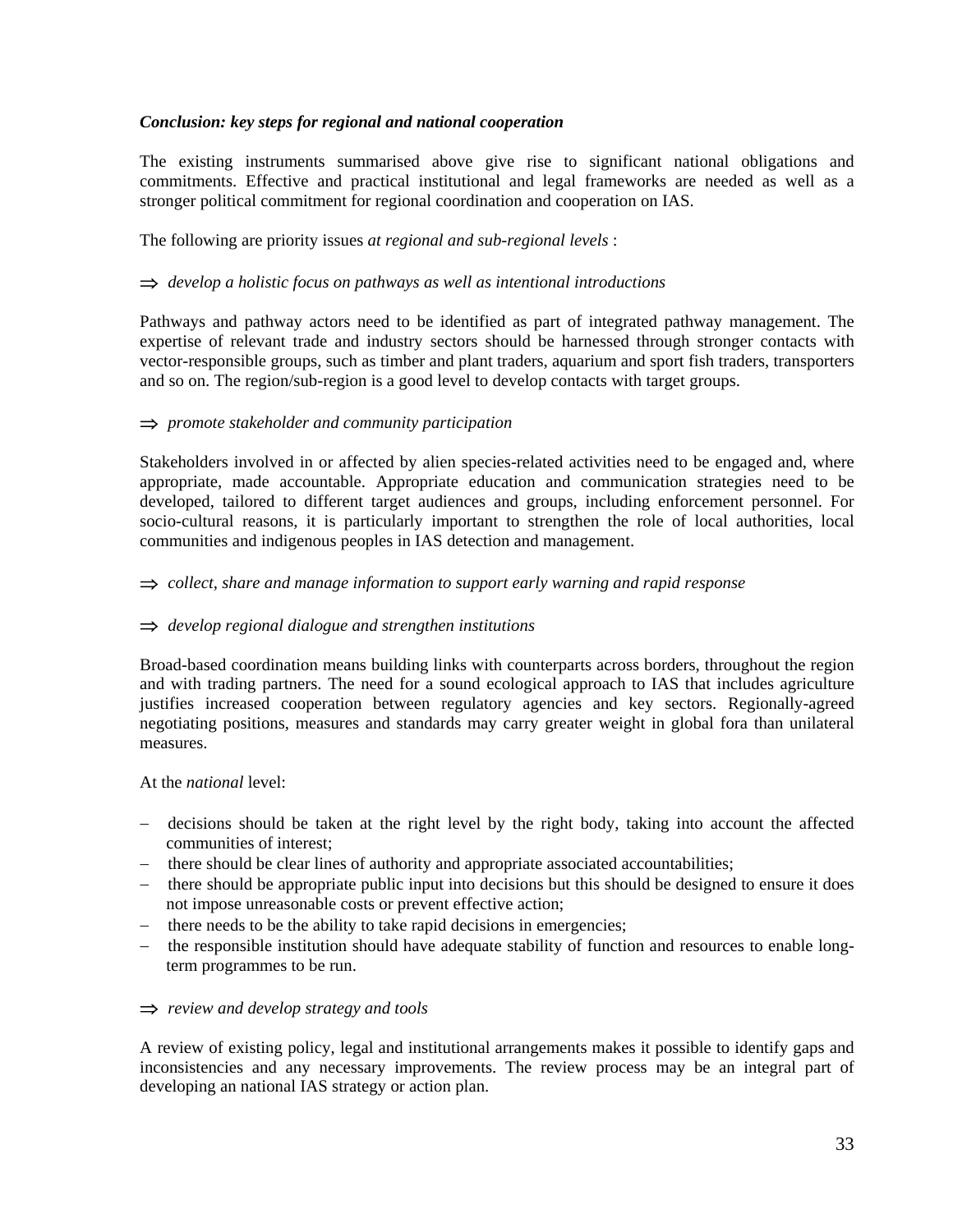***Conclusion: key steps for regional and national cooperation***

The existing instruments summarised above give rise to significant national obligations and commitments. Effective and practical institutional and legal frameworks are needed as well as a stronger political commitment for regional coordination and cooperation on IAS.

The following are priority issues *at regional and sub-regional levels* :

⇒ *develop a holistic focus on pathways as well as intentional introductions*

Pathways and pathway actors need to be identified as part of integrated pathway management. The expertise of relevant trade and industry sectors should be harnessed through stronger contacts with vector-responsible groups, such as timber and plant traders, aquarium and sport fish traders, transporters and so on. The region/sub-region is a good level to develop contacts with target groups.

⇒ *promote stakeholder and community participation*

Stakeholders involved in or affected by alien species-related activities need to be engaged and, where appropriate, made accountable. Appropriate education and communication strategies need to be developed, tailored to different target audiences and groups, including enforcement personnel. For socio-cultural reasons, it is particularly important to strengthen the role of local authorities, local communities and indigenous peoples in IAS detection and management.

⇒ *collect, share and manage information to support early warning and rapid response*

⇒ *develop regional dialogue and strengthen institutions*

Broad-based coordination means building links with counterparts across borders, throughout the region and with trading partners. The need for a sound ecological approach to IAS that includes agriculture justifies increased cooperation between regulatory agencies and key sectors. Regionally-agreed negotiating positions, measures and standards may carry greater weight in global fora than unilateral measures.

At the *national* level:

- decisions should be taken at the right level by the right body, taking into account the affected communities of interest;
- there should be clear lines of authority and appropriate associated accountabilities;
- there should be appropriate public input into decisions but this should be designed to ensure it does not impose unreasonable costs or prevent effective action;
- there needs to be the ability to take rapid decisions in emergencies;
- the responsible institution should have adequate stability of function and resources to enable long-term programmes to be run.

⇒ *review and develop strategy and tools*

A review of existing policy, legal and institutional arrangements makes it possible to identify gaps and inconsistencies and any necessary improvements. The review process may be an integral part of developing an national IAS strategy or action plan.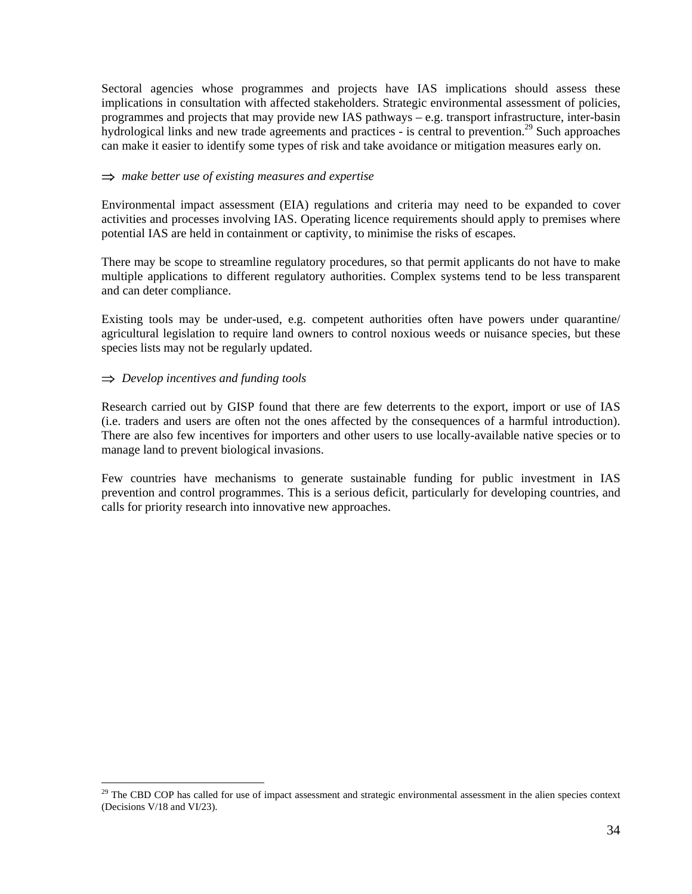Sectoral agencies whose programmes and projects have IAS implications should assess these implications in consultation with affected stakeholders. Strategic environmental assessment of policies, programmes and projects that may provide new IAS pathways – e.g. transport infrastructure, inter-basin hydrological links and new trade agreements and practices - is central to prevention.[29] Such approaches can make it easier to identify some types of risk and take avoidance or mitigation measures early on.

⇒ *make better use of existing measures and expertise*

Environmental impact assessment (EIA) regulations and criteria may need to be expanded to cover activities and processes involving IAS. Operating licence requirements should apply to premises where potential IAS are held in containment or captivity, to minimise the risks of escapes.

There may be scope to streamline regulatory procedures, so that permit applicants do not have to make multiple applications to different regulatory authorities. Complex systems tend to be less transparent and can deter compliance.

Existing tools may be under-used, e.g. competent authorities often have powers under quarantine/ agricultural legislation to require land owners to control noxious weeds or nuisance species, but these species lists may not be regularly updated.

⇒ *Develop incentives and funding tools*

Research carried out by GISP found that there are few deterrents to the export, import or use of IAS (i.e. traders and users are often not the ones affected by the consequences of a harmful introduction). There are also few incentives for importers and other users to use locally-available native species or to manage land to prevent biological invasions.

Few countries have mechanisms to generate sustainable funding for public investment in IAS prevention and control programmes. This is a serious deficit, particularly for developing countries, and calls for priority research into innovative new approaches.

---

[29] The CBD COP has called for use of impact assessment and strategic environmental assessment in the alien species context (Decisions V/18 and VI/23).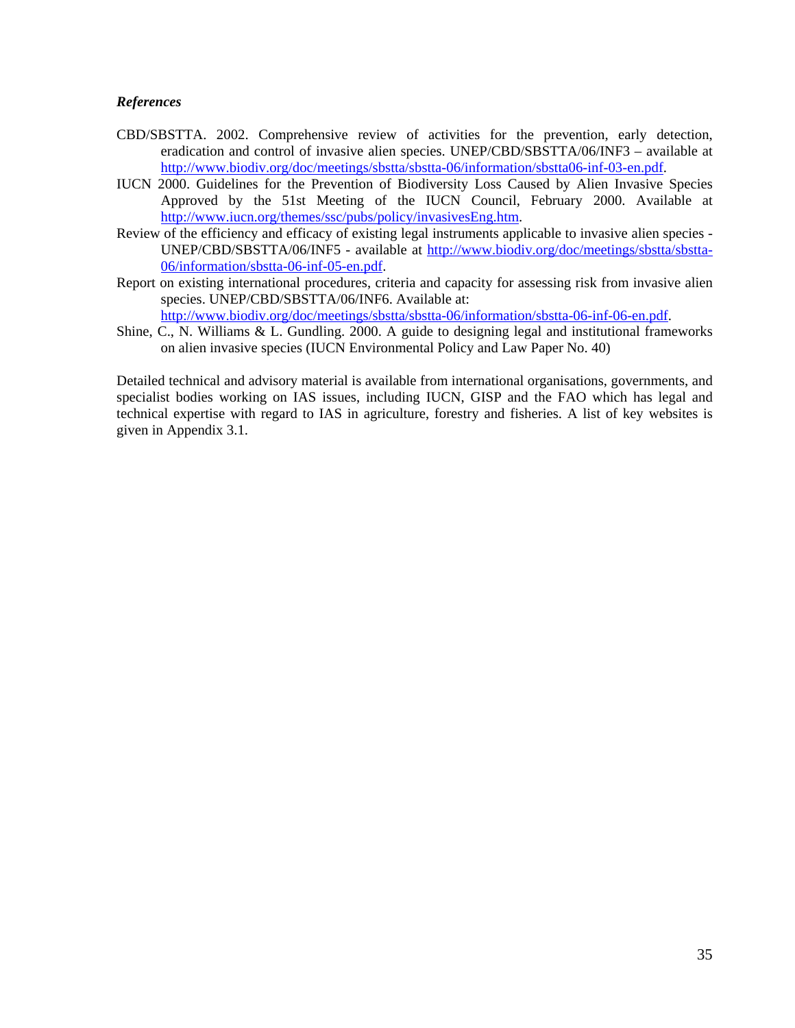***References***

CBD/SBSTTA. 2002. Comprehensive review of activities for the prevention, early detection, eradication and control of invasive alien species. UNEP/CBD/SBSTTA/06/INF3 – available at http://www.biodiv.org/doc/meetings/sbstta/sbstta-06/information/sbstta06-inf-03-en.pdf.

IUCN 2000. Guidelines for the Prevention of Biodiversity Loss Caused by Alien Invasive Species Approved by the 51st Meeting of the IUCN Council, February 2000. Available at http://www.iucn.org/themes/ssc/pubs/policy/invasivesEng.htm.

Review of the efficiency and efficacy of existing legal instruments applicable to invasive alien species - UNEP/CBD/SBSTTA/06/INF5 - available at http://www.biodiv.org/doc/meetings/sbstta/sbstta-06/information/sbstta-06-inf-05-en.pdf.

Report on existing international procedures, criteria and capacity for assessing risk from invasive alien species. UNEP/CBD/SBSTTA/06/INF6. Available at: http://www.biodiv.org/doc/meetings/sbstta/sbstta-06/information/sbstta-06-inf-06-en.pdf.

Shine, C., N. Williams & L. Gundling. 2000. A guide to designing legal and institutional frameworks on alien invasive species (IUCN Environmental Policy and Law Paper No. 40)

Detailed technical and advisory material is available from international organisations, governments, and specialist bodies working on IAS issues, including IUCN, GISP and the FAO which has legal and technical expertise with regard to IAS in agriculture, forestry and fisheries. A list of key websites is given in Appendix 3.1.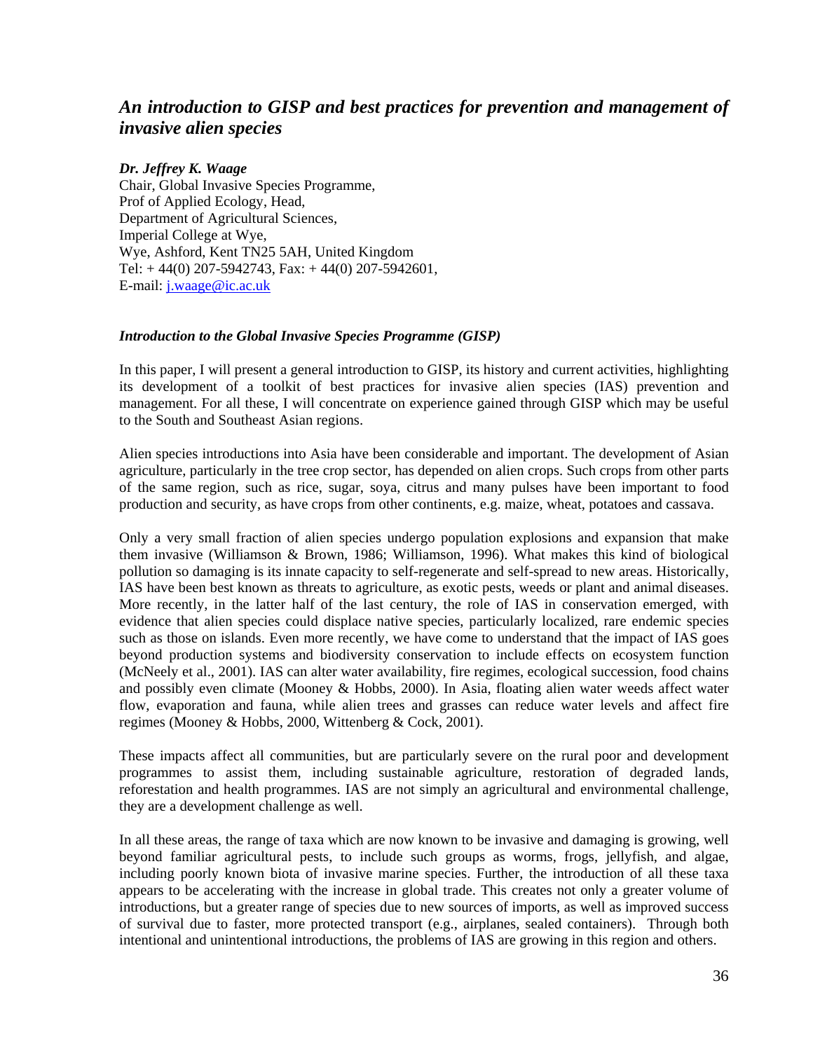## *An introduction to GISP and best practices for prevention and management of invasive alien species*

***Dr. Jeffrey K. Waage***
Chair, Global Invasive Species Programme,
Prof of Applied Ecology, Head,
Department of Agricultural Sciences,
Imperial College at Wye,
Wye, Ashford, Kent TN25 5AH, United Kingdom
Tel: + 44(0) 207-5942743, Fax: + 44(0) 207-5942601,
E-mail: j.waage@ic.ac.uk

### *Introduction to the Global Invasive Species Programme (GISP)*

In this paper, I will present a general introduction to GISP, its history and current activities, highlighting its development of a toolkit of best practices for invasive alien species (IAS) prevention and management. For all these, I will concentrate on experience gained through GISP which may be useful to the South and Southeast Asian regions.

Alien species introductions into Asia have been considerable and important. The development of Asian agriculture, particularly in the tree crop sector, has depended on alien crops. Such crops from other parts of the same region, such as rice, sugar, soya, citrus and many pulses have been important to food production and security, as have crops from other continents, e.g. maize, wheat, potatoes and cassava.

Only a very small fraction of alien species undergo population explosions and expansion that make them invasive (Williamson & Brown, 1986; Williamson, 1996). What makes this kind of biological pollution so damaging is its innate capacity to self-regenerate and self-spread to new areas. Historically, IAS have been best known as threats to agriculture, as exotic pests, weeds or plant and animal diseases. More recently, in the latter half of the last century, the role of IAS in conservation emerged, with evidence that alien species could displace native species, particularly localized, rare endemic species such as those on islands. Even more recently, we have come to understand that the impact of IAS goes beyond production systems and biodiversity conservation to include effects on ecosystem function (McNeely et al., 2001). IAS can alter water availability, fire regimes, ecological succession, food chains and possibly even climate (Mooney & Hobbs, 2000). In Asia, floating alien water weeds affect water flow, evaporation and fauna, while alien trees and grasses can reduce water levels and affect fire regimes (Mooney & Hobbs, 2000, Wittenberg & Cock, 2001).

These impacts affect all communities, but are particularly severe on the rural poor and development programmes to assist them, including sustainable agriculture, restoration of degraded lands, reforestation and health programmes. IAS are not simply an agricultural and environmental challenge, they are a development challenge as well.

In all these areas, the range of taxa which are now known to be invasive and damaging is growing, well beyond familiar agricultural pests, to include such groups as worms, frogs, jellyfish, and algae, including poorly known biota of invasive marine species. Further, the introduction of all these taxa appears to be accelerating with the increase in global trade. This creates not only a greater volume of introductions, but a greater range of species due to new sources of imports, as well as improved success of survival due to faster, more protected transport (e.g., airplanes, sealed containers). Through both intentional and unintentional introductions, the problems of IAS are growing in this region and others.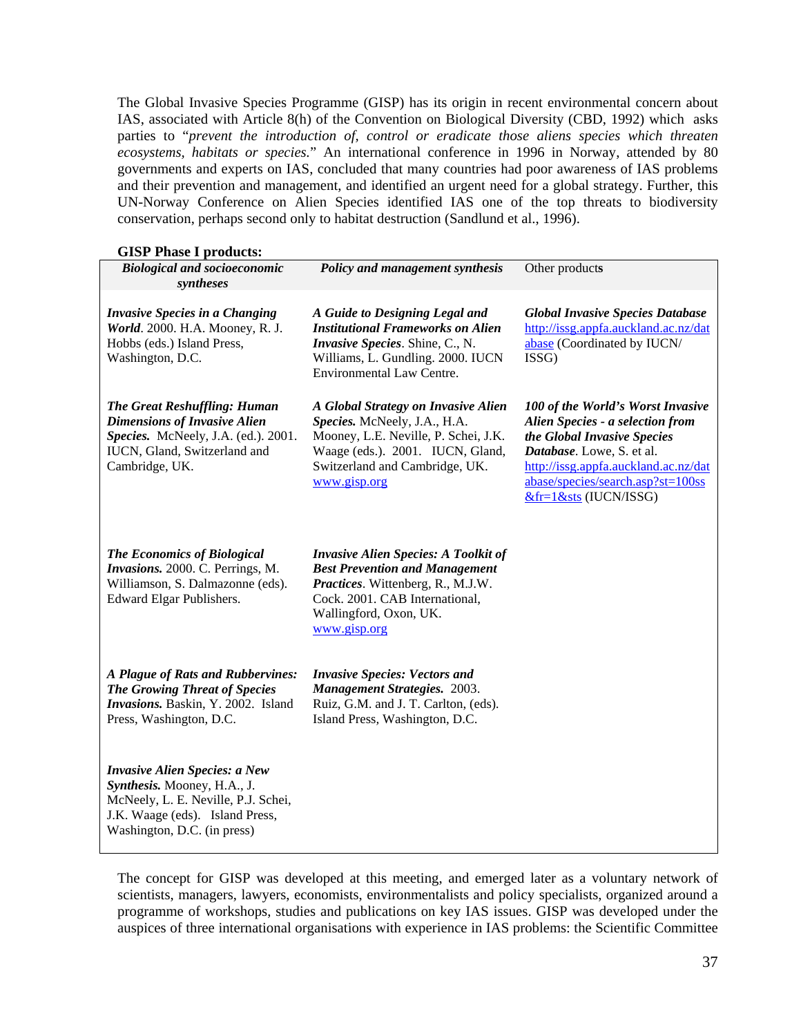The Global Invasive Species Programme (GISP) has its origin in recent environmental concern about IAS, associated with Article 8(h) of the Convention on Biological Diversity (CBD, 1992) which asks parties to "*prevent the introduction of, control or eradicate those aliens species which threaten ecosystems, habitats or species.*" An international conference in 1996 in Norway, attended by 80 governments and experts on IAS, concluded that many countries had poor awareness of IAS problems and their prevention and management, and identified an urgent need for a global strategy. Further, this UN-Norway Conference on Alien Species identified IAS one of the top threats to biodiversity conservation, perhaps second only to habitat destruction (Sandlund et al., 1996).

**GISP Phase I products:**

| ***Biological and socioeconomic syntheses*** | ***Policy and management synthesis*** | Other products |
|---|---|---|
| ***Invasive Species in a Changing World***. 2000. H.A. Mooney, R. J. Hobbs (eds.) Island Press, Washington, D.C. | ***A Guide to Designing Legal and Institutional Frameworks on Alien Invasive Species***. Shine, C., N. Williams, L. Gundling. 2000. IUCN Environmental Law Centre. | ***Global Invasive Species Database*** http://issg.appfa.auckland.ac.nz/database (Coordinated by IUCN/ ISSG) |
| ***The Great Reshuffling: Human Dimensions of Invasive Alien Species.*** McNeely, J.A. (ed.). 2001. IUCN, Gland, Switzerland and Cambridge, UK. | ***A Global Strategy on Invasive Alien Species.*** McNeely, J.A., H.A. Mooney, L.E. Neville, P. Schei, J.K. Waage (eds.). 2001. IUCN, Gland, Switzerland and Cambridge, UK. www.gisp.org | ***100 of the World's Worst Invasive Alien Species - a selection from the Global Invasive Species Database***. Lowe, S. et al. http://issg.appfa.auckland.ac.nz/database/species/search.asp?st=100ss&fr=1&sts (IUCN/ISSG) |
| ***The Economics of Biological Invasions.*** 2000. C. Perrings, M. Williamson, S. Dalmazonne (eds). Edward Elgar Publishers. | ***Invasive Alien Species: A Toolkit of Best Prevention and Management Practices***. Wittenberg, R., M.J.W. Cock. 2001. CAB International, Wallingford, Oxon, UK. www.gisp.org | |
| ***A Plague of Rats and Rubbervines: The Growing Threat of Species Invasions.*** Baskin, Y. 2002. Island Press, Washington, D.C. | ***Invasive Species: Vectors and Management Strategies.*** 2003. Ruiz, G.M. and J. T. Carlton, (eds). Island Press, Washington, D.C. | |
| ***Invasive Alien Species: a New Synthesis.*** Mooney, H.A., J. McNeely, L. E. Neville, P.J. Schei, J.K. Waage (eds). Island Press, Washington, D.C. (in press) | | |

The concept for GISP was developed at this meeting, and emerged later as a voluntary network of scientists, managers, lawyers, economists, environmentalists and policy specialists, organized around a programme of workshops, studies and publications on key IAS issues. GISP was developed under the auspices of three international organisations with experience in IAS problems: the Scientific Committee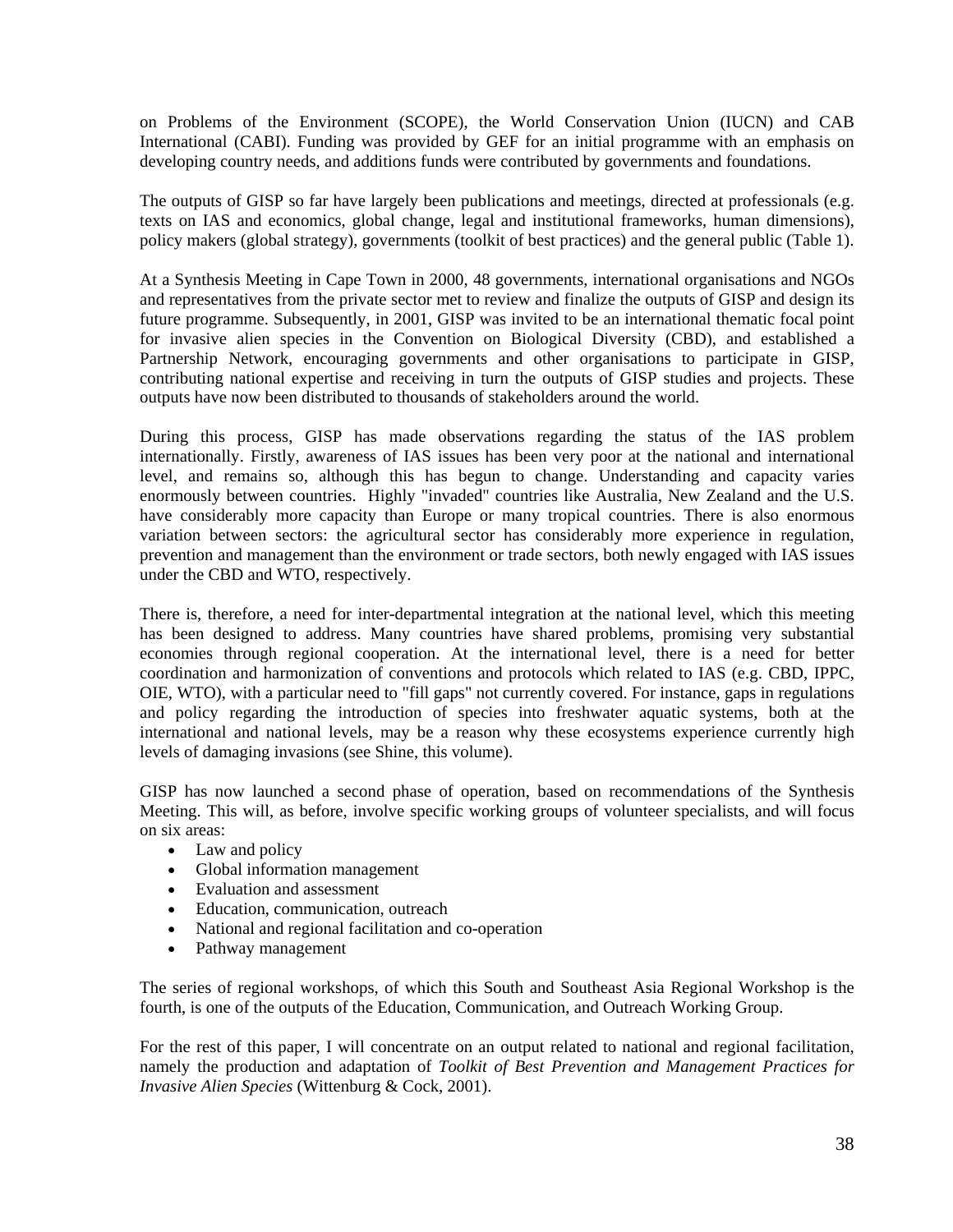on Problems of the Environment (SCOPE), the World Conservation Union (IUCN) and CAB International (CABI). Funding was provided by GEF for an initial programme with an emphasis on developing country needs, and additions funds were contributed by governments and foundations.

The outputs of GISP so far have largely been publications and meetings, directed at professionals (e.g. texts on IAS and economics, global change, legal and institutional frameworks, human dimensions), policy makers (global strategy), governments (toolkit of best practices) and the general public (Table 1).

At a Synthesis Meeting in Cape Town in 2000, 48 governments, international organisations and NGOs and representatives from the private sector met to review and finalize the outputs of GISP and design its future programme. Subsequently, in 2001, GISP was invited to be an international thematic focal point for invasive alien species in the Convention on Biological Diversity (CBD), and established a Partnership Network, encouraging governments and other organisations to participate in GISP, contributing national expertise and receiving in turn the outputs of GISP studies and projects. These outputs have now been distributed to thousands of stakeholders around the world.

During this process, GISP has made observations regarding the status of the IAS problem internationally. Firstly, awareness of IAS issues has been very poor at the national and international level, and remains so, although this has begun to change. Understanding and capacity varies enormously between countries. Highly "invaded" countries like Australia, New Zealand and the U.S. have considerably more capacity than Europe or many tropical countries. There is also enormous variation between sectors: the agricultural sector has considerably more experience in regulation, prevention and management than the environment or trade sectors, both newly engaged with IAS issues under the CBD and WTO, respectively.

There is, therefore, a need for inter-departmental integration at the national level, which this meeting has been designed to address. Many countries have shared problems, promising very substantial economies through regional cooperation. At the international level, there is a need for better coordination and harmonization of conventions and protocols which related to IAS (e.g. CBD, IPPC, OIE, WTO), with a particular need to "fill gaps" not currently covered. For instance, gaps in regulations and policy regarding the introduction of species into freshwater aquatic systems, both at the international and national levels, may be a reason why these ecosystems experience currently high levels of damaging invasions (see Shine, this volume).

GISP has now launched a second phase of operation, based on recommendations of the Synthesis Meeting. This will, as before, involve specific working groups of volunteer specialists, and will focus on six areas:

- Law and policy
- Global information management
- Evaluation and assessment
- Education, communication, outreach
- National and regional facilitation and co-operation
- Pathway management

The series of regional workshops, of which this South and Southeast Asia Regional Workshop is the fourth, is one of the outputs of the Education, Communication, and Outreach Working Group.

For the rest of this paper, I will concentrate on an output related to national and regional facilitation, namely the production and adaptation of *Toolkit of Best Prevention and Management Practices for Invasive Alien Species* (Wittenburg & Cock, 2001).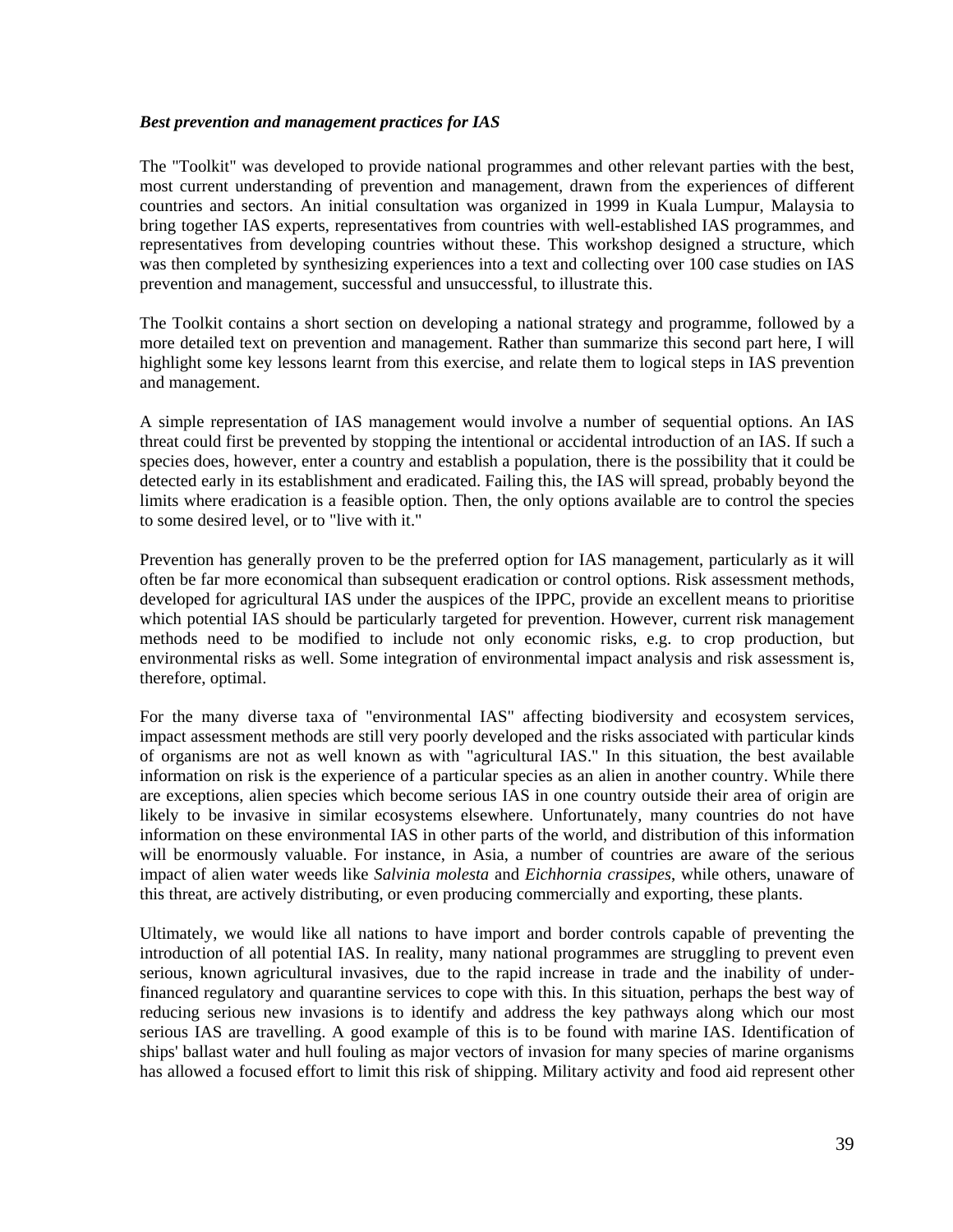***Best prevention and management practices for IAS***

The "Toolkit" was developed to provide national programmes and other relevant parties with the best, most current understanding of prevention and management, drawn from the experiences of different countries and sectors. An initial consultation was organized in 1999 in Kuala Lumpur, Malaysia to bring together IAS experts, representatives from countries with well-established IAS programmes, and representatives from developing countries without these. This workshop designed a structure, which was then completed by synthesizing experiences into a text and collecting over 100 case studies on IAS prevention and management, successful and unsuccessful, to illustrate this.

The Toolkit contains a short section on developing a national strategy and programme, followed by a more detailed text on prevention and management. Rather than summarize this second part here, I will highlight some key lessons learnt from this exercise, and relate them to logical steps in IAS prevention and management.

A simple representation of IAS management would involve a number of sequential options. An IAS threat could first be prevented by stopping the intentional or accidental introduction of an IAS. If such a species does, however, enter a country and establish a population, there is the possibility that it could be detected early in its establishment and eradicated. Failing this, the IAS will spread, probably beyond the limits where eradication is a feasible option. Then, the only options available are to control the species to some desired level, or to "live with it."

Prevention has generally proven to be the preferred option for IAS management, particularly as it will often be far more economical than subsequent eradication or control options. Risk assessment methods, developed for agricultural IAS under the auspices of the IPPC, provide an excellent means to prioritise which potential IAS should be particularly targeted for prevention. However, current risk management methods need to be modified to include not only economic risks, e.g. to crop production, but environmental risks as well. Some integration of environmental impact analysis and risk assessment is, therefore, optimal.

For the many diverse taxa of "environmental IAS" affecting biodiversity and ecosystem services, impact assessment methods are still very poorly developed and the risks associated with particular kinds of organisms are not as well known as with "agricultural IAS." In this situation, the best available information on risk is the experience of a particular species as an alien in another country. While there are exceptions, alien species which become serious IAS in one country outside their area of origin are likely to be invasive in similar ecosystems elsewhere. Unfortunately, many countries do not have information on these environmental IAS in other parts of the world, and distribution of this information will be enormously valuable. For instance, in Asia, a number of countries are aware of the serious impact of alien water weeds like *Salvinia molesta* and *Eichhornia crassipes*, while others, unaware of this threat, are actively distributing, or even producing commercially and exporting, these plants.

Ultimately, we would like all nations to have import and border controls capable of preventing the introduction of all potential IAS. In reality, many national programmes are struggling to prevent even serious, known agricultural invasives, due to the rapid increase in trade and the inability of under-financed regulatory and quarantine services to cope with this. In this situation, perhaps the best way of reducing serious new invasions is to identify and address the key pathways along which our most serious IAS are travelling. A good example of this is to be found with marine IAS. Identification of ships' ballast water and hull fouling as major vectors of invasion for many species of marine organisms has allowed a focused effort to limit this risk of shipping. Military activity and food aid represent other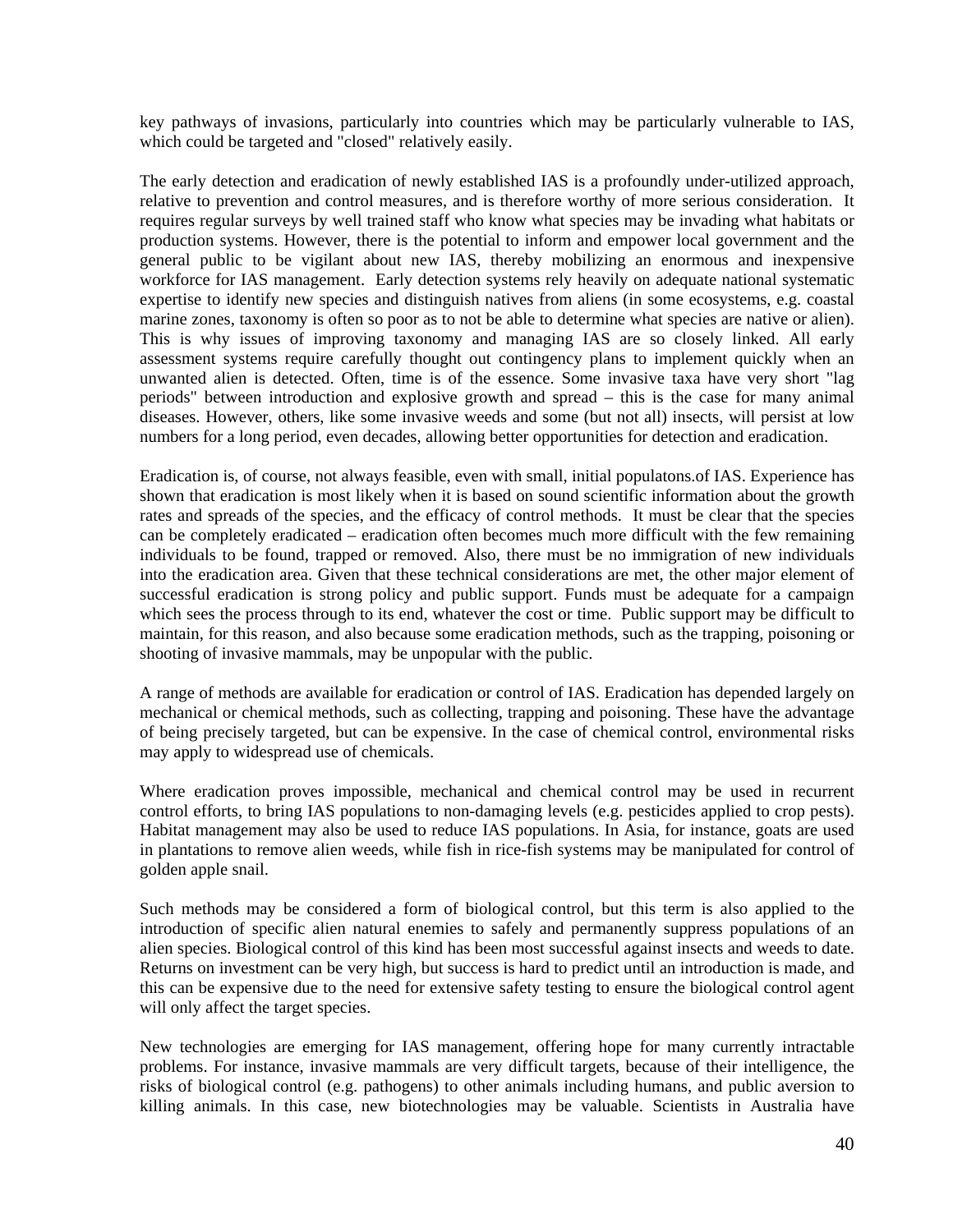key pathways of invasions, particularly into countries which may be particularly vulnerable to IAS, which could be targeted and "closed" relatively easily.

The early detection and eradication of newly established IAS is a profoundly under-utilized approach, relative to prevention and control measures, and is therefore worthy of more serious consideration. It requires regular surveys by well trained staff who know what species may be invading what habitats or production systems. However, there is the potential to inform and empower local government and the general public to be vigilant about new IAS, thereby mobilizing an enormous and inexpensive workforce for IAS management. Early detection systems rely heavily on adequate national systematic expertise to identify new species and distinguish natives from aliens (in some ecosystems, e.g. coastal marine zones, taxonomy is often so poor as to not be able to determine what species are native or alien). This is why issues of improving taxonomy and managing IAS are so closely linked. All early assessment systems require carefully thought out contingency plans to implement quickly when an unwanted alien is detected. Often, time is of the essence. Some invasive taxa have very short "lag periods" between introduction and explosive growth and spread – this is the case for many animal diseases. However, others, like some invasive weeds and some (but not all) insects, will persist at low numbers for a long period, even decades, allowing better opportunities for detection and eradication.

Eradication is, of course, not always feasible, even with small, initial populatons.of IAS. Experience has shown that eradication is most likely when it is based on sound scientific information about the growth rates and spreads of the species, and the efficacy of control methods. It must be clear that the species can be completely eradicated – eradication often becomes much more difficult with the few remaining individuals to be found, trapped or removed. Also, there must be no immigration of new individuals into the eradication area. Given that these technical considerations are met, the other major element of successful eradication is strong policy and public support. Funds must be adequate for a campaign which sees the process through to its end, whatever the cost or time. Public support may be difficult to maintain, for this reason, and also because some eradication methods, such as the trapping, poisoning or shooting of invasive mammals, may be unpopular with the public.

A range of methods are available for eradication or control of IAS. Eradication has depended largely on mechanical or chemical methods, such as collecting, trapping and poisoning. These have the advantage of being precisely targeted, but can be expensive. In the case of chemical control, environmental risks may apply to widespread use of chemicals.

Where eradication proves impossible, mechanical and chemical control may be used in recurrent control efforts, to bring IAS populations to non-damaging levels (e.g. pesticides applied to crop pests). Habitat management may also be used to reduce IAS populations. In Asia, for instance, goats are used in plantations to remove alien weeds, while fish in rice-fish systems may be manipulated for control of golden apple snail.

Such methods may be considered a form of biological control, but this term is also applied to the introduction of specific alien natural enemies to safely and permanently suppress populations of an alien species. Biological control of this kind has been most successful against insects and weeds to date. Returns on investment can be very high, but success is hard to predict until an introduction is made, and this can be expensive due to the need for extensive safety testing to ensure the biological control agent will only affect the target species.

New technologies are emerging for IAS management, offering hope for many currently intractable problems. For instance, invasive mammals are very difficult targets, because of their intelligence, the risks of biological control (e.g. pathogens) to other animals including humans, and public aversion to killing animals. In this case, new biotechnologies may be valuable. Scientists in Australia have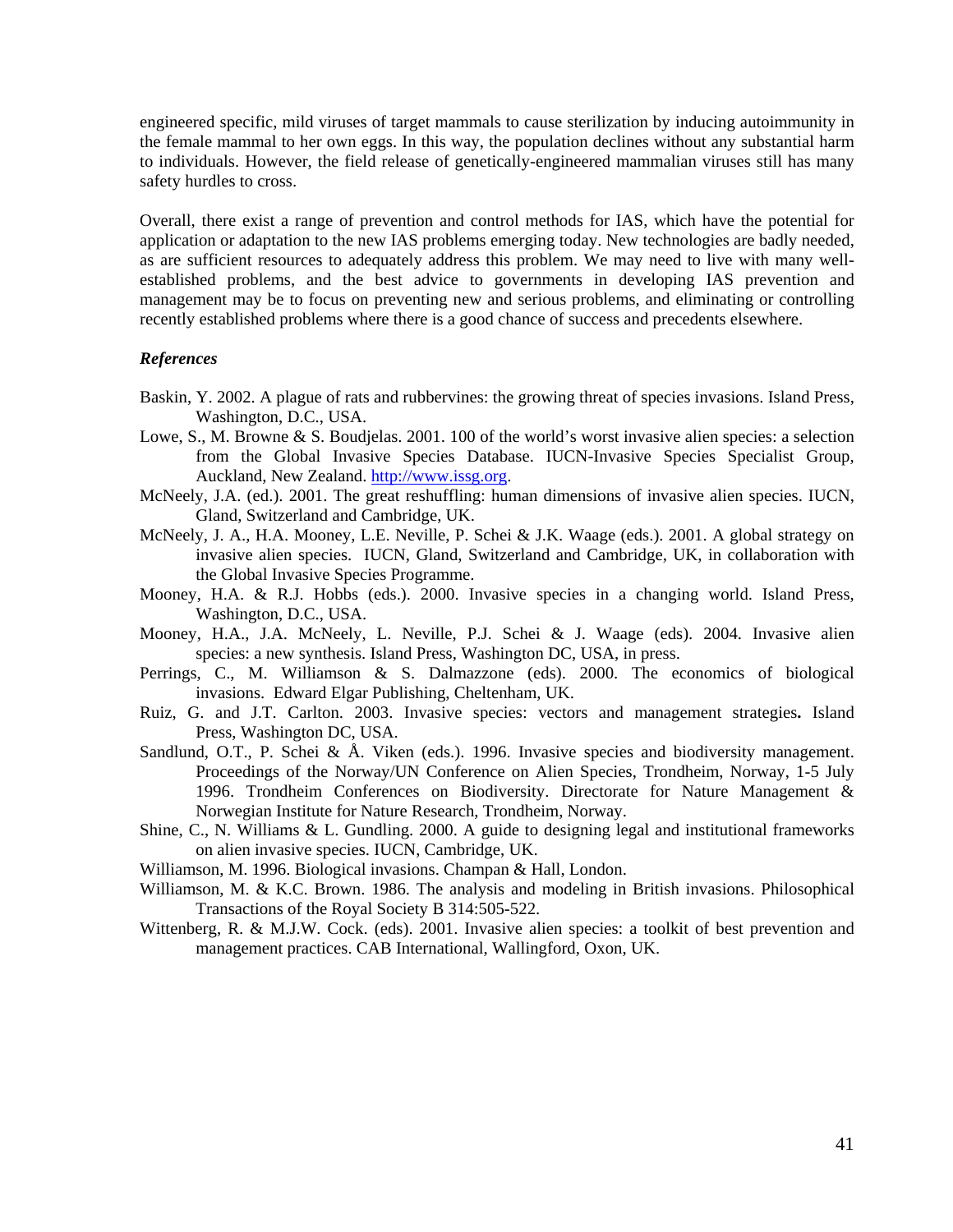engineered specific, mild viruses of target mammals to cause sterilization by inducing autoimmunity in the female mammal to her own eggs. In this way, the population declines without any substantial harm to individuals. However, the field release of genetically-engineered mammalian viruses still has many safety hurdles to cross.

Overall, there exist a range of prevention and control methods for IAS, which have the potential for application or adaptation to the new IAS problems emerging today. New technologies are badly needed, as are sufficient resources to adequately address this problem. We may need to live with many well-established problems, and the best advice to governments in developing IAS prevention and management may be to focus on preventing new and serious problems, and eliminating or controlling recently established problems where there is a good chance of success and precedents elsewhere.

### *References*

Baskin, Y. 2002. A plague of rats and rubbervines: the growing threat of species invasions. Island Press, Washington, D.C., USA.

Lowe, S., M. Browne & S. Boudjelas. 2001. 100 of the world's worst invasive alien species: a selection from the Global Invasive Species Database. IUCN-Invasive Species Specialist Group, Auckland, New Zealand. http://www.issg.org.

McNeely, J.A. (ed.). 2001. The great reshuffling: human dimensions of invasive alien species. IUCN, Gland, Switzerland and Cambridge, UK.

McNeely, J. A., H.A. Mooney, L.E. Neville, P. Schei & J.K. Waage (eds.). 2001. A global strategy on invasive alien species. IUCN, Gland, Switzerland and Cambridge, UK, in collaboration with the Global Invasive Species Programme.

Mooney, H.A. & R.J. Hobbs (eds.). 2000. Invasive species in a changing world. Island Press, Washington, D.C., USA.

Mooney, H.A., J.A. McNeely, L. Neville, P.J. Schei & J. Waage (eds). 2004. Invasive alien species: a new synthesis. Island Press, Washington DC, USA, in press.

Perrings, C., M. Williamson & S. Dalmazzone (eds). 2000. The economics of biological invasions. Edward Elgar Publishing, Cheltenham, UK.

Ruiz, G. and J.T. Carlton. 2003. Invasive species: vectors and management strategies**.** Island Press, Washington DC, USA.

Sandlund, O.T., P. Schei & Å. Viken (eds.). 1996. Invasive species and biodiversity management. Proceedings of the Norway/UN Conference on Alien Species, Trondheim, Norway, 1-5 July 1996. Trondheim Conferences on Biodiversity. Directorate for Nature Management & Norwegian Institute for Nature Research, Trondheim, Norway.

Shine, C., N. Williams & L. Gundling. 2000. A guide to designing legal and institutional frameworks on alien invasive species. IUCN, Cambridge, UK.

Williamson, M. 1996. Biological invasions. Champan & Hall, London.

Williamson, M. & K.C. Brown. 1986. The analysis and modeling in British invasions. Philosophical Transactions of the Royal Society B 314:505-522.

Wittenberg, R. & M.J.W. Cock. (eds). 2001. Invasive alien species: a toolkit of best prevention and management practices. CAB International, Wallingford, Oxon, UK.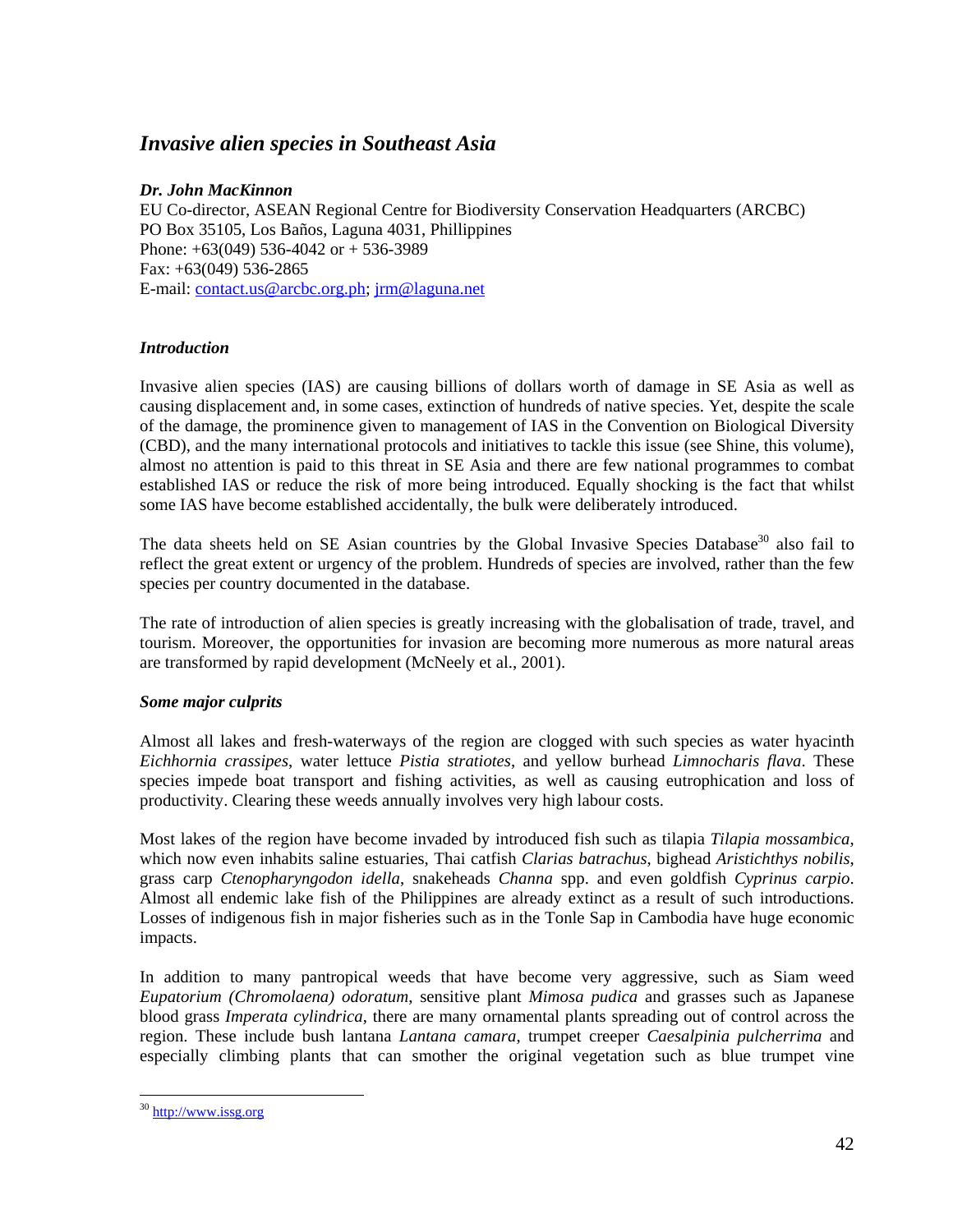## *Invasive alien species in Southeast Asia*

***Dr. John MacKinnon***
EU Co-director, ASEAN Regional Centre for Biodiversity Conservation Headquarters (ARCBC)
PO Box 35105, Los Baños, Laguna 4031, Phillippines
Phone: +63(049) 536-4042 or + 536-3989
Fax: +63(049) 536-2865
E-mail: contact.us@arcbc.org.ph; jrm@laguna.net

### *Introduction*

Invasive alien species (IAS) are causing billions of dollars worth of damage in SE Asia as well as causing displacement and, in some cases, extinction of hundreds of native species. Yet, despite the scale of the damage, the prominence given to management of IAS in the Convention on Biological Diversity (CBD), and the many international protocols and initiatives to tackle this issue (see Shine, this volume), almost no attention is paid to this threat in SE Asia and there are few national programmes to combat established IAS or reduce the risk of more being introduced. Equally shocking is the fact that whilst some IAS have become established accidentally, the bulk were deliberately introduced.

The data sheets held on SE Asian countries by the Global Invasive Species Database[30] also fail to reflect the great extent or urgency of the problem. Hundreds of species are involved, rather than the few species per country documented in the database.

The rate of introduction of alien species is greatly increasing with the globalisation of trade, travel, and tourism. Moreover, the opportunities for invasion are becoming more numerous as more natural areas are transformed by rapid development (McNeely et al., 2001).

### *Some major culprits*

Almost all lakes and fresh-waterways of the region are clogged with such species as water hyacinth *Eichhornia crassipes*, water lettuce *Pistia stratiotes*, and yellow burhead *Limnocharis flava*. These species impede boat transport and fishing activities, as well as causing eutrophication and loss of productivity. Clearing these weeds annually involves very high labour costs.

Most lakes of the region have become invaded by introduced fish such as tilapia *Tilapia mossambica*, which now even inhabits saline estuaries, Thai catfish *Clarias batrachus*, bighead *Aristichthys nobilis*, grass carp *Ctenopharyngodon idella*, snakeheads *Channa* spp. and even goldfish *Cyprinus carpio*. Almost all endemic lake fish of the Philippines are already extinct as a result of such introductions. Losses of indigenous fish in major fisheries such as in the Tonle Sap in Cambodia have huge economic impacts.

In addition to many pantropical weeds that have become very aggressive, such as Siam weed *Eupatorium (Chromolaena) odoratum*, sensitive plant *Mimosa pudica* and grasses such as Japanese blood grass *Imperata cylindrica*, there are many ornamental plants spreading out of control across the region. These include bush lantana *Lantana camara*, trumpet creeper *Caesalpinia pulcherrima* and especially climbing plants that can smother the original vegetation such as blue trumpet vine

[30] http://www.issg.org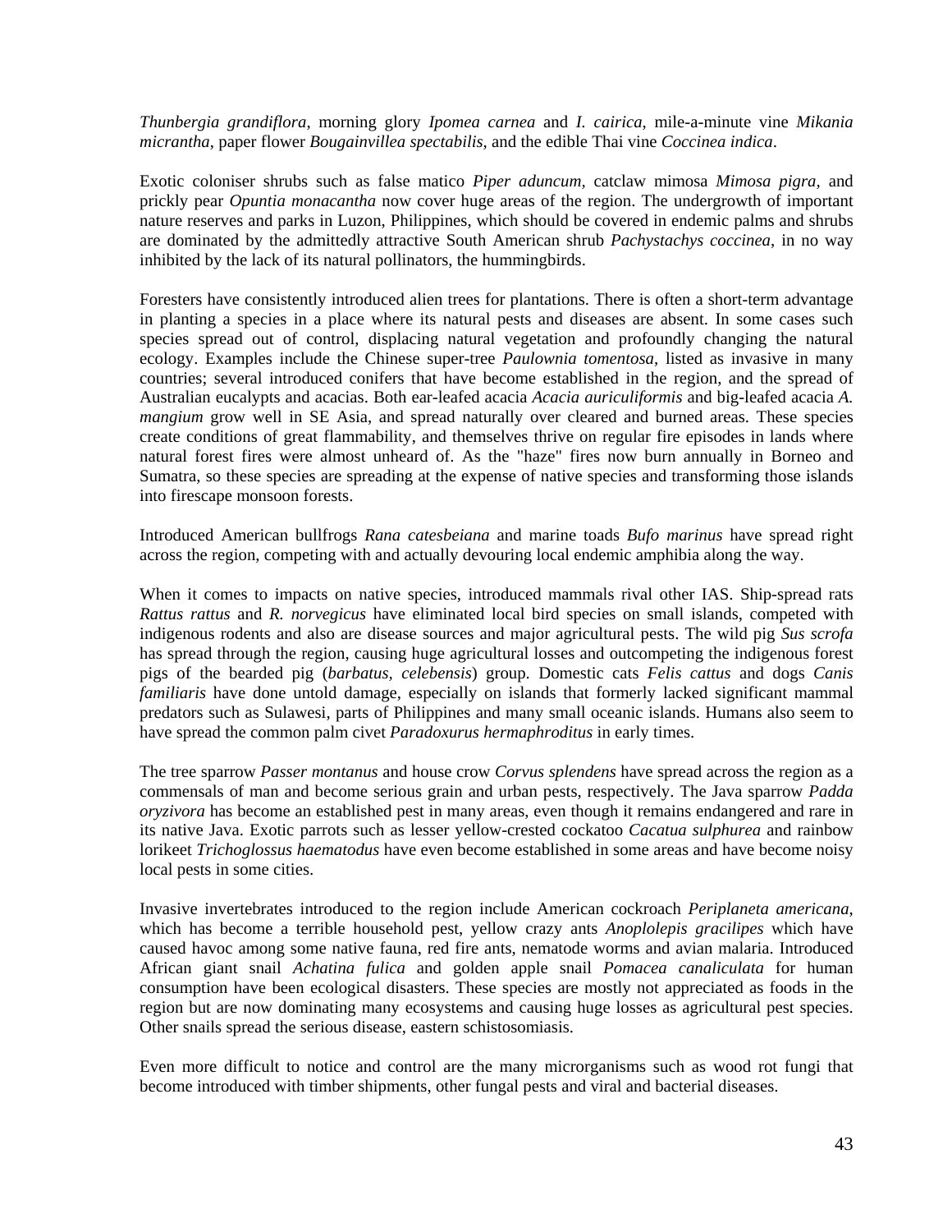*Thunbergia grandiflora*, morning glory *Ipomea carnea* and *I. cairica*, mile-a-minute vine *Mikania micrantha*, paper flower *Bougainvillea spectabilis*, and the edible Thai vine *Coccinea indica*.

Exotic coloniser shrubs such as false matico *Piper aduncum*, catclaw mimosa *Mimosa pigra*, and prickly pear *Opuntia monacantha* now cover huge areas of the region. The undergrowth of important nature reserves and parks in Luzon, Philippines, which should be covered in endemic palms and shrubs are dominated by the admittedly attractive South American shrub *Pachystachys coccinea*, in no way inhibited by the lack of its natural pollinators, the hummingbirds.

Foresters have consistently introduced alien trees for plantations. There is often a short-term advantage in planting a species in a place where its natural pests and diseases are absent. In some cases such species spread out of control, displacing natural vegetation and profoundly changing the natural ecology. Examples include the Chinese super-tree *Paulownia tomentosa*, listed as invasive in many countries; several introduced conifers that have become established in the region, and the spread of Australian eucalypts and acacias. Both ear-leafed acacia *Acacia auriculiformis* and big-leafed acacia *A. mangium* grow well in SE Asia, and spread naturally over cleared and burned areas. These species create conditions of great flammability, and themselves thrive on regular fire episodes in lands where natural forest fires were almost unheard of. As the "haze" fires now burn annually in Borneo and Sumatra, so these species are spreading at the expense of native species and transforming those islands into firescape monsoon forests.

Introduced American bullfrogs *Rana catesbeiana* and marine toads *Bufo marinus* have spread right across the region, competing with and actually devouring local endemic amphibia along the way.

When it comes to impacts on native species, introduced mammals rival other IAS. Ship-spread rats *Rattus rattus* and *R. norvegicus* have eliminated local bird species on small islands, competed with indigenous rodents and also are disease sources and major agricultural pests. The wild pig *Sus scrofa* has spread through the region, causing huge agricultural losses and outcompeting the indigenous forest pigs of the bearded pig (*barbatus, celebensis*) group. Domestic cats *Felis cattus* and dogs *Canis familiaris* have done untold damage, especially on islands that formerly lacked significant mammal predators such as Sulawesi, parts of Philippines and many small oceanic islands. Humans also seem to have spread the common palm civet *Paradoxurus hermaphroditus* in early times.

The tree sparrow *Passer montanus* and house crow *Corvus splendens* have spread across the region as a commensals of man and become serious grain and urban pests, respectively. The Java sparrow *Padda oryzivora* has become an established pest in many areas, even though it remains endangered and rare in its native Java. Exotic parrots such as lesser yellow-crested cockatoo *Cacatua sulphurea* and rainbow lorikeet *Trichoglossus haematodus* have even become established in some areas and have become noisy local pests in some cities.

Invasive invertebrates introduced to the region include American cockroach *Periplaneta americana*, which has become a terrible household pest, yellow crazy ants *Anoplolepis gracilipes* which have caused havoc among some native fauna, red fire ants, nematode worms and avian malaria. Introduced African giant snail *Achatina fulica* and golden apple snail *Pomacea canaliculata* for human consumption have been ecological disasters. These species are mostly not appreciated as foods in the region but are now dominating many ecosystems and causing huge losses as agricultural pest species. Other snails spread the serious disease, eastern schistosomiasis.

Even more difficult to notice and control are the many microrganisms such as wood rot fungi that become introduced with timber shipments, other fungal pests and viral and bacterial diseases.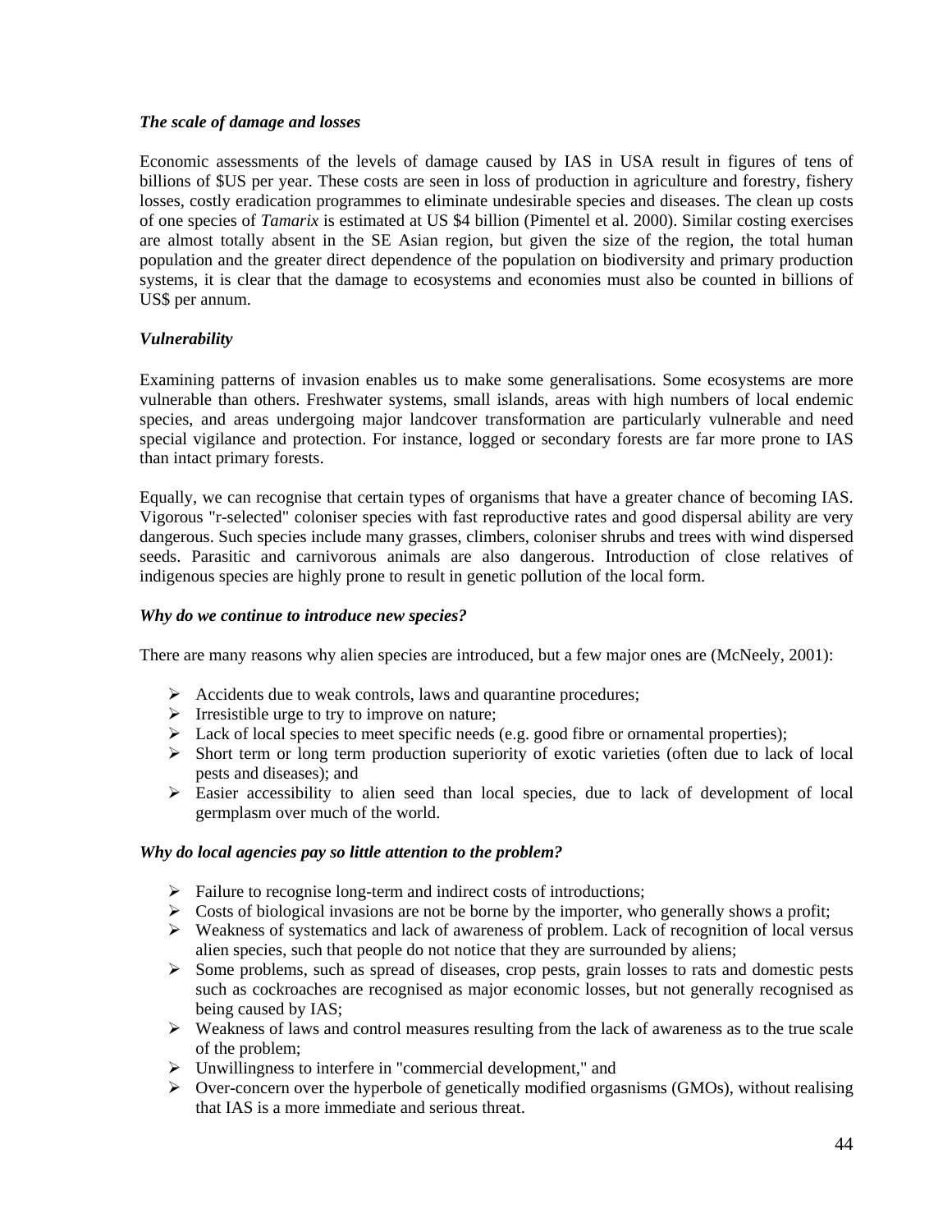### *The scale of damage and losses*

Economic assessments of the levels of damage caused by IAS in USA result in figures of tens of billions of $US per year. These costs are seen in loss of production in agriculture and forestry, fishery losses, costly eradication programmes to eliminate undesirable species and diseases. The clean up costs of one species of *Tamarix* is estimated at US $4 billion (Pimentel et al. 2000). Similar costing exercises are almost totally absent in the SE Asian region, but given the size of the region, the total human population and the greater direct dependence of the population on biodiversity and primary production systems, it is clear that the damage to ecosystems and economies must also be counted in billions of US$ per annum.

### *Vulnerability*

Examining patterns of invasion enables us to make some generalisations. Some ecosystems are more vulnerable than others. Freshwater systems, small islands, areas with high numbers of local endemic species, and areas undergoing major landcover transformation are particularly vulnerable and need special vigilance and protection. For instance, logged or secondary forests are far more prone to IAS than intact primary forests.

Equally, we can recognise that certain types of organisms that have a greater chance of becoming IAS. Vigorous "r-selected" coloniser species with fast reproductive rates and good dispersal ability are very dangerous. Such species include many grasses, climbers, coloniser shrubs and trees with wind dispersed seeds. Parasitic and carnivorous animals are also dangerous. Introduction of close relatives of indigenous species are highly prone to result in genetic pollution of the local form.

### *Why do we continue to introduce new species?*

There are many reasons why alien species are introduced, but a few major ones are (McNeely, 2001):

- Accidents due to weak controls, laws and quarantine procedures;
- Irresistible urge to try to improve on nature;
- Lack of local species to meet specific needs (e.g. good fibre or ornamental properties);
- Short term or long term production superiority of exotic varieties (often due to lack of local pests and diseases); and
- Easier accessibility to alien seed than local species, due to lack of development of local germplasm over much of the world.

### *Why do local agencies pay so little attention to the problem?*

- Failure to recognise long-term and indirect costs of introductions;
- Costs of biological invasions are not be borne by the importer, who generally shows a profit;
- Weakness of systematics and lack of awareness of problem. Lack of recognition of local versus alien species, such that people do not notice that they are surrounded by aliens;
- Some problems, such as spread of diseases, crop pests, grain losses to rats and domestic pests such as cockroaches are recognised as major economic losses, but not generally recognised as being caused by IAS;
- Weakness of laws and control measures resulting from the lack of awareness as to the true scale of the problem;
- Unwillingness to interfere in "commercial development," and
- Over-concern over the hyperbole of genetically modified orgasnisms (GMOs), without realising that IAS is a more immediate and serious threat.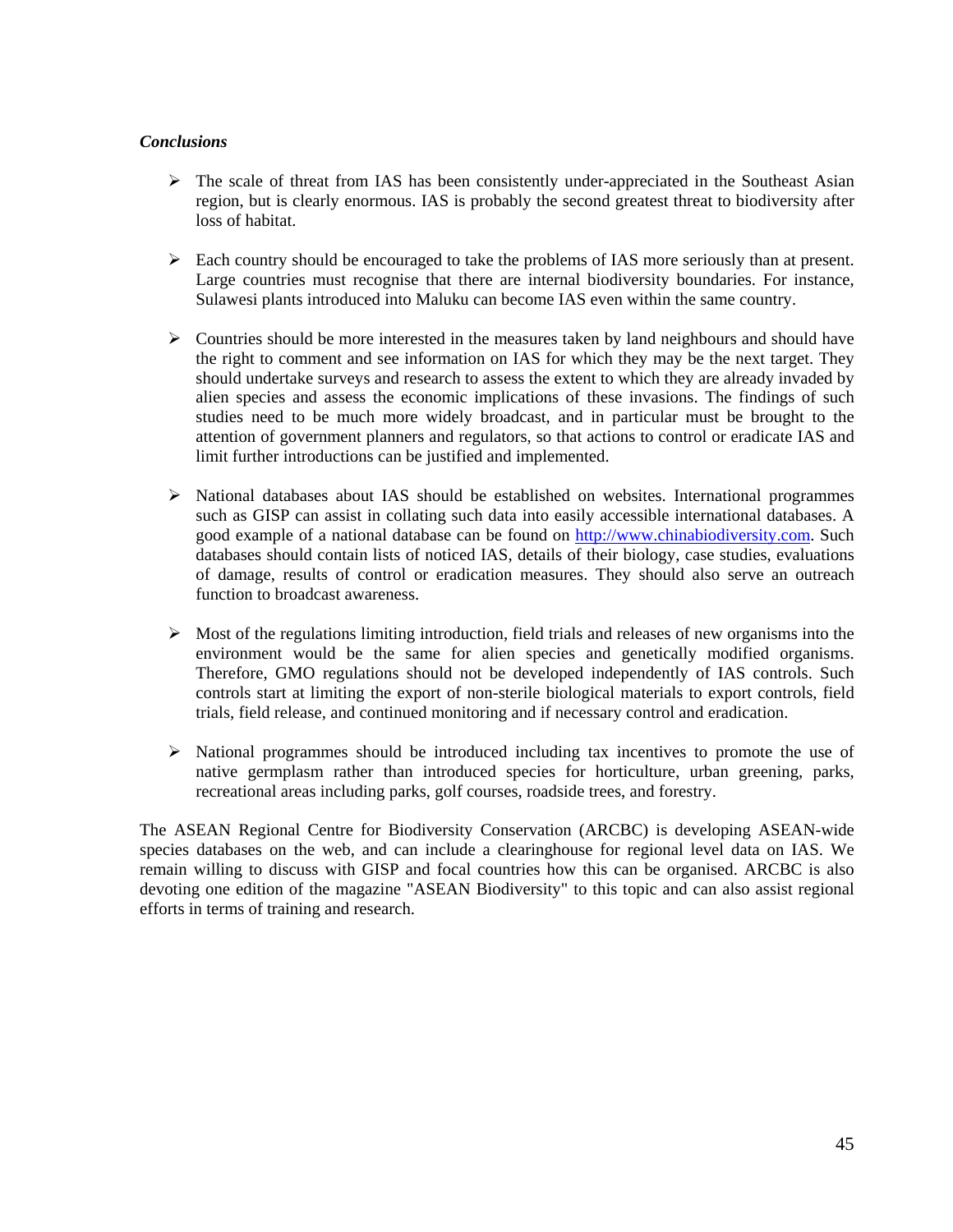***Conclusions***

- The scale of threat from IAS has been consistently under-appreciated in the Southeast Asian region, but is clearly enormous. IAS is probably the second greatest threat to biodiversity after loss of habitat.

- Each country should be encouraged to take the problems of IAS more seriously than at present. Large countries must recognise that there are internal biodiversity boundaries. For instance, Sulawesi plants introduced into Maluku can become IAS even within the same country.

- Countries should be more interested in the measures taken by land neighbours and should have the right to comment and see information on IAS for which they may be the next target. They should undertake surveys and research to assess the extent to which they are already invaded by alien species and assess the economic implications of these invasions. The findings of such studies need to be much more widely broadcast, and in particular must be brought to the attention of government planners and regulators, so that actions to control or eradicate IAS and limit further introductions can be justified and implemented.

- National databases about IAS should be established on websites. International programmes such as GISP can assist in collating such data into easily accessible international databases. A good example of a national database can be found on [http://www.chinabiodiversity.com](http://www.chinabiodiversity.com). Such databases should contain lists of noticed IAS, details of their biology, case studies, evaluations of damage, results of control or eradication measures. They should also serve an outreach function to broadcast awareness.

- Most of the regulations limiting introduction, field trials and releases of new organisms into the environment would be the same for alien species and genetically modified organisms. Therefore, GMO regulations should not be developed independently of IAS controls. Such controls start at limiting the export of non-sterile biological materials to export controls, field trials, field release, and continued monitoring and if necessary control and eradication.

- National programmes should be introduced including tax incentives to promote the use of native germplasm rather than introduced species for horticulture, urban greening, parks, recreational areas including parks, golf courses, roadside trees, and forestry.

The ASEAN Regional Centre for Biodiversity Conservation (ARCBC) is developing ASEAN-wide species databases on the web, and can include a clearinghouse for regional level data on IAS. We remain willing to discuss with GISP and focal countries how this can be organised. ARCBC is also devoting one edition of the magazine "ASEAN Biodiversity" to this topic and can also assist regional efforts in terms of training and research.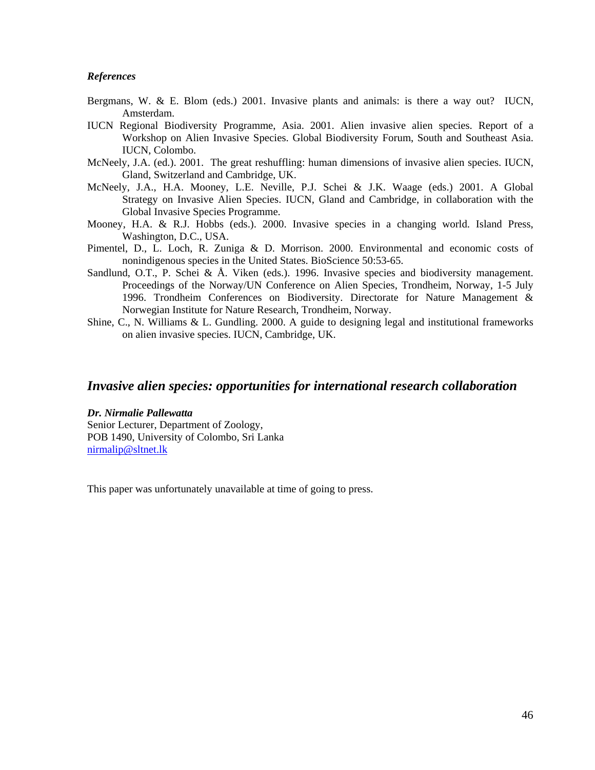***References***

Bergmans, W. & E. Blom (eds.) 2001. Invasive plants and animals: is there a way out? IUCN, Amsterdam.

IUCN Regional Biodiversity Programme, Asia. 2001. Alien invasive alien species. Report of a Workshop on Alien Invasive Species. Global Biodiversity Forum, South and Southeast Asia. IUCN, Colombo.

McNeely, J.A. (ed.). 2001. The great reshuffling: human dimensions of invasive alien species. IUCN, Gland, Switzerland and Cambridge, UK.

McNeely, J.A., H.A. Mooney, L.E. Neville, P.J. Schei & J.K. Waage (eds.) 2001. A Global Strategy on Invasive Alien Species. IUCN, Gland and Cambridge, in collaboration with the Global Invasive Species Programme.

Mooney, H.A. & R.J. Hobbs (eds.). 2000. Invasive species in a changing world. Island Press, Washington, D.C., USA.

Pimentel, D., L. Loch, R. Zuniga & D. Morrison. 2000. Environmental and economic costs of nonindigenous species in the United States. BioScience 50:53-65.

Sandlund, O.T., P. Schei & Å. Viken (eds.). 1996. Invasive species and biodiversity management. Proceedings of the Norway/UN Conference on Alien Species, Trondheim, Norway, 1-5 July 1996. Trondheim Conferences on Biodiversity. Directorate for Nature Management & Norwegian Institute for Nature Research, Trondheim, Norway.

Shine, C., N. Williams & L. Gundling. 2000. A guide to designing legal and institutional frameworks on alien invasive species. IUCN, Cambridge, UK.

## *Invasive alien species: opportunities for international research collaboration*

***Dr. Nirmalie Pallewatta***
Senior Lecturer, Department of Zoology,
POB 1490, University of Colombo, Sri Lanka
nirmalip@sltnet.lk

This paper was unfortunately unavailable at time of going to press.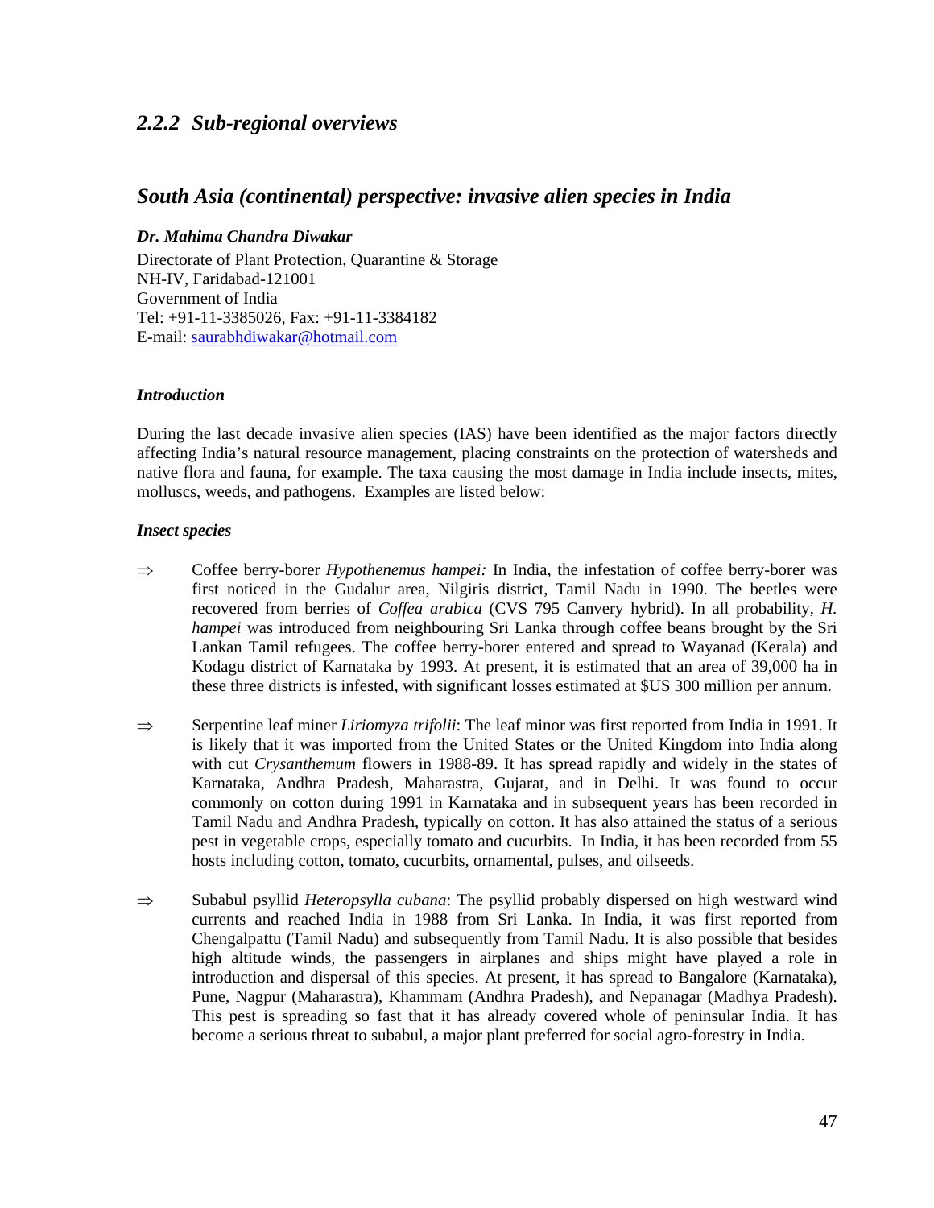### *2.2.2 Sub-regional overviews*

## *South Asia (continental) perspective: invasive alien species in India*

***Dr. Mahima Chandra Diwakar***

Directorate of Plant Protection, Quarantine & Storage
NH-IV, Faridabad-121001
Government of India
Tel: +91-11-3385026, Fax: +91-11-3384182
E-mail: saurabhdiwakar@hotmail.com

***Introduction***

During the last decade invasive alien species (IAS) have been identified as the major factors directly affecting India's natural resource management, placing constraints on the protection of watersheds and native flora and fauna, for example. The taxa causing the most damage in India include insects, mites, molluscs, weeds, and pathogens. Examples are listed below:

***Insect species***

⇒ Coffee berry-borer *Hypothenemus hampei:* In India, the infestation of coffee berry-borer was first noticed in the Gudalur area, Nilgiris district, Tamil Nadu in 1990. The beetles were recovered from berries of *Coffea arabica* (CVS 795 Canvery hybrid). In all probability, *H. hampei* was introduced from neighbouring Sri Lanka through coffee beans brought by the Sri Lankan Tamil refugees. The coffee berry-borer entered and spread to Wayanad (Kerala) and Kodagu district of Karnataka by 1993. At present, it is estimated that an area of 39,000 ha in these three districts is infested, with significant losses estimated at $US 300 million per annum.

⇒ Serpentine leaf miner *Liriomyza trifolii*: The leaf minor was first reported from India in 1991. It is likely that it was imported from the United States or the United Kingdom into India along with cut *Crysanthemum* flowers in 1988-89. It has spread rapidly and widely in the states of Karnataka, Andhra Pradesh, Maharastra, Gujarat, and in Delhi. It was found to occur commonly on cotton during 1991 in Karnataka and in subsequent years has been recorded in Tamil Nadu and Andhra Pradesh, typically on cotton. It has also attained the status of a serious pest in vegetable crops, especially tomato and cucurbits. In India, it has been recorded from 55 hosts including cotton, tomato, cucurbits, ornamental, pulses, and oilseeds.

⇒ Subabul psyllid *Heteropsylla cubana*: The psyllid probably dispersed on high westward wind currents and reached India in 1988 from Sri Lanka. In India, it was first reported from Chengalpattu (Tamil Nadu) and subsequently from Tamil Nadu. It is also possible that besides high altitude winds, the passengers in airplanes and ships might have played a role in introduction and dispersal of this species. At present, it has spread to Bangalore (Karnataka), Pune, Nagpur (Maharastra), Khammam (Andhra Pradesh), and Nepanagar (Madhya Pradesh). This pest is spreading so fast that it has already covered whole of peninsular India. It has become a serious threat to subabul, a major plant preferred for social agro-forestry in India.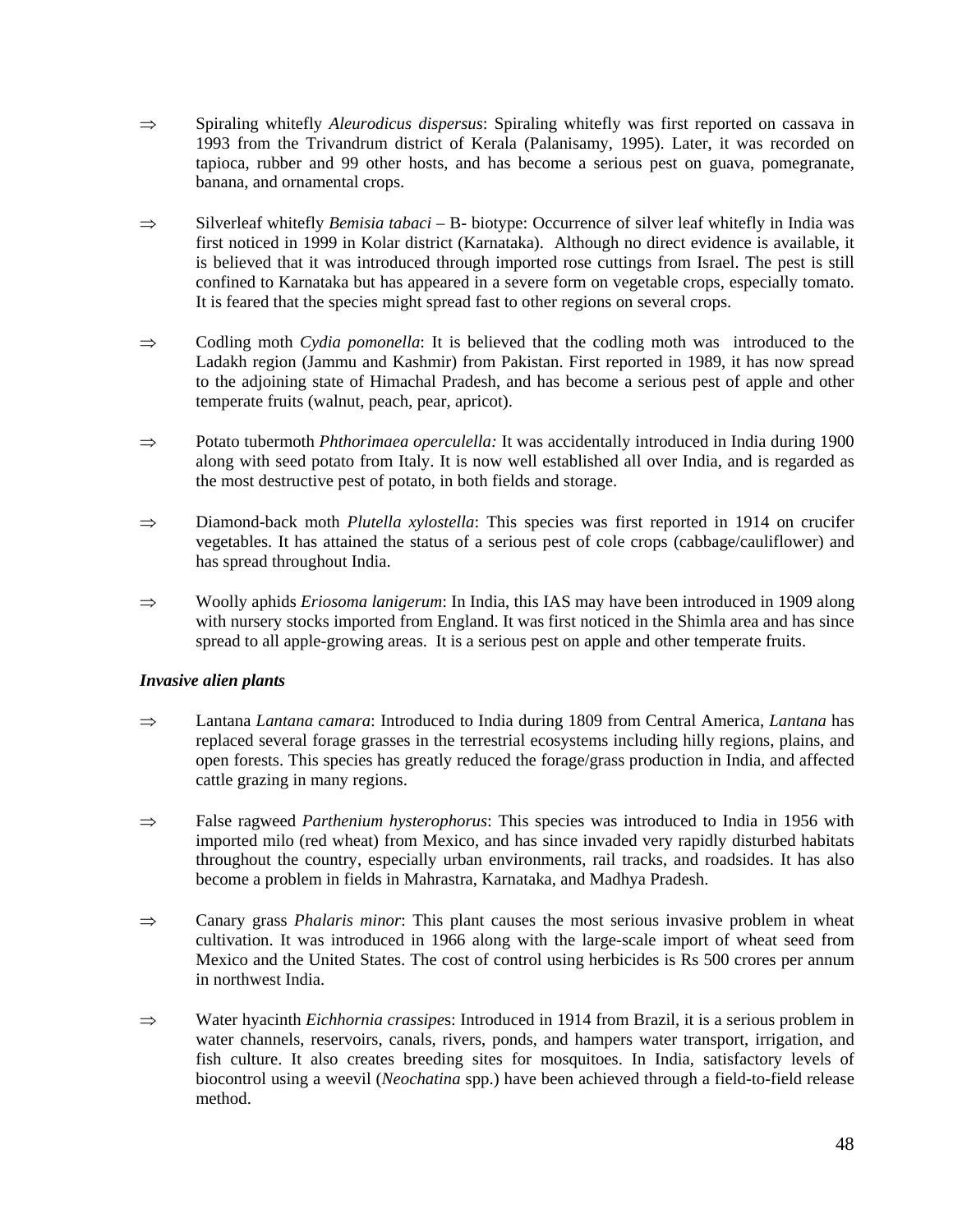- ⇒ Spiraling whitefly *Aleurodicus dispersus*: Spiraling whitefly was first reported on cassava in 1993 from the Trivandrum district of Kerala (Palanisamy, 1995). Later, it was recorded on tapioca, rubber and 99 other hosts, and has become a serious pest on guava, pomegranate, banana, and ornamental crops.

- ⇒ Silverleaf whitefly *Bemisia tabaci* – B- biotype: Occurrence of silver leaf whitefly in India was first noticed in 1999 in Kolar district (Karnataka). Although no direct evidence is available, it is believed that it was introduced through imported rose cuttings from Israel. The pest is still confined to Karnataka but has appeared in a severe form on vegetable crops, especially tomato. It is feared that the species might spread fast to other regions on several crops.

- ⇒ Codling moth *Cydia pomonella*: It is believed that the codling moth was introduced to the Ladakh region (Jammu and Kashmir) from Pakistan. First reported in 1989, it has now spread to the adjoining state of Himachal Pradesh, and has become a serious pest of apple and other temperate fruits (walnut, peach, pear, apricot).

- ⇒ Potato tubermoth *Phthorimaea operculella:* It was accidentally introduced in India during 1900 along with seed potato from Italy. It is now well established all over India, and is regarded as the most destructive pest of potato, in both fields and storage.

- ⇒ Diamond-back moth *Plutella xylostella*: This species was first reported in 1914 on crucifer vegetables. It has attained the status of a serious pest of cole crops (cabbage/cauliflower) and has spread throughout India.

- ⇒ Woolly aphids *Eriosoma lanigerum*: In India, this IAS may have been introduced in 1909 along with nursery stocks imported from England. It was first noticed in the Shimla area and has since spread to all apple-growing areas. It is a serious pest on apple and other temperate fruits.

***Invasive alien plants***

- ⇒ Lantana *Lantana camara*: Introduced to India during 1809 from Central America, *Lantana* has replaced several forage grasses in the terrestrial ecosystems including hilly regions, plains, and open forests. This species has greatly reduced the forage/grass production in India, and affected cattle grazing in many regions.

- ⇒ False ragweed *Parthenium hysterophorus*: This species was introduced to India in 1956 with imported milo (red wheat) from Mexico, and has since invaded very rapidly disturbed habitats throughout the country, especially urban environments, rail tracks, and roadsides. It has also become a problem in fields in Mahrastra, Karnataka, and Madhya Pradesh.

- ⇒ Canary grass *Phalaris minor*: This plant causes the most serious invasive problem in wheat cultivation. It was introduced in 1966 along with the large-scale import of wheat seed from Mexico and the United States. The cost of control using herbicides is Rs 500 crores per annum in northwest India.

- ⇒ Water hyacinth *Eichhornia crassipes*: Introduced in 1914 from Brazil, it is a serious problem in water channels, reservoirs, canals, rivers, ponds, and hampers water transport, irrigation, and fish culture. It also creates breeding sites for mosquitoes. In India, satisfactory levels of biocontrol using a weevil (*Neochatina* spp.) have been achieved through a field-to-field release method.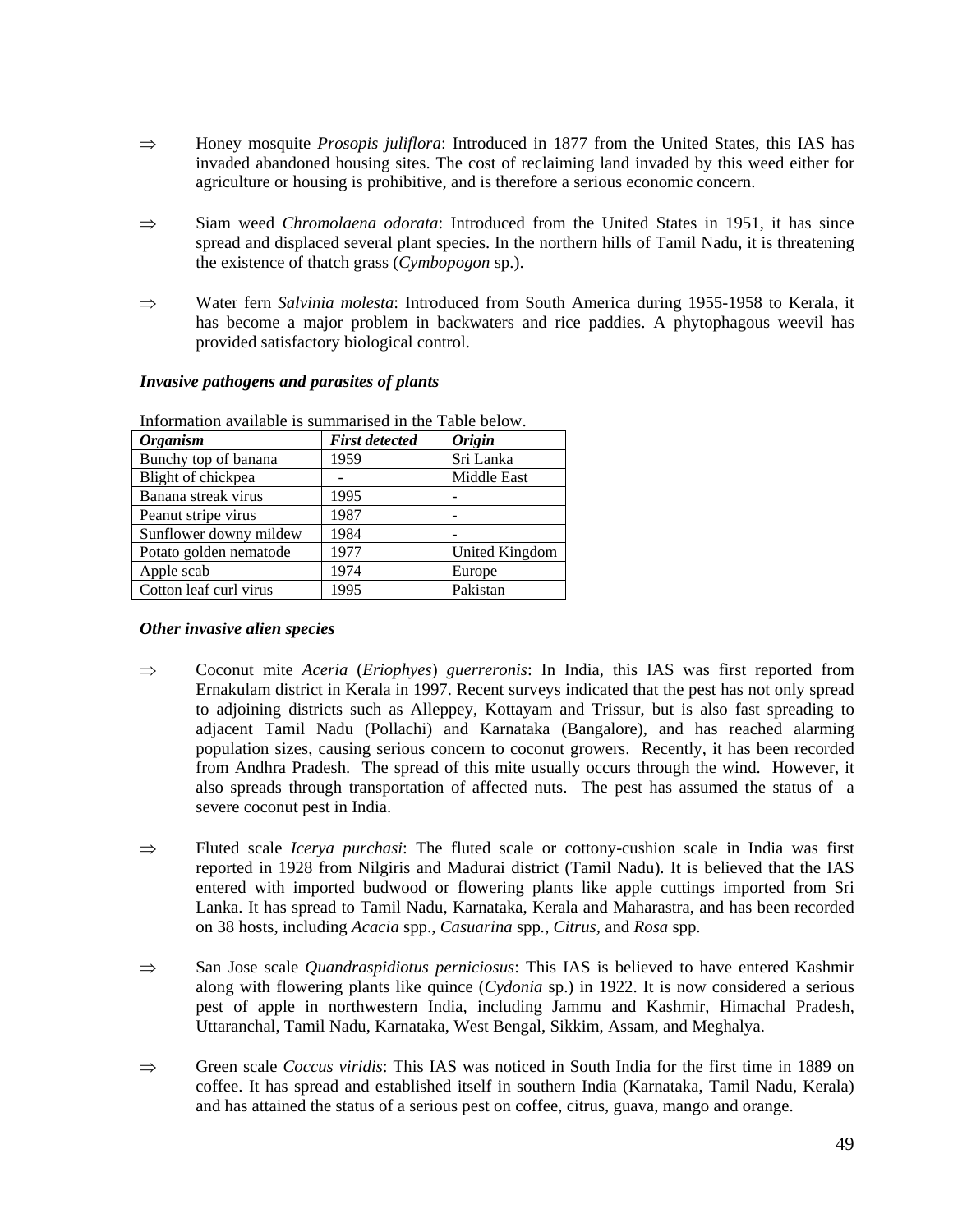⇒ Honey mosquite *Prosopis juliflora*: Introduced in 1877 from the United States, this IAS has invaded abandoned housing sites. The cost of reclaiming land invaded by this weed either for agriculture or housing is prohibitive, and is therefore a serious economic concern.

⇒ Siam weed *Chromolaena odorata*: Introduced from the United States in 1951, it has since spread and displaced several plant species. In the northern hills of Tamil Nadu, it is threatening the existence of thatch grass (*Cymbopogon* sp.).

⇒ Water fern *Salvinia molesta*: Introduced from South America during 1955-1958 to Kerala, it has become a major problem in backwaters and rice paddies. A phytophagous weevil has provided satisfactory biological control.

***Invasive pathogens and parasites of plants***

Information available is summarised in the Table below.

| ***Organism*** | ***First detected*** | ***Origin*** |
|---|---|---|
| Bunchy top of banana | 1959 | Sri Lanka |
| Blight of chickpea | - | Middle East |
| Banana streak virus | 1995 | - |
| Peanut stripe virus | 1987 | - |
| Sunflower downy mildew | 1984 | - |
| Potato golden nematode | 1977 | United Kingdom |
| Apple scab | 1974 | Europe |
| Cotton leaf curl virus | 1995 | Pakistan |

***Other invasive alien species***

⇒ Coconut mite *Aceria* (*Eriophyes*) *guerreronis*: In India, this IAS was first reported from Ernakulam district in Kerala in 1997. Recent surveys indicated that the pest has not only spread to adjoining districts such as Alleppey, Kottayam and Trissur, but is also fast spreading to adjacent Tamil Nadu (Pollachi) and Karnataka (Bangalore), and has reached alarming population sizes, causing serious concern to coconut growers. Recently, it has been recorded from Andhra Pradesh. The spread of this mite usually occurs through the wind. However, it also spreads through transportation of affected nuts. The pest has assumed the status of a severe coconut pest in India.

⇒ Fluted scale *Icerya purchasi*: The fluted scale or cottony-cushion scale in India was first reported in 1928 from Nilgiris and Madurai district (Tamil Nadu). It is believed that the IAS entered with imported budwood or flowering plants like apple cuttings imported from Sri Lanka. It has spread to Tamil Nadu, Karnataka, Kerala and Maharastra, and has been recorded on 38 hosts, including *Acacia* spp., *Casuarina* spp., *Citrus*, and *Rosa* spp.

⇒ San Jose scale *Quandraspidiotus perniciosus*: This IAS is believed to have entered Kashmir along with flowering plants like quince (*Cydonia* sp.) in 1922. It is now considered a serious pest of apple in northwestern India, including Jammu and Kashmir, Himachal Pradesh, Uttaranchal, Tamil Nadu, Karnataka, West Bengal, Sikkim, Assam, and Meghalaya.

⇒ Green scale *Coccus viridis*: This IAS was noticed in South India for the first time in 1889 on coffee. It has spread and established itself in southern India (Karnataka, Tamil Nadu, Kerala) and has attained the status of a serious pest on coffee, citrus, guava, mango and orange.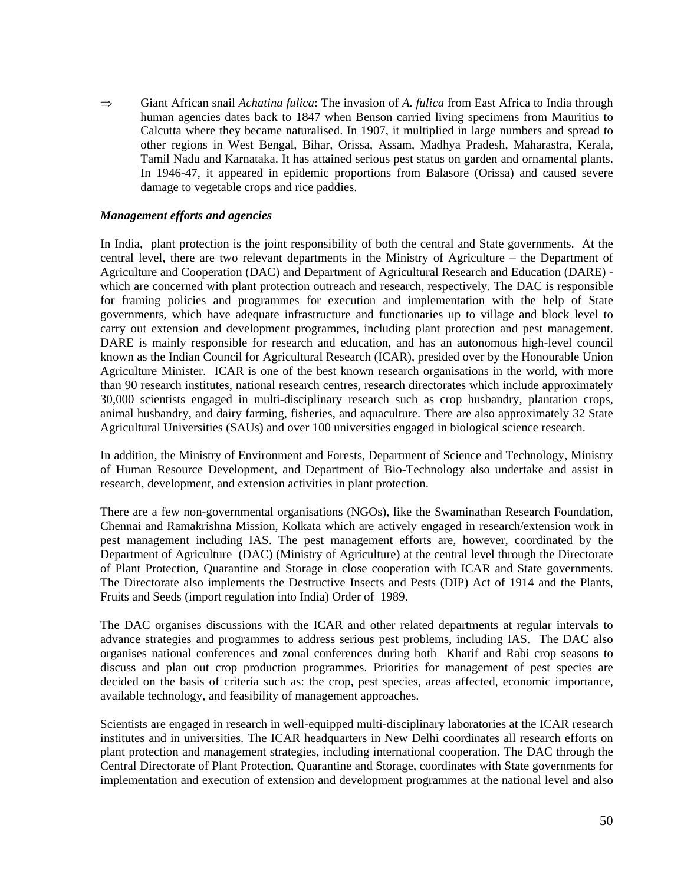⇒ Giant African snail *Achatina fulica*: The invasion of *A. fulica* from East Africa to India through human agencies dates back to 1847 when Benson carried living specimens from Mauritius to Calcutta where they became naturalised. In 1907, it multiplied in large numbers and spread to other regions in West Bengal, Bihar, Orissa, Assam, Madhya Pradesh, Maharastra, Kerala, Tamil Nadu and Karnataka. It has attained serious pest status on garden and ornamental plants. In 1946-47, it appeared in epidemic proportions from Balasore (Orissa) and caused severe damage to vegetable crops and rice paddies.

***Management efforts and agencies***

In India, plant protection is the joint responsibility of both the central and State governments. At the central level, there are two relevant departments in the Ministry of Agriculture – the Department of Agriculture and Cooperation (DAC) and Department of Agricultural Research and Education (DARE) - which are concerned with plant protection outreach and research, respectively. The DAC is responsible for framing policies and programmes for execution and implementation with the help of State governments, which have adequate infrastructure and functionaries up to village and block level to carry out extension and development programmes, including plant protection and pest management. DARE is mainly responsible for research and education, and has an autonomous high-level council known as the Indian Council for Agricultural Research (ICAR), presided over by the Honourable Union Agriculture Minister. ICAR is one of the best known research organisations in the world, with more than 90 research institutes, national research centres, research directorates which include approximately 30,000 scientists engaged in multi-disciplinary research such as crop husbandry, plantation crops, animal husbandry, and dairy farming, fisheries, and aquaculture. There are also approximately 32 State Agricultural Universities (SAUs) and over 100 universities engaged in biological science research.

In addition, the Ministry of Environment and Forests, Department of Science and Technology, Ministry of Human Resource Development, and Department of Bio-Technology also undertake and assist in research, development, and extension activities in plant protection.

There are a few non-governmental organisations (NGOs), like the Swaminathan Research Foundation, Chennai and Ramakrishna Mission, Kolkata which are actively engaged in research/extension work in pest management including IAS. The pest management efforts are, however, coordinated by the Department of Agriculture (DAC) (Ministry of Agriculture) at the central level through the Directorate of Plant Protection, Quarantine and Storage in close cooperation with ICAR and State governments. The Directorate also implements the Destructive Insects and Pests (DIP) Act of 1914 and the Plants, Fruits and Seeds (import regulation into India) Order of 1989.

The DAC organises discussions with the ICAR and other related departments at regular intervals to advance strategies and programmes to address serious pest problems, including IAS. The DAC also organises national conferences and zonal conferences during both Kharif and Rabi crop seasons to discuss and plan out crop production programmes. Priorities for management of pest species are decided on the basis of criteria such as: the crop, pest species, areas affected, economic importance, available technology, and feasibility of management approaches.

Scientists are engaged in research in well-equipped multi-disciplinary laboratories at the ICAR research institutes and in universities. The ICAR headquarters in New Delhi coordinates all research efforts on plant protection and management strategies, including international cooperation. The DAC through the Central Directorate of Plant Protection, Quarantine and Storage, coordinates with State governments for implementation and execution of extension and development programmes at the national level and also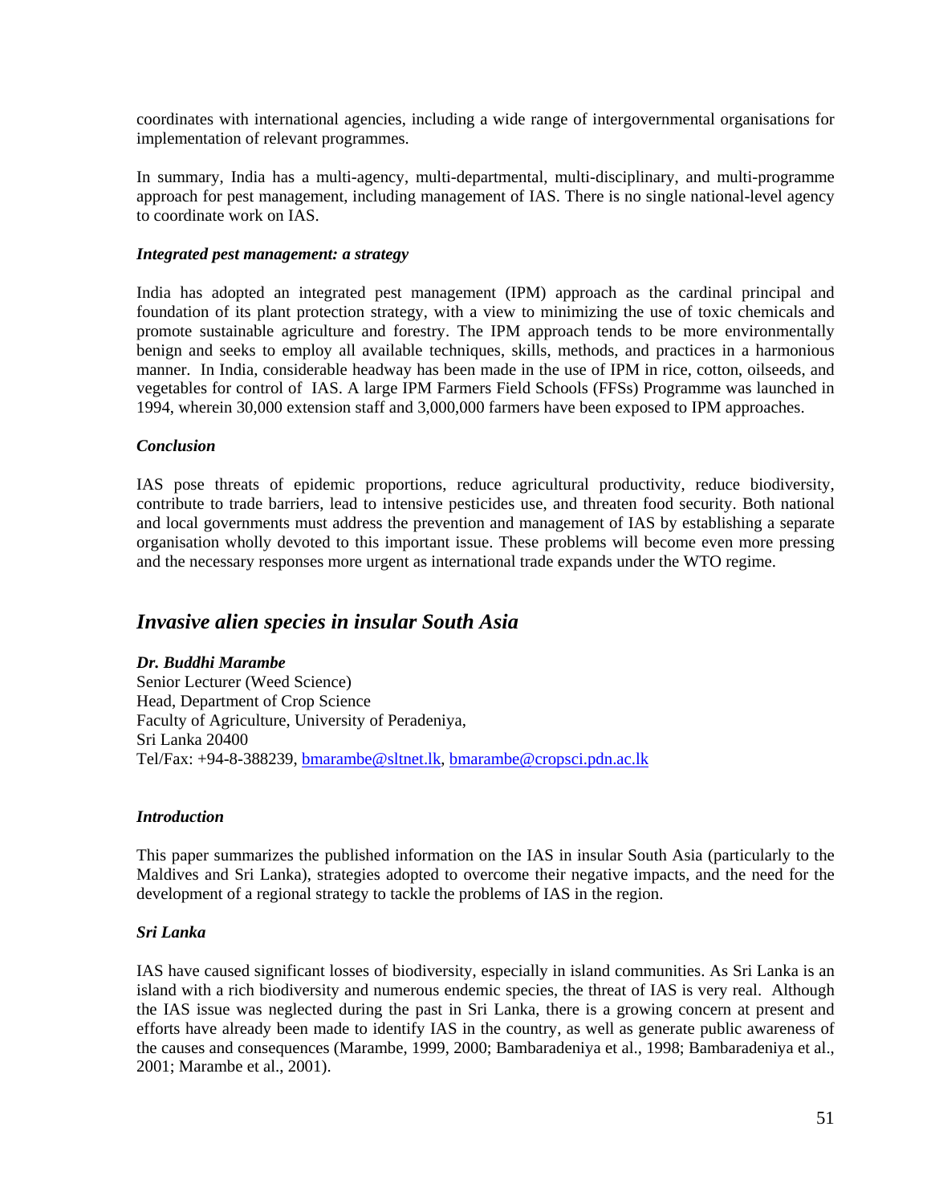coordinates with international agencies, including a wide range of intergovernmental organisations for implementation of relevant programmes.

In summary, India has a multi-agency, multi-departmental, multi-disciplinary, and multi-programme approach for pest management, including management of IAS. There is no single national-level agency to coordinate work on IAS.

#### *Integrated pest management: a strategy*

India has adopted an integrated pest management (IPM) approach as the cardinal principal and foundation of its plant protection strategy, with a view to minimizing the use of toxic chemicals and promote sustainable agriculture and forestry. The IPM approach tends to be more environmentally benign and seeks to employ all available techniques, skills, methods, and practices in a harmonious manner. In India, considerable headway has been made in the use of IPM in rice, cotton, oilseeds, and vegetables for control of IAS. A large IPM Farmers Field Schools (FFSs) Programme was launched in 1994, wherein 30,000 extension staff and 3,000,000 farmers have been exposed to IPM approaches.

#### *Conclusion*

IAS pose threats of epidemic proportions, reduce agricultural productivity, reduce biodiversity, contribute to trade barriers, lead to intensive pesticides use, and threaten food security. Both national and local governments must address the prevention and management of IAS by establishing a separate organisation wholly devoted to this important issue. These problems will become even more pressing and the necessary responses more urgent as international trade expands under the WTO regime.

## *Invasive alien species in insular South Asia*

***Dr. Buddhi Marambe***
Senior Lecturer (Weed Science)
Head, Department of Crop Science
Faculty of Agriculture, University of Peradeniya,
Sri Lanka 20400
Tel/Fax: +94-8-388239, bmarambe@sltnet.lk, bmarambe@cropsci.pdn.ac.lk

#### *Introduction*

This paper summarizes the published information on the IAS in insular South Asia (particularly to the Maldives and Sri Lanka), strategies adopted to overcome their negative impacts, and the need for the development of a regional strategy to tackle the problems of IAS in the region.

#### *Sri Lanka*

IAS have caused significant losses of biodiversity, especially in island communities. As Sri Lanka is an island with a rich biodiversity and numerous endemic species, the threat of IAS is very real. Although the IAS issue was neglected during the past in Sri Lanka, there is a growing concern at present and efforts have already been made to identify IAS in the country, as well as generate public awareness of the causes and consequences (Marambe, 1999, 2000; Bambaradeniya et al., 1998; Bambaradeniya et al., 2001; Marambe et al., 2001).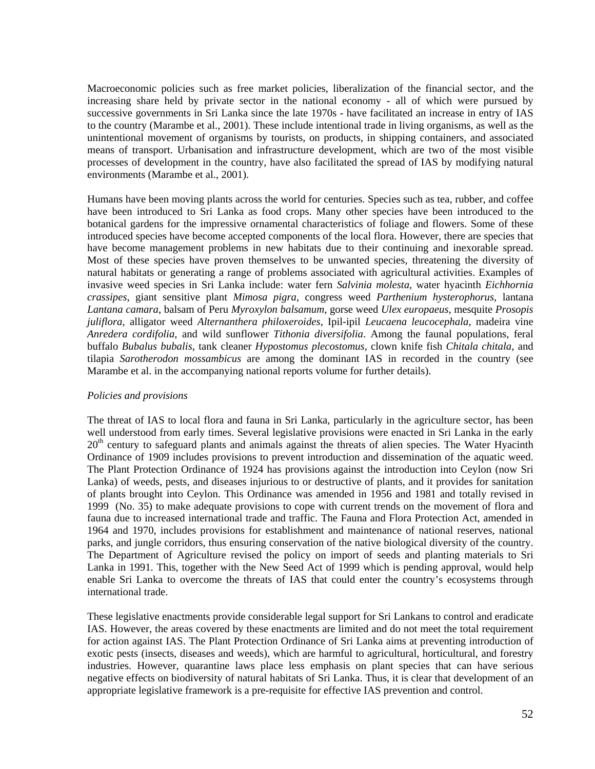Macroeconomic policies such as free market policies, liberalization of the financial sector, and the increasing share held by private sector in the national economy - all of which were pursued by successive governments in Sri Lanka since the late 1970s - have facilitated an increase in entry of IAS to the country (Marambe et al., 2001). These include intentional trade in living organisms, as well as the unintentional movement of organisms by tourists, on products, in shipping containers, and associated means of transport. Urbanisation and infrastructure development, which are two of the most visible processes of development in the country, have also facilitated the spread of IAS by modifying natural environments (Marambe et al., 2001).

Humans have been moving plants across the world for centuries. Species such as tea, rubber, and coffee have been introduced to Sri Lanka as food crops. Many other species have been introduced to the botanical gardens for the impressive ornamental characteristics of foliage and flowers. Some of these introduced species have become accepted components of the local flora. However, there are species that have become management problems in new habitats due to their continuing and inexorable spread. Most of these species have proven themselves to be unwanted species, threatening the diversity of natural habitats or generating a range of problems associated with agricultural activities. Examples of invasive weed species in Sri Lanka include: water fern *Salvinia molesta*, water hyacinth *Eichhornia crassipes*, giant sensitive plant *Mimosa pigra*, congress weed *Parthenium hysterophorus*, lantana *Lantana camara*, balsam of Peru *Myroxylon balsamum*, gorse weed *Ulex europaeus*, mesquite *Prosopis juliflora*, alligator weed *Alternanthera philoxeroides*, Ipil-ipil *Leucaena leucocephala*, madeira vine *Anredera cordifolia*, and wild sunflower *Tithonia diversifolia*. Among the faunal populations, feral buffalo *Bubalus bubalis*, tank cleaner *Hypostomus plecostomus*, clown knife fish *Chitala chitala*, and tilapia *Sarotherodon mossambicus* are among the dominant IAS in recorded in the country (see Marambe et al. in the accompanying national reports volume for further details).

*Policies and provisions*

The threat of IAS to local flora and fauna in Sri Lanka, particularly in the agriculture sector, has been well understood from early times. Several legislative provisions were enacted in Sri Lanka in the early 20th century to safeguard plants and animals against the threats of alien species. The Water Hyacinth Ordinance of 1909 includes provisions to prevent introduction and dissemination of the aquatic weed. The Plant Protection Ordinance of 1924 has provisions against the introduction into Ceylon (now Sri Lanka) of weeds, pests, and diseases injurious to or destructive of plants, and it provides for sanitation of plants brought into Ceylon. This Ordinance was amended in 1956 and 1981 and totally revised in 1999 (No. 35) to make adequate provisions to cope with current trends on the movement of flora and fauna due to increased international trade and traffic. The Fauna and Flora Protection Act, amended in 1964 and 1970, includes provisions for establishment and maintenance of national reserves, national parks, and jungle corridors, thus ensuring conservation of the native biological diversity of the country. The Department of Agriculture revised the policy on import of seeds and planting materials to Sri Lanka in 1991. This, together with the New Seed Act of 1999 which is pending approval, would help enable Sri Lanka to overcome the threats of IAS that could enter the country's ecosystems through international trade.

These legislative enactments provide considerable legal support for Sri Lankans to control and eradicate IAS. However, the areas covered by these enactments are limited and do not meet the total requirement for action against IAS. The Plant Protection Ordinance of Sri Lanka aims at preventing introduction of exotic pests (insects, diseases and weeds), which are harmful to agricultural, horticultural, and forestry industries. However, quarantine laws place less emphasis on plant species that can have serious negative effects on biodiversity of natural habitats of Sri Lanka. Thus, it is clear that development of an appropriate legislative framework is a pre-requisite for effective IAS prevention and control.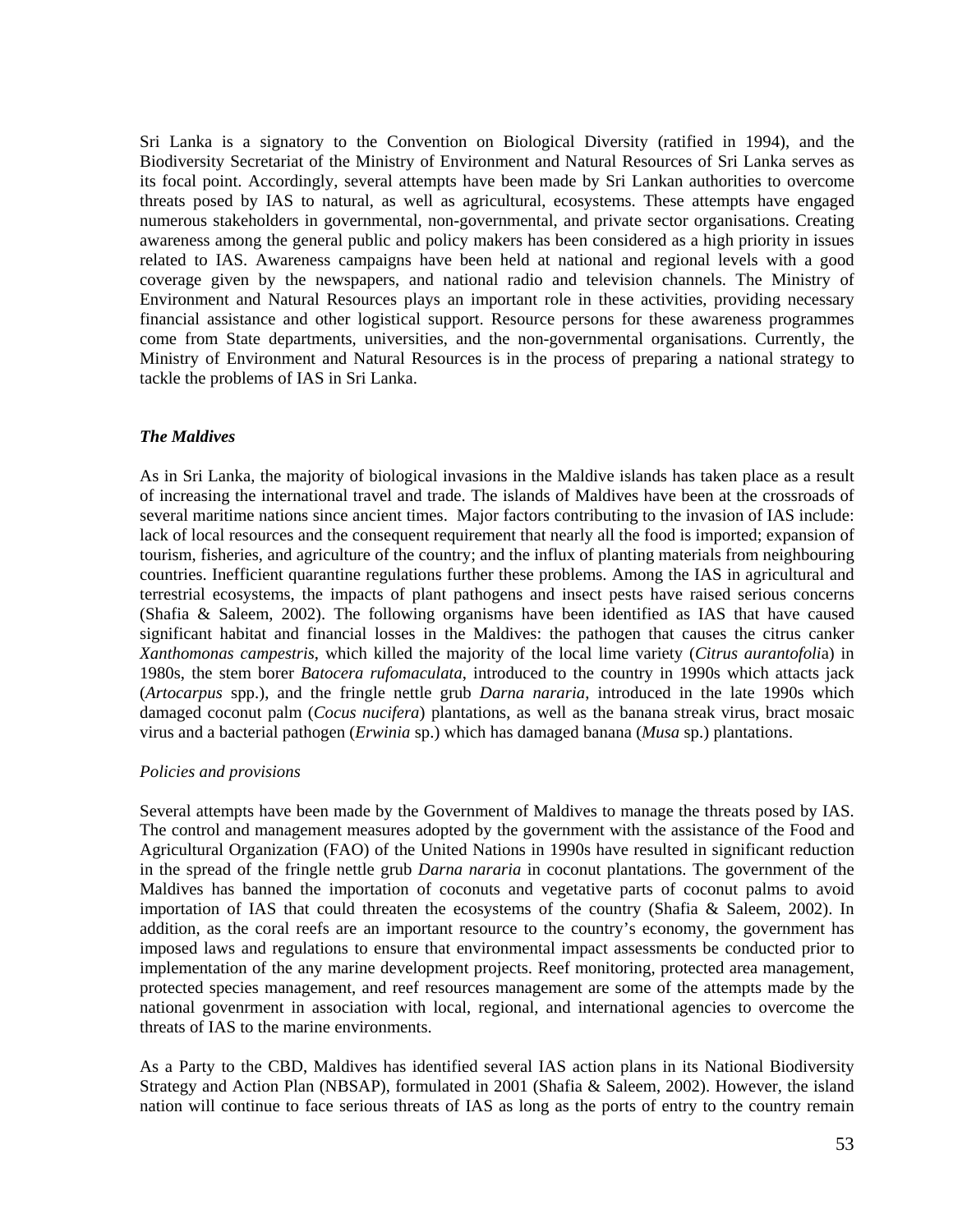Sri Lanka is a signatory to the Convention on Biological Diversity (ratified in 1994), and the Biodiversity Secretariat of the Ministry of Environment and Natural Resources of Sri Lanka serves as its focal point. Accordingly, several attempts have been made by Sri Lankan authorities to overcome threats posed by IAS to natural, as well as agricultural, ecosystems. These attempts have engaged numerous stakeholders in governmental, non-governmental, and private sector organisations. Creating awareness among the general public and policy makers has been considered as a high priority in issues related to IAS. Awareness campaigns have been held at national and regional levels with a good coverage given by the newspapers, and national radio and television channels. The Ministry of Environment and Natural Resources plays an important role in these activities, providing necessary financial assistance and other logistical support. Resource persons for these awareness programmes come from State departments, universities, and the non-governmental organisations. Currently, the Ministry of Environment and Natural Resources is in the process of preparing a national strategy to tackle the problems of IAS in Sri Lanka.

***The Maldives***

As in Sri Lanka, the majority of biological invasions in the Maldive islands has taken place as a result of increasing the international travel and trade. The islands of Maldives have been at the crossroads of several maritime nations since ancient times. Major factors contributing to the invasion of IAS include: lack of local resources and the consequent requirement that nearly all the food is imported; expansion of tourism, fisheries, and agriculture of the country; and the influx of planting materials from neighbouring countries. Inefficient quarantine regulations further these problems. Among the IAS in agricultural and terrestrial ecosystems, the impacts of plant pathogens and insect pests have raised serious concerns (Shafia & Saleem, 2002). The following organisms have been identified as IAS that have caused significant habitat and financial losses in the Maldives: the pathogen that causes the citrus canker *Xanthomonas campestris*, which killed the majority of the local lime variety (*Citrus aurantofoli*a) in 1980s, the stem borer *Batocera rufomaculata*, introduced to the country in 1990s which attacts jack (*Artocarpus* spp.), and the fringle nettle grub *Darna nararia*, introduced in the late 1990s which damaged coconut palm (*Cocus nucifera*) plantations, as well as the banana streak virus, bract mosaic virus and a bacterial pathogen (*Erwinia* sp.) which has damaged banana (*Musa* sp.) plantations.

*Policies and provisions*

Several attempts have been made by the Government of Maldives to manage the threats posed by IAS. The control and management measures adopted by the government with the assistance of the Food and Agricultural Organization (FAO) of the United Nations in 1990s have resulted in significant reduction in the spread of the fringle nettle grub *Darna nararia* in coconut plantations. The government of the Maldives has banned the importation of coconuts and vegetative parts of coconut palms to avoid importation of IAS that could threaten the ecosystems of the country (Shafia & Saleem, 2002). In addition, as the coral reefs are an important resource to the country's economy, the government has imposed laws and regulations to ensure that environmental impact assessments be conducted prior to implementation of the any marine development projects. Reef monitoring, protected area management, protected species management, and reef resources management are some of the attempts made by the national govenrment in association with local, regional, and international agencies to overcome the threats of IAS to the marine environments.

As a Party to the CBD, Maldives has identified several IAS action plans in its National Biodiversity Strategy and Action Plan (NBSAP), formulated in 2001 (Shafia & Saleem, 2002). However, the island nation will continue to face serious threats of IAS as long as the ports of entry to the country remain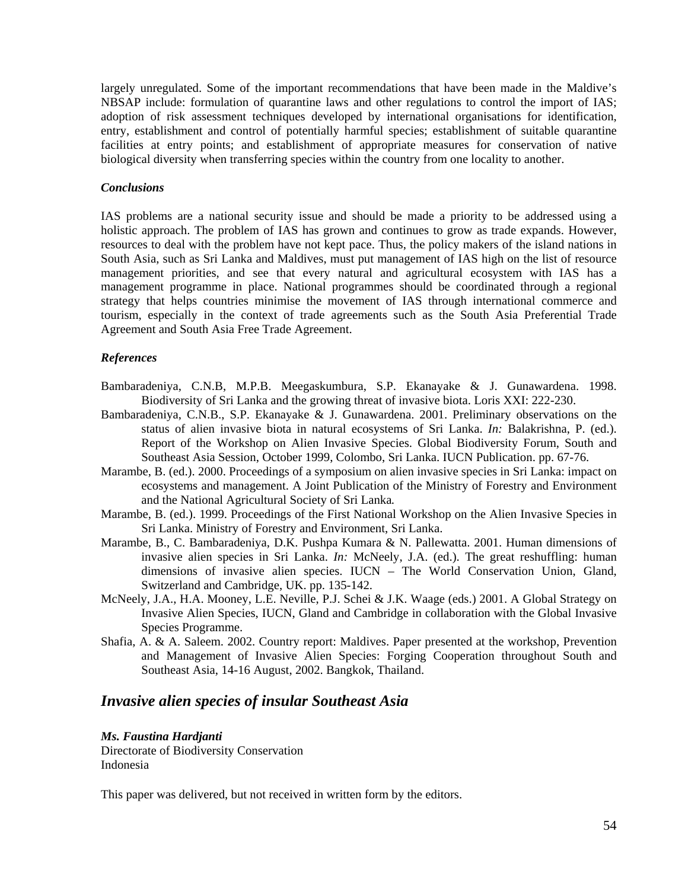largely unregulated. Some of the important recommendations that have been made in the Maldive's NBSAP include: formulation of quarantine laws and other regulations to control the import of IAS; adoption of risk assessment techniques developed by international organisations for identification, entry, establishment and control of potentially harmful species; establishment of suitable quarantine facilities at entry points; and establishment of appropriate measures for conservation of native biological diversity when transferring species within the country from one locality to another.

***Conclusions***

IAS problems are a national security issue and should be made a priority to be addressed using a holistic approach. The problem of IAS has grown and continues to grow as trade expands. However, resources to deal with the problem have not kept pace. Thus, the policy makers of the island nations in South Asia, such as Sri Lanka and Maldives, must put management of IAS high on the list of resource management priorities, and see that every natural and agricultural ecosystem with IAS has a management programme in place. National programmes should be coordinated through a regional strategy that helps countries minimise the movement of IAS through international commerce and tourism, especially in the context of trade agreements such as the South Asia Preferential Trade Agreement and South Asia Free Trade Agreement.

***References***

Bambaradeniya, C.N.B, M.P.B. Meegaskumbura, S.P. Ekanayake & J. Gunawardena. 1998. Biodiversity of Sri Lanka and the growing threat of invasive biota. Loris XXI: 222-230.

Bambaradeniya, C.N.B., S.P. Ekanayake & J. Gunawardena. 2001. Preliminary observations on the status of alien invasive biota in natural ecosystems of Sri Lanka. *In:* Balakrishna, P. (ed.). Report of the Workshop on Alien Invasive Species. Global Biodiversity Forum, South and Southeast Asia Session, October 1999, Colombo, Sri Lanka. IUCN Publication. pp. 67-76.

Marambe, B. (ed.). 2000. Proceedings of a symposium on alien invasive species in Sri Lanka: impact on ecosystems and management. A Joint Publication of the Ministry of Forestry and Environment and the National Agricultural Society of Sri Lanka*.*

Marambe, B. (ed.). 1999. Proceedings of the First National Workshop on the Alien Invasive Species in Sri Lanka. Ministry of Forestry and Environment, Sri Lanka.

Marambe, B., C. Bambaradeniya, D.K. Pushpa Kumara & N. Pallewatta. 2001. Human dimensions of invasive alien species in Sri Lanka. *In:* McNeely, J.A. (ed.). The great reshuffling: human dimensions of invasive alien species. IUCN – The World Conservation Union, Gland, Switzerland and Cambridge, UK. pp. 135-142.

McNeely, J.A., H.A. Mooney, L.E. Neville, P.J. Schei & J.K. Waage (eds.) 2001. A Global Strategy on Invasive Alien Species, IUCN, Gland and Cambridge in collaboration with the Global Invasive Species Programme.

Shafia, A. & A. Saleem. 2002. Country report: Maldives. Paper presented at the workshop, Prevention and Management of Invasive Alien Species: Forging Cooperation throughout South and Southeast Asia, 14-16 August, 2002. Bangkok, Thailand.

## *Invasive alien species of insular Southeast Asia*

***Ms. Faustina Hardjanti***
Directorate of Biodiversity Conservation
Indonesia

This paper was delivered, but not received in written form by the editors.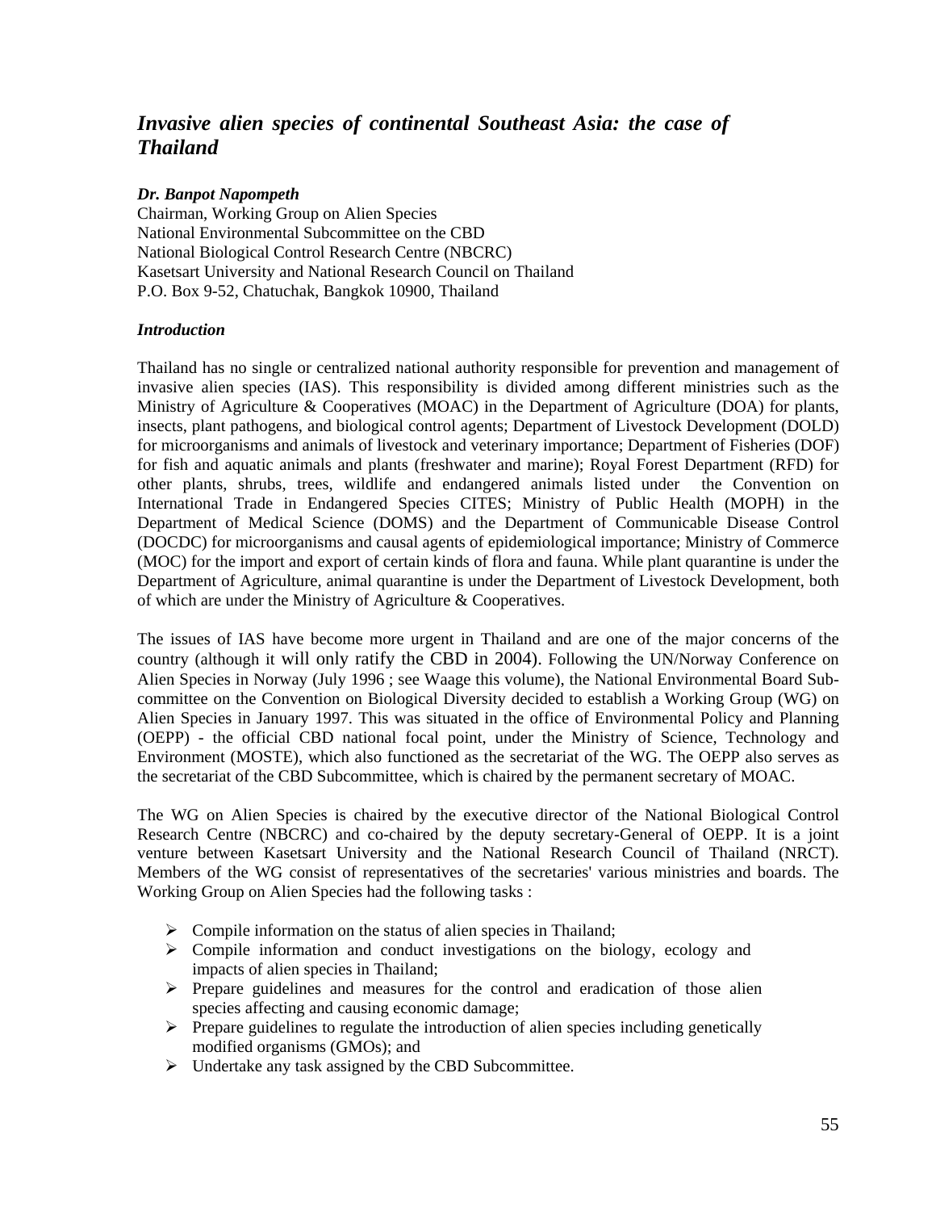## *Invasive alien species of continental Southeast Asia: the case of Thailand*

***Dr. Banpot Napompeth***
Chairman, Working Group on Alien Species
National Environmental Subcommittee on the CBD
National Biological Control Research Centre (NBCRC)
Kasetsart University and National Research Council on Thailand
P.O. Box 9-52, Chatuchak, Bangkok 10900, Thailand

### *Introduction*

Thailand has no single or centralized national authority responsible for prevention and management of invasive alien species (IAS). This responsibility is divided among different ministries such as the Ministry of Agriculture & Cooperatives (MOAC) in the Department of Agriculture (DOA) for plants, insects, plant pathogens, and biological control agents; Department of Livestock Development (DOLD) for microorganisms and animals of livestock and veterinary importance; Department of Fisheries (DOF) for fish and aquatic animals and plants (freshwater and marine); Royal Forest Department (RFD) for other plants, shrubs, trees, wildlife and endangered animals listed under the Convention on International Trade in Endangered Species CITES; Ministry of Public Health (MOPH) in the Department of Medical Science (DOMS) and the Department of Communicable Disease Control (DOCDC) for microorganisms and causal agents of epidemiological importance; Ministry of Commerce (MOC) for the import and export of certain kinds of flora and fauna. While plant quarantine is under the Department of Agriculture, animal quarantine is under the Department of Livestock Development, both of which are under the Ministry of Agriculture & Cooperatives.

The issues of IAS have become more urgent in Thailand and are one of the major concerns of the country (although it will only ratify the CBD in 2004). Following the UN/Norway Conference on Alien Species in Norway (July 1996 ; see Waage this volume), the National Environmental Board Sub-committee on the Convention on Biological Diversity decided to establish a Working Group (WG) on Alien Species in January 1997. This was situated in the office of Environmental Policy and Planning (OEPP) - the official CBD national focal point, under the Ministry of Science, Technology and Environment (MOSTE), which also functioned as the secretariat of the WG. The OEPP also serves as the secretariat of the CBD Subcommittee, which is chaired by the permanent secretary of MOAC.

The WG on Alien Species is chaired by the executive director of the National Biological Control Research Centre (NBCRC) and co-chaired by the deputy secretary-General of OEPP. It is a joint venture between Kasetsart University and the National Research Council of Thailand (NRCT). Members of the WG consist of representatives of the secretaries' various ministries and boards. The Working Group on Alien Species had the following tasks :

- Compile information on the status of alien species in Thailand;
- Compile information and conduct investigations on the biology, ecology and impacts of alien species in Thailand;
- Prepare guidelines and measures for the control and eradication of those alien species affecting and causing economic damage;
- Prepare guidelines to regulate the introduction of alien species including genetically modified organisms (GMOs); and
- Undertake any task assigned by the CBD Subcommittee.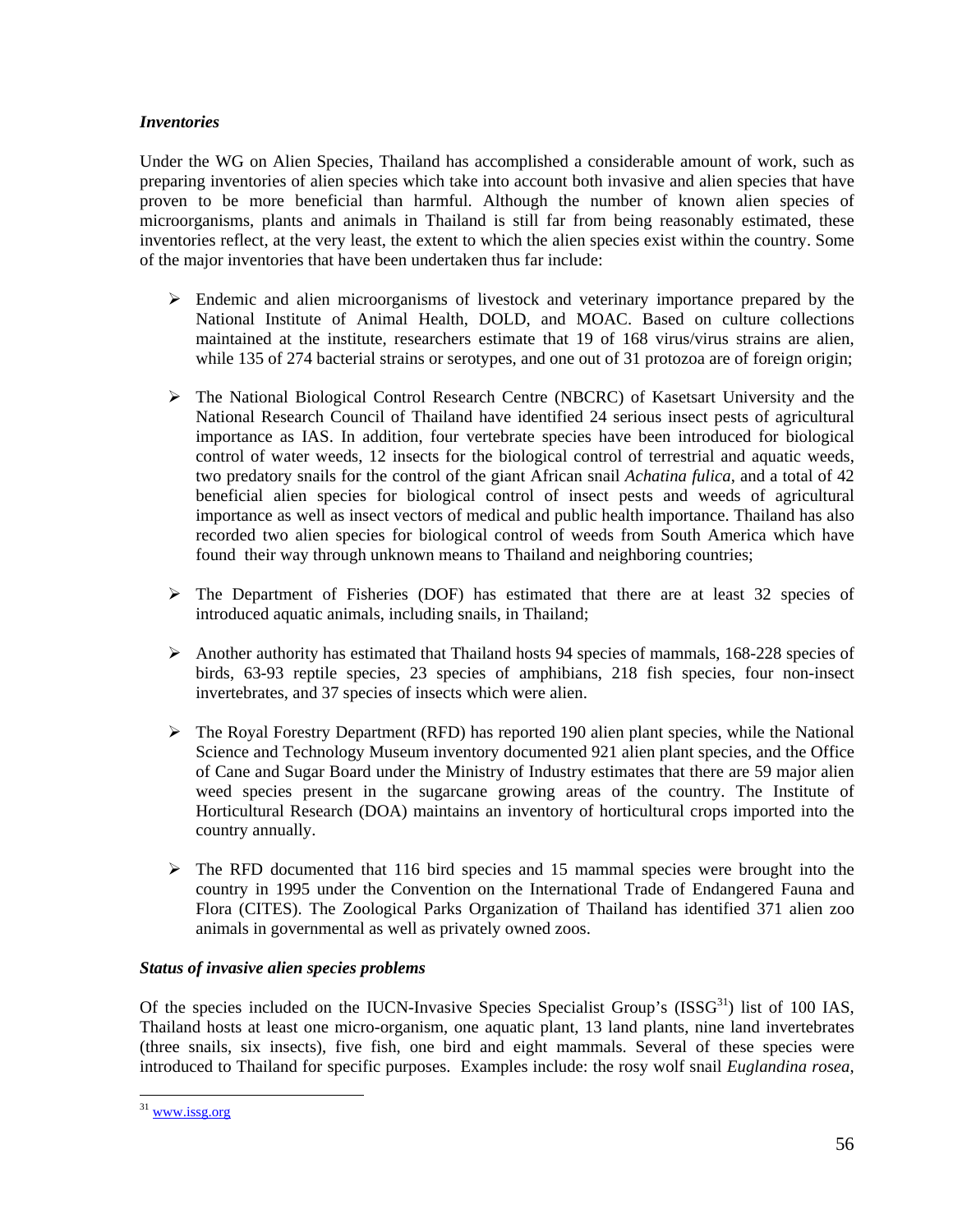### *Inventories*

Under the WG on Alien Species, Thailand has accomplished a considerable amount of work, such as preparing inventories of alien species which take into account both invasive and alien species that have proven to be more beneficial than harmful. Although the number of known alien species of microorganisms, plants and animals in Thailand is still far from being reasonably estimated, these inventories reflect, at the very least, the extent to which the alien species exist within the country. Some of the major inventories that have been undertaken thus far include:

- Endemic and alien microorganisms of livestock and veterinary importance prepared by the National Institute of Animal Health, DOLD, and MOAC. Based on culture collections maintained at the institute, researchers estimate that 19 of 168 virus/virus strains are alien, while 135 of 274 bacterial strains or serotypes, and one out of 31 protozoa are of foreign origin;

- The National Biological Control Research Centre (NBCRC) of Kasetsart University and the National Research Council of Thailand have identified 24 serious insect pests of agricultural importance as IAS. In addition, four vertebrate species have been introduced for biological control of water weeds, 12 insects for the biological control of terrestrial and aquatic weeds, two predatory snails for the control of the giant African snail *Achatina fulica*, and a total of 42 beneficial alien species for biological control of insect pests and weeds of agricultural importance as well as insect vectors of medical and public health importance. Thailand has also recorded two alien species for biological control of weeds from South America which have found their way through unknown means to Thailand and neighboring countries;

- The Department of Fisheries (DOF) has estimated that there are at least 32 species of introduced aquatic animals, including snails, in Thailand;

- Another authority has estimated that Thailand hosts 94 species of mammals, 168-228 species of birds, 63-93 reptile species, 23 species of amphibians, 218 fish species, four non-insect invertebrates, and 37 species of insects which were alien.

- The Royal Forestry Department (RFD) has reported 190 alien plant species, while the National Science and Technology Museum inventory documented 921 alien plant species, and the Office of Cane and Sugar Board under the Ministry of Industry estimates that there are 59 major alien weed species present in the sugarcane growing areas of the country. The Institute of Horticultural Research (DOA) maintains an inventory of horticultural crops imported into the country annually.

- The RFD documented that 116 bird species and 15 mammal species were brought into the country in 1995 under the Convention on the International Trade of Endangered Fauna and Flora (CITES). The Zoological Parks Organization of Thailand has identified 371 alien zoo animals in governmental as well as privately owned zoos.

### *Status of invasive alien species problems*

Of the species included on the IUCN-Invasive Species Specialist Group's (ISSG[31]) list of 100 IAS, Thailand hosts at least one micro-organism, one aquatic plant, 13 land plants, nine land invertebrates (three snails, six insects), five fish, one bird and eight mammals. Several of these species were introduced to Thailand for specific purposes. Examples include: the rosy wolf snail *Euglandina rosea*,

[31] www.issg.org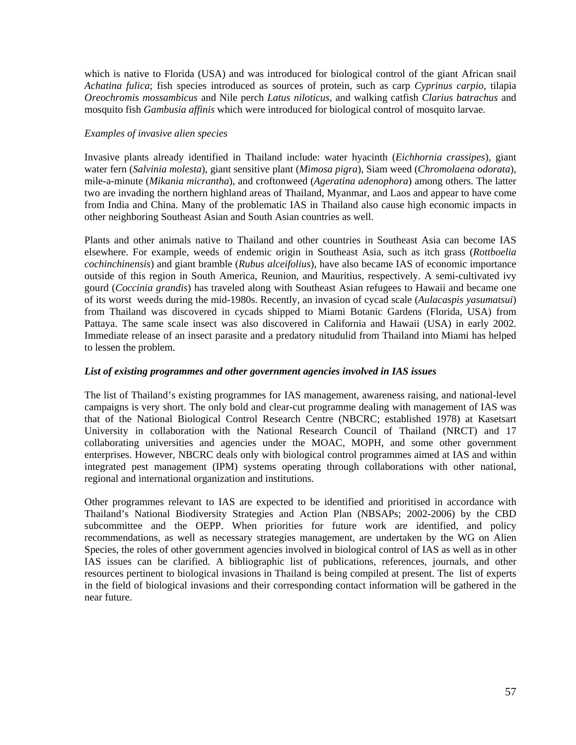which is native to Florida (USA) and was introduced for biological control of the giant African snail *Achatina fulica*; fish species introduced as sources of protein, such as carp *Cyprinus carpio*, tilapia *Oreochromis mossambicus* and Nile perch *Latus niloticus*, and walking catfish *Clarius batrachus* and mosquito fish *Gambusia affinis* which were introduced for biological control of mosquito larvae.

*Examples of invasive alien species*

Invasive plants already identified in Thailand include: water hyacinth (*Eichhornia crassipes*), giant water fern (*Salvinia molesta*), giant sensitive plant (*Mimosa pigra*), Siam weed (*Chromolaena odorata*), mile-a-minute (*Mikania micrantha*), and croftonweed (*Ageratina adenophora*) among others. The latter two are invading the northern highland areas of Thailand, Myanmar, and Laos and appear to have come from India and China. Many of the problematic IAS in Thailand also cause high economic impacts in other neighboring Southeast Asian and South Asian countries as well.

Plants and other animals native to Thailand and other countries in Southeast Asia can become IAS elsewhere. For example, weeds of endemic origin in Southeast Asia, such as itch grass (*Rottboelia cochinchinensis*) and giant bramble (*Rubus alceifolius*), have also became IAS of economic importance outside of this region in South America, Reunion, and Mauritius, respectively. A semi-cultivated ivy gourd (*Coccinia grandis*) has traveled along with Southeast Asian refugees to Hawaii and became one of its worst weeds during the mid-1980s. Recently, an invasion of cycad scale (*Aulacaspis yasumatsui*) from Thailand was discovered in cycads shipped to Miami Botanic Gardens (Florida, USA) from Pattaya. The same scale insect was also discovered in California and Hawaii (USA) in early 2002. Immediate release of an insect parasite and a predatory nitudulid from Thailand into Miami has helped to lessen the problem.

***List of existing programmes and other government agencies involved in IAS issues***

The list of Thailand's existing programmes for IAS management, awareness raising, and national-level campaigns is very short. The only bold and clear-cut programme dealing with management of IAS was that of the National Biological Control Research Centre (NBCRC; established 1978) at Kasetsart University in collaboration with the National Research Council of Thailand (NRCT) and 17 collaborating universities and agencies under the MOAC, MOPH, and some other government enterprises. However, NBCRC deals only with biological control programmes aimed at IAS and within integrated pest management (IPM) systems operating through collaborations with other national, regional and international organization and institutions.

Other programmes relevant to IAS are expected to be identified and prioritised in accordance with Thailand's National Biodiversity Strategies and Action Plan (NBSAPs; 2002-2006) by the CBD subcommittee and the OEPP. When priorities for future work are identified, and policy recommendations, as well as necessary strategies management, are undertaken by the WG on Alien Species, the roles of other government agencies involved in biological control of IAS as well as in other IAS issues can be clarified. A bibliographic list of publications, references, journals, and other resources pertinent to biological invasions in Thailand is being compiled at present. The list of experts in the field of biological invasions and their corresponding contact information will be gathered in the near future.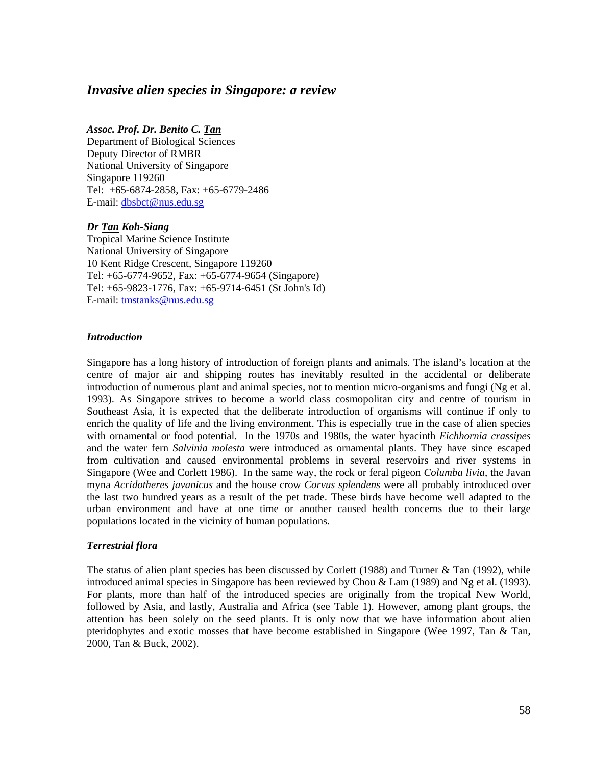## *Invasive alien species in Singapore: a review*

***Assoc. Prof. Dr. Benito C. Tan***
Department of Biological Sciences
Deputy Director of RMBR
National University of Singapore
Singapore 119260
Tel: +65-6874-2858, Fax: +65-6779-2486
E-mail: dbsbct@nus.edu.sg

***Dr Tan Koh-Siang***
Tropical Marine Science Institute
National University of Singapore
10 Kent Ridge Crescent, Singapore 119260
Tel: +65-6774-9652, Fax: +65-6774-9654 (Singapore)
Tel: +65-9823-1776, Fax: +65-9714-6451 (St John's Id)
E-mail: tmstanks@nus.edu.sg

### *Introduction*

Singapore has a long history of introduction of foreign plants and animals. The island's location at the centre of major air and shipping routes has inevitably resulted in the accidental or deliberate introduction of numerous plant and animal species, not to mention micro-organisms and fungi (Ng et al. 1993). As Singapore strives to become a world class cosmopolitan city and centre of tourism in Southeast Asia, it is expected that the deliberate introduction of organisms will continue if only to enrich the quality of life and the living environment. This is especially true in the case of alien species with ornamental or food potential. In the 1970s and 1980s, the water hyacinth *Eichhornia crassipes* and the water fern *Salvinia molesta* were introduced as ornamental plants. They have since escaped from cultivation and caused environmental problems in several reservoirs and river systems in Singapore (Wee and Corlett 1986). In the same way, the rock or feral pigeon *Columba livia*, the Javan myna *Acridotheres javanicus* and the house crow *Corvus splendens* were all probably introduced over the last two hundred years as a result of the pet trade. These birds have become well adapted to the urban environment and have at one time or another caused health concerns due to their large populations located in the vicinity of human populations.

### *Terrestrial flora*

The status of alien plant species has been discussed by Corlett (1988) and Turner & Tan (1992), while introduced animal species in Singapore has been reviewed by Chou & Lam (1989) and Ng et al. (1993). For plants, more than half of the introduced species are originally from the tropical New World, followed by Asia, and lastly, Australia and Africa (see Table 1). However, among plant groups, the attention has been solely on the seed plants. It is only now that we have information about alien pteridophytes and exotic mosses that have become established in Singapore (Wee 1997, Tan & Tan, 2000, Tan & Buck, 2002).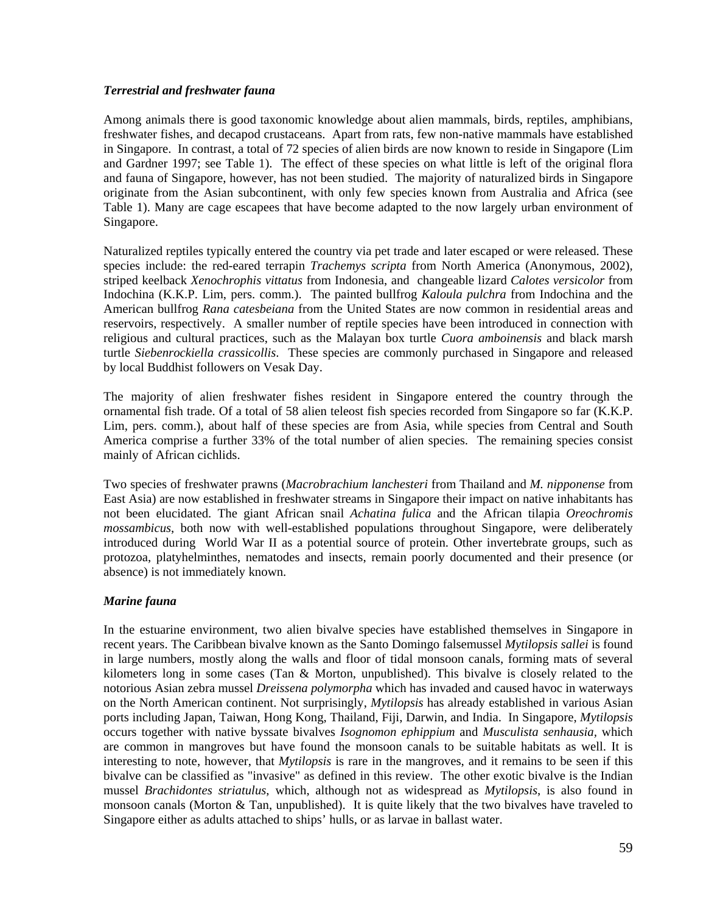### *Terrestrial and freshwater fauna*

Among animals there is good taxonomic knowledge about alien mammals, birds, reptiles, amphibians, freshwater fishes, and decapod crustaceans. Apart from rats, few non-native mammals have established in Singapore. In contrast, a total of 72 species of alien birds are now known to reside in Singapore (Lim and Gardner 1997; see Table 1). The effect of these species on what little is left of the original flora and fauna of Singapore, however, has not been studied. The majority of naturalized birds in Singapore originate from the Asian subcontinent, with only few species known from Australia and Africa (see Table 1). Many are cage escapees that have become adapted to the now largely urban environment of Singapore.

Naturalized reptiles typically entered the country via pet trade and later escaped or were released. These species include: the red-eared terrapin *Trachemys scripta* from North America (Anonymous, 2002), striped keelback *Xenochrophis vittatus* from Indonesia, and changeable lizard *Calotes versicolor* from Indochina (K.K.P. Lim, pers. comm.). The painted bullfrog *Kaloula pulchra* from Indochina and the American bullfrog *Rana catesbeiana* from the United States are now common in residential areas and reservoirs, respectively. A smaller number of reptile species have been introduced in connection with religious and cultural practices, such as the Malayan box turtle *Cuora amboinensis* and black marsh turtle *Siebenrockiella crassicollis*. These species are commonly purchased in Singapore and released by local Buddhist followers on Vesak Day.

The majority of alien freshwater fishes resident in Singapore entered the country through the ornamental fish trade. Of a total of 58 alien teleost fish species recorded from Singapore so far (K.K.P. Lim, pers. comm.), about half of these species are from Asia, while species from Central and South America comprise a further 33% of the total number of alien species. The remaining species consist mainly of African cichlids.

Two species of freshwater prawns (*Macrobrachium lanchesteri* from Thailand and *M. nipponense* from East Asia) are now established in freshwater streams in Singapore their impact on native inhabitants has not been elucidated. The giant African snail *Achatina fulica* and the African tilapia *Oreochromis mossambicus*, both now with well-established populations throughout Singapore, were deliberately introduced during World War II as a potential source of protein. Other invertebrate groups, such as protozoa, platyhelminthes, nematodes and insects, remain poorly documented and their presence (or absence) is not immediately known.

### *Marine fauna*

In the estuarine environment, two alien bivalve species have established themselves in Singapore in recent years. The Caribbean bivalve known as the Santo Domingo falsemussel *Mytilopsis sallei* is found in large numbers, mostly along the walls and floor of tidal monsoon canals, forming mats of several kilometers long in some cases (Tan & Morton, unpublished). This bivalve is closely related to the notorious Asian zebra mussel *Dreissena polymorpha* which has invaded and caused havoc in waterways on the North American continent. Not surprisingly, *Mytilopsis* has already established in various Asian ports including Japan, Taiwan, Hong Kong, Thailand, Fiji, Darwin, and India. In Singapore, *Mytilopsis* occurs together with native byssate bivalves *Isognomon ephippium* and *Musculista senhausia*, which are common in mangroves but have found the monsoon canals to be suitable habitats as well. It is interesting to note, however, that *Mytilopsis* is rare in the mangroves, and it remains to be seen if this bivalve can be classified as "invasive" as defined in this review. The other exotic bivalve is the Indian mussel *Brachidontes striatulus*, which, although not as widespread as *Mytilopsis*, is also found in monsoon canals (Morton & Tan, unpublished). It is quite likely that the two bivalves have traveled to Singapore either as adults attached to ships' hulls, or as larvae in ballast water.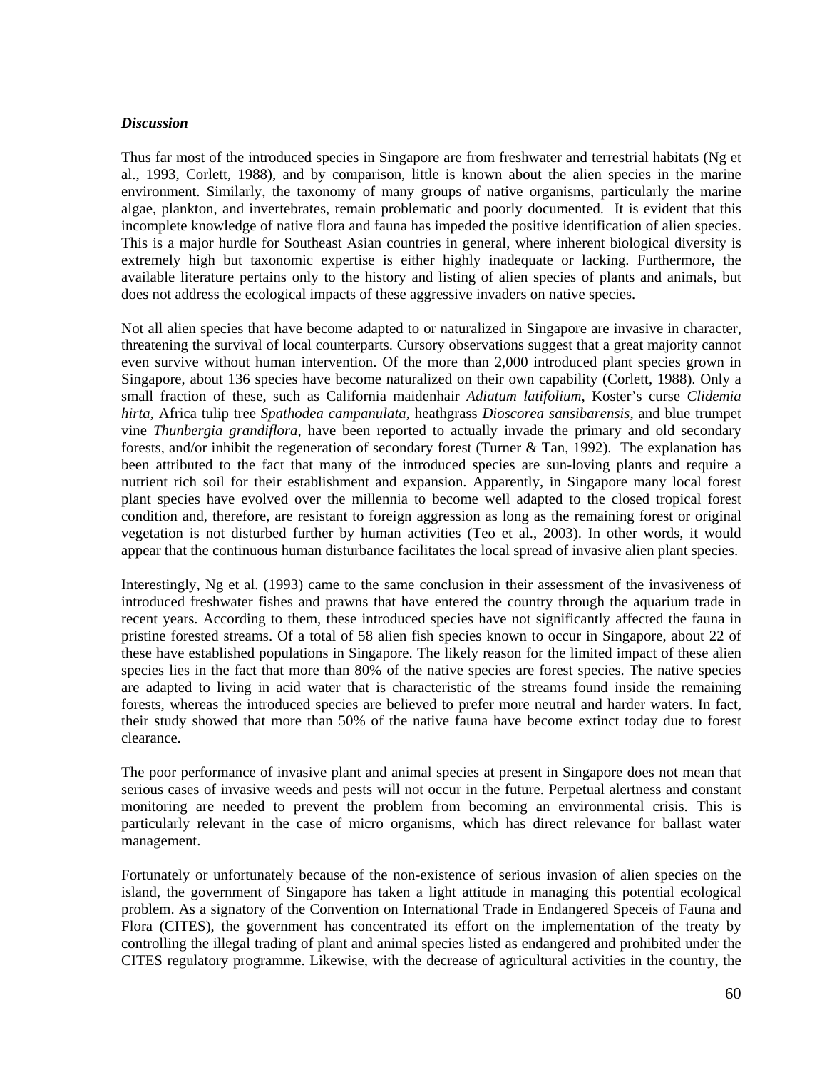***Discussion***

Thus far most of the introduced species in Singapore are from freshwater and terrestrial habitats (Ng et al., 1993, Corlett, 1988), and by comparison, little is known about the alien species in the marine environment. Similarly, the taxonomy of many groups of native organisms, particularly the marine algae, plankton, and invertebrates, remain problematic and poorly documented. It is evident that this incomplete knowledge of native flora and fauna has impeded the positive identification of alien species. This is a major hurdle for Southeast Asian countries in general, where inherent biological diversity is extremely high but taxonomic expertise is either highly inadequate or lacking. Furthermore, the available literature pertains only to the history and listing of alien species of plants and animals, but does not address the ecological impacts of these aggressive invaders on native species.

Not all alien species that have become adapted to or naturalized in Singapore are invasive in character, threatening the survival of local counterparts. Cursory observations suggest that a great majority cannot even survive without human intervention. Of the more than 2,000 introduced plant species grown in Singapore, about 136 species have become naturalized on their own capability (Corlett, 1988). Only a small fraction of these, such as California maidenhair *Adiatum latifolium*, Koster's curse *Clidemia hirta*, Africa tulip tree *Spathodea campanulata*, heathgrass *Dioscorea sansibarensis*, and blue trumpet vine *Thunbergia grandiflora*, have been reported to actually invade the primary and old secondary forests, and/or inhibit the regeneration of secondary forest (Turner & Tan, 1992). The explanation has been attributed to the fact that many of the introduced species are sun-loving plants and require a nutrient rich soil for their establishment and expansion. Apparently, in Singapore many local forest plant species have evolved over the millennia to become well adapted to the closed tropical forest condition and, therefore, are resistant to foreign aggression as long as the remaining forest or original vegetation is not disturbed further by human activities (Teo et al., 2003). In other words, it would appear that the continuous human disturbance facilitates the local spread of invasive alien plant species.

Interestingly, Ng et al. (1993) came to the same conclusion in their assessment of the invasiveness of introduced freshwater fishes and prawns that have entered the country through the aquarium trade in recent years. According to them, these introduced species have not significantly affected the fauna in pristine forested streams. Of a total of 58 alien fish species known to occur in Singapore, about 22 of these have established populations in Singapore. The likely reason for the limited impact of these alien species lies in the fact that more than 80% of the native species are forest species. The native species are adapted to living in acid water that is characteristic of the streams found inside the remaining forests, whereas the introduced species are believed to prefer more neutral and harder waters. In fact, their study showed that more than 50% of the native fauna have become extinct today due to forest clearance.

The poor performance of invasive plant and animal species at present in Singapore does not mean that serious cases of invasive weeds and pests will not occur in the future. Perpetual alertness and constant monitoring are needed to prevent the problem from becoming an environmental crisis. This is particularly relevant in the case of micro organisms, which has direct relevance for ballast water management.

Fortunately or unfortunately because of the non-existence of serious invasion of alien species on the island, the government of Singapore has taken a light attitude in managing this potential ecological problem. As a signatory of the Convention on International Trade in Endangered Speceis of Fauna and Flora (CITES), the government has concentrated its effort on the implementation of the treaty by controlling the illegal trading of plant and animal species listed as endangered and prohibited under the CITES regulatory programme. Likewise, with the decrease of agricultural activities in the country, the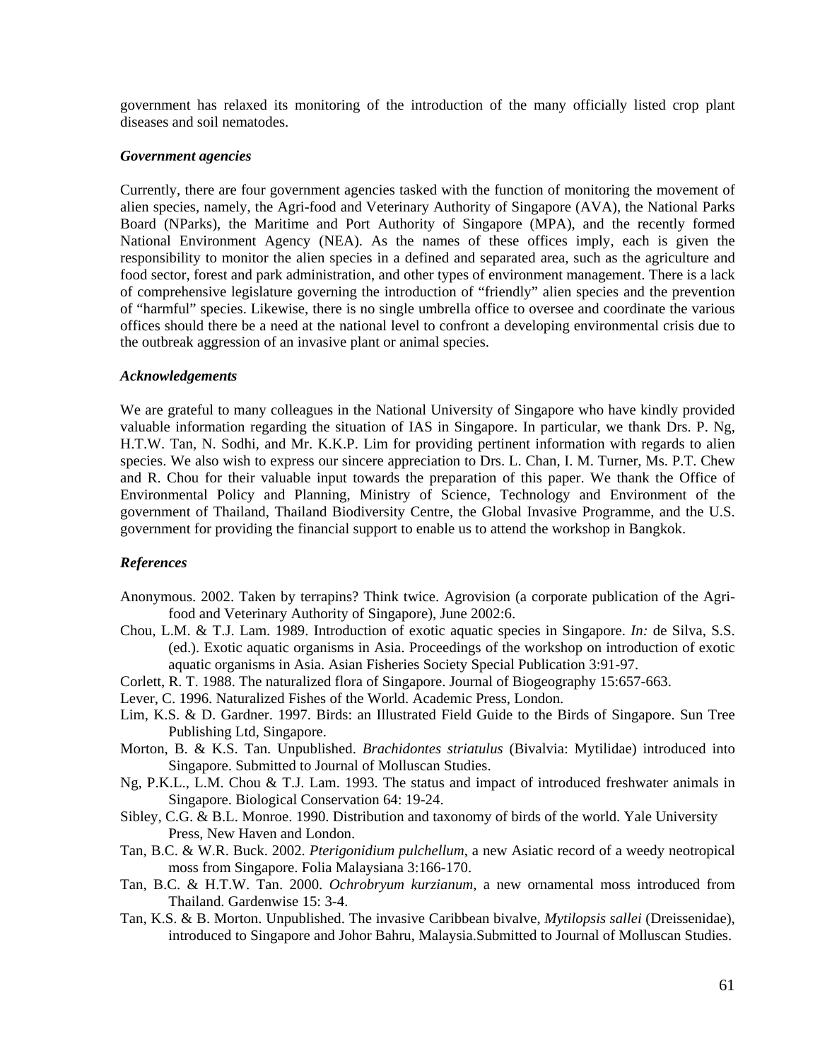government has relaxed its monitoring of the introduction of the many officially listed crop plant diseases and soil nematodes.

### *Government agencies*

Currently, there are four government agencies tasked with the function of monitoring the movement of alien species, namely, the Agri-food and Veterinary Authority of Singapore (AVA), the National Parks Board (NParks), the Maritime and Port Authority of Singapore (MPA), and the recently formed National Environment Agency (NEA). As the names of these offices imply, each is given the responsibility to monitor the alien species in a defined and separated area, such as the agriculture and food sector, forest and park administration, and other types of environment management. There is a lack of comprehensive legislature governing the introduction of "friendly" alien species and the prevention of "harmful" species. Likewise, there is no single umbrella office to oversee and coordinate the various offices should there be a need at the national level to confront a developing environmental crisis due to the outbreak aggression of an invasive plant or animal species.

### *Acknowledgements*

We are grateful to many colleagues in the National University of Singapore who have kindly provided valuable information regarding the situation of IAS in Singapore. In particular, we thank Drs. P. Ng, H.T.W. Tan, N. Sodhi, and Mr. K.K.P. Lim for providing pertinent information with regards to alien species. We also wish to express our sincere appreciation to Drs. L. Chan, I. M. Turner, Ms. P.T. Chew and R. Chou for their valuable input towards the preparation of this paper. We thank the Office of Environmental Policy and Planning, Ministry of Science, Technology and Environment of the government of Thailand, Thailand Biodiversity Centre, the Global Invasive Programme, and the U.S. government for providing the financial support to enable us to attend the workshop in Bangkok.

### *References*

Anonymous. 2002. Taken by terrapins? Think twice. Agrovision (a corporate publication of the Agri-food and Veterinary Authority of Singapore), June 2002:6.

Chou, L.M. & T.J. Lam. 1989. Introduction of exotic aquatic species in Singapore. *In:* de Silva, S.S. (ed.). Exotic aquatic organisms in Asia. Proceedings of the workshop on introduction of exotic aquatic organisms in Asia. Asian Fisheries Society Special Publication 3:91-97.

Corlett, R. T. 1988. The naturalized flora of Singapore. Journal of Biogeography 15:657-663.

Lever, C. 1996. Naturalized Fishes of the World. Academic Press, London.

Lim, K.S. & D. Gardner. 1997. Birds: an Illustrated Field Guide to the Birds of Singapore. Sun Tree Publishing Ltd, Singapore.

Morton, B. & K.S. Tan. Unpublished. *Brachidontes striatulus* (Bivalvia: Mytilidae) introduced into Singapore. Submitted to Journal of Molluscan Studies.

Ng, P.K.L., L.M. Chou & T.J. Lam. 1993. The status and impact of introduced freshwater animals in Singapore. Biological Conservation 64: 19-24.

Sibley, C.G. & B.L. Monroe. 1990. Distribution and taxonomy of birds of the world. Yale University Press, New Haven and London.

Tan, B.C. & W.R. Buck. 2002. *Pterigonidium pulchellum*, a new Asiatic record of a weedy neotropical moss from Singapore. Folia Malaysiana 3:166-170.

Tan, B.C. & H.T.W. Tan. 2000. *Ochrobryum kurzianum*, a new ornamental moss introduced from Thailand. Gardenwise 15: 3-4.

Tan, K.S. & B. Morton. Unpublished. The invasive Caribbean bivalve, *Mytilopsis sallei* (Dreissenidae), introduced to Singapore and Johor Bahru, Malaysia.Submitted to Journal of Molluscan Studies.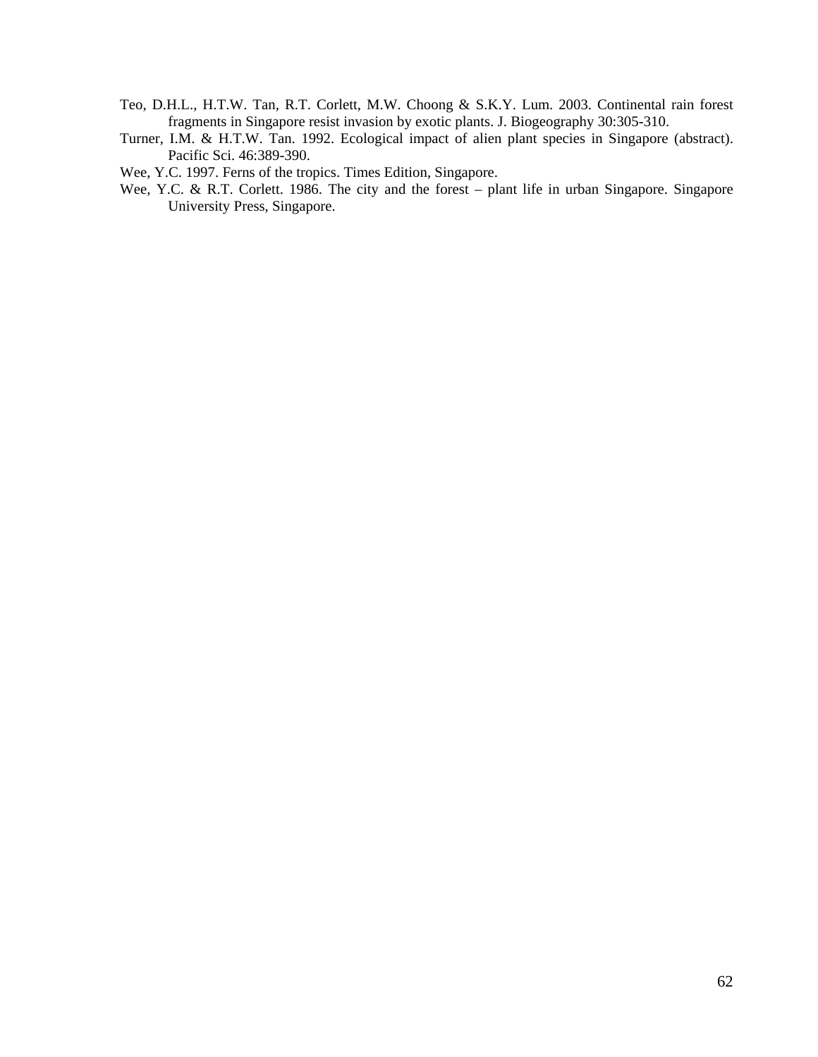Teo, D.H.L., H.T.W. Tan, R.T. Corlett, M.W. Choong & S.K.Y. Lum. 2003. Continental rain forest fragments in Singapore resist invasion by exotic plants. J. Biogeography 30:305-310.

Turner, I.M. & H.T.W. Tan. 1992. Ecological impact of alien plant species in Singapore (abstract). Pacific Sci. 46:389-390.

Wee, Y.C. 1997. Ferns of the tropics. Times Edition, Singapore.

Wee, Y.C. & R.T. Corlett. 1986. The city and the forest – plant life in urban Singapore. Singapore University Press, Singapore.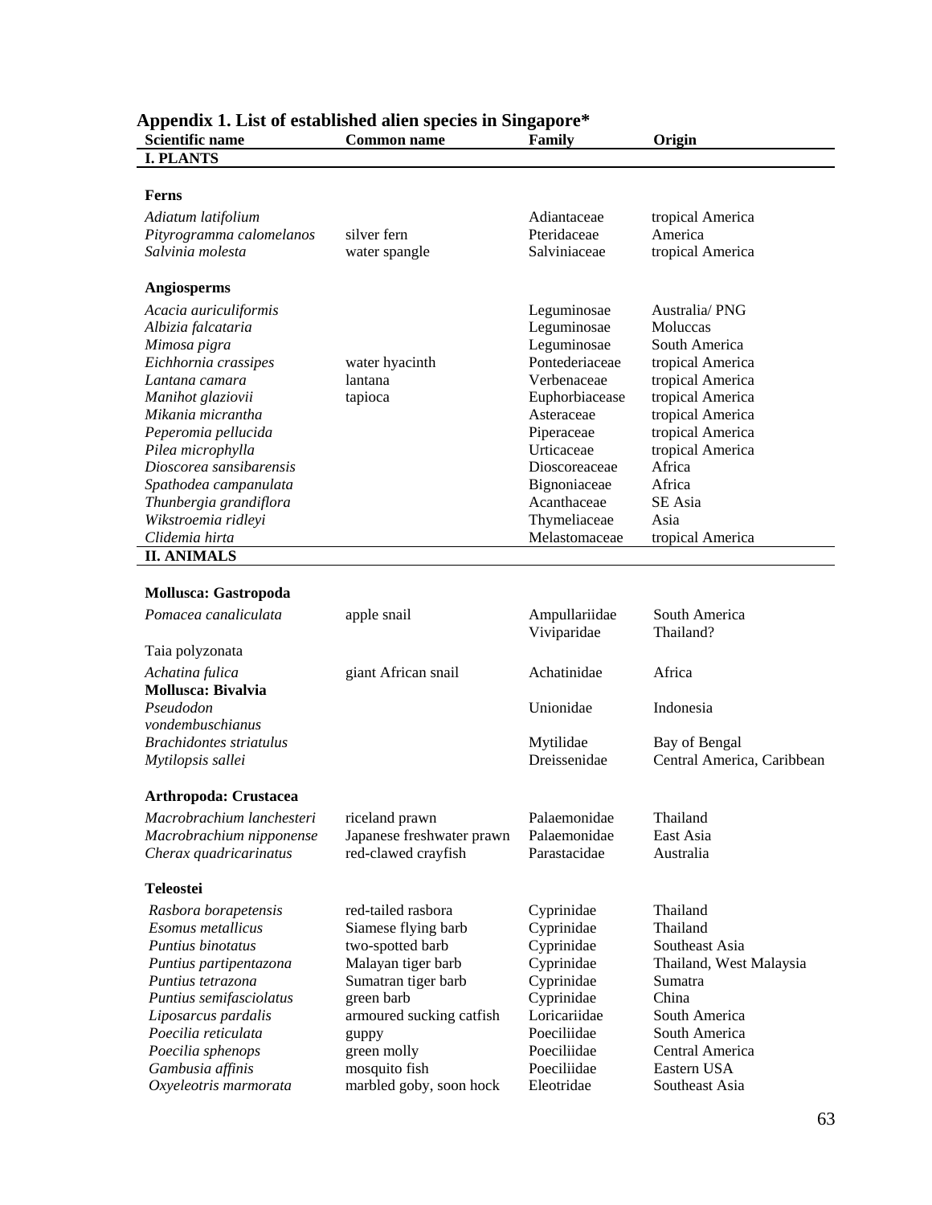## Appendix 1. List of established alien species in Singapore*

| Scientific name | Common name | Family | Origin |
|---|---|---|---|
| **I. PLANTS** | | | |
| **Ferns** | | | |
| *Adiatum latifolium* | | Adiantaceae | tropical America |
| *Pityrogramma calomelanos* | silver fern | Pteridaceae | America |
| *Salvinia molesta* | water spangle | Salviniaceae | tropical America |
| **Angiosperms** | | | |
| *Acacia auriculiformis* | | Leguminosae | Australia/ PNG |
| *Albizia falcataria* | | Leguminosae | Moluccas |
| *Mimosa pigra* | | Leguminosae | South America |
| *Eichhornia crassipes* | water hyacinth | Pontederiaceae | tropical America |
| *Lantana camara* | lantana | Verbenaceae | tropical America |
| *Manihot glaziovii* | tapioca | Euphorbiacease | tropical America |
| *Mikania micrantha* | | Asteraceae | tropical America |
| *Peperomia pellucida* | | Piperaceae | tropical America |
| *Pilea microphylla* | | Urticaceae | tropical America |
| *Dioscorea sansibarensis* | | Dioscoreaceae | Africa |
| *Spathodea campanulata* | | Bignoniaceae | Africa |
| *Thunbergia grandiflora* | | Acanthaceae | SE Asia |
| *Wikstroemia ridleyi* | | Thymeliaceae | Asia |
| *Clidemia hirta* | | Melastomaceae | tropical America |
| **II. ANIMALS** | | | |
| **Mollusca: Gastropoda** | | | |
| *Pomacea canaliculata* | apple snail | Ampullariidae | South America |
| Taia polyzonata | | Viviparidae | Thailand? |
| *Achatina fulica* | giant African snail | Achatinidae | Africa |
| **Mollusca: Bivalvia** | | | |
| *Pseudodon vondembuschianus* | | Unionidae | Indonesia |
| *Brachidontes striatulus* | | Mytilidae | Bay of Bengal |
| *Mytilopsis sallei* | | Dreissenidae | Central America, Caribbean |
| **Arthropoda: Crustacea** | | | |
| *Macrobrachium lanchesteri* | riceland prawn | Palaemonidae | Thailand |
| *Macrobrachium nipponense* | Japanese freshwater prawn | Palaemonidae | East Asia |
| *Cherax quadricarinatus* | red-clawed crayfish | Parastacidae | Australia |
| **Teleostei** | | | |
| *Rasbora borapetensis* | red-tailed rasbora | Cyprinidae | Thailand |
| *Esomus metallicus* | Siamese flying barb | Cyprinidae | Thailand |
| *Puntius binotatus* | two-spotted barb | Cyprinidae | Southeast Asia |
| *Puntius partipentazona* | Malayan tiger barb | Cyprinidae | Thailand, West Malaysia |
| *Puntius tetrazona* | Sumatran tiger barb | Cyprinidae | Sumatra |
| *Puntius semifasciolatus* | green barb | Cyprinidae | China |
| *Liposarcus pardalis* | armoured sucking catfish | Loricariidae | South America |
| *Poecilia reticulata* | guppy | Poeciliidae | South America |
| *Poecilia sphenops* | green molly | Poeciliidae | Central America |
| *Gambusia affinis* | mosquito fish | Poeciliidae | Eastern USA |
| *Oxyeleotris marmorata* | marbled goby, soon hock | Eleotridae | Southeast Asia |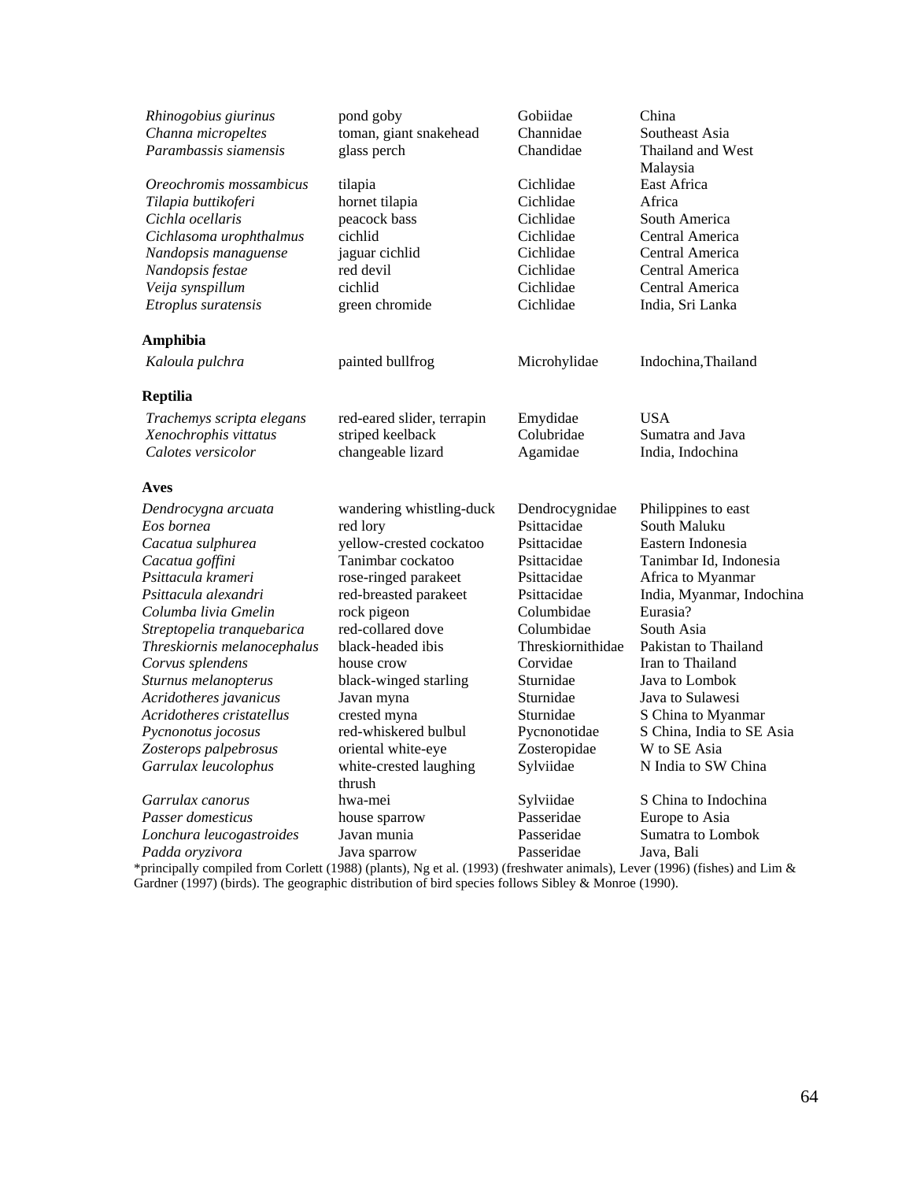| | | | |
|---|---|---|---|
| *Rhinogobius giurinus* | pond goby | Gobiidae | China |
| *Channa micropeltes* | toman, giant snakehead | Channidae | Southeast Asia |
| *Parambassis siamensis* | glass perch | Chandidae | Thailand and West Malaysia |
| *Oreochromis mossambicus* | tilapia | Cichlidae | East Africa |
| *Tilapia buttikoferi* | hornet tilapia | Cichlidae | Africa |
| *Cichla ocellaris* | peacock bass | Cichlidae | South America |
| *Cichlasoma urophthalmus* | cichlid | Cichlidae | Central America |
| *Nandopsis managuense* | jaguar cichlid | Cichlidae | Central America |
| *Nandopsis festae* | red devil | Cichlidae | Central America |
| *Veija synspillum* | cichlid | Cichlidae | Central America |
| *Etroplus suratensis* | green chromide | Cichlidae | India, Sri Lanka |
| **Amphibia** | | | |
| *Kaloula pulchra* | painted bullfrog | Microhylidae | Indochina,Thailand |
| **Reptilia** | | | |
| *Trachemys scripta elegans* | red-eared slider, terrapin | Emydidae | USA |
| *Xenochrophis vittatus* | striped keelback | Colubridae | Sumatra and Java |
| *Calotes versicolor* | changeable lizard | Agamidae | India, Indochina |
| **Aves** | | | |
| *Dendrocygna arcuata* | wandering whistling-duck | Dendrocygnidae | Philippines to east |
| *Eos bornea* | red lory | Psittacidae | South Maluku |
| *Cacatua sulphurea* | yellow-crested cockatoo | Psittacidae | Eastern Indonesia |
| *Cacatua goffini* | Tanimbar cockatoo | Psittacidae | Tanimbar Id, Indonesia |
| *Psittacula krameri* | rose-ringed parakeet | Psittacidae | Africa to Myanmar |
| *Psittacula alexandri* | red-breasted parakeet | Psittacidae | India, Myanmar, Indochina |
| *Columba livia Gmelin* | rock pigeon | Columbidae | Eurasia? |
| *Streptopelia tranquebarica* | red-collared dove | Columbidae | South Asia |
| *Threskiornis melanocephalus* | black-headed ibis | Threskiornithidae | Pakistan to Thailand |
| *Corvus splendens* | house crow | Corvidae | Iran to Thailand |
| *Sturnus melanopterus* | black-winged starling | Sturnidae | Java to Lombok |
| *Acridotheres javanicus* | Javan myna | Sturnidae | Java to Sulawesi |
| *Acridotheres cristatellus* | crested myna | Sturnidae | S China to Myanmar |
| *Pycnonotus jocosus* | red-whiskered bulbul | Pycnonotidae | S China, India to SE Asia |
| *Zosterops palpebrosus* | oriental white-eye | Zosteropidae | W to SE Asia |
| *Garrulax leucolophus* | white-crested laughing thrush | Sylviidae | N India to SW China |
| *Garrulax canorus* | hwa-mei | Sylviidae | S China to Indochina |
| *Passer domesticus* | house sparrow | Passeridae | Europe to Asia |
| *Lonchura leucogastroides* | Javan munia | Passeridae | Sumatra to Lombok |
| *Padda oryzivora* | Java sparrow | Passeridae | Java, Bali |

*principally compiled from Corlett (1988) (plants), Ng et al. (1993) (freshwater animals), Lever (1996) (fishes) and Lim & Gardner (1997) (birds). The geographic distribution of bird species follows Sibley & Monroe (1990).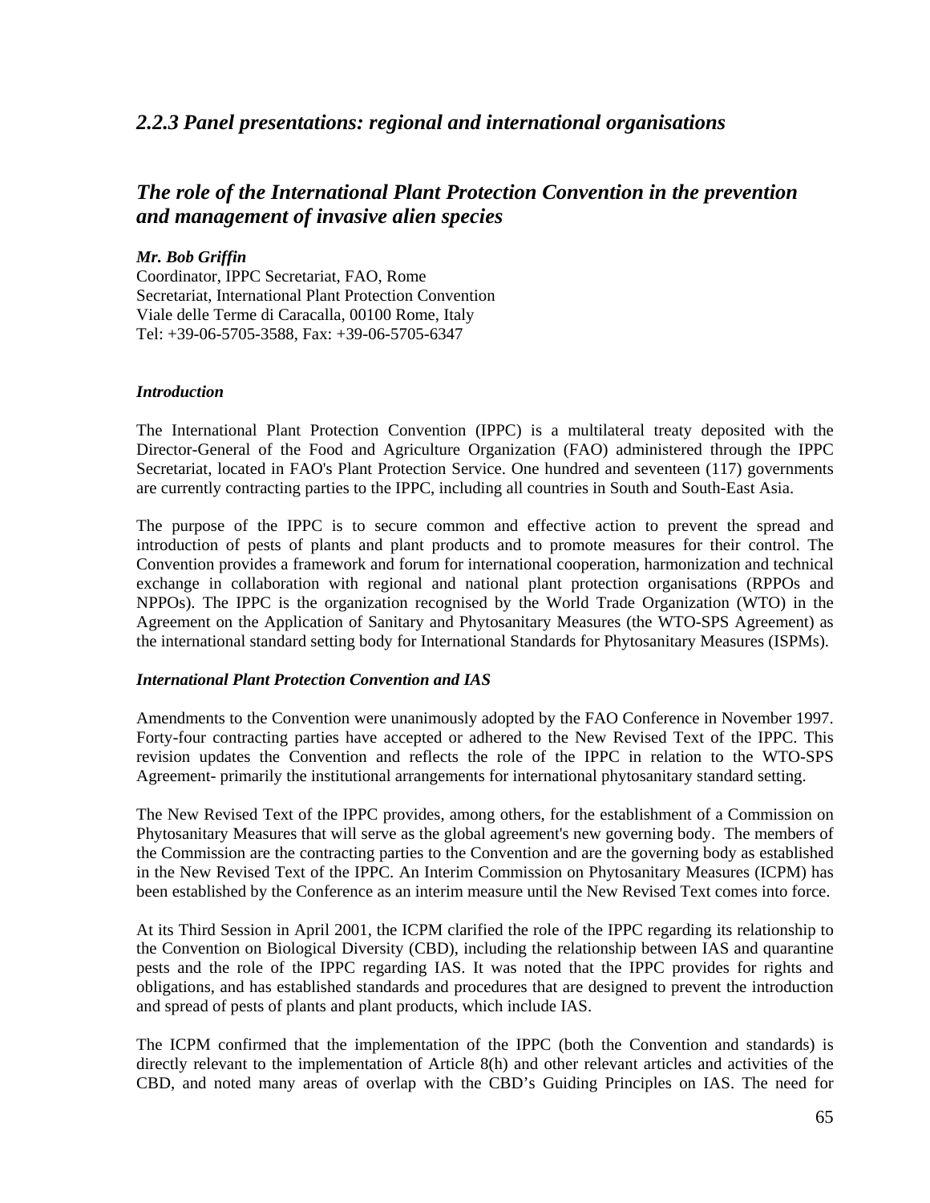### *2.2.3 Panel presentations: regional and international organisations*

## *The role of the International Plant Protection Convention in the prevention and management of invasive alien species*

***Mr. Bob Griffin***
Coordinator, IPPC Secretariat, FAO, Rome
Secretariat, International Plant Protection Convention
Viale delle Terme di Caracalla, 00100 Rome, Italy
Tel: +39-06-5705-3588, Fax: +39-06-5705-6347

***Introduction***

The International Plant Protection Convention (IPPC) is a multilateral treaty deposited with the Director-General of the Food and Agriculture Organization (FAO) administered through the IPPC Secretariat, located in FAO's Plant Protection Service. One hundred and seventeen (117) governments are currently contracting parties to the IPPC, including all countries in South and South-East Asia.

The purpose of the IPPC is to secure common and effective action to prevent the spread and introduction of pests of plants and plant products and to promote measures for their control. The Convention provides a framework and forum for international cooperation, harmonization and technical exchange in collaboration with regional and national plant protection organisations (RPPOs and NPPOs). The IPPC is the organization recognised by the World Trade Organization (WTO) in the Agreement on the Application of Sanitary and Phytosanitary Measures (the WTO-SPS Agreement) as the international standard setting body for International Standards for Phytosanitary Measures (ISPMs).

***International Plant Protection Convention and IAS***

Amendments to the Convention were unanimously adopted by the FAO Conference in November 1997. Forty-four contracting parties have accepted or adhered to the New Revised Text of the IPPC. This revision updates the Convention and reflects the role of the IPPC in relation to the WTO-SPS Agreement- primarily the institutional arrangements for international phytosanitary standard setting.

The New Revised Text of the IPPC provides, among others, for the establishment of a Commission on Phytosanitary Measures that will serve as the global agreement's new governing body. The members of the Commission are the contracting parties to the Convention and are the governing body as established in the New Revised Text of the IPPC. An Interim Commission on Phytosanitary Measures (ICPM) has been established by the Conference as an interim measure until the New Revised Text comes into force.

At its Third Session in April 2001, the ICPM clarified the role of the IPPC regarding its relationship to the Convention on Biological Diversity (CBD), including the relationship between IAS and quarantine pests and the role of the IPPC regarding IAS. It was noted that the IPPC provides for rights and obligations, and has established standards and procedures that are designed to prevent the introduction and spread of pests of plants and plant products, which include IAS.

The ICPM confirmed that the implementation of the IPPC (both the Convention and standards) is directly relevant to the implementation of Article 8(h) and other relevant articles and activities of the CBD, and noted many areas of overlap with the CBD's Guiding Principles on IAS. The need for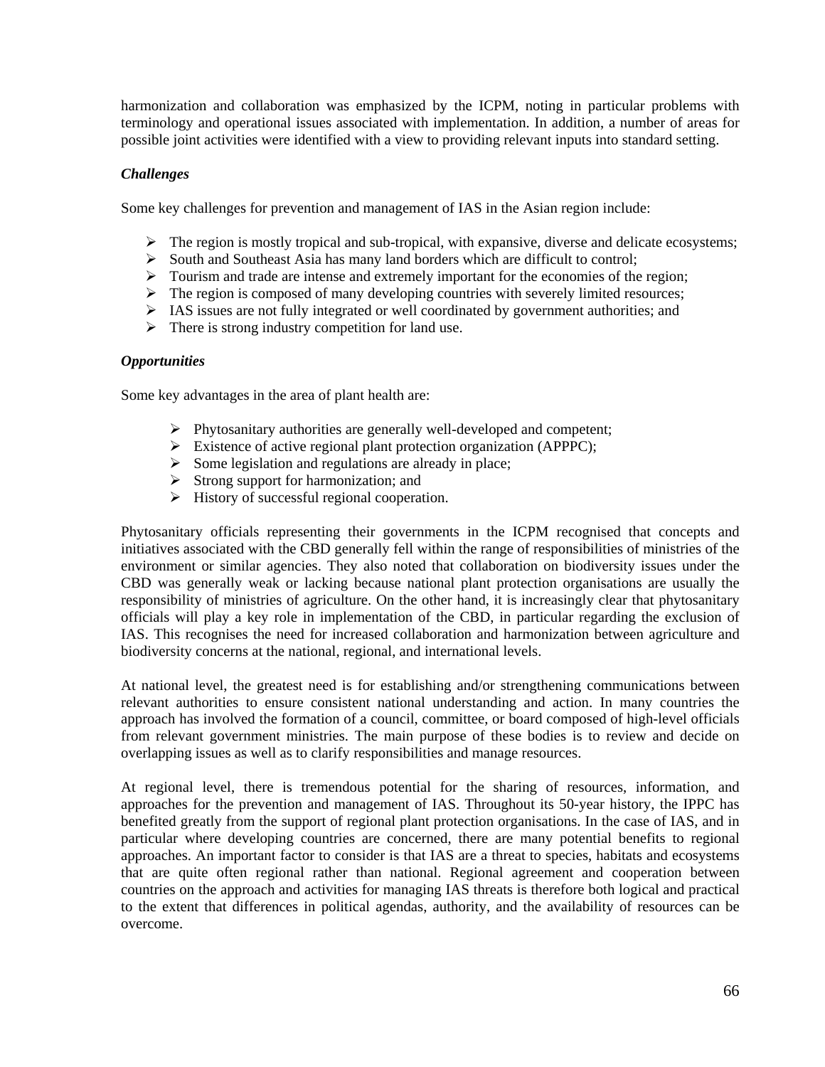harmonization and collaboration was emphasized by the ICPM, noting in particular problems with terminology and operational issues associated with implementation. In addition, a number of areas for possible joint activities were identified with a view to providing relevant inputs into standard setting.

***Challenges***

Some key challenges for prevention and management of IAS in the Asian region include:

- The region is mostly tropical and sub-tropical, with expansive, diverse and delicate ecosystems;
- South and Southeast Asia has many land borders which are difficult to control;
- Tourism and trade are intense and extremely important for the economies of the region;
- The region is composed of many developing countries with severely limited resources;
- IAS issues are not fully integrated or well coordinated by government authorities; and
- There is strong industry competition for land use.

***Opportunities***

Some key advantages in the area of plant health are:

- Phytosanitary authorities are generally well-developed and competent;
- Existence of active regional plant protection organization (APPPC);
- Some legislation and regulations are already in place;
- Strong support for harmonization; and
- History of successful regional cooperation.

Phytosanitary officials representing their governments in the ICPM recognised that concepts and initiatives associated with the CBD generally fell within the range of responsibilities of ministries of the environment or similar agencies. They also noted that collaboration on biodiversity issues under the CBD was generally weak or lacking because national plant protection organisations are usually the responsibility of ministries of agriculture. On the other hand, it is increasingly clear that phytosanitary officials will play a key role in implementation of the CBD, in particular regarding the exclusion of IAS. This recognises the need for increased collaboration and harmonization between agriculture and biodiversity concerns at the national, regional, and international levels.

At national level, the greatest need is for establishing and/or strengthening communications between relevant authorities to ensure consistent national understanding and action. In many countries the approach has involved the formation of a council, committee, or board composed of high-level officials from relevant government ministries. The main purpose of these bodies is to review and decide on overlapping issues as well as to clarify responsibilities and manage resources.

At regional level, there is tremendous potential for the sharing of resources, information, and approaches for the prevention and management of IAS. Throughout its 50-year history, the IPPC has benefited greatly from the support of regional plant protection organisations. In the case of IAS, and in particular where developing countries are concerned, there are many potential benefits to regional approaches. An important factor to consider is that IAS are a threat to species, habitats and ecosystems that are quite often regional rather than national. Regional agreement and cooperation between countries on the approach and activities for managing IAS threats is therefore both logical and practical to the extent that differences in political agendas, authority, and the availability of resources can be overcome.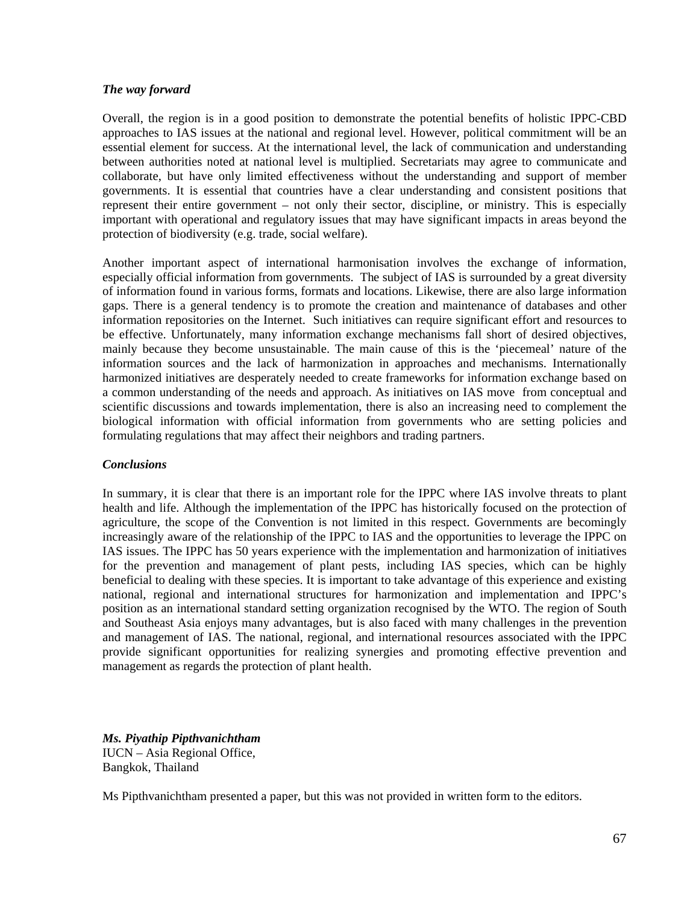***The way forward***

Overall, the region is in a good position to demonstrate the potential benefits of holistic IPPC-CBD approaches to IAS issues at the national and regional level. However, political commitment will be an essential element for success. At the international level, the lack of communication and understanding between authorities noted at national level is multiplied. Secretariats may agree to communicate and collaborate, but have only limited effectiveness without the understanding and support of member governments. It is essential that countries have a clear understanding and consistent positions that represent their entire government – not only their sector, discipline, or ministry. This is especially important with operational and regulatory issues that may have significant impacts in areas beyond the protection of biodiversity (e.g. trade, social welfare).

Another important aspect of international harmonisation involves the exchange of information, especially official information from governments. The subject of IAS is surrounded by a great diversity of information found in various forms, formats and locations. Likewise, there are also large information gaps. There is a general tendency is to promote the creation and maintenance of databases and other information repositories on the Internet. Such initiatives can require significant effort and resources to be effective. Unfortunately, many information exchange mechanisms fall short of desired objectives, mainly because they become unsustainable. The main cause of this is the 'piecemeal' nature of the information sources and the lack of harmonization in approaches and mechanisms. Internationally harmonized initiatives are desperately needed to create frameworks for information exchange based on a common understanding of the needs and approach. As initiatives on IAS move from conceptual and scientific discussions and towards implementation, there is also an increasing need to complement the biological information with official information from governments who are setting policies and formulating regulations that may affect their neighbors and trading partners.

***Conclusions***

In summary, it is clear that there is an important role for the IPPC where IAS involve threats to plant health and life. Although the implementation of the IPPC has historically focused on the protection of agriculture, the scope of the Convention is not limited in this respect. Governments are becomingly increasingly aware of the relationship of the IPPC to IAS and the opportunities to leverage the IPPC on IAS issues. The IPPC has 50 years experience with the implementation and harmonization of initiatives for the prevention and management of plant pests, including IAS species, which can be highly beneficial to dealing with these species. It is important to take advantage of this experience and existing national, regional and international structures for harmonization and implementation and IPPC's position as an international standard setting organization recognised by the WTO. The region of South and Southeast Asia enjoys many advantages, but is also faced with many challenges in the prevention and management of IAS. The national, regional, and international resources associated with the IPPC provide significant opportunities for realizing synergies and promoting effective prevention and management as regards the protection of plant health.

***Ms. Piyathip Pipthvanichtham***
IUCN – Asia Regional Office,
Bangkok, Thailand

Ms Pipthvanichtham presented a paper, but this was not provided in written form to the editors.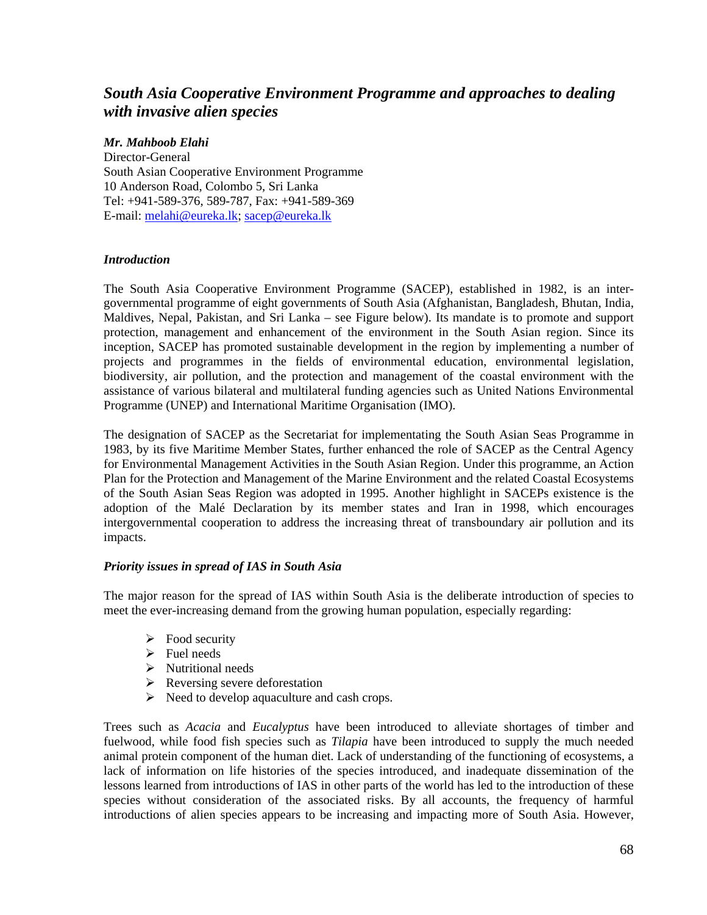# *South Asia Cooperative Environment Programme and approaches to dealing with invasive alien species*

***Mr. Mahboob Elahi***
Director-General
South Asian Cooperative Environment Programme
10 Anderson Road, Colombo 5, Sri Lanka
Tel: +941-589-376, 589-787, Fax: +941-589-369
E-mail: melahi@eureka.lk; sacep@eureka.lk

### *Introduction*

The South Asia Cooperative Environment Programme (SACEP), established in 1982, is an inter-governmental programme of eight governments of South Asia (Afghanistan, Bangladesh, Bhutan, India, Maldives, Nepal, Pakistan, and Sri Lanka – see Figure below). Its mandate is to promote and support protection, management and enhancement of the environment in the South Asian region. Since its inception, SACEP has promoted sustainable development in the region by implementing a number of projects and programmes in the fields of environmental education, environmental legislation, biodiversity, air pollution, and the protection and management of the coastal environment with the assistance of various bilateral and multilateral funding agencies such as United Nations Environmental Programme (UNEP) and International Maritime Organisation (IMO).

The designation of SACEP as the Secretariat for implementating the South Asian Seas Programme in 1983, by its five Maritime Member States, further enhanced the role of SACEP as the Central Agency for Environmental Management Activities in the South Asian Region. Under this programme, an Action Plan for the Protection and Management of the Marine Environment and the related Coastal Ecosystems of the South Asian Seas Region was adopted in 1995. Another highlight in SACEPs existence is the adoption of the Malé Declaration by its member states and Iran in 1998, which encourages intergovernmental cooperation to address the increasing threat of transboundary air pollution and its impacts.

### *Priority issues in spread of IAS in South Asia*

The major reason for the spread of IAS within South Asia is the deliberate introduction of species to meet the ever-increasing demand from the growing human population, especially regarding:

- Food security
- Fuel needs
- Nutritional needs
- Reversing severe deforestation
- Need to develop aquaculture and cash crops.

Trees such as *Acacia* and *Eucalyptus* have been introduced to alleviate shortages of timber and fuelwood, while food fish species such as *Tilapia* have been introduced to supply the much needed animal protein component of the human diet. Lack of understanding of the functioning of ecosystems, a lack of information on life histories of the species introduced, and inadequate dissemination of the lessons learned from introductions of IAS in other parts of the world has led to the introduction of these species without consideration of the associated risks. By all accounts, the frequency of harmful introductions of alien species appears to be increasing and impacting more of South Asia. However,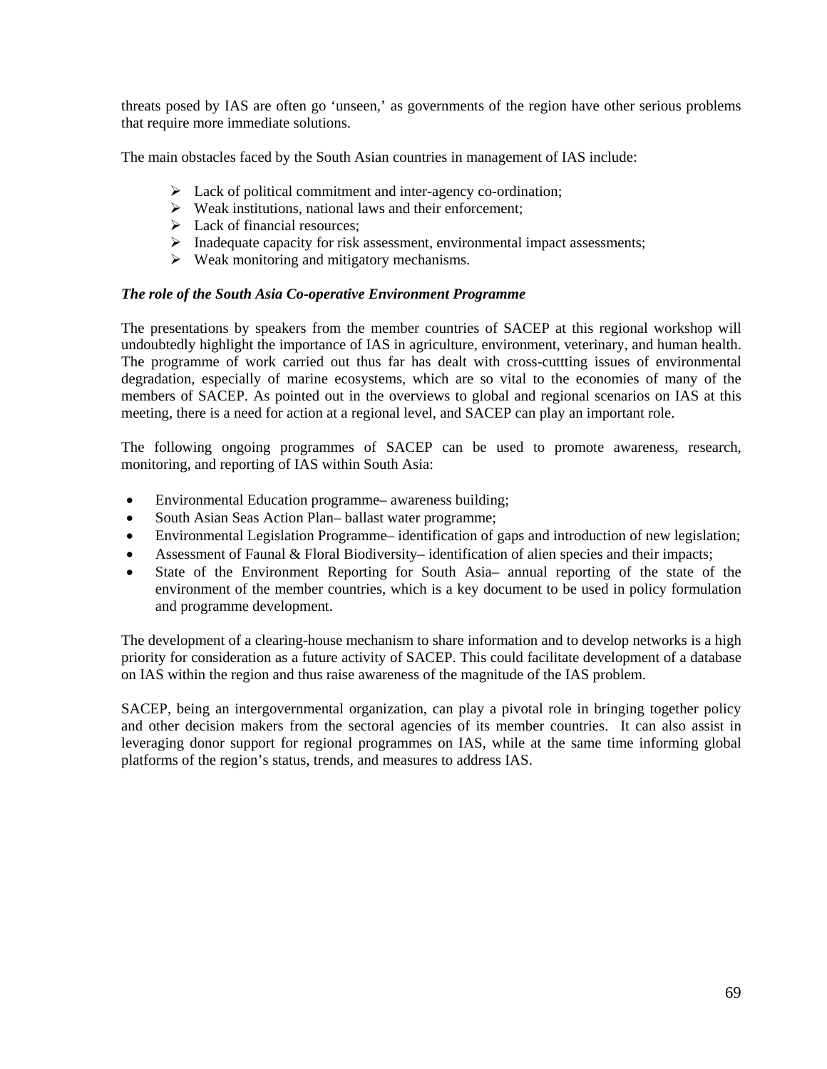threats posed by IAS are often go 'unseen,' as governments of the region have other serious problems that require more immediate solutions.

The main obstacles faced by the South Asian countries in management of IAS include:

- Lack of political commitment and inter-agency co-ordination;
- Weak institutions, national laws and their enforcement;
- Lack of financial resources;
- Inadequate capacity for risk assessment, environmental impact assessments;
- Weak monitoring and mitigatory mechanisms.

***The role of the South Asia Co-operative Environment Programme***

The presentations by speakers from the member countries of SACEP at this regional workshop will undoubtedly highlight the importance of IAS in agriculture, environment, veterinary, and human health. The programme of work carried out thus far has dealt with cross-cuttting issues of environmental degradation, especially of marine ecosystems, which are so vital to the economies of many of the members of SACEP. As pointed out in the overviews to global and regional scenarios on IAS at this meeting, there is a need for action at a regional level, and SACEP can play an important role.

The following ongoing programmes of SACEP can be used to promote awareness, research, monitoring, and reporting of IAS within South Asia:

- Environmental Education programme– awareness building;
- South Asian Seas Action Plan– ballast water programme;
- Environmental Legislation Programme– identification of gaps and introduction of new legislation;
- Assessment of Faunal & Floral Biodiversity– identification of alien species and their impacts;
- State of the Environment Reporting for South Asia– annual reporting of the state of the environment of the member countries, which is a key document to be used in policy formulation and programme development.

The development of a clearing-house mechanism to share information and to develop networks is a high priority for consideration as a future activity of SACEP. This could facilitate development of a database on IAS within the region and thus raise awareness of the magnitude of the IAS problem.

SACEP, being an intergovernmental organization, can play a pivotal role in bringing together policy and other decision makers from the sectoral agencies of its member countries. It can also assist in leveraging donor support for regional programmes on IAS, while at the same time informing global platforms of the region's status, trends, and measures to address IAS.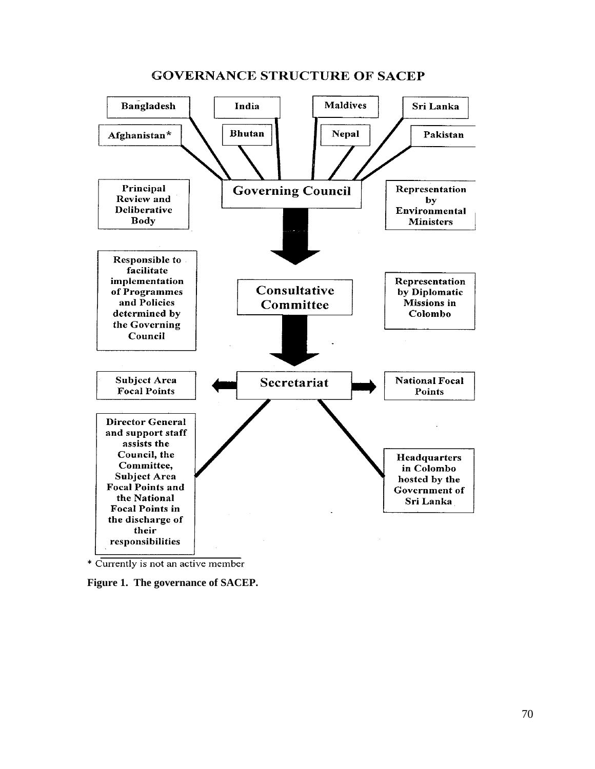## GOVERNANCE STRUCTURE OF SACEP

Bangladesh

India

Maldives

Sri Lanka

Afghanistan*

Bhutan

Nepal

Pakistan

Principal Review and Deliberative Body

**Governing Council**

Representation by Environmental Ministers

Responsible to facilitate implementation of Programmes and Policies determined by the Governing Council

**Consultative Committee**

Representation by Diplomatic Missions in Colombo

Subject Area Focal Points

**Secretariat**

National Focal Points

Director General and support staff assists the Council, the Committee, Subject Area Focal Points and the National Focal Points in the discharge of their responsibilities

Headquarters in Colombo hosted by the Government of Sri Lanka

\* Currently is not an active member

**Figure 1. The governance of SACEP.**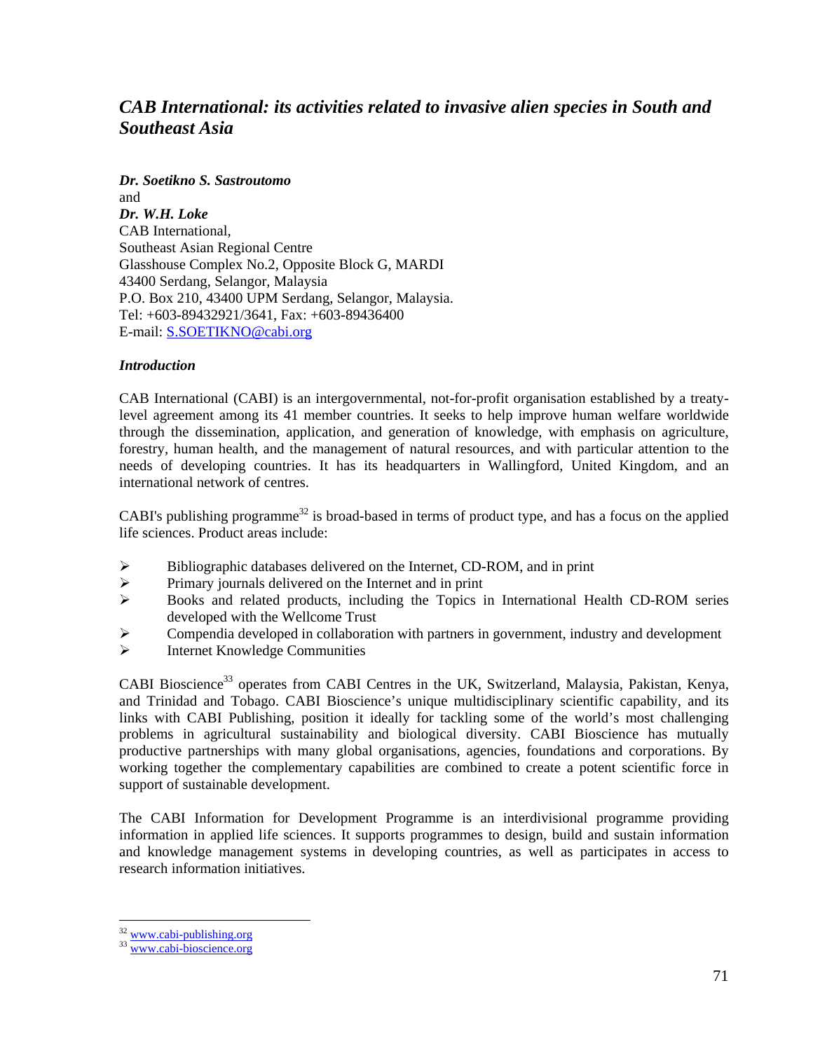## *CAB International: its activities related to invasive alien species in South and Southeast Asia*

***Dr. Soetikno S. Sastroutomo***
and
***Dr. W.H. Loke***
CAB International,
Southeast Asian Regional Centre
Glasshouse Complex No.2, Opposite Block G, MARDI
43400 Serdang, Selangor, Malaysia
P.O. Box 210, 43400 UPM Serdang, Selangor, Malaysia.
Tel: +603-89432921/3641, Fax: +603-89436400
E-mail: S.SOETIKNO@cabi.org

### *Introduction*

CAB International (CABI) is an intergovernmental, not-for-profit organisation established by a treaty-level agreement among its 41 member countries. It seeks to help improve human welfare worldwide through the dissemination, application, and generation of knowledge, with emphasis on agriculture, forestry, human health, and the management of natural resources, and with particular attention to the needs of developing countries. It has its headquarters in Wallingford, United Kingdom, and an international network of centres.

CABI's publishing programme[32] is broad-based in terms of product type, and has a focus on the applied life sciences. Product areas include:

- Bibliographic databases delivered on the Internet, CD-ROM, and in print
- Primary journals delivered on the Internet and in print
- Books and related products, including the Topics in International Health CD-ROM series developed with the Wellcome Trust
- Compendia developed in collaboration with partners in government, industry and development
- Internet Knowledge Communities

CABI Bioscience[33] operates from CABI Centres in the UK, Switzerland, Malaysia, Pakistan, Kenya, and Trinidad and Tobago. CABI Bioscience's unique multidisciplinary scientific capability, and its links with CABI Publishing, position it ideally for tackling some of the world's most challenging problems in agricultural sustainability and biological diversity. CABI Bioscience has mutually productive partnerships with many global organisations, agencies, foundations and corporations. By working together the complementary capabilities are combined to create a potent scientific force in support of sustainable development.

The CABI Information for Development Programme is an interdivisional programme providing information in applied life sciences. It supports programmes to design, build and sustain information and knowledge management systems in developing countries, as well as participates in access to research information initiatives.

---

[32] www.cabi-publishing.org
[33] www.cabi-bioscience.org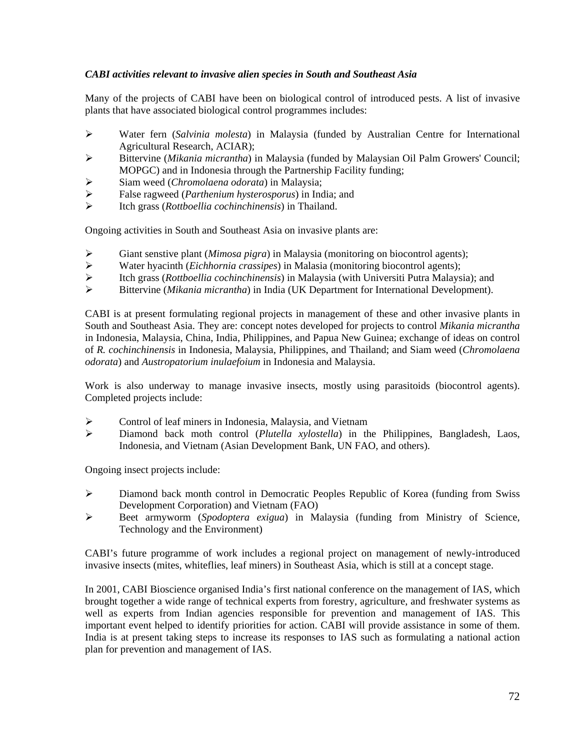***CABI activities relevant to invasive alien species in South and Southeast Asia***

Many of the projects of CABI have been on biological control of introduced pests. A list of invasive plants that have associated biological control programmes includes:

- Water fern (*Salvinia molesta*) in Malaysia (funded by Australian Centre for International Agricultural Research, ACIAR);
- Bittervine (*Mikania micrantha*) in Malaysia (funded by Malaysian Oil Palm Growers' Council; MOPGC) and in Indonesia through the Partnership Facility funding;
- Siam weed (*Chromolaena odorata*) in Malaysia;
- False ragweed (*Parthenium hysterosporus*) in India; and
- Itch grass (*Rottboellia cochinchinensis*) in Thailand.

Ongoing activities in South and Southeast Asia on invasive plants are:

- Giant senstive plant (*Mimosa pigra*) in Malaysia (monitoring on biocontrol agents);
- Water hyacinth (*Eichhornia crassipes*) in Malasia (monitoring biocontrol agents);
- Itch grass (*Rottboellia cochinchinensis*) in Malaysia (with Universiti Putra Malaysia); and
- Bittervine (*Mikania micrantha*) in India (UK Department for International Development).

CABI is at present formulating regional projects in management of these and other invasive plants in South and Southeast Asia. They are: concept notes developed for projects to control *Mikania micrantha* in Indonesia, Malaysia, China, India, Philippines, and Papua New Guinea; exchange of ideas on control of *R. cochinchinensis* in Indonesia, Malaysia, Philippines, and Thailand; and Siam weed (*Chromolaena odorata*) and *Austropatorium inulaefoium* in Indonesia and Malaysia.

Work is also underway to manage invasive insects, mostly using parasitoids (biocontrol agents). Completed projects include:

- Control of leaf miners in Indonesia, Malaysia, and Vietnam
- Diamond back moth control (*Plutella xylostella*) in the Philippines, Bangladesh, Laos, Indonesia, and Vietnam (Asian Development Bank, UN FAO, and others).

Ongoing insect projects include:

- Diamond back month control in Democratic Peoples Republic of Korea (funding from Swiss Development Corporation) and Vietnam (FAO)
- Beet armyworm (*Spodoptera exigua*) in Malaysia (funding from Ministry of Science, Technology and the Environment)

CABI's future programme of work includes a regional project on management of newly-introduced invasive insects (mites, whiteflies, leaf miners) in Southeast Asia, which is still at a concept stage.

In 2001, CABI Bioscience organised India's first national conference on the management of IAS, which brought together a wide range of technical experts from forestry, agriculture, and freshwater systems as well as experts from Indian agencies responsible for prevention and management of IAS. This important event helped to identify priorities for action. CABI will provide assistance in some of them. India is at present taking steps to increase its responses to IAS such as formulating a national action plan for prevention and management of IAS.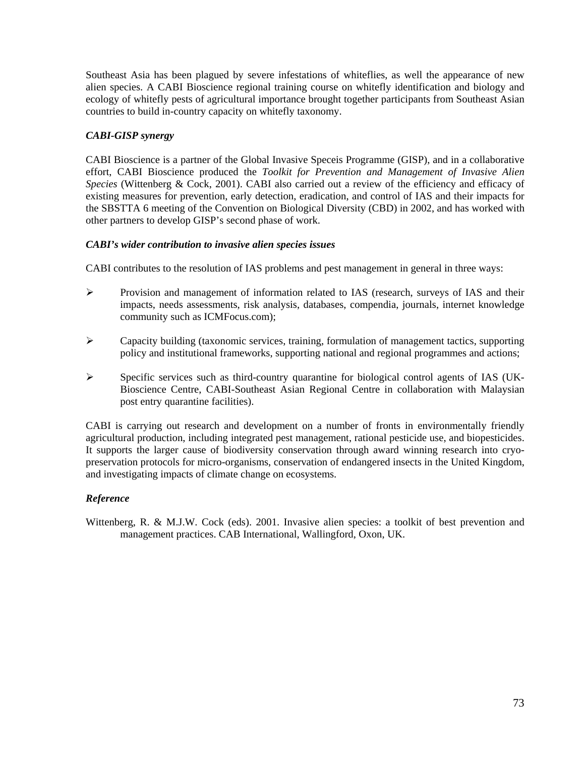Southeast Asia has been plagued by severe infestations of whiteflies, as well the appearance of new alien species. A CABI Bioscience regional training course on whitefly identification and biology and ecology of whitefly pests of agricultural importance brought together participants from Southeast Asian countries to build in-country capacity on whitefly taxonomy.

### *CABI-GISP synergy*

CABI Bioscience is a partner of the Global Invasive Speceis Programme (GISP), and in a collaborative effort, CABI Bioscience produced the *Toolkit for Prevention and Management of Invasive Alien Species* (Wittenberg & Cock, 2001). CABI also carried out a review of the efficiency and efficacy of existing measures for prevention, early detection, eradication, and control of IAS and their impacts for the SBSTTA 6 meeting of the Convention on Biological Diversity (CBD) in 2002, and has worked with other partners to develop GISP's second phase of work.

### *CABI's wider contribution to invasive alien species issues*

CABI contributes to the resolution of IAS problems and pest management in general in three ways:

- Provision and management of information related to IAS (research, surveys of IAS and their impacts, needs assessments, risk analysis, databases, compendia, journals, internet knowledge community such as ICMFocus.com);
- Capacity building (taxonomic services, training, formulation of management tactics, supporting policy and institutional frameworks, supporting national and regional programmes and actions;
- Specific services such as third-country quarantine for biological control agents of IAS (UK-Bioscience Centre, CABI-Southeast Asian Regional Centre in collaboration with Malaysian post entry quarantine facilities).

CABI is carrying out research and development on a number of fronts in environmentally friendly agricultural production, including integrated pest management, rational pesticide use, and biopesticides. It supports the larger cause of biodiversity conservation through award winning research into cryo-preservation protocols for micro-organisms, conservation of endangered insects in the United Kingdom, and investigating impacts of climate change on ecosystems.

### *Reference*

Wittenberg, R. & M.J.W. Cock (eds). 2001. Invasive alien species: a toolkit of best prevention and management practices. CAB International, Wallingford, Oxon, UK.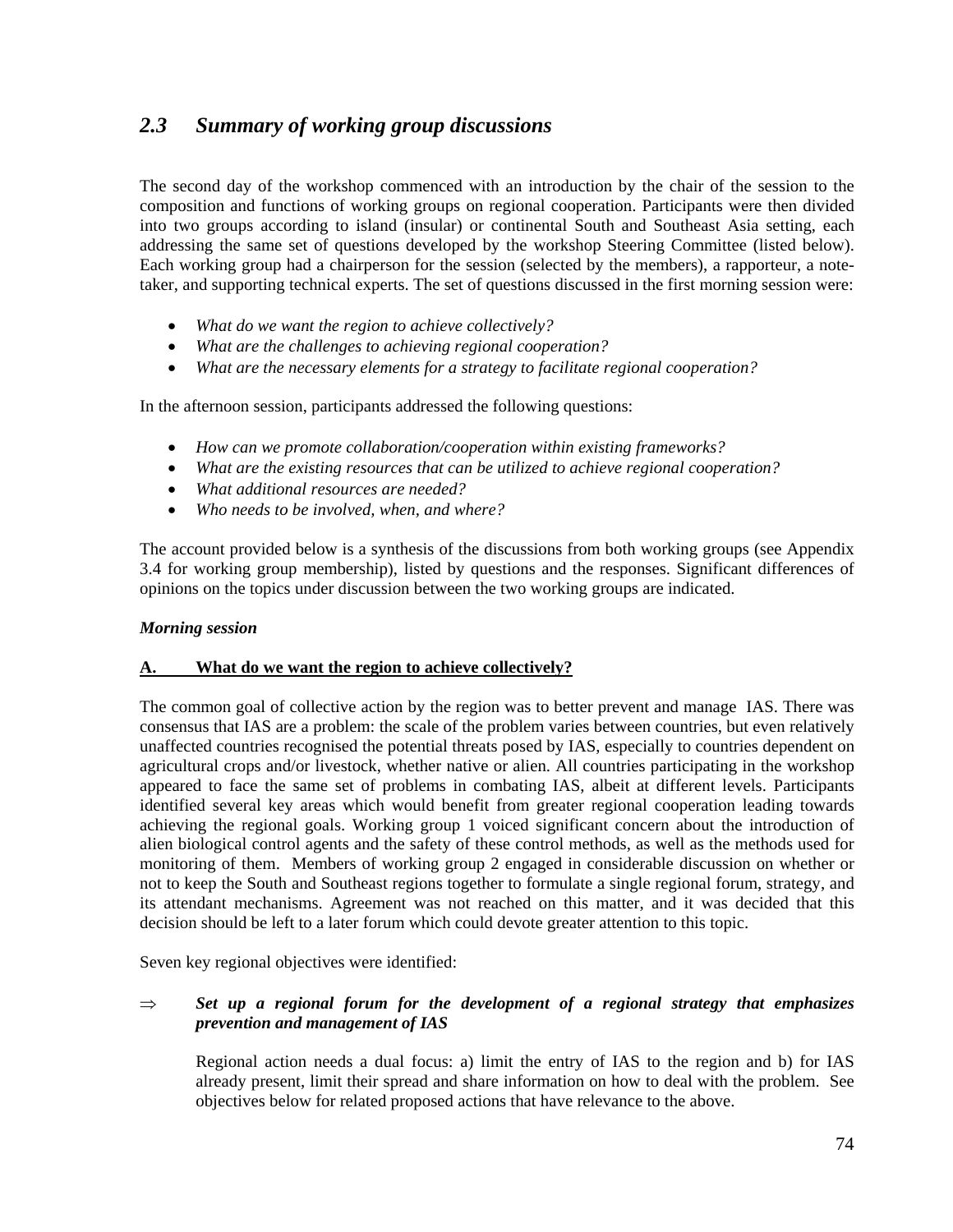## *2.3 Summary of working group discussions*

The second day of the workshop commenced with an introduction by the chair of the session to the composition and functions of working groups on regional cooperation. Participants were then divided into two groups according to island (insular) or continental South and Southeast Asia setting, each addressing the same set of questions developed by the workshop Steering Committee (listed below). Each working group had a chairperson for the session (selected by the members), a rapporteur, a note-taker, and supporting technical experts. The set of questions discussed in the first morning session were:

- *What do we want the region to achieve collectively?*
- *What are the challenges to achieving regional cooperation?*
- *What are the necessary elements for a strategy to facilitate regional cooperation?*

In the afternoon session, participants addressed the following questions:

- *How can we promote collaboration/cooperation within existing frameworks?*
- *What are the existing resources that can be utilized to achieve regional cooperation?*
- *What additional resources are needed?*
- *Who needs to be involved, when, and where?*

The account provided below is a synthesis of the discussions from both working groups (see Appendix 3.4 for working group membership), listed by questions and the responses. Significant differences of opinions on the topics under discussion between the two working groups are indicated.

***Morning session***

**<u>A. What do we want the region to achieve collectively?</u>**

The common goal of collective action by the region was to better prevent and manage IAS. There was consensus that IAS are a problem: the scale of the problem varies between countries, but even relatively unaffected countries recognised the potential threats posed by IAS, especially to countries dependent on agricultural crops and/or livestock, whether native or alien. All countries participating in the workshop appeared to face the same set of problems in combating IAS, albeit at different levels. Participants identified several key areas which would benefit from greater regional cooperation leading towards achieving the regional goals. Working group 1 voiced significant concern about the introduction of alien biological control agents and the safety of these control methods, as well as the methods used for monitoring of them. Members of working group 2 engaged in considerable discussion on whether or not to keep the South and Southeast regions together to formulate a single regional forum, strategy, and its attendant mechanisms. Agreement was not reached on this matter, and it was decided that this decision should be left to a later forum which could devote greater attention to this topic.

Seven key regional objectives were identified:

⇒ ***Set up a regional forum for the development of a regional strategy that emphasizes prevention and management of IAS***

Regional action needs a dual focus: a) limit the entry of IAS to the region and b) for IAS already present, limit their spread and share information on how to deal with the problem. See objectives below for related proposed actions that have relevance to the above.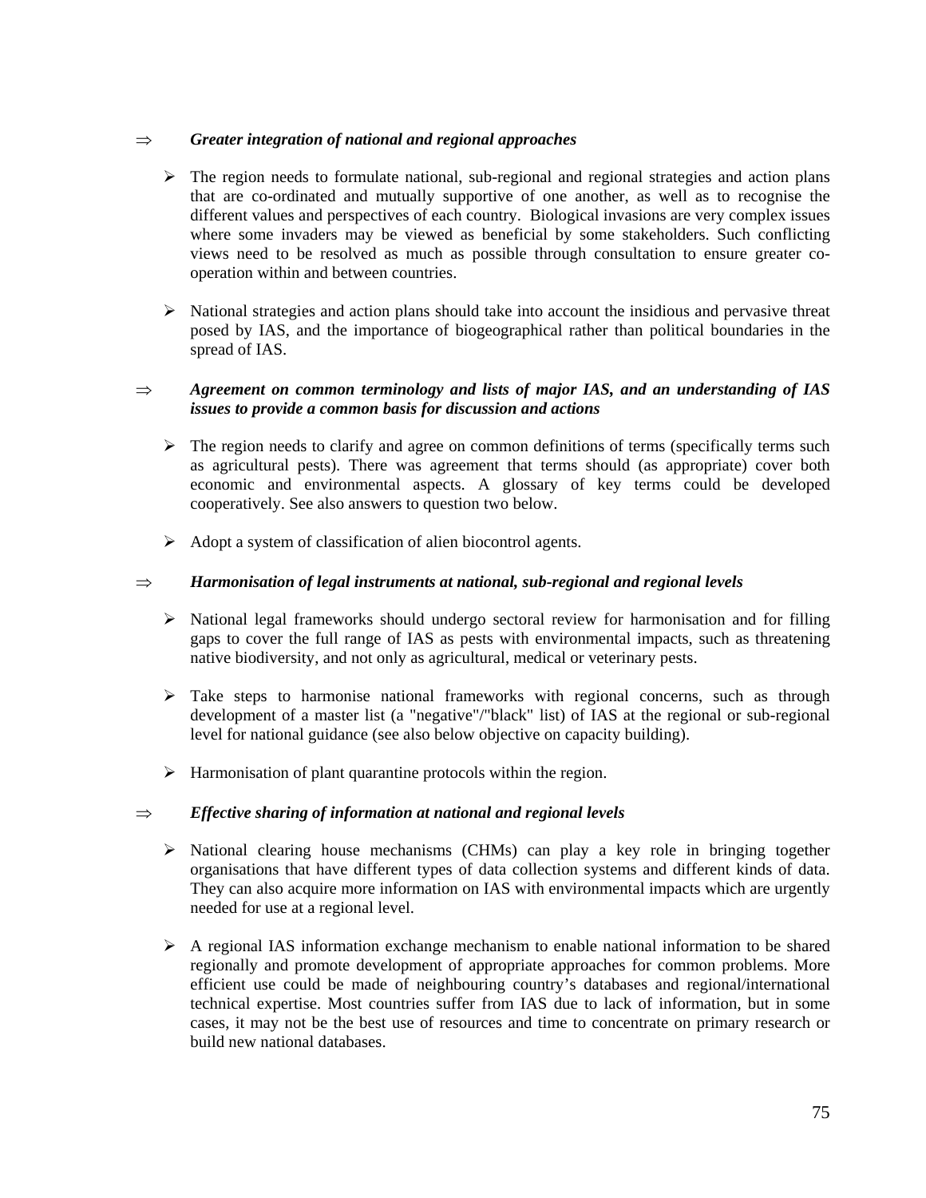⇒ ***Greater integration of national and regional approaches***

- The region needs to formulate national, sub-regional and regional strategies and action plans that are co-ordinated and mutually supportive of one another, as well as to recognise the different values and perspectives of each country. Biological invasions are very complex issues where some invaders may be viewed as beneficial by some stakeholders. Such conflicting views need to be resolved as much as possible through consultation to ensure greater co-operation within and between countries.

- National strategies and action plans should take into account the insidious and pervasive threat posed by IAS, and the importance of biogeographical rather than political boundaries in the spread of IAS.

⇒ ***Agreement on common terminology and lists of major IAS, and an understanding of IAS issues to provide a common basis for discussion and actions***

- The region needs to clarify and agree on common definitions of terms (specifically terms such as agricultural pests). There was agreement that terms should (as appropriate) cover both economic and environmental aspects. A glossary of key terms could be developed cooperatively. See also answers to question two below.

- Adopt a system of classification of alien biocontrol agents.

⇒ ***Harmonisation of legal instruments at national, sub-regional and regional levels***

- National legal frameworks should undergo sectoral review for harmonisation and for filling gaps to cover the full range of IAS as pests with environmental impacts, such as threatening native biodiversity, and not only as agricultural, medical or veterinary pests.

- Take steps to harmonise national frameworks with regional concerns, such as through development of a master list (a "negative"/"black" list) of IAS at the regional or sub-regional level for national guidance (see also below objective on capacity building).

- Harmonisation of plant quarantine protocols within the region.

⇒ ***Effective sharing of information at national and regional levels***

- National clearing house mechanisms (CHMs) can play a key role in bringing together organisations that have different types of data collection systems and different kinds of data. They can also acquire more information on IAS with environmental impacts which are urgently needed for use at a regional level.

- A regional IAS information exchange mechanism to enable national information to be shared regionally and promote development of appropriate approaches for common problems. More efficient use could be made of neighbouring country's databases and regional/international technical expertise. Most countries suffer from IAS due to lack of information, but in some cases, it may not be the best use of resources and time to concentrate on primary research or build new national databases.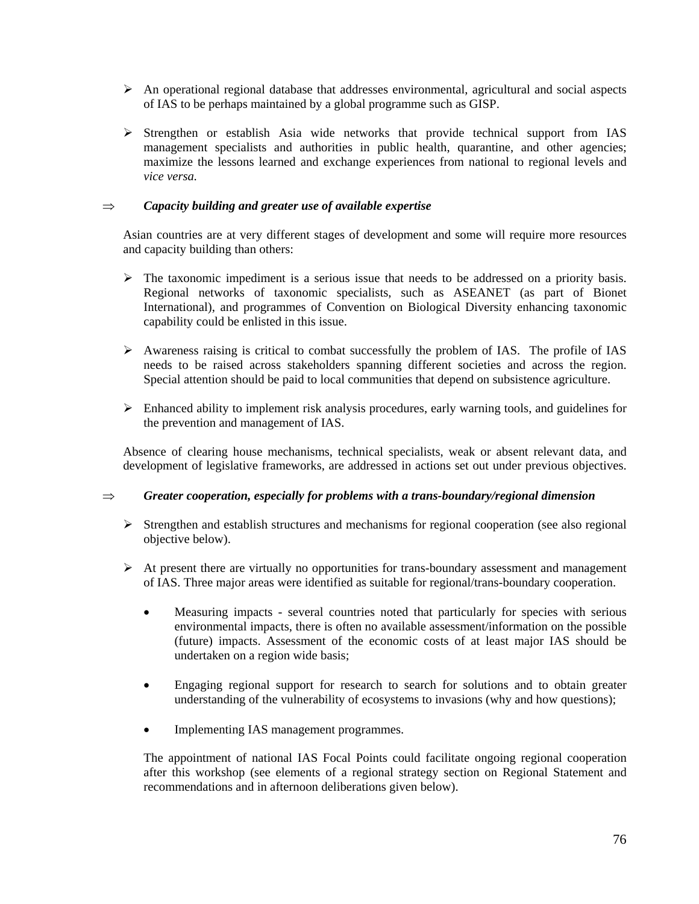- An operational regional database that addresses environmental, agricultural and social aspects of IAS to be perhaps maintained by a global programme such as GISP.

- Strengthen or establish Asia wide networks that provide technical support from IAS management specialists and authorities in public health, quarantine, and other agencies; maximize the lessons learned and exchange experiences from national to regional levels and *vice versa.*

⇒ ***Capacity building and greater use of available expertise***

Asian countries are at very different stages of development and some will require more resources and capacity building than others:

- The taxonomic impediment is a serious issue that needs to be addressed on a priority basis. Regional networks of taxonomic specialists, such as ASEANET (as part of Bionet International), and programmes of Convention on Biological Diversity enhancing taxonomic capability could be enlisted in this issue.

- Awareness raising is critical to combat successfully the problem of IAS. The profile of IAS needs to be raised across stakeholders spanning different societies and across the region. Special attention should be paid to local communities that depend on subsistence agriculture.

- Enhanced ability to implement risk analysis procedures, early warning tools, and guidelines for the prevention and management of IAS.

Absence of clearing house mechanisms, technical specialists, weak or absent relevant data, and development of legislative frameworks, are addressed in actions set out under previous objectives.

⇒ ***Greater cooperation, especially for problems with a trans-boundary/regional dimension***

- Strengthen and establish structures and mechanisms for regional cooperation (see also regional objective below).

- At present there are virtually no opportunities for trans-boundary assessment and management of IAS. Three major areas were identified as suitable for regional/trans-boundary cooperation.

  - Measuring impacts - several countries noted that particularly for species with serious environmental impacts, there is often no available assessment/information on the possible (future) impacts. Assessment of the economic costs of at least major IAS should be undertaken on a region wide basis;

  - Engaging regional support for research to search for solutions and to obtain greater understanding of the vulnerability of ecosystems to invasions (why and how questions);

  - Implementing IAS management programmes.

  The appointment of national IAS Focal Points could facilitate ongoing regional cooperation after this workshop (see elements of a regional strategy section on Regional Statement and recommendations and in afternoon deliberations given below).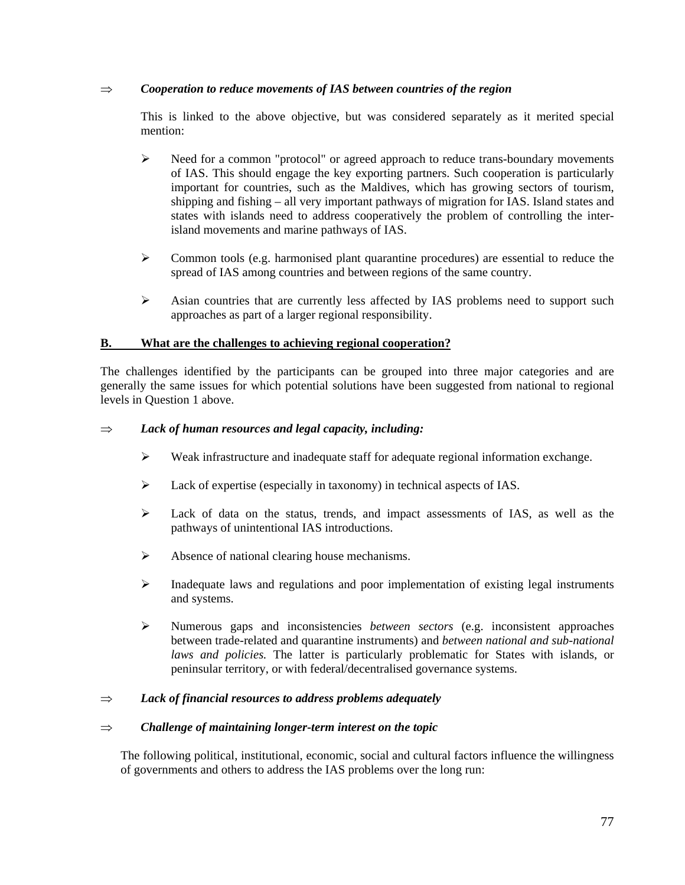⇒ ***Cooperation to reduce movements of IAS between countries of the region***

This is linked to the above objective, but was considered separately as it merited special mention:

- Need for a common "protocol" or agreed approach to reduce trans-boundary movements of IAS. This should engage the key exporting partners. Such cooperation is particularly important for countries, such as the Maldives, which has growing sectors of tourism, shipping and fishing – all very important pathways of migration for IAS. Island states and states with islands need to address cooperatively the problem of controlling the inter-island movements and marine pathways of IAS.

- Common tools (e.g. harmonised plant quarantine procedures) are essential to reduce the spread of IAS among countries and between regions of the same country.

- Asian countries that are currently less affected by IAS problems need to support such approaches as part of a larger regional responsibility.

## B. What are the challenges to achieving regional cooperation?

The challenges identified by the participants can be grouped into three major categories and are generally the same issues for which potential solutions have been suggested from national to regional levels in Question 1 above.

⇒ ***Lack of human resources and legal capacity, including:***

- Weak infrastructure and inadequate staff for adequate regional information exchange.

- Lack of expertise (especially in taxonomy) in technical aspects of IAS.

- Lack of data on the status, trends, and impact assessments of IAS, as well as the pathways of unintentional IAS introductions.

- Absence of national clearing house mechanisms.

- Inadequate laws and regulations and poor implementation of existing legal instruments and systems.

- Numerous gaps and inconsistencies *between sectors* (e.g. inconsistent approaches between trade-related and quarantine instruments) and *between national and sub-national laws and policies.* The latter is particularly problematic for States with islands, or peninsular territory, or with federal/decentralised governance systems.

⇒ ***Lack of financial resources to address problems adequately***

⇒ ***Challenge of maintaining longer-term interest on the topic***

The following political, institutional, economic, social and cultural factors influence the willingness of governments and others to address the IAS problems over the long run: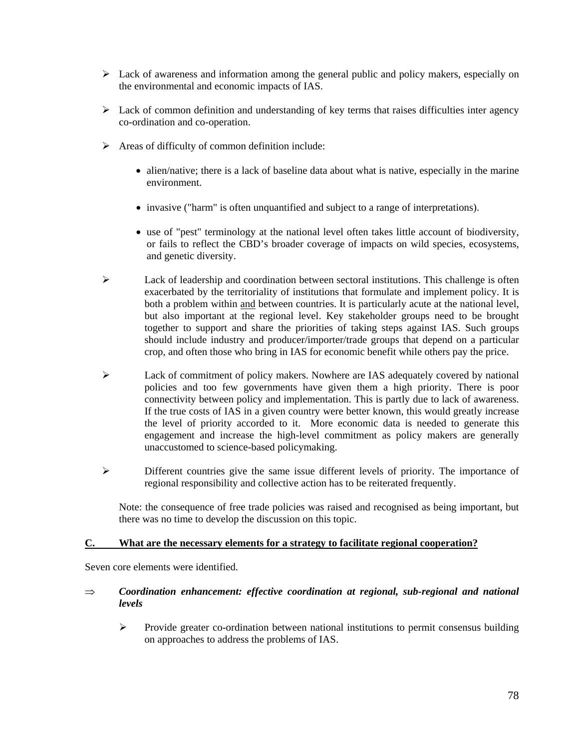- Lack of awareness and information among the general public and policy makers, especially on the environmental and economic impacts of IAS.

- Lack of common definition and understanding of key terms that raises difficulties inter agency co-ordination and co-operation.

- Areas of difficulty of common definition include:

  - alien/native; there is a lack of baseline data about what is native, especially in the marine environment.

  - invasive ("harm" is often unquantified and subject to a range of interpretations).

  - use of "pest" terminology at the national level often takes little account of biodiversity, or fails to reflect the CBD's broader coverage of impacts on wild species, ecosystems, and genetic diversity.

- Lack of leadership and coordination between sectoral institutions. This challenge is often exacerbated by the territoriality of institutions that formulate and implement policy. It is both a problem within <u>and</u> between countries. It is particularly acute at the national level, but also important at the regional level. Key stakeholder groups need to be brought together to support and share the priorities of taking steps against IAS. Such groups should include industry and producer/importer/trade groups that depend on a particular crop, and often those who bring in IAS for economic benefit while others pay the price.

- Lack of commitment of policy makers. Nowhere are IAS adequately covered by national policies and too few governments have given them a high priority. There is poor connectivity between policy and implementation. This is partly due to lack of awareness. If the true costs of IAS in a given country were better known, this would greatly increase the level of priority accorded to it. More economic data is needed to generate this engagement and increase the high-level commitment as policy makers are generally unaccustomed to science-based policymaking.

- Different countries give the same issue different levels of priority. The importance of regional responsibility and collective action has to be reiterated frequently.

Note: the consequence of free trade policies was raised and recognised as being important, but there was no time to develop the discussion on this topic.

**<u>C. What are the necessary elements for a strategy to facilitate regional cooperation?</u>**

Seven core elements were identified.

⇒ ***Coordination enhancement: effective coordination at regional, sub-regional and national levels***

- Provide greater co-ordination between national institutions to permit consensus building on approaches to address the problems of IAS.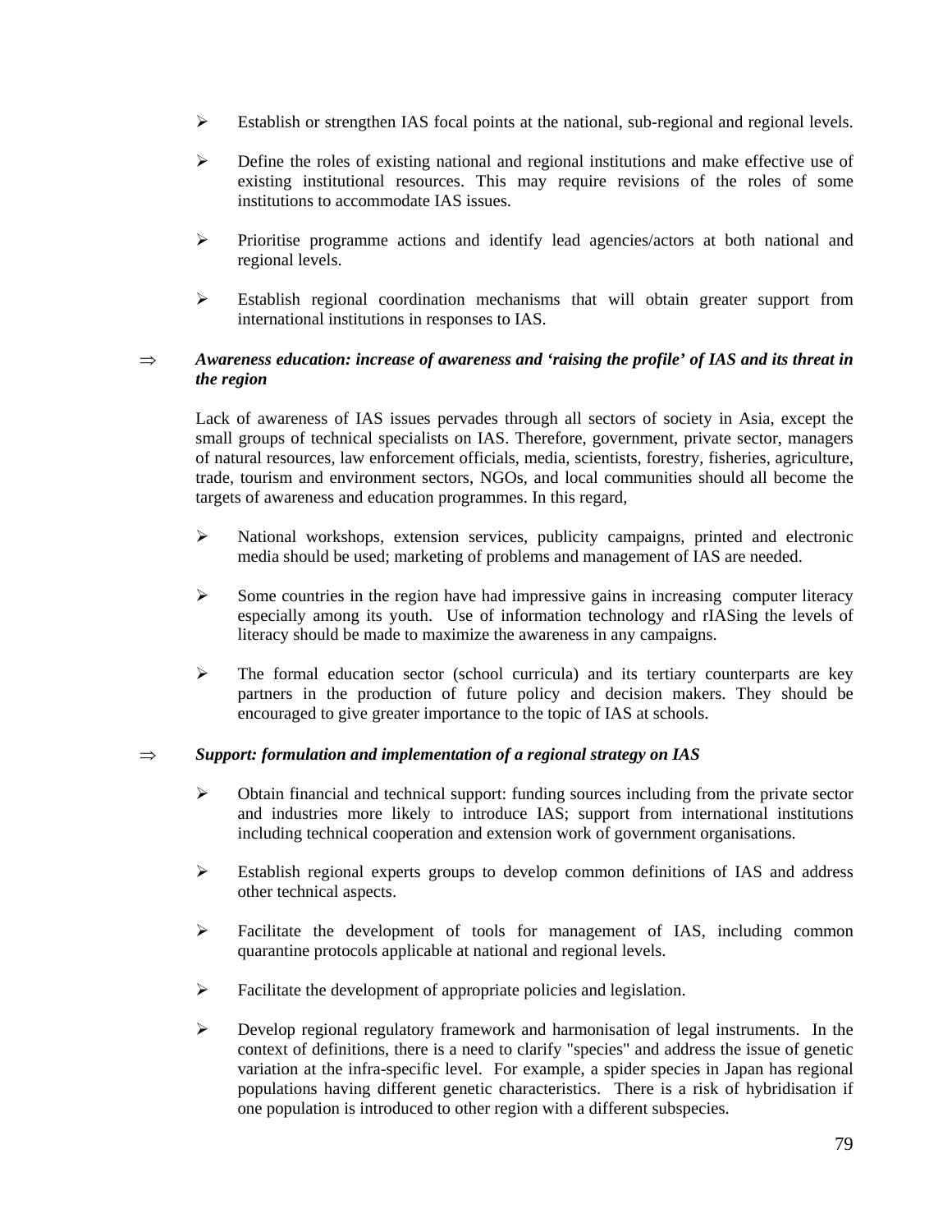- Establish or strengthen IAS focal points at the national, sub-regional and regional levels.

- Define the roles of existing national and regional institutions and make effective use of existing institutional resources. This may require revisions of the roles of some institutions to accommodate IAS issues.

- Prioritise programme actions and identify lead agencies/actors at both national and regional levels.

- Establish regional coordination mechanisms that will obtain greater support from international institutions in responses to IAS.

⇒ ***Awareness education: increase of awareness and 'raising the profile' of IAS and its threat in the region***

Lack of awareness of IAS issues pervades through all sectors of society in Asia, except the small groups of technical specialists on IAS. Therefore, government, private sector, managers of natural resources, law enforcement officials, media, scientists, forestry, fisheries, agriculture, trade, tourism and environment sectors, NGOs, and local communities should all become the targets of awareness and education programmes. In this regard,

- National workshops, extension services, publicity campaigns, printed and electronic media should be used; marketing of problems and management of IAS are needed.

- Some countries in the region have had impressive gains in increasing computer literacy especially among its youth. Use of information technology and rIASing the levels of literacy should be made to maximize the awareness in any campaigns.

- The formal education sector (school curricula) and its tertiary counterparts are key partners in the production of future policy and decision makers. They should be encouraged to give greater importance to the topic of IAS at schools.

⇒ ***Support: formulation and implementation of a regional strategy on IAS***

- Obtain financial and technical support: funding sources including from the private sector and industries more likely to introduce IAS; support from international institutions including technical cooperation and extension work of government organisations.

- Establish regional experts groups to develop common definitions of IAS and address other technical aspects.

- Facilitate the development of tools for management of IAS, including common quarantine protocols applicable at national and regional levels.

- Facilitate the development of appropriate policies and legislation.

- Develop regional regulatory framework and harmonisation of legal instruments. In the context of definitions, there is a need to clarify "species" and address the issue of genetic variation at the infra-specific level. For example, a spider species in Japan has regional populations having different genetic characteristics. There is a risk of hybridisation if one population is introduced to other region with a different subspecies.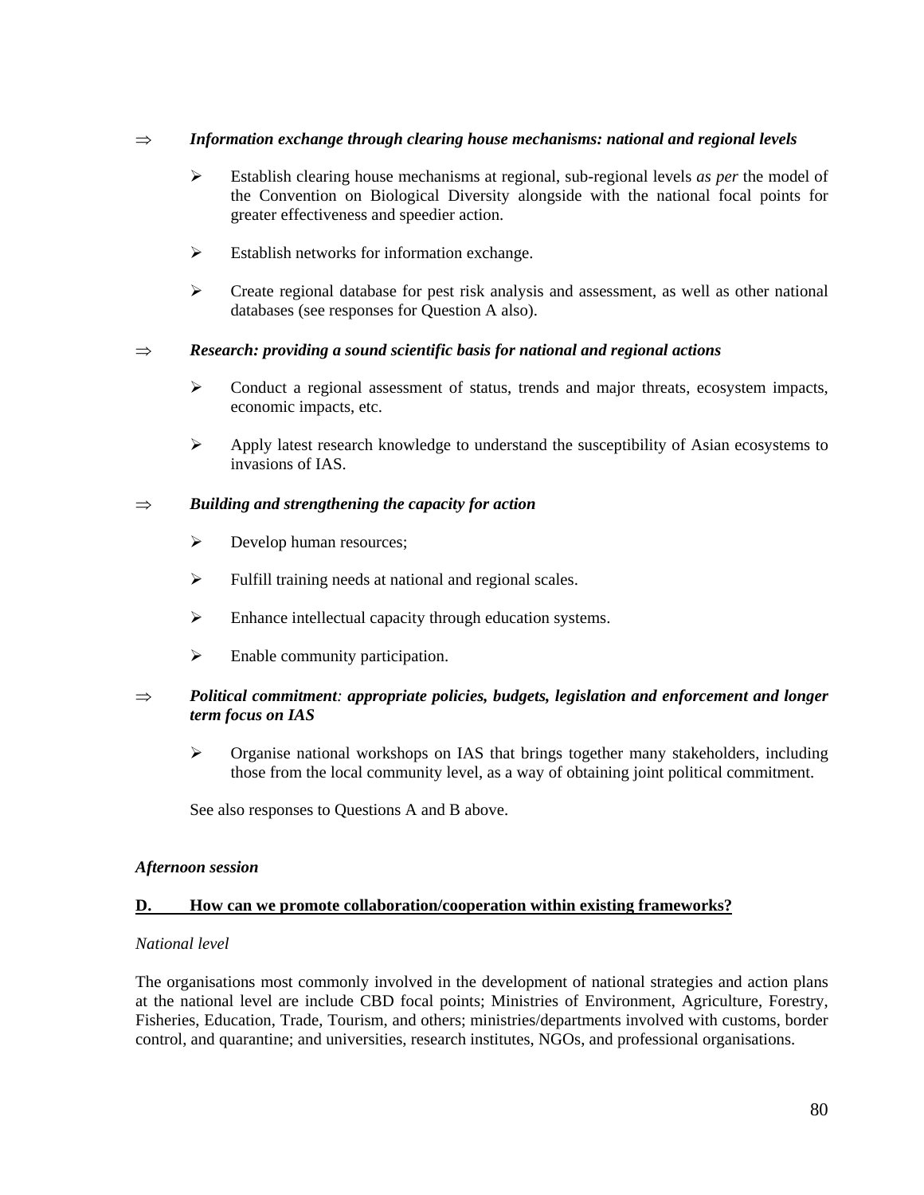⇒ ***Information exchange through clearing house mechanisms: national and regional levels***

- Establish clearing house mechanisms at regional, sub-regional levels *as per* the model of the Convention on Biological Diversity alongside with the national focal points for greater effectiveness and speedier action.

- Establish networks for information exchange.

- Create regional database for pest risk analysis and assessment, as well as other national databases (see responses for Question A also).

⇒ ***Research: providing a sound scientific basis for national and regional actions***

- Conduct a regional assessment of status, trends and major threats, ecosystem impacts, economic impacts, etc.

- Apply latest research knowledge to understand the susceptibility of Asian ecosystems to invasions of IAS.

⇒ ***Building and strengthening the capacity for action***

- Develop human resources;

- Fulfill training needs at national and regional scales.

- Enhance intellectual capacity through education systems.

- Enable community participation.

⇒ ***Political commitment: appropriate policies, budgets, legislation and enforcement and longer term focus on IAS***

- Organise national workshops on IAS that brings together many stakeholders, including those from the local community level, as a way of obtaining joint political commitment.

See also responses to Questions A and B above.

***Afternoon session***

**D. How can we promote collaboration/cooperation within existing frameworks?**

*National level*

The organisations most commonly involved in the development of national strategies and action plans at the national level are include CBD focal points; Ministries of Environment, Agriculture, Forestry, Fisheries, Education, Trade, Tourism, and others; ministries/departments involved with customs, border control, and quarantine; and universities, research institutes, NGOs, and professional organisations.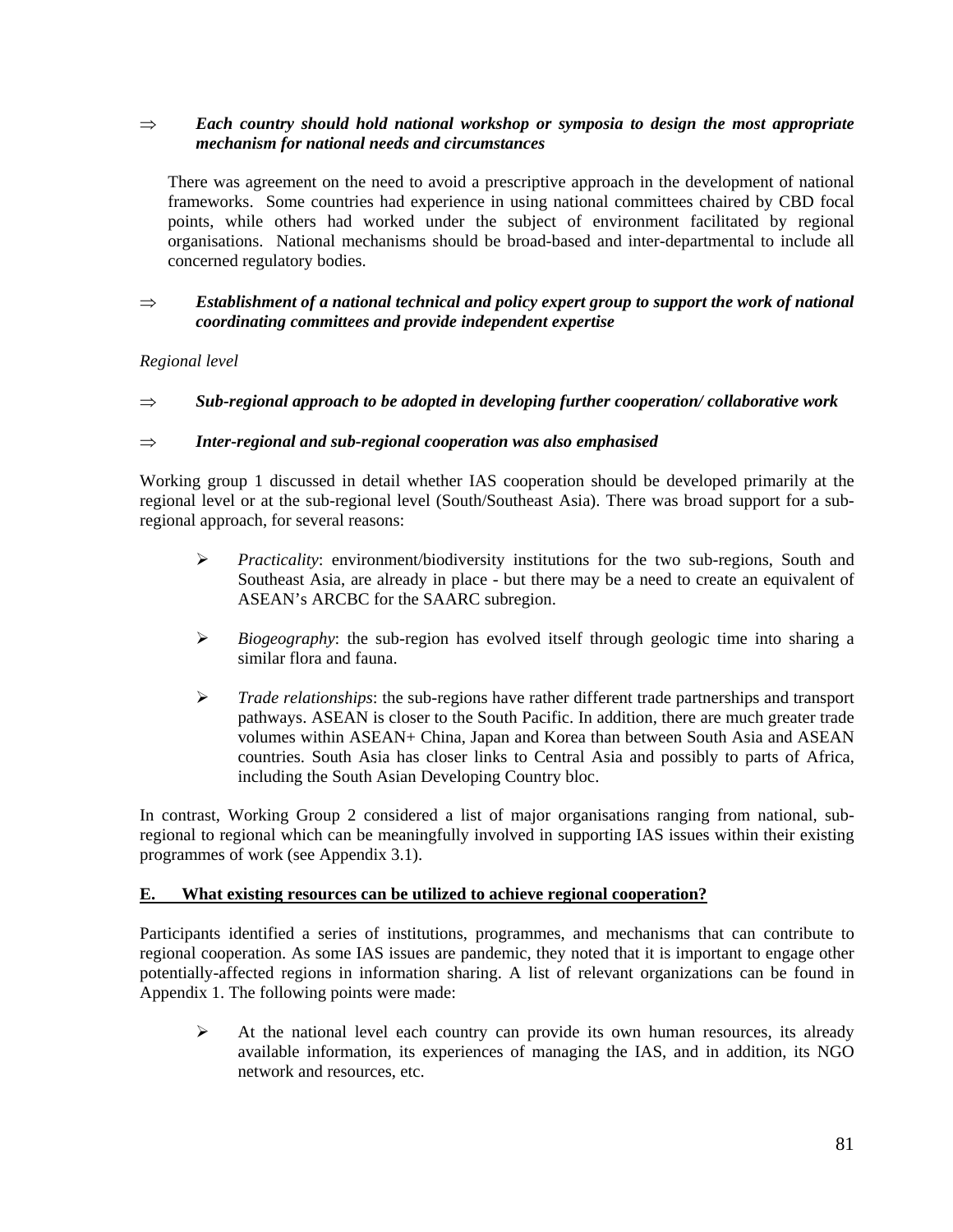⇒ ***Each country should hold national workshop or symposia to design the most appropriate mechanism for national needs and circumstances***

There was agreement on the need to avoid a prescriptive approach in the development of national frameworks. Some countries had experience in using national committees chaired by CBD focal points, while others had worked under the subject of environment facilitated by regional organisations. National mechanisms should be broad-based and inter-departmental to include all concerned regulatory bodies.

⇒ ***Establishment of a national technical and policy expert group to support the work of national coordinating committees and provide independent expertise***

*Regional level*

⇒ ***Sub-regional approach to be adopted in developing further cooperation/ collaborative work***

⇒ ***Inter-regional and sub-regional cooperation was also emphasised***

Working group 1 discussed in detail whether IAS cooperation should be developed primarily at the regional level or at the sub-regional level (South/Southeast Asia). There was broad support for a sub-regional approach, for several reasons:

- *Practicality*: environment/biodiversity institutions for the two sub-regions, South and Southeast Asia, are already in place - but there may be a need to create an equivalent of ASEAN's ARCBC for the SAARC subregion.
- *Biogeography*: the sub-region has evolved itself through geologic time into sharing a similar flora and fauna.
- *Trade relationships*: the sub-regions have rather different trade partnerships and transport pathways. ASEAN is closer to the South Pacific. In addition, there are much greater trade volumes within ASEAN+ China, Japan and Korea than between South Asia and ASEAN countries. South Asia has closer links to Central Asia and possibly to parts of Africa, including the South Asian Developing Country bloc.

In contrast, Working Group 2 considered a list of major organisations ranging from national, sub-regional to regional which can be meaningfully involved in supporting IAS issues within their existing programmes of work (see Appendix 3.1).

## E. What existing resources can be utilized to achieve regional cooperation?

Participants identified a series of institutions, programmes, and mechanisms that can contribute to regional cooperation. As some IAS issues are pandemic, they noted that it is important to engage other potentially-affected regions in information sharing. A list of relevant organizations can be found in Appendix 1. The following points were made:

- At the national level each country can provide its own human resources, its already available information, its experiences of managing the IAS, and in addition, its NGO network and resources, etc.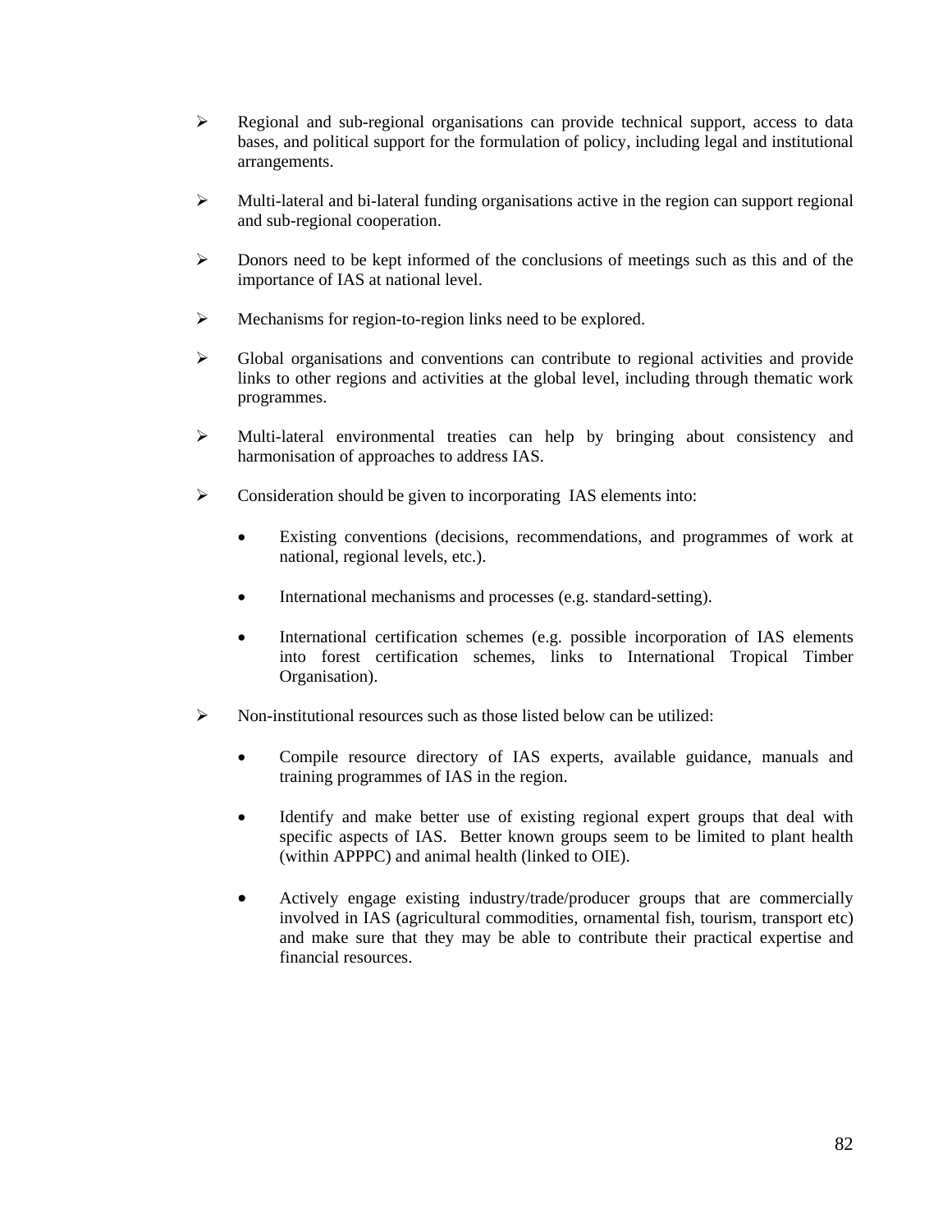- Regional and sub-regional organisations can provide technical support, access to data bases, and political support for the formulation of policy, including legal and institutional arrangements.

- Multi-lateral and bi-lateral funding organisations active in the region can support regional and sub-regional cooperation.

- Donors need to be kept informed of the conclusions of meetings such as this and of the importance of IAS at national level.

- Mechanisms for region-to-region links need to be explored.

- Global organisations and conventions can contribute to regional activities and provide links to other regions and activities at the global level, including through thematic work programmes.

- Multi-lateral environmental treaties can help by bringing about consistency and harmonisation of approaches to address IAS.

- Consideration should be given to incorporating IAS elements into:

    - Existing conventions (decisions, recommendations, and programmes of work at national, regional levels, etc.).

    - International mechanisms and processes (e.g. standard-setting).

    - International certification schemes (e.g. possible incorporation of IAS elements into forest certification schemes, links to International Tropical Timber Organisation).

- Non-institutional resources such as those listed below can be utilized:

    - Compile resource directory of IAS experts, available guidance, manuals and training programmes of IAS in the region.

    - Identify and make better use of existing regional expert groups that deal with specific aspects of IAS. Better known groups seem to be limited to plant health (within APPPC) and animal health (linked to OIE).

    - Actively engage existing industry/trade/producer groups that are commercially involved in IAS (agricultural commodities, ornamental fish, tourism, transport etc) and make sure that they may be able to contribute their practical expertise and financial resources.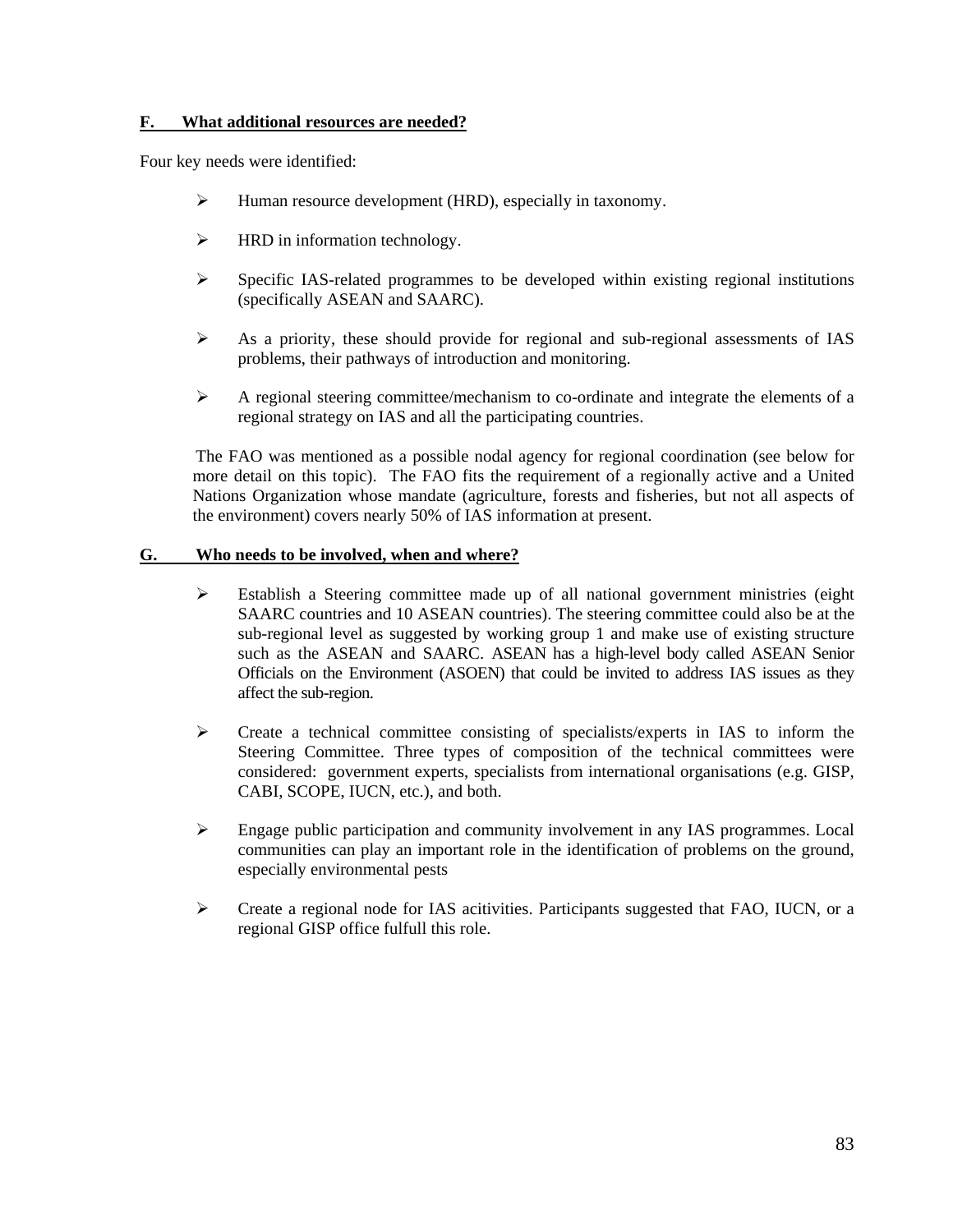## F. What additional resources are needed?

Four key needs were identified:

- Human resource development (HRD), especially in taxonomy.
- HRD in information technology.
- Specific IAS-related programmes to be developed within existing regional institutions (specifically ASEAN and SAARC).
- As a priority, these should provide for regional and sub-regional assessments of IAS problems, their pathways of introduction and monitoring.
- A regional steering committee/mechanism to co-ordinate and integrate the elements of a regional strategy on IAS and all the participating countries.

The FAO was mentioned as a possible nodal agency for regional coordination (see below for more detail on this topic). The FAO fits the requirement of a regionally active and a United Nations Organization whose mandate (agriculture, forests and fisheries, but not all aspects of the environment) covers nearly 50% of IAS information at present.

## G. Who needs to be involved, when and where?

- Establish a Steering committee made up of all national government ministries (eight SAARC countries and 10 ASEAN countries). The steering committee could also be at the sub-regional level as suggested by working group 1 and make use of existing structure such as the ASEAN and SAARC. ASEAN has a high-level body called ASEAN Senior Officials on the Environment (ASOEN) that could be invited to address IAS issues as they affect the sub-region.
- Create a technical committee consisting of specialists/experts in IAS to inform the Steering Committee. Three types of composition of the technical committees were considered: government experts, specialists from international organisations (e.g. GISP, CABI, SCOPE, IUCN, etc.), and both.
- Engage public participation and community involvement in any IAS programmes. Local communities can play an important role in the identification of problems on the ground, especially environmental pests
- Create a regional node for IAS acitivities. Participants suggested that FAO, IUCN, or a regional GISP office fulfull this role.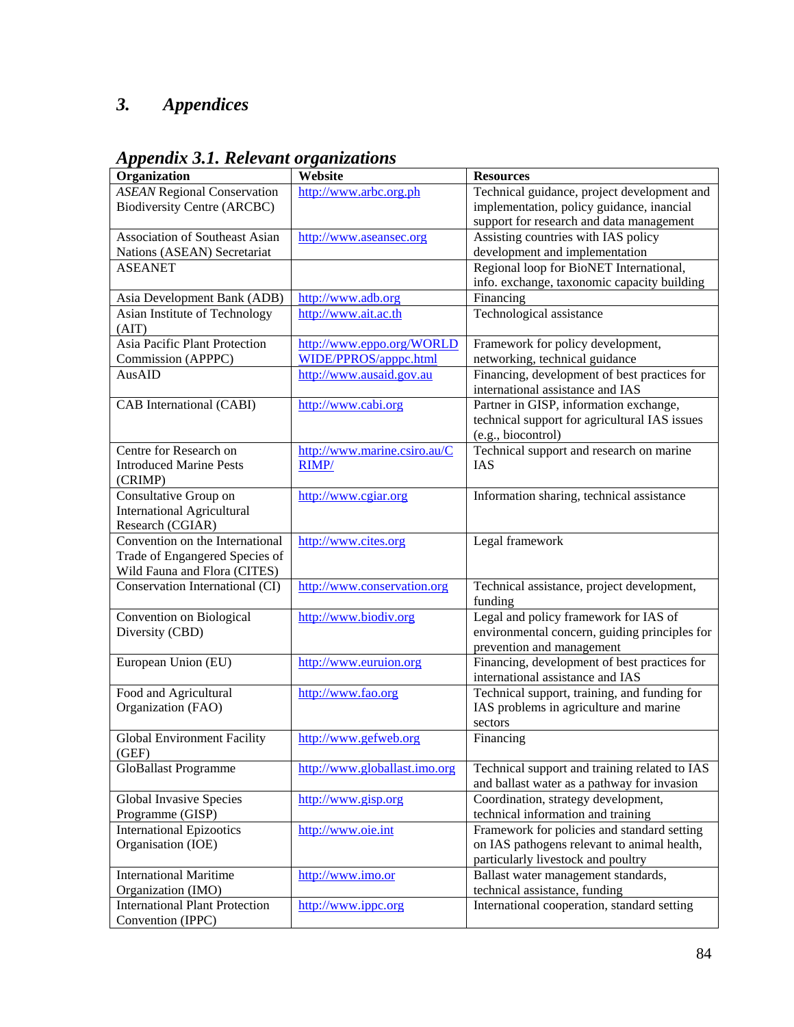## *3. Appendices*

### *Appendix 3.1. Relevant organizations*

| Organization | Website | Resources |
|---|---|---|
| *ASEAN* Regional Conservation Biodiversity Centre (ARCBC) | http://www.arbc.org.ph | Technical guidance, project development and implementation, policy guidance, inancial support for research and data management |
| Association of Southeast Asian Nations (ASEAN) Secretariat | http://www.aseansec.org | Assisting countries with IAS policy development and implementation |
| ASEANET | | Regional loop for BioNET International, info. exchange, taxonomic capacity building |
| Asia Development Bank (ADB) | http://www.adb.org | Financing |
| Asian Institute of Technology (AIT) | http://www.ait.ac.th | Technological assistance |
| Asia Pacific Plant Protection Commission (APPPC) | http://www.eppo.org/WORLDWIDE/PPROS/apppc.html | Framework for policy development, networking, technical guidance |
| AusAID | http://www.ausaid.gov.au | Financing, development of best practices for international assistance and IAS |
| CAB International (CABI) | http://www.cabi.org | Partner in GISP, information exchange, technical support for agricultural IAS issues (e.g., biocontrol) |
| Centre for Research on Introduced Marine Pests (CRIMP) | http://www.marine.csiro.au/CRIMP/ | Technical support and research on marine IAS |
| Consultative Group on International Agricultural Research (CGIAR) | http://www.cgiar.org | Information sharing, technical assistance |
| Convention on the International Trade of Engangered Species of Wild Fauna and Flora (CITES) | http://www.cites.org | Legal framework |
| Conservation International (CI) | http://www.conservation.org | Technical assistance, project development, funding |
| Convention on Biological Diversity (CBD) | http://www.biodiv.org | Legal and policy framework for IAS of environmental concern, guiding principles for prevention and management |
| European Union (EU) | http://www.euruion.org | Financing, development of best practices for international assistance and IAS |
| Food and Agricultural Organization (FAO) | http://www.fao.org | Technical support, training, and funding for IAS problems in agriculture and marine sectors |
| Global Environment Facility (GEF) | http://www.gefweb.org | Financing |
| GloBallast Programme | http://www.globallast.imo.org | Technical support and training related to IAS and ballast water as a pathway for invasion |
| Global Invasive Species Programme (GISP) | http://www.gisp.org | Coordination, strategy development, technical information and training |
| International Epizootics Organisation (IOE) | http://www.oie.int | Framework for policies and standard setting on IAS pathogens relevant to animal health, particularly livestock and poultry |
| International Maritime Organization (IMO) | http://www.imo.or | Ballast water management standards, technical assistance, funding |
| International Plant Protection Convention (IPPC) | http://www.ippc.org | International cooperation, standard setting |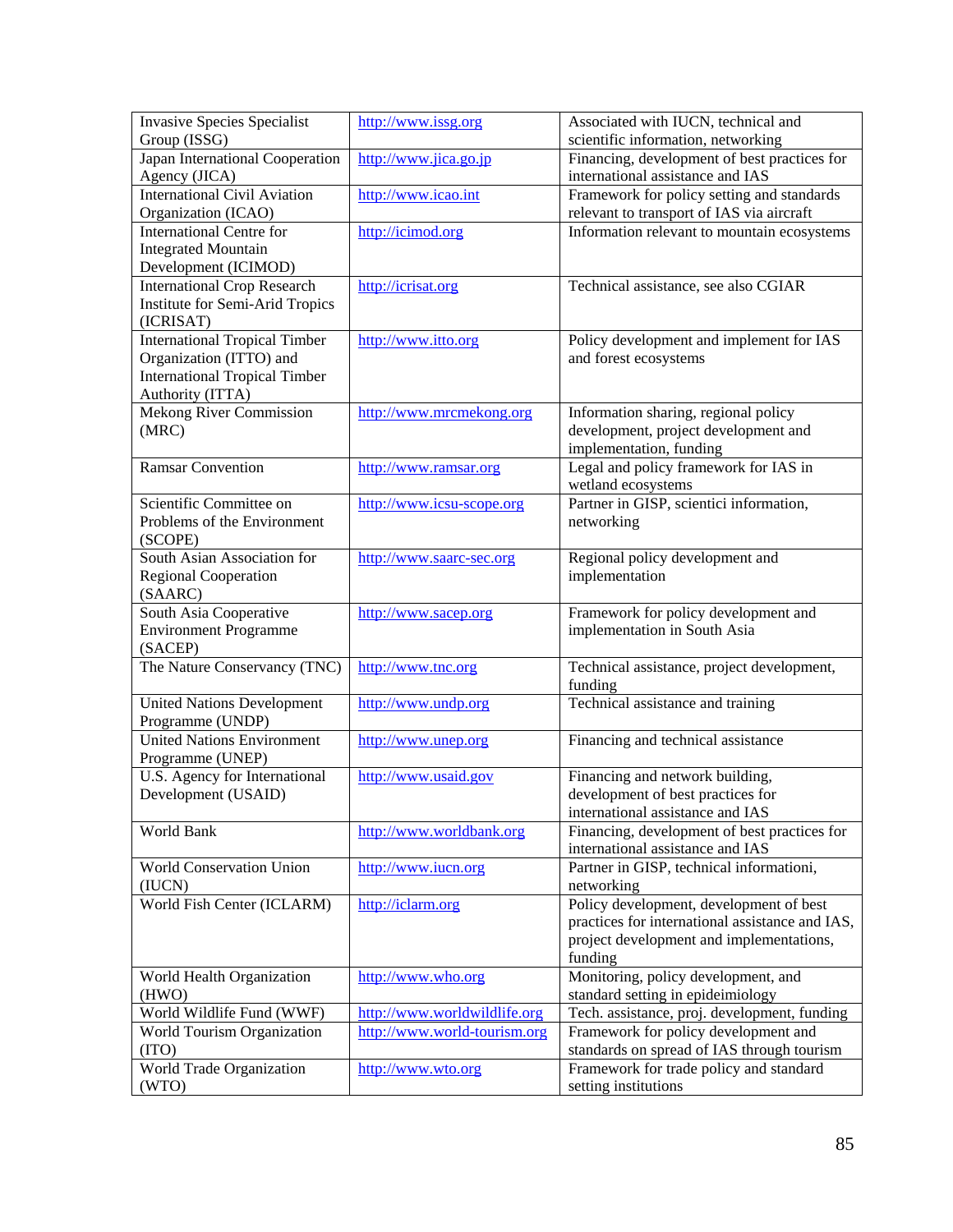| | | |
|---|---|---|
| Invasive Species Specialist Group (ISSG) | http://www.issg.org | Associated with IUCN, technical and scientific information, networking |
| Japan International Cooperation Agency (JICA) | http://www.jica.go.jp | Financing, development of best practices for international assistance and IAS |
| International Civil Aviation Organization (ICAO) | http://www.icao.int | Framework for policy setting and standards relevant to transport of IAS via aircraft |
| International Centre for Integrated Mountain Development (ICIMOD) | http://icimod.org | Information relevant to mountain ecosystems |
| International Crop Research Institute for Semi-Arid Tropics (ICRISAT) | http://icrisat.org | Technical assistance, see also CGIAR |
| International Tropical Timber Organization (ITTO) and International Tropical Timber Authority (ITTA) | http://www.itto.org | Policy development and implement for IAS and forest ecosystems |
| Mekong River Commission (MRC) | http://www.mrcmekong.org | Information sharing, regional policy development, project development and implementation, funding |
| Ramsar Convention | http://www.ramsar.org | Legal and policy framework for IAS in wetland ecosystems |
| Scientific Committee on Problems of the Environment (SCOPE) | http://www.icsu-scope.org | Partner in GISP, scientici information, networking |
| South Asian Association for Regional Cooperation (SAARC) | http://www.saarc-sec.org | Regional policy development and implementation |
| South Asia Cooperative Environment Programme (SACEP) | http://www.sacep.org | Framework for policy development and implementation in South Asia |
| The Nature Conservancy (TNC) | http://www.tnc.org | Technical assistance, project development, funding |
| United Nations Development Programme (UNDP) | http://www.undp.org | Technical assistance and training |
| United Nations Environment Programme (UNEP) | http://www.unep.org | Financing and technical assistance |
| U.S. Agency for International Development (USAID) | http://www.usaid.gov | Financing and network building, development of best practices for international assistance and IAS |
| World Bank | http://www.worldbank.org | Financing, development of best practices for international assistance and IAS |
| World Conservation Union (IUCN) | http://www.iucn.org | Partner in GISP, technical informationi, networking |
| World Fish Center (ICLARM) | http://iclarm.org | Policy development, development of best practices for international assistance and IAS, project development and implementations, funding |
| World Health Organization (HWO) | http://www.who.org | Monitoring, policy development, and standard setting in epideimiology |
| World Wildlife Fund (WWF) | http://www.worldwildlife.org | Tech. assistance, proj. development, funding |
| World Tourism Organization (ITO) | http://www.world-tourism.org | Framework for policy development and standards on spread of IAS through tourism |
| World Trade Organization (WTO) | http://www.wto.org | Framework for trade policy and standard setting institutions |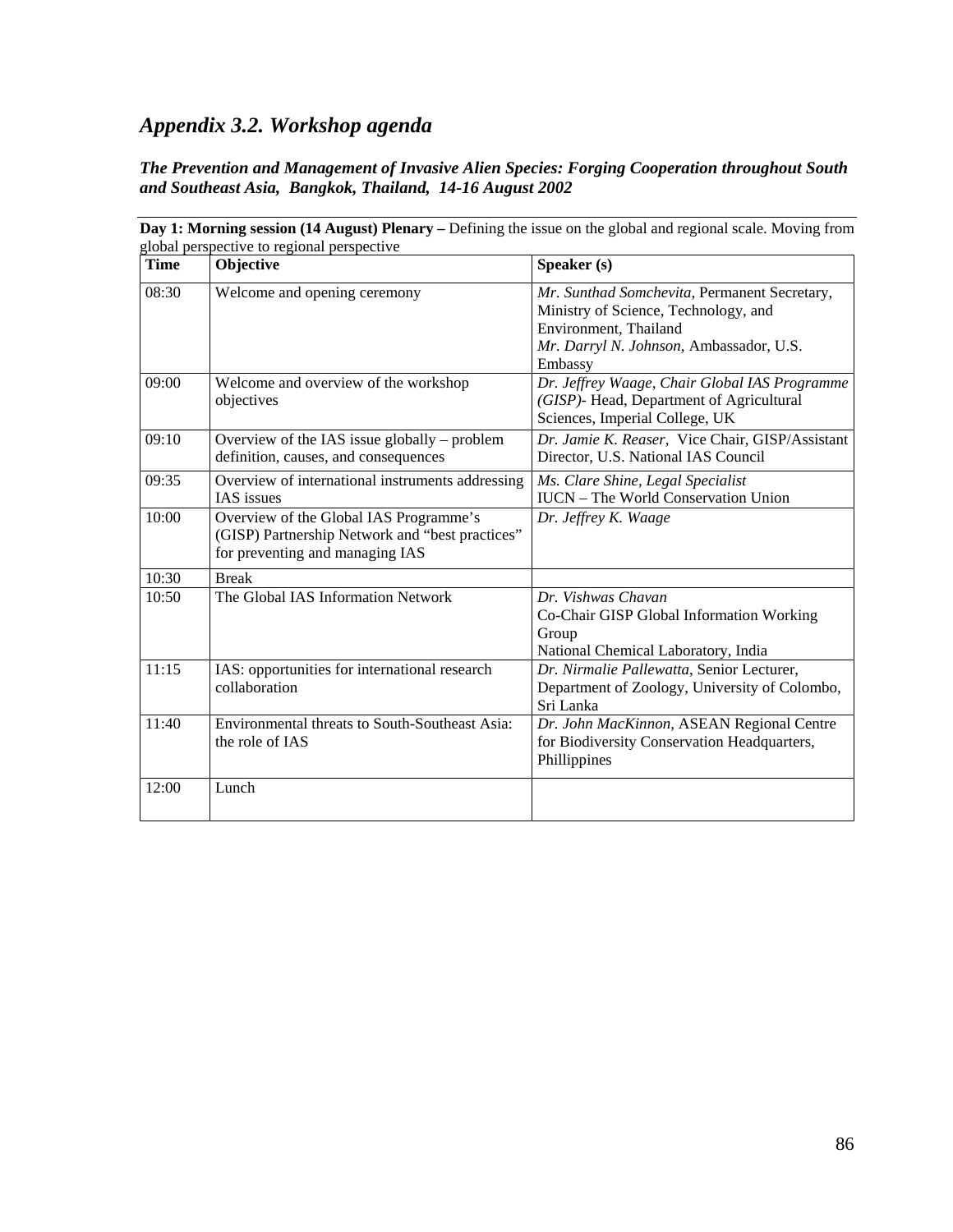## *Appendix 3.2. Workshop agenda*

***The Prevention and Management of Invasive Alien Species: Forging Cooperation throughout South and Southeast Asia, Bangkok, Thailand, 14-16 August 2002***

**Day 1: Morning session (14 August) Plenary –** Defining the issue on the global and regional scale. Moving from global perspective to regional perspective

| Time | Objective | Speaker (s) |
|---|---|---|
| 08:30 | Welcome and opening ceremony | *Mr. Sunthad Somchevita*, Permanent Secretary, Ministry of Science, Technology, and Environment, Thailand<br>*Mr. Darryl N. Johnson*, Ambassador, U.S. Embassy |
| 09:00 | Welcome and overview of the workshop objectives | *Dr. Jeffrey Waage, Chair Global IAS Programme (GISP)*- Head, Department of Agricultural Sciences, Imperial College, UK |
| 09:10 | Overview of the IAS issue globally – problem definition, causes, and consequences | *Dr. Jamie K. Reaser*, Vice Chair, GISP/Assistant Director, U.S. National IAS Council |
| 09:35 | Overview of international instruments addressing IAS issues | *Ms. Clare Shine, Legal Specialist*<br>IUCN – The World Conservation Union |
| 10:00 | Overview of the Global IAS Programme's (GISP) Partnership Network and "best practices" for preventing and managing IAS | *Dr. Jeffrey K. Waage* |
| 10:30 | Break | |
| 10:50 | The Global IAS Information Network | *Dr. Vishwas Chavan*<br>Co-Chair GISP Global Information Working Group<br>National Chemical Laboratory, India |
| 11:15 | IAS: opportunities for international research collaboration | *Dr. Nirmalie Pallewatta*, Senior Lecturer, Department of Zoology, University of Colombo, Sri Lanka |
| 11:40 | Environmental threats to South-Southeast Asia: the role of IAS | *Dr. John MacKinnon*, ASEAN Regional Centre for Biodiversity Conservation Headquarters, Phillippines |
| 12:00 | Lunch | |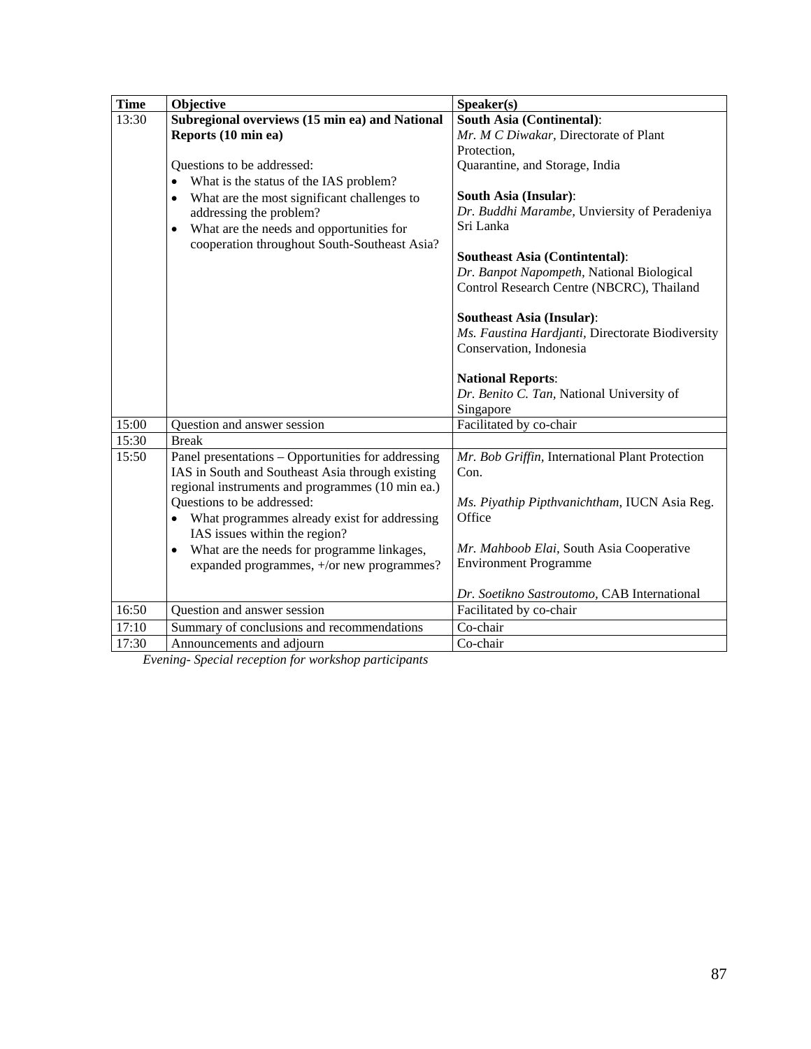| Time | Objective | Speaker(s) |
|---|---|---|
| 13:30 | **Subregional overviews (15 min ea) and National Reports (10 min ea)**<br><br>Questions to be addressed:<br>• What is the status of the IAS problem?<br>• What are the most significant challenges to addressing the problem?<br>• What are the needs and opportunities for cooperation throughout South-Southeast Asia? | **South Asia (Continental)**:<br>*Mr. M C Diwakar*, Directorate of Plant Protection, Quarantine, and Storage, India<br><br>**South Asia (Insular)**:<br>*Dr. Buddhi Marambe*, Unviersity of Peradeniya Sri Lanka<br><br>**Southeast Asia (Contintental)**:<br>*Dr. Banpot Napompeth*, National Biological Control Research Centre (NBCRC), Thailand<br><br>**Southeast Asia (Insular)**:<br>*Ms. Faustina Hardjanti*, Directorate Biodiversity Conservation, Indonesia<br><br>**National Reports**:<br>*Dr. Benito C. Tan*, National University of Singapore |
| 15:00 | Question and answer session | Facilitated by co-chair |
| 15:30 | Break | |
| 15:50 | Panel presentations – Opportunities for addressing IAS in South and Southeast Asia through existing regional instruments and programmes (10 min ea.)<br>Questions to be addressed:<br>• What programmes already exist for addressing IAS issues within the region?<br>• What are the needs for programme linkages, expanded programmes, +/or new programmes? | *Mr. Bob Griffin*, International Plant Protection Con.<br><br>*Ms. Piyathip Pipthvanichtham*, IUCN Asia Reg. Office<br><br>*Mr. Mahboob Elai*, South Asia Cooperative Environment Programme<br><br>*Dr. Soetikno Sastroutomo*, CAB International |
| 16:50 | Question and answer session | Facilitated by co-chair |
| 17:10 | Summary of conclusions and recommendations | Co-chair |
| 17:30 | Announcements and adjourn | Co-chair |

*Evening- Special reception for workshop participants*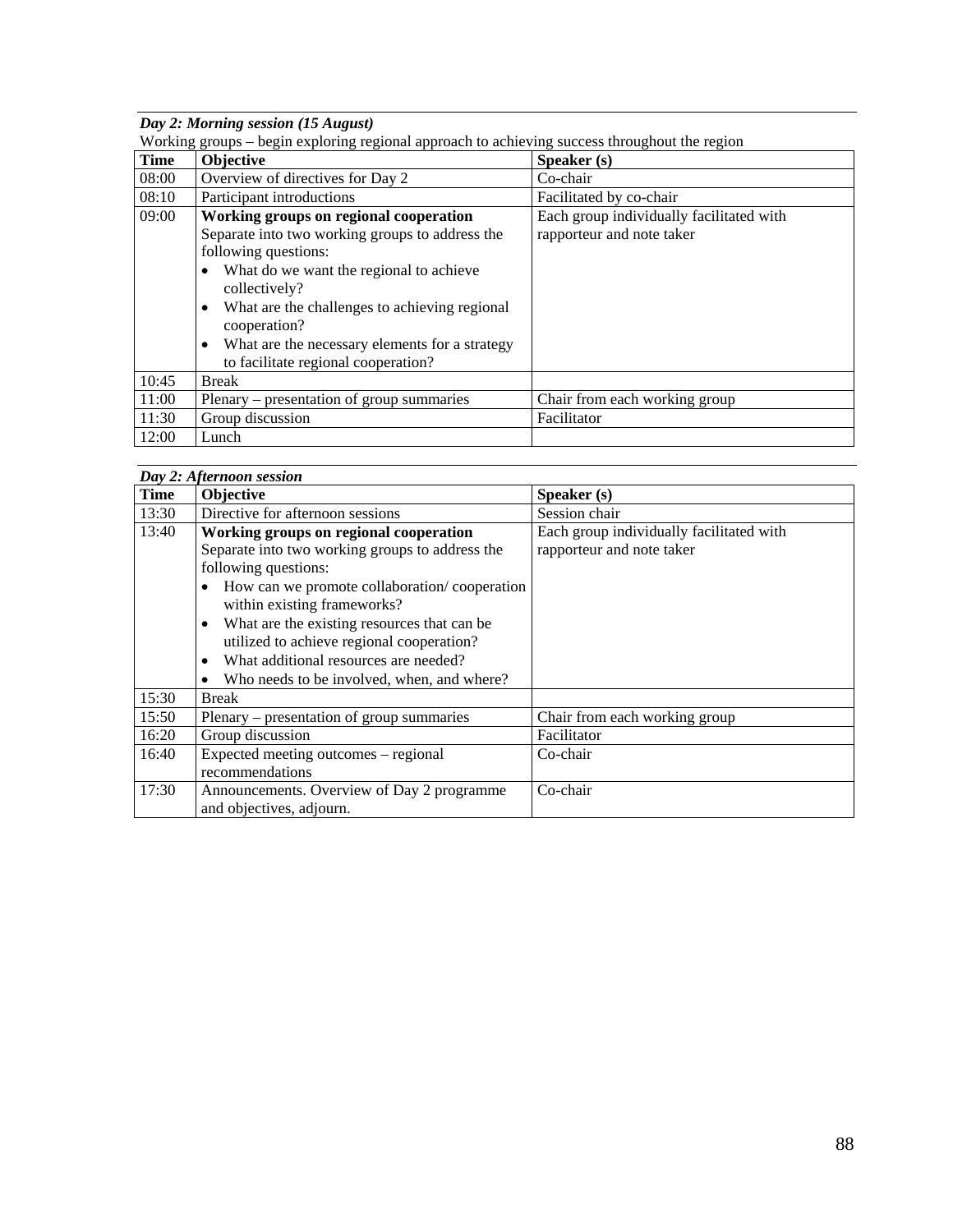***Day 2: Morning session (15 August)***

Working groups – begin exploring regional approach to achieving success throughout the region

| **Time** | **Objective** | **Speaker (s)** |
|---|---|---|
| 08:00 | Overview of directives for Day 2 | Co-chair |
| 08:10 | Participant introductions | Facilitated by co-chair |
| 09:00 | **Working groups on regional cooperation**<br>Separate into two working groups to address the following questions:<br>• What do we want the regional to achieve collectively?<br>• What are the challenges to achieving regional cooperation?<br>• What are the necessary elements for a strategy to facilitate regional cooperation? | Each group individually facilitated with rapporteur and note taker |
| 10:45 | Break | |
| 11:00 | Plenary – presentation of group summaries | Chair from each working group |
| 11:30 | Group discussion | Facilitator |
| 12:00 | Lunch | |

***Day 2: Afternoon session***

| **Time** | **Objective** | **Speaker (s)** |
|---|---|---|
| 13:30 | Directive for afternoon sessions | Session chair |
| 13:40 | **Working groups on regional cooperation**<br>Separate into two working groups to address the following questions:<br>• How can we promote collaboration/ cooperation within existing frameworks?<br>• What are the existing resources that can be utilized to achieve regional cooperation?<br>• What additional resources are needed?<br>• Who needs to be involved, when, and where? | Each group individually facilitated with rapporteur and note taker |
| 15:30 | Break | |
| 15:50 | Plenary – presentation of group summaries | Chair from each working group |
| 16:20 | Group discussion | Facilitator |
| 16:40 | Expected meeting outcomes – regional recommendations | Co-chair |
| 17:30 | Announcements. Overview of Day 2 programme and objectives, adjourn. | Co-chair |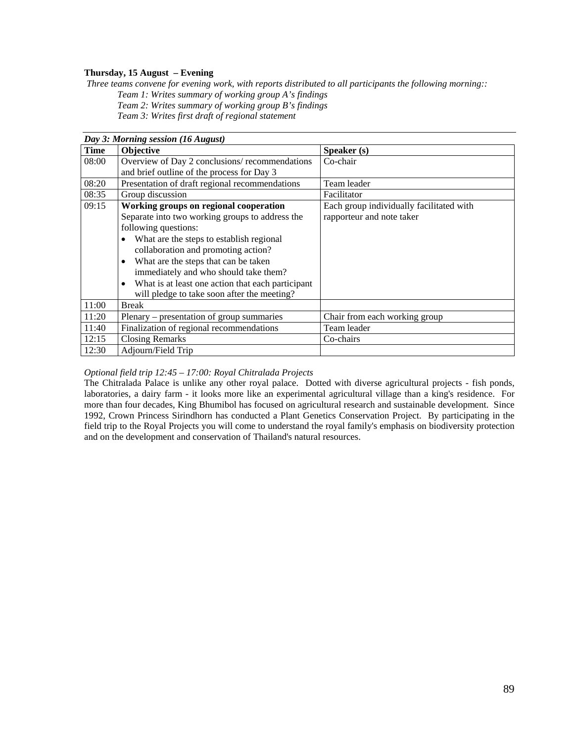**Thursday, 15 August – Evening**

*Three teams convene for evening work, with reports distributed to all participants the following morning::*

*Team 1: Writes summary of working group A's findings*
*Team 2: Writes summary of working group B's findings*
*Team 3: Writes first draft of regional statement*

***Day 3: Morning session (16 August)***

| Time | Objective | Speaker (s) |
|---|---|---|
| 08:00 | Overview of Day 2 conclusions/ recommendations and brief outline of the process for Day 3 | Co-chair |
| 08:20 | Presentation of draft regional recommendations | Team leader |
| 08:35 | Group discussion | Facilitator |
| 09:15 | **Working groups on regional cooperation**<br>Separate into two working groups to address the following questions:<br>• What are the steps to establish regional collaboration and promoting action?<br>• What are the steps that can be taken immediately and who should take them?<br>• What is at least one action that each participant will pledge to take soon after the meeting? | Each group individually facilitated with rapporteur and note taker |
| 11:00 | Break | |
| 11:20 | Plenary – presentation of group summaries | Chair from each working group |
| 11:40 | Finalization of regional recommendations | Team leader |
| 12:15 | Closing Remarks | Co-chairs |
| 12:30 | Adjourn/Field Trip | |

*Optional field trip 12:45 – 17:00: Royal Chitralada Projects*

The Chitralada Palace is unlike any other royal palace. Dotted with diverse agricultural projects - fish ponds, laboratories, a dairy farm - it looks more like an experimental agricultural village than a king's residence. For more than four decades, King Bhumibol has focused on agricultural research and sustainable development. Since 1992, Crown Princess Sirindhorn has conducted a Plant Genetics Conservation Project. By participating in the field trip to the Royal Projects you will come to understand the royal family's emphasis on biodiversity protection and on the development and conservation of Thailand's natural resources.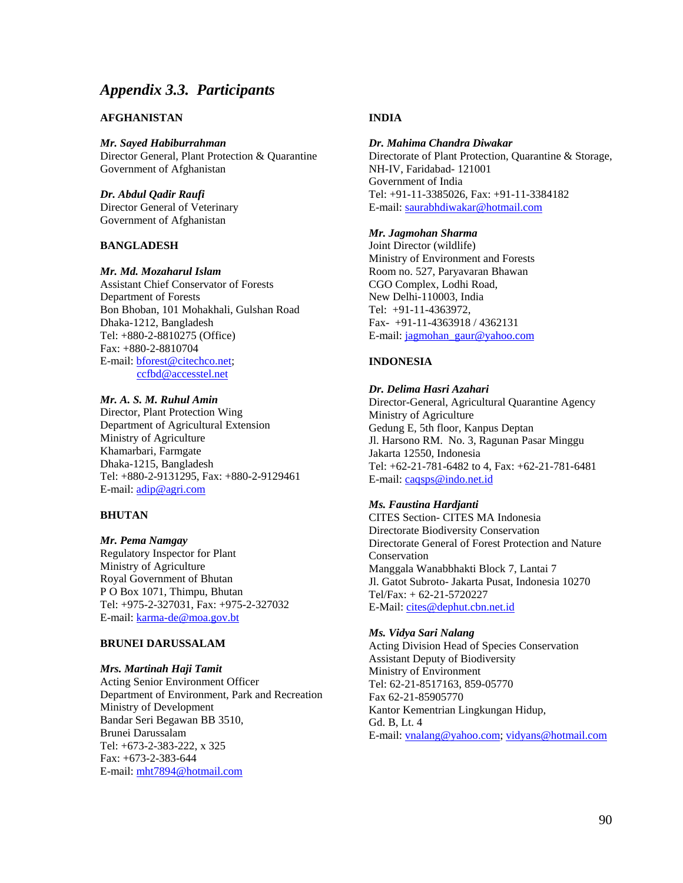## *Appendix 3.3. Participants*

**AFGHANISTAN**

***Mr. Sayed Habiburrahman***
Director General, Plant Protection & Quarantine
Government of Afghanistan

***Dr. Abdul Qadir Raufi***
Director General of Veterinary
Government of Afghanistan

**BANGLADESH**

***Mr. Md. Mozaharul Islam***
Assistant Chief Conservator of Forests
Department of Forests
Bon Bhoban, 101 Mohakhali, Gulshan Road
Dhaka-1212, Bangladesh
Tel: +880-2-8810275 (Office)
Fax: +880-2-8810704
E-mail: bforest@citechco.net;
ccfbd@accesstel.net

***Mr. A. S. M. Ruhul Amin***
Director, Plant Protection Wing
Department of Agricultural Extension
Ministry of Agriculture
Khamarbari, Farmgate
Dhaka-1215, Bangladesh
Tel: +880-2-9131295, Fax: +880-2-9129461
E-mail: adip@agri.com

**BHUTAN**

***Mr. Pema Namgay***
Regulatory Inspector for Plant
Ministry of Agriculture
Royal Government of Bhutan
P O Box 1071, Thimpu, Bhutan
Tel: +975-2-327031, Fax: +975-2-327032
E-mail: karma-de@moa.gov.bt

**BRUNEI DARUSSALAM**

***Mrs. Martinah Haji Tamit***
Acting Senior Environment Officer
Department of Environment, Park and Recreation
Ministry of Development
Bandar Seri Begawan BB 3510,
Brunei Darussalam
Tel: +673-2-383-222, x 325
Fax: +673-2-383-644
E-mail: mht7894@hotmail.com

**INDIA**

***Dr. Mahima Chandra Diwakar***
Directorate of Plant Protection, Quarantine & Storage,
NH-IV, Faridabad- 121001
Government of India
Tel: +91-11-3385026, Fax: +91-11-3384182
E-mail: saurabhdiwakar@hotmail.com

***Mr. Jagmohan Sharma***
Joint Director (wildlife)
Ministry of Environment and Forests
Room no. 527, Paryavaran Bhawan
CGO Complex, Lodhi Road,
New Delhi-110003, India
Tel: +91-11-4363972,
Fax- +91-11-4363918 / 4362131
E-mail: jagmohan_gaur@yahoo.com

**INDONESIA**

***Dr. Delima Hasri Azahari***
Director-General, Agricultural Quarantine Agency
Ministry of Agriculture
Gedung E, 5th floor, Kanpus Deptan
Jl. Harsono RM. No. 3, Ragunan Pasar Minggu
Jakarta 12550, Indonesia
Tel: +62-21-781-6482 to 4, Fax: +62-21-781-6481
E-mail: caqsps@indo.net.id

***Ms. Faustina Hardjanti***
CITES Section- CITES MA Indonesia
Directorate Biodiversity Conservation
Directorate General of Forest Protection and Nature Conservation
Manggala Wanabbhakti Block 7, Lantai 7
Jl. Gatot Subroto- Jakarta Pusat, Indonesia 10270
Tel/Fax: + 62-21-5720227
E-Mail: cites@dephut.cbn.net.id

***Ms. Vidya Sari Nalang***
Acting Division Head of Species Conservation
Assistant Deputy of Biodiversity
Ministry of Environment
Tel: 62-21-8517163, 859-05770
Fax 62-21-85905770
Kantor Kementrian Lingkungan Hidup,
Gd. B, Lt. 4
E-mail: vnalang@yahoo.com; vidyans@hotmail.com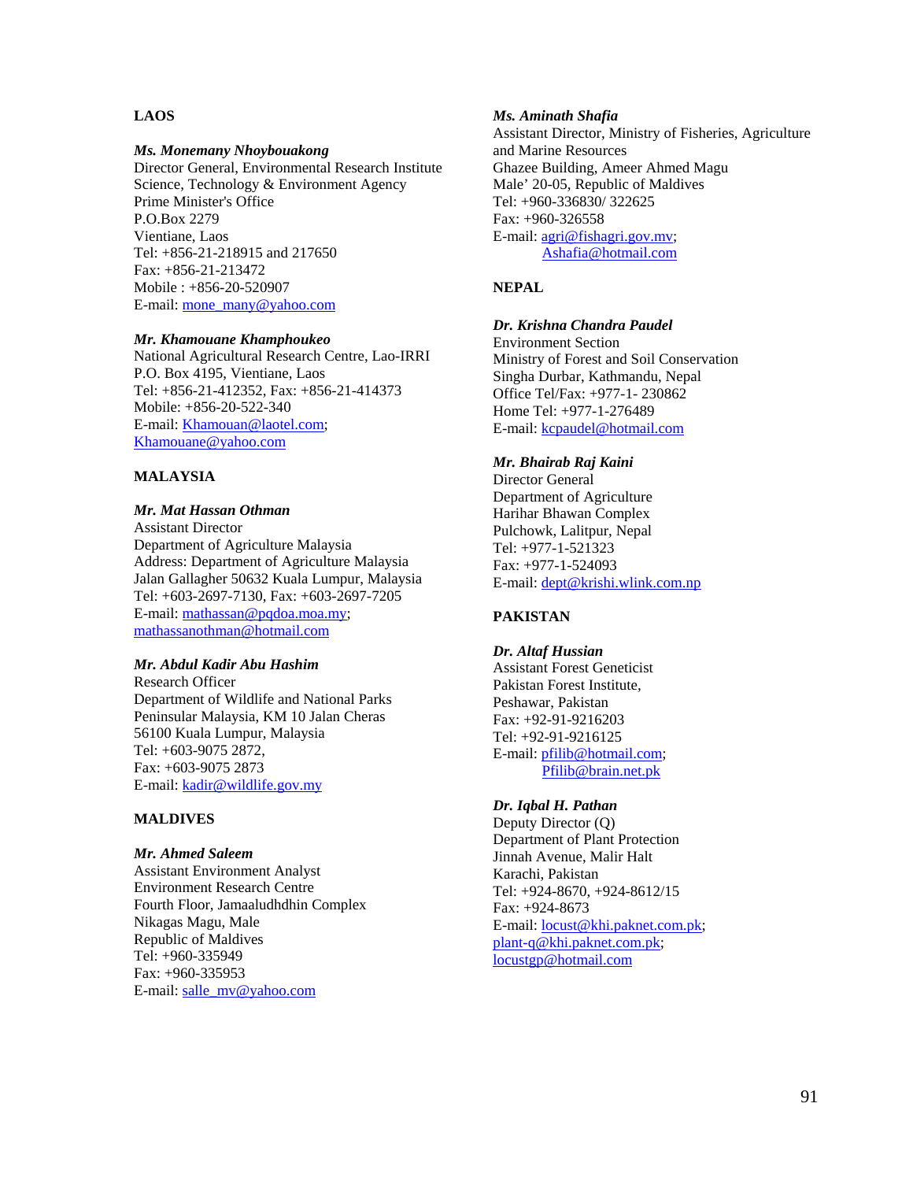## LAOS

***Ms. Monemany Nhoybouakong***
Director General, Environmental Research Institute
Science, Technology & Environment Agency
Prime Minister's Office
P.O.Box 2279
Vientiane, Laos
Tel: +856-21-218915 and 217650
Fax: +856-21-213472
Mobile : +856-20-520907
E-mail: mone_many@yahoo.com

***Mr. Khamouane Khamphoukeo***
National Agricultural Research Centre, Lao-IRRI
P.O. Box 4195, Vientiane, Laos
Tel: +856-21-412352, Fax: +856-21-414373
Mobile: +856-20-522-340
E-mail: Khamouan@laotel.com;
Khamouane@yahoo.com

## MALAYSIA

***Mr. Mat Hassan Othman***
Assistant Director
Department of Agriculture Malaysia
Address: Department of Agriculture Malaysia
Jalan Gallagher 50632 Kuala Lumpur, Malaysia
Tel: +603-2697-7130, Fax: +603-2697-7205
E-mail: mathassan@pqdoa.moa.my;
mathassanothman@hotmail.com

***Mr. Abdul Kadir Abu Hashim***
Research Officer
Department of Wildlife and National Parks
Peninsular Malaysia, KM 10 Jalan Cheras
56100 Kuala Lumpur, Malaysia
Tel: +603-9075 2872,
Fax: +603-9075 2873
E-mail: kadir@wildlife.gov.my

## MALDIVES

***Mr. Ahmed Saleem***
Assistant Environment Analyst
Environment Research Centre
Fourth Floor, Jamaaludhdhin Complex
Nikagas Magu, Male
Republic of Maldives
Tel: +960-335949
Fax: +960-335953
E-mail: salle_mv@yahoo.com

***Ms. Aminath Shafia***
Assistant Director, Ministry of Fisheries, Agriculture and Marine Resources
Ghazee Building, Ameer Ahmed Magu
Male' 20-05, Republic of Maldives
Tel: +960-336830/ 322625
Fax: +960-326558
E-mail: agri@fishagri.gov.mv;
Ashafia@hotmail.com

## NEPAL

***Dr. Krishna Chandra Paudel***
Environment Section
Ministry of Forest and Soil Conservation
Singha Durbar, Kathmandu, Nepal
Office Tel/Fax: +977-1- 230862
Home Tel: +977-1-276489
E-mail: kcpaudel@hotmail.com

***Mr. Bhairab Raj Kaini***
Director General
Department of Agriculture
Harihar Bhawan Complex
Pulchowk, Lalitpur, Nepal
Tel: +977-1-521323
Fax: +977-1-524093
E-mail: dept@krishi.wlink.com.np

## PAKISTAN

***Dr. Altaf Hussian***
Assistant Forest Geneticist
Pakistan Forest Institute,
Peshawar, Pakistan
Fax: +92-91-9216203
Tel: +92-91-9216125
E-mail: pfilib@hotmail.com;
Pfilib@brain.net.pk

***Dr. Iqbal H. Pathan***
Deputy Director (Q)
Department of Plant Protection
Jinnah Avenue, Malir Halt
Karachi, Pakistan
Tel: +924-8670, +924-8612/15
Fax: +924-8673
E-mail: locust@khi.paknet.com.pk;
plant-q@khi.paknet.com.pk;
locustgp@hotmail.com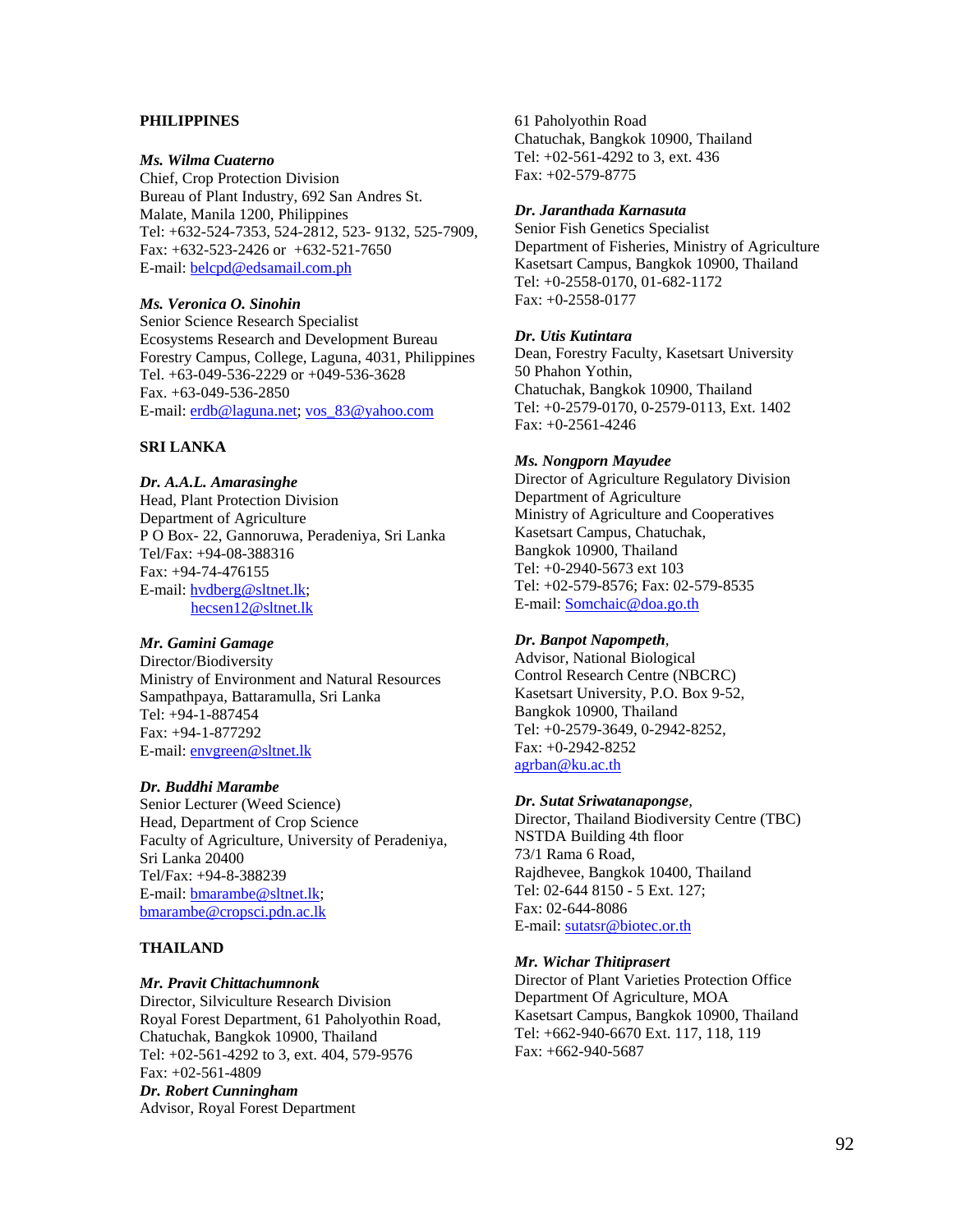**PHILIPPINES**

***Ms. Wilma Cuaterno***
Chief, Crop Protection Division
Bureau of Plant Industry, 692 San Andres St.
Malate, Manila 1200, Philippines
Tel: +632-524-7353, 524-2812, 523- 9132, 525-7909,
Fax: +632-523-2426 or +632-521-7650
E-mail: belcpd@edsamail.com.ph

***Ms. Veronica O. Sinohin***
Senior Science Research Specialist
Ecosystems Research and Development Bureau
Forestry Campus, College, Laguna, 4031, Philippines
Tel. +63-049-536-2229 or +049-536-3628
Fax. +63-049-536-2850
E-mail: erdb@laguna.net; vos_83@yahoo.com

**SRI LANKA**

***Dr. A.A.L. Amarasinghe***
Head, Plant Protection Division
Department of Agriculture
P O Box- 22, Gannoruwa, Peradeniya, Sri Lanka
Tel/Fax: +94-08-388316
Fax: +94-74-476155
E-mail: hvdberg@sltnet.lk;
hecsen12@sltnet.lk

***Mr. Gamini Gamage***
Director/Biodiversity
Ministry of Environment and Natural Resources
Sampathpaya, Battaramulla, Sri Lanka
Tel: +94-1-887454
Fax: +94-1-877292
E-mail: envgreen@sltnet.lk

***Dr. Buddhi Marambe***
Senior Lecturer (Weed Science)
Head, Department of Crop Science
Faculty of Agriculture, University of Peradeniya,
Sri Lanka 20400
Tel/Fax: +94-8-388239
E-mail: bmarambe@sltnet.lk;
bmarambe@cropsci.pdn.ac.lk

**THAILAND**

***Mr. Pravit Chittachumnonk***
Director, Silviculture Research Division
Royal Forest Department, 61 Paholyothin Road,
Chatuchak, Bangkok 10900, Thailand
Tel: +02-561-4292 to 3, ext. 404, 579-9576
Fax: +02-561-4809

***Dr. Robert Cunningham***
Advisor, Royal Forest Department
61 Paholyothin Road
Chatuchak, Bangkok 10900, Thailand
Tel: +02-561-4292 to 3, ext. 436
Fax: +02-579-8775

***Dr. Jaranthada Karnasuta***
Senior Fish Genetics Specialist
Department of Fisheries, Ministry of Agriculture
Kasetsart Campus, Bangkok 10900, Thailand
Tel: +0-2558-0170, 01-682-1172
Fax: +0-2558-0177

***Dr. Utis Kutintara***
Dean, Forestry Faculty, Kasetsart University
50 Phahon Yothin,
Chatuchak, Bangkok 10900, Thailand
Tel: +0-2579-0170, 0-2579-0113, Ext. 1402
Fax: +0-2561-4246

***Ms. Nongporn Mayudee***
Director of Agriculture Regulatory Division
Department of Agriculture
Ministry of Agriculture and Cooperatives
Kasetsart Campus, Chatuchak,
Bangkok 10900, Thailand
Tel: +0-2940-5673 ext 103
Tel: +02-579-8576; Fax: 02-579-8535
E-mail: Somchaic@doa.go.th

***Dr. Banpot Napompeth***,
Advisor, National Biological
Control Research Centre (NBCRC)
Kasetsart University, P.O. Box 9-52,
Bangkok 10900, Thailand
Tel: +0-2579-3649, 0-2942-8252,
Fax: +0-2942-8252
agrban@ku.ac.th

***Dr. Sutat Sriwatanapongse***,
Director, Thailand Biodiversity Centre (TBC)
NSTDA Building 4th floor
73/1 Rama 6 Road,
Rajdhevee, Bangkok 10400, Thailand
Tel: 02-644 8150 - 5 Ext. 127;
Fax: 02-644-8086
E-mail: sutatsr@biotec.or.th

***Mr. Wichar Thitiprasert***
Director of Plant Varieties Protection Office
Department Of Agriculture, MOA
Kasetsart Campus, Bangkok 10900, Thailand
Tel: +662-940-6670 Ext. 117, 118, 119
Fax: +662-940-5687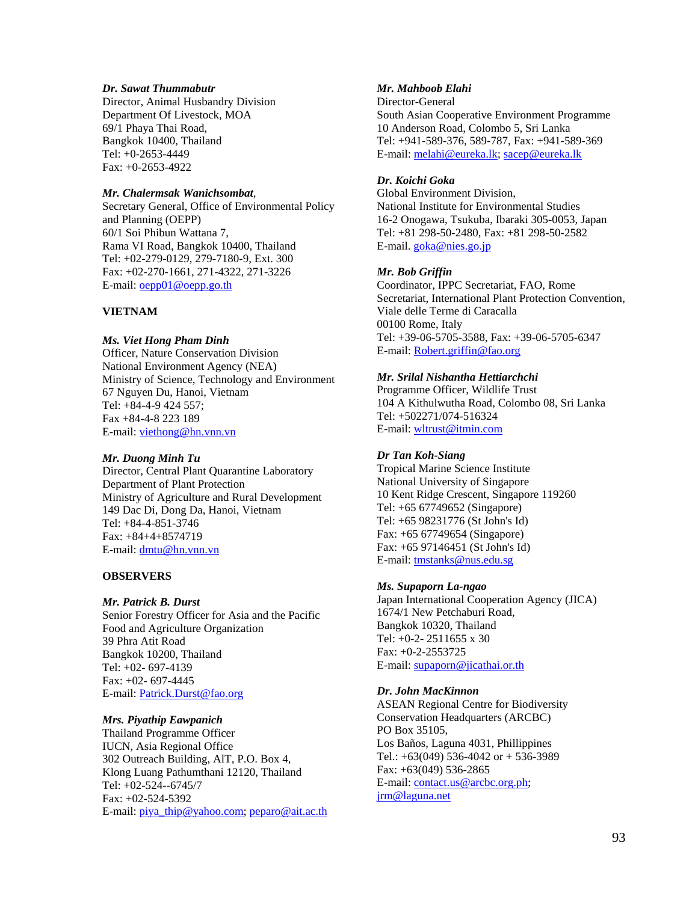***Dr. Sawat Thummabutr***
Director, Animal Husbandry Division
Department Of Livestock, MOA
69/1 Phaya Thai Road,
Bangkok 10400, Thailand
Tel: +0-2653-4449
Fax: +0-2653-4922

***Mr. Chalermsak Wanichsombat***,
Secretary General, Office of Environmental Policy and Planning (OEPP)
60/1 Soi Phibun Wattana 7,
Rama VI Road, Bangkok 10400, Thailand
Tel: +02-279-0129, 279-7180-9, Ext. 300
Fax: +02-270-1661, 271-4322, 271-3226
E-mail: oepp01@oepp.go.th

**VIETNAM**

***Ms. Viet Hong Pham Dinh***
Officer, Nature Conservation Division
National Environment Agency (NEA)
Ministry of Science, Technology and Environment
67 Nguyen Du, Hanoi, Vietnam
Tel: +84-4-9 424 557;
Fax +84-4-8 223 189
E-mail: viethong@hn.vnn.vn

***Mr. Duong Minh Tu***
Director, Central Plant Quarantine Laboratory
Department of Plant Protection
Ministry of Agriculture and Rural Development
149 Dac Di, Dong Da, Hanoi, Vietnam
Tel: +84-4-851-3746
Fax: +84+4+8574719
E-mail: dmtu@hn.vnn.vn

**OBSERVERS**

***Mr. Patrick B. Durst***
Senior Forestry Officer for Asia and the Pacific
Food and Agriculture Organization
39 Phra Atit Road
Bangkok 10200, Thailand
Tel: +02- 697-4139
Fax: +02- 697-4445
E-mail: Patrick.Durst@fao.org

***Mrs. Piyathip Eawpanich***
Thailand Programme Officer
IUCN, Asia Regional Office
302 Outreach Building, AIT, P.O. Box 4,
Klong Luang Pathumthani 12120, Thailand
Tel: +02-524--6745/7
Fax: +02-524-5392
E-mail: piya_thip@yahoo.com; peparo@ait.ac.th

***Mr. Mahboob Elahi***
Director-General
South Asian Cooperative Environment Programme
10 Anderson Road, Colombo 5, Sri Lanka
Tel: +941-589-376, 589-787, Fax: +941-589-369
E-mail: melahi@eureka.lk; sacep@eureka.lk

***Dr. Koichi Goka***
Global Environment Division,
National Institute for Environmental Studies
16-2 Onogawa, Tsukuba, Ibaraki 305-0053, Japan
Tel: +81 298-50-2480, Fax: +81 298-50-2582
E-mail. goka@nies.go.jp

***Mr. Bob Griffin***
Coordinator, IPPC Secretariat, FAO, Rome
Secretariat, International Plant Protection Convention,
Viale delle Terme di Caracalla
00100 Rome, Italy
Tel: +39-06-5705-3588, Fax: +39-06-5705-6347
E-mail: Robert.griffin@fao.org

***Mr. Srilal Nishantha Hettiarchchi***
Programme Officer, Wildlife Trust
104 A Kithulwutha Road, Colombo 08, Sri Lanka
Tel: +502271/074-516324
E-mail: wltrust@itmin.com

***Dr Tan Koh-Siang***
Tropical Marine Science Institute
National University of Singapore
10 Kent Ridge Crescent, Singapore 119260
Tel: +65 67749652 (Singapore)
Tel: +65 98231776 (St John's Id)
Fax: +65 67749654 (Singapore)
Fax: +65 97146451 (St John's Id)
E-mail: tmstanks@nus.edu.sg

***Ms. Supaporn La-ngao***
Japan International Cooperation Agency (JICA)
1674/1 New Petchaburi Road,
Bangkok 10320, Thailand
Tel: +0-2- 2511655 x 30
Fax: +0-2-2553725
E-mail: supaporn@jicathai.or.th

***Dr. John MacKinnon***
ASEAN Regional Centre for Biodiversity Conservation Headquarters (ARCBC)
PO Box 35105,
Los Baños, Laguna 4031, Phillippines
Tel.: +63(049) 536-4042 or + 536-3989
Fax: +63(049) 536-2865
E-mail: contact.us@arcbc.org.ph;
jrm@laguna.net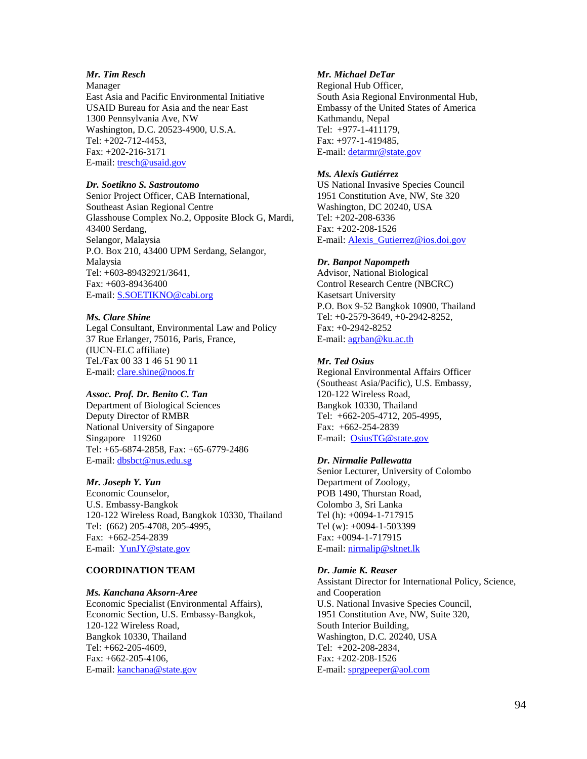***Mr. Tim Resch***
Manager
East Asia and Pacific Environmental Initiative
USAID Bureau for Asia and the near East
1300 Pennsylvania Ave, NW
Washington, D.C. 20523-4900, U.S.A.
Tel: +202-712-4453,
Fax: +202-216-3171
E-mail: tresch@usaid.gov

***Dr. Soetikno S. Sastroutomo***
Senior Project Officer, CAB International,
Southeast Asian Regional Centre
Glasshouse Complex No.2, Opposite Block G, Mardi,
43400 Serdang,
Selangor, Malaysia
P.O. Box 210, 43400 UPM Serdang, Selangor,
Malaysia
Tel: +603-89432921/3641,
Fax: +603-89436400
E-mail: S.SOETIKNO@cabi.org

***Ms. Clare Shine***
Legal Consultant, Environmental Law and Policy
37 Rue Erlanger, 75016, Paris, France,
(IUCN-ELC affiliate)
Tel./Fax 00 33 1 46 51 90 11
E-mail: clare.shine@noos.fr

***Assoc. Prof. Dr. Benito C. Tan***
Department of Biological Sciences
Deputy Director of RMBR
National University of Singapore
Singapore 119260
Tel: +65-6874-2858, Fax: +65-6779-2486
E-mail: dbsbct@nus.edu.sg

***Mr. Joseph Y. Yun***
Economic Counselor,
U.S. Embassy-Bangkok
120-122 Wireless Road, Bangkok 10330, Thailand
Tel: (662) 205-4708, 205-4995,
Fax: +662-254-2839
E-mail: YunJY@state.gov

**COORDINATION TEAM**

***Ms. Kanchana Aksorn-Aree***
Economic Specialist (Environmental Affairs),
Economic Section, U.S. Embassy-Bangkok,
120-122 Wireless Road,
Bangkok 10330, Thailand
Tel: +662-205-4609,
Fax: +662-205-4106,
E-mail: kanchana@state.gov

***Mr. Michael DeTar***
Regional Hub Officer,
South Asia Regional Environmental Hub,
Embassy of the United States of America
Kathmandu, Nepal
Tel: +977-1-411179,
Fax: +977-1-419485,
E-mail: detarmr@state.gov

***Ms. Alexis Gutiérrez***
US National Invasive Species Council
1951 Constitution Ave, NW, Ste 320
Washington, DC 20240, USA
Tel: +202-208-6336
Fax: +202-208-1526
E-mail: Alexis_Gutierrez@ios.doi.gov

***Dr. Banpot Napompeth***
Advisor, National Biological
Control Research Centre (NBCRC)
Kasetsart University
P.O. Box 9-52 Bangkok 10900, Thailand
Tel: +0-2579-3649, +0-2942-8252,
Fax: +0-2942-8252
E-mail: agrban@ku.ac.th

***Mr. Ted Osius***
Regional Environmental Affairs Officer
(Southeast Asia/Pacific), U.S. Embassy,
120-122 Wireless Road,
Bangkok 10330, Thailand
Tel: +662-205-4712, 205-4995,
Fax: +662-254-2839
E-mail: OsiusTG@state.gov

***Dr. Nirmalie Pallewatta***
Senior Lecturer, University of Colombo
Department of Zoology,
POB 1490, Thurstan Road,
Colombo 3, Sri Lanka
Tel (h): +0094-1-717915
Tel (w): +0094-1-503399
Fax: +0094-1-717915
E-mail: nirmalip@sltnet.lk

***Dr. Jamie K. Reaser***
Assistant Director for International Policy, Science,
and Cooperation
U.S. National Invasive Species Council,
1951 Constitution Ave, NW, Suite 320,
South Interior Building,
Washington, D.C. 20240, USA
Tel: +202-208-2834,
Fax: +202-208-1526
E-mail: sprgpeeper@aol.com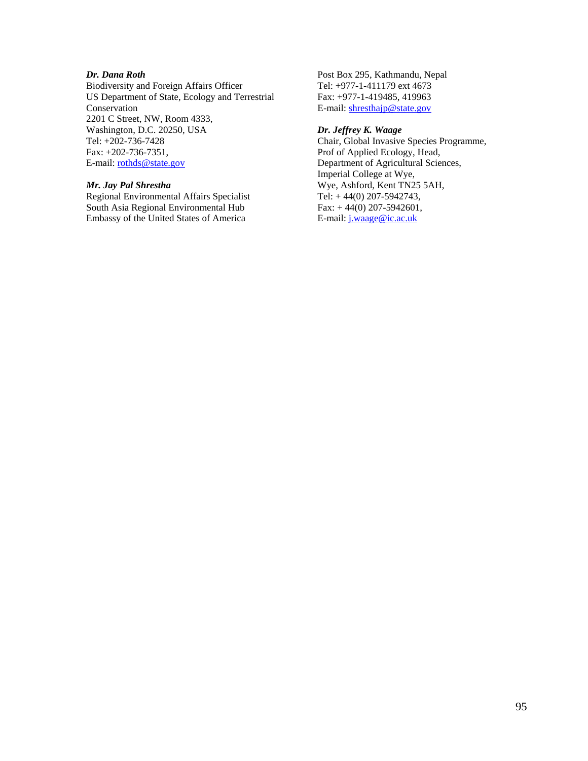***Dr. Dana Roth***
Biodiversity and Foreign Affairs Officer
US Department of State, Ecology and Terrestrial Conservation
2201 C Street, NW, Room 4333,
Washington, D.C. 20250, USA
Tel: +202-736-7428
Fax: +202-736-7351,
E-mail: rothds@state.gov

***Mr. Jay Pal Shrestha***
Regional Environmental Affairs Specialist
South Asia Regional Environmental Hub
Embassy of the United States of America
Post Box 295, Kathmandu, Nepal
Tel: +977-1-411179 ext 4673
Fax: +977-1-419485, 419963
E-mail: shresthajp@state.gov

***Dr. Jeffrey K. Waage***
Chair, Global Invasive Species Programme,
Prof of Applied Ecology, Head,
Department of Agricultural Sciences,
Imperial College at Wye,
Wye, Ashford, Kent TN25 5AH,
Tel: + 44(0) 207-5942743,
Fax: + 44(0) 207-5942601,
E-mail: j.waage@ic.ac.uk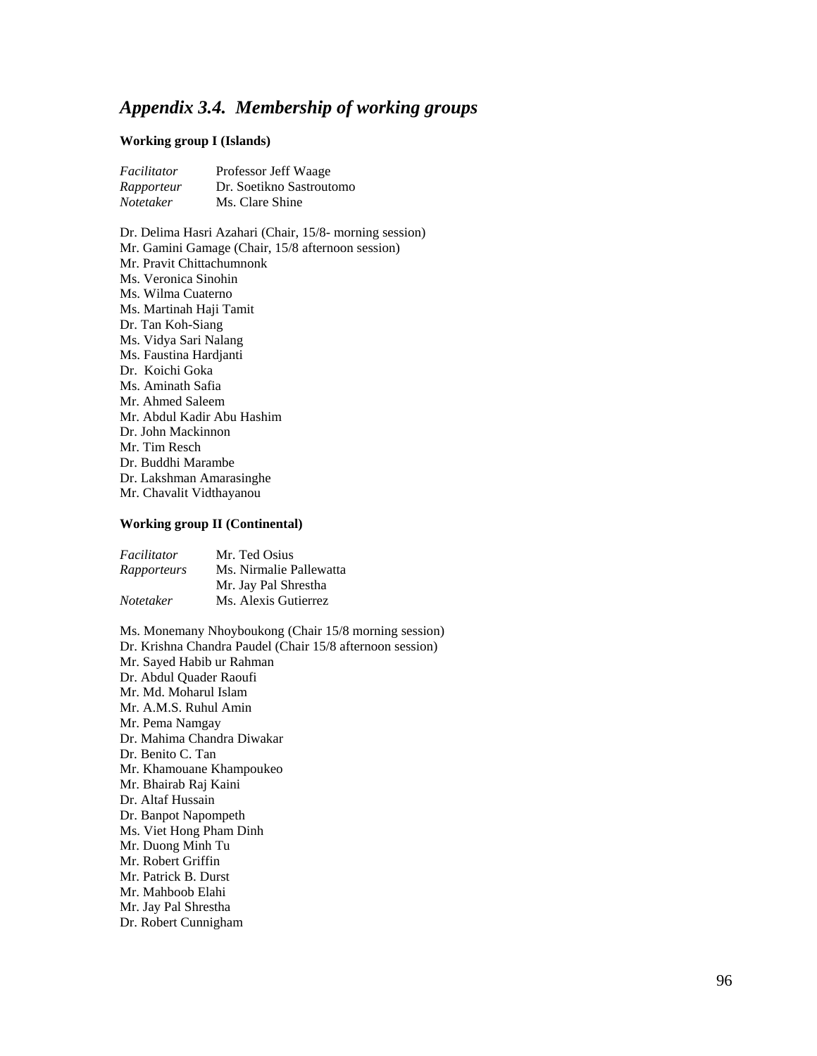## *Appendix 3.4. Membership of working groups*

**Working group I (Islands)**

*Facilitator* Professor Jeff Waage
*Rapporteur* Dr. Soetikno Sastroutomo
*Notetaker* Ms. Clare Shine

Dr. Delima Hasri Azahari (Chair, 15/8- morning session)
Mr. Gamini Gamage (Chair, 15/8 afternoon session)
Mr. Pravit Chittachumnonk
Ms. Veronica Sinohin
Ms. Wilma Cuaterno
Ms. Martinah Haji Tamit
Dr. Tan Koh-Siang
Ms. Vidya Sari Nalang
Ms. Faustina Hardjanti
Dr. Koichi Goka
Ms. Aminath Safia
Mr. Ahmed Saleem
Mr. Abdul Kadir Abu Hashim
Dr. John Mackinnon
Mr. Tim Resch
Dr. Buddhi Marambe
Dr. Lakshman Amarasinghe
Mr. Chavalit Vidthayanou

**Working group II (Continental)**

*Facilitator* Mr. Ted Osius
*Rapporteurs* Ms. Nirmalie Pallewatta
Mr. Jay Pal Shrestha
*Notetaker* Ms. Alexis Gutierrez

Ms. Monemany Nhoyboukong (Chair 15/8 morning session)
Dr. Krishna Chandra Paudel (Chair 15/8 afternoon session)
Mr. Sayed Habib ur Rahman
Dr. Abdul Quader Raoufi
Mr. Md. Moharul Islam
Mr. A.M.S. Ruhul Amin
Mr. Pema Namgay
Dr. Mahima Chandra Diwakar
Dr. Benito C. Tan
Mr. Khamouane Khampoukeo
Mr. Bhairab Raj Kaini
Dr. Altaf Hussain
Dr. Banpot Napompeth
Ms. Viet Hong Pham Dinh
Mr. Duong Minh Tu
Mr. Robert Griffin
Mr. Patrick B. Durst
Mr. Mahboob Elahi
Mr. Jay Pal Shrestha
Dr. Robert Cunnigham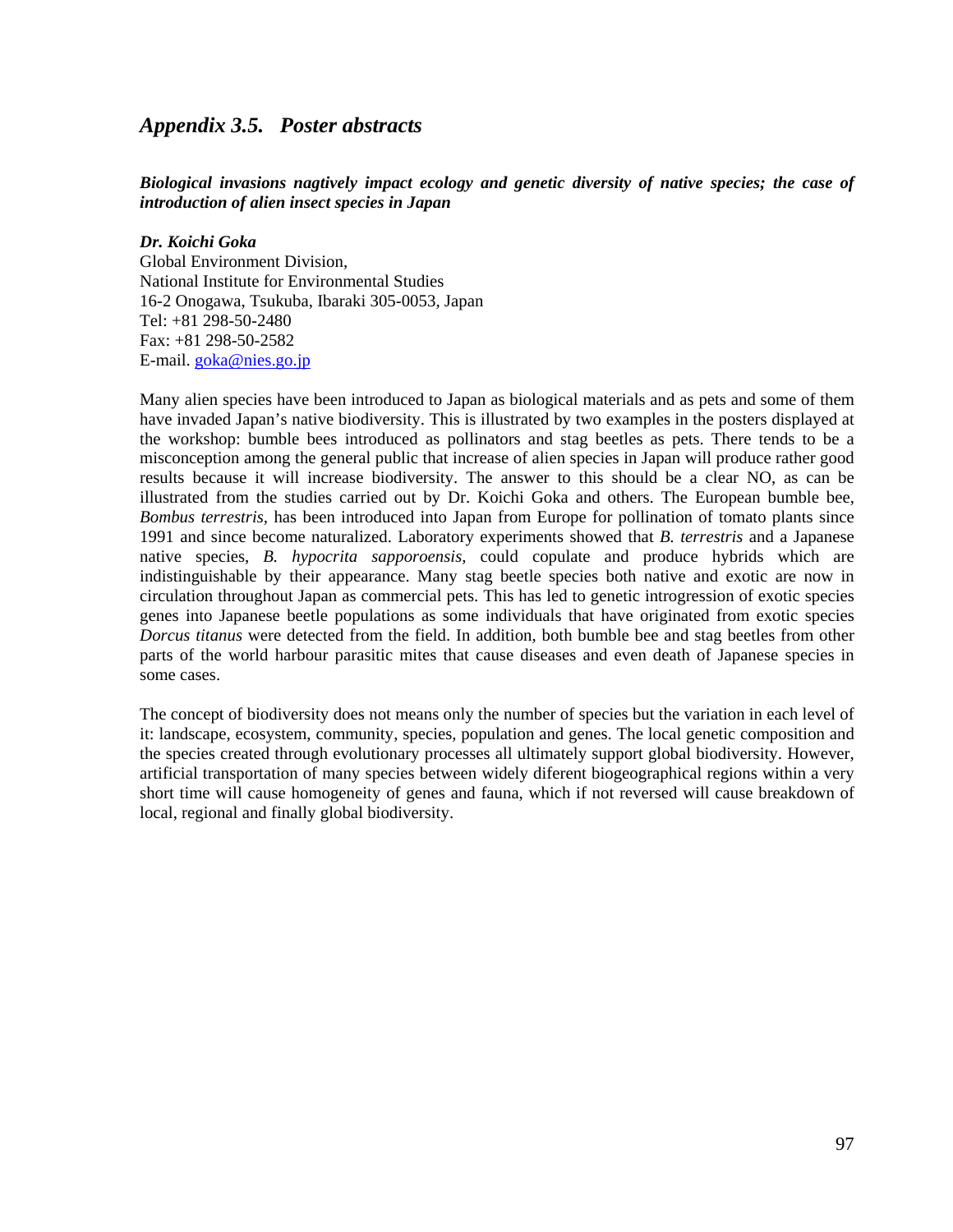## *Appendix 3.5. Poster abstracts*

***Biological invasions nagtively impact ecology and genetic diversity of native species; the case of introduction of alien insect species in Japan***

***Dr. Koichi Goka***
Global Environment Division,
National Institute for Environmental Studies
16-2 Onogawa, Tsukuba, Ibaraki 305-0053, Japan
Tel: +81 298-50-2480
Fax: +81 298-50-2582
E-mail. goka@nies.go.jp

Many alien species have been introduced to Japan as biological materials and as pets and some of them have invaded Japan's native biodiversity. This is illustrated by two examples in the posters displayed at the workshop: bumble bees introduced as pollinators and stag beetles as pets. There tends to be a misconception among the general public that increase of alien species in Japan will produce rather good results because it will increase biodiversity. The answer to this should be a clear NO, as can be illustrated from the studies carried out by Dr. Koichi Goka and others. The European bumble bee, *Bombus terrestris,* has been introduced into Japan from Europe for pollination of tomato plants since 1991 and since become naturalized. Laboratory experiments showed that *B. terrestris* and a Japanese native species, *B. hypocrita sapporoensis,* could copulate and produce hybrids which are indistinguishable by their appearance. Many stag beetle species both native and exotic are now in circulation throughout Japan as commercial pets. This has led to genetic introgression of exotic species genes into Japanese beetle populations as some individuals that have originated from exotic species *Dorcus titanus* were detected from the field. In addition, both bumble bee and stag beetles from other parts of the world harbour parasitic mites that cause diseases and even death of Japanese species in some cases.

The concept of biodiversity does not means only the number of species but the variation in each level of it: landscape, ecosystem, community, species, population and genes. The local genetic composition and the species created through evolutionary processes all ultimately support global biodiversity. However, artificial transportation of many species between widely diferent biogeographical regions within a very short time will cause homogeneity of genes and fauna, which if not reversed will cause breakdown of local, regional and finally global biodiversity.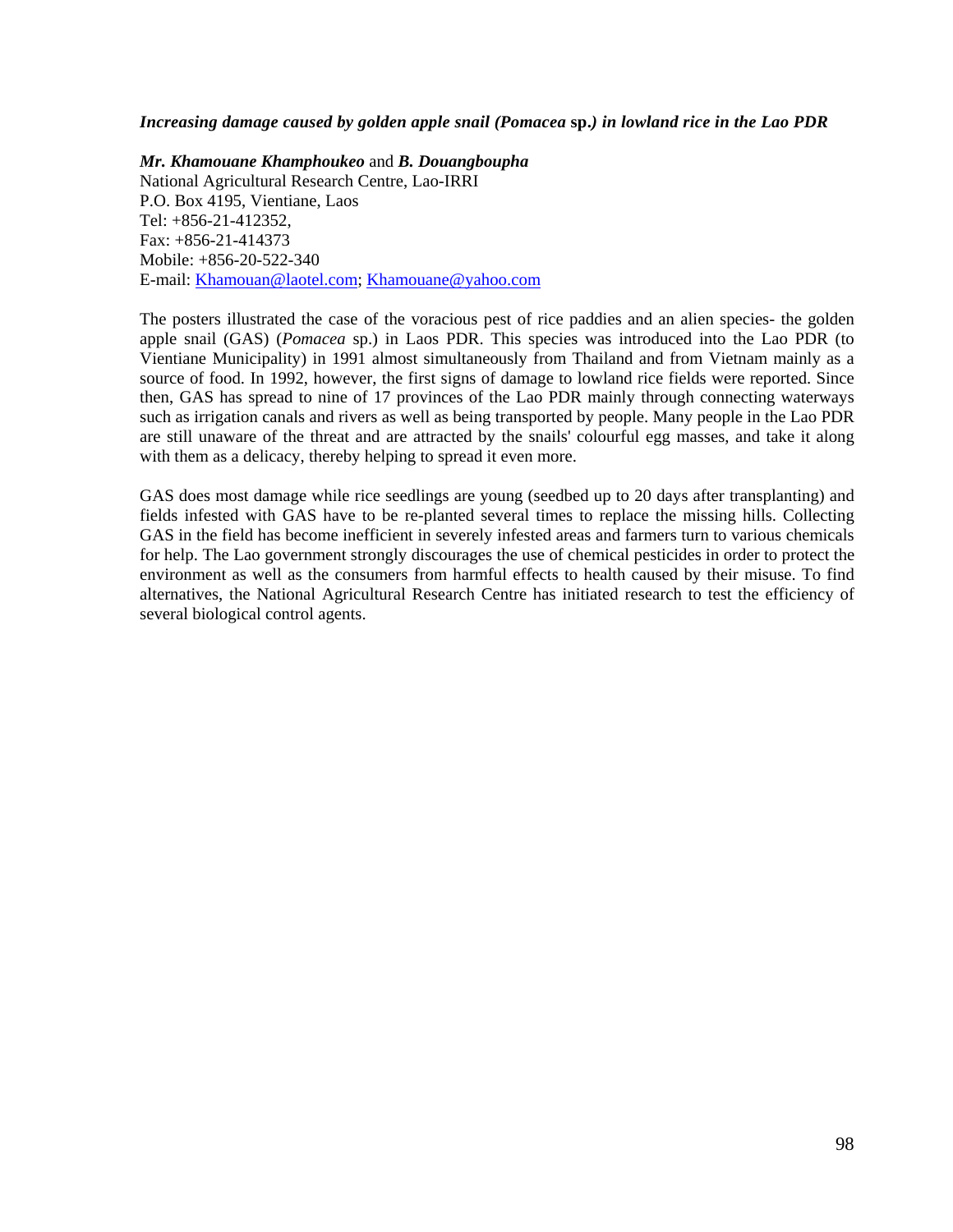***Increasing damage caused by golden apple snail (Pomacea* sp.*) in lowland rice in the Lao PDR***

***Mr. Khamouane Khamphoukeo*** and ***B. Douangboupha***
National Agricultural Research Centre, Lao-IRRI
P.O. Box 4195, Vientiane, Laos
Tel: +856-21-412352,
Fax: +856-21-414373
Mobile: +856-20-522-340
E-mail: Khamouan@laotel.com; Khamouane@yahoo.com

The posters illustrated the case of the voracious pest of rice paddies and an alien species- the golden apple snail (GAS) (*Pomacea* sp.) in Laos PDR. This species was introduced into the Lao PDR (to Vientiane Municipality) in 1991 almost simultaneously from Thailand and from Vietnam mainly as a source of food. In 1992, however, the first signs of damage to lowland rice fields were reported. Since then, GAS has spread to nine of 17 provinces of the Lao PDR mainly through connecting waterways such as irrigation canals and rivers as well as being transported by people. Many people in the Lao PDR are still unaware of the threat and are attracted by the snails' colourful egg masses, and take it along with them as a delicacy, thereby helping to spread it even more.

GAS does most damage while rice seedlings are young (seedbed up to 20 days after transplanting) and fields infested with GAS have to be re-planted several times to replace the missing hills. Collecting GAS in the field has become inefficient in severely infested areas and farmers turn to various chemicals for help. The Lao government strongly discourages the use of chemical pesticides in order to protect the environment as well as the consumers from harmful effects to health caused by their misuse. To find alternatives, the National Agricultural Research Centre has initiated research to test the efficiency of several biological control agents.